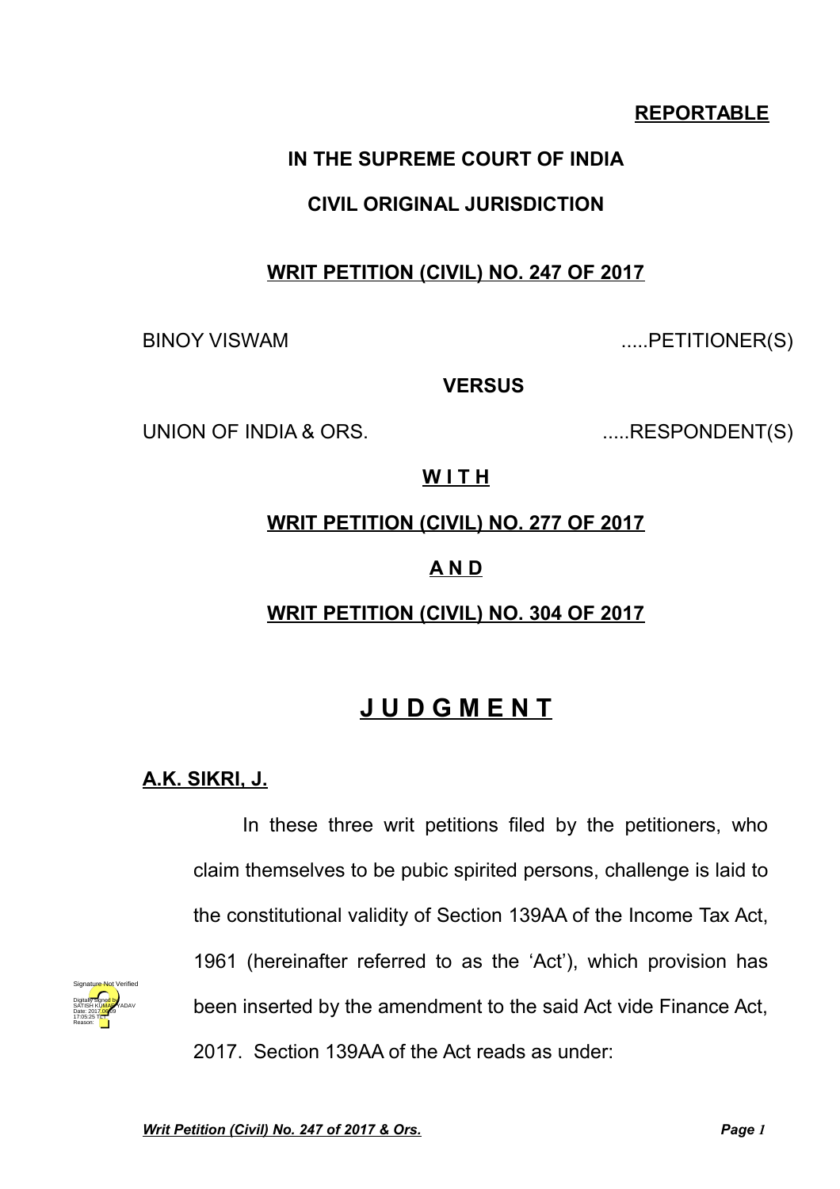**REPORTABLE**

**IN THE SUPREME COURT OF INDIA**

**CIVIL ORIGINAL JURISDICTION**

**WRIT PETITION (CIVIL) NO. 247 OF 2017**

BINOY VISWAM .....PETITIONER(S)

**VERSUS**

UNION OF INDIA & ORS. .....RESPONDENT(S)

**W I T H**

**WRIT PETITION (CIVIL) NO. 277 OF 2017**

**A N D**

**WRIT PETITION (CIVIL) NO. 304 OF 2017**

# J U D G M E N T

**A.K. SIKRI, J.**

In these three writ petitions filed by the petitioners, who claim themselves to be pubic spirited persons, challenge is laid to the constitutional validity of Section 139AA of the Income Tax Act, 1961 (hereinafter referred to as the 'Act'), which provision has been inserted by the amendment to the said Act vide Finance Act, 2017. Section 139AA of the Act reads as under: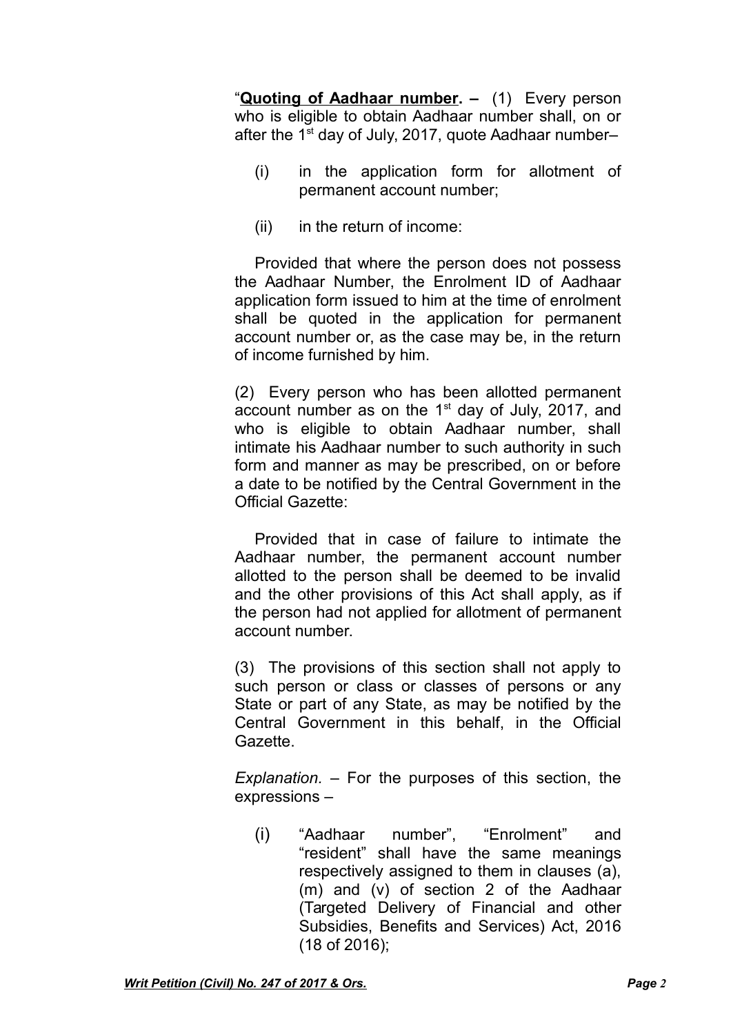"**<u>Quoting of Aadhaar number</u>. –** (1) Every person who is eligible to obtain Aadhaar number shall, on or after the 1st day of July, 2017, quote Aadhaar number–

(i) in the application form for allotment of permanent account number;

(ii) in the return of income:

Provided that where the person does not possess the Aadhaar Number, the Enrolment ID of Aadhaar application form issued to him at the time of enrolment shall be quoted in the application for permanent account number or, as the case may be, in the return of income furnished by him.

(2) Every person who has been allotted permanent account number as on the 1st day of July, 2017, and who is eligible to obtain Aadhaar number, shall intimate his Aadhaar number to such authority in such form and manner as may be prescribed, on or before a date to be notified by the Central Government in the Official Gazette:

Provided that in case of failure to intimate the Aadhaar number, the permanent account number allotted to the person shall be deemed to be invalid and the other provisions of this Act shall apply, as if the person had not applied for allotment of permanent account number.

(3) The provisions of this section shall not apply to such person or class or classes of persons or any State or part of any State, as may be notified by the Central Government in this behalf, in the Official Gazette.

*Explanation.* – For the purposes of this section, the expressions –

(i) "Aadhaar number", "Enrolment" and "resident" shall have the same meanings respectively assigned to them in clauses (a), (m) and (v) of section 2 of the Aadhaar (Targeted Delivery of Financial and other Subsidies, Benefits and Services) Act, 2016 (18 of 2016);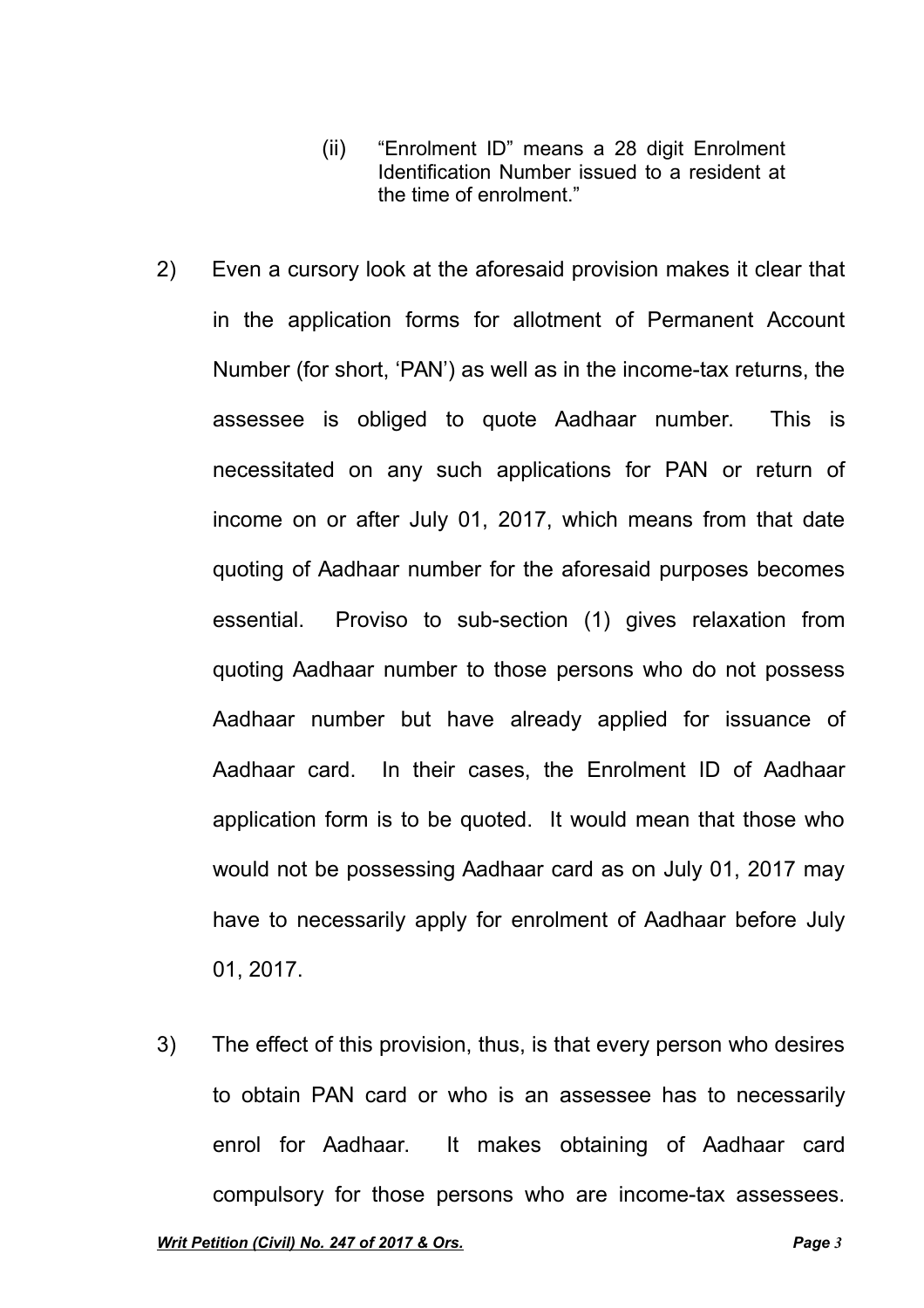> (ii) "Enrolment ID" means a 28 digit Enrolment Identification Number issued to a resident at the time of enrolment."

2) Even a cursory look at the aforesaid provision makes it clear that in the application forms for allotment of Permanent Account Number (for short, 'PAN') as well as in the income-tax returns, the assessee is obliged to quote Aadhaar number. This is necessitated on any such applications for PAN or return of income on or after July 01, 2017, which means from that date quoting of Aadhaar number for the aforesaid purposes becomes essential. Proviso to sub-section (1) gives relaxation from quoting Aadhaar number to those persons who do not possess Aadhaar number but have already applied for issuance of Aadhaar card. In their cases, the Enrolment ID of Aadhaar application form is to be quoted. It would mean that those who would not be possessing Aadhaar card as on July 01, 2017 may have to necessarily apply for enrolment of Aadhaar before July 01, 2017.

3) The effect of this provision, thus, is that every person who desires to obtain PAN card or who is an assessee has to necessarily enrol for Aadhaar. It makes obtaining of Aadhaar card compulsory for those persons who are income-tax assessees.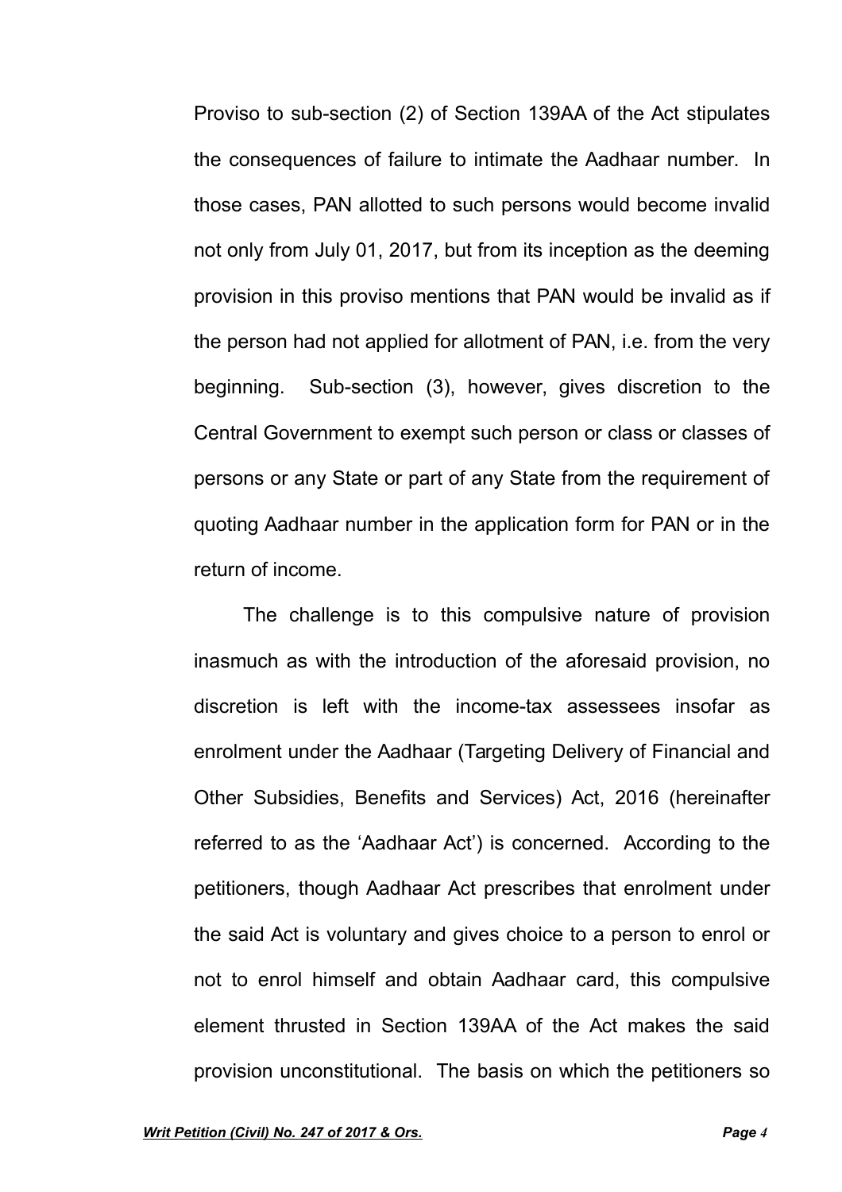Proviso to sub-section (2) of Section 139AA of the Act stipulates the consequences of failure to intimate the Aadhaar number. In those cases, PAN allotted to such persons would become invalid not only from July 01, 2017, but from its inception as the deeming provision in this proviso mentions that PAN would be invalid as if the person had not applied for allotment of PAN, i.e. from the very beginning. Sub-section (3), however, gives discretion to the Central Government to exempt such person or class or classes of persons or any State or part of any State from the requirement of quoting Aadhaar number in the application form for PAN or in the return of income.

The challenge is to this compulsive nature of provision inasmuch as with the introduction of the aforesaid provision, no discretion is left with the income-tax assessees insofar as enrolment under the Aadhaar (Targeting Delivery of Financial and Other Subsidies, Benefits and Services) Act, 2016 (hereinafter referred to as the 'Aadhaar Act') is concerned. According to the petitioners, though Aadhaar Act prescribes that enrolment under the said Act is voluntary and gives choice to a person to enrol or not to enrol himself and obtain Aadhaar card, this compulsive element thrusted in Section 139AA of the Act makes the said provision unconstitutional. The basis on which the petitioners so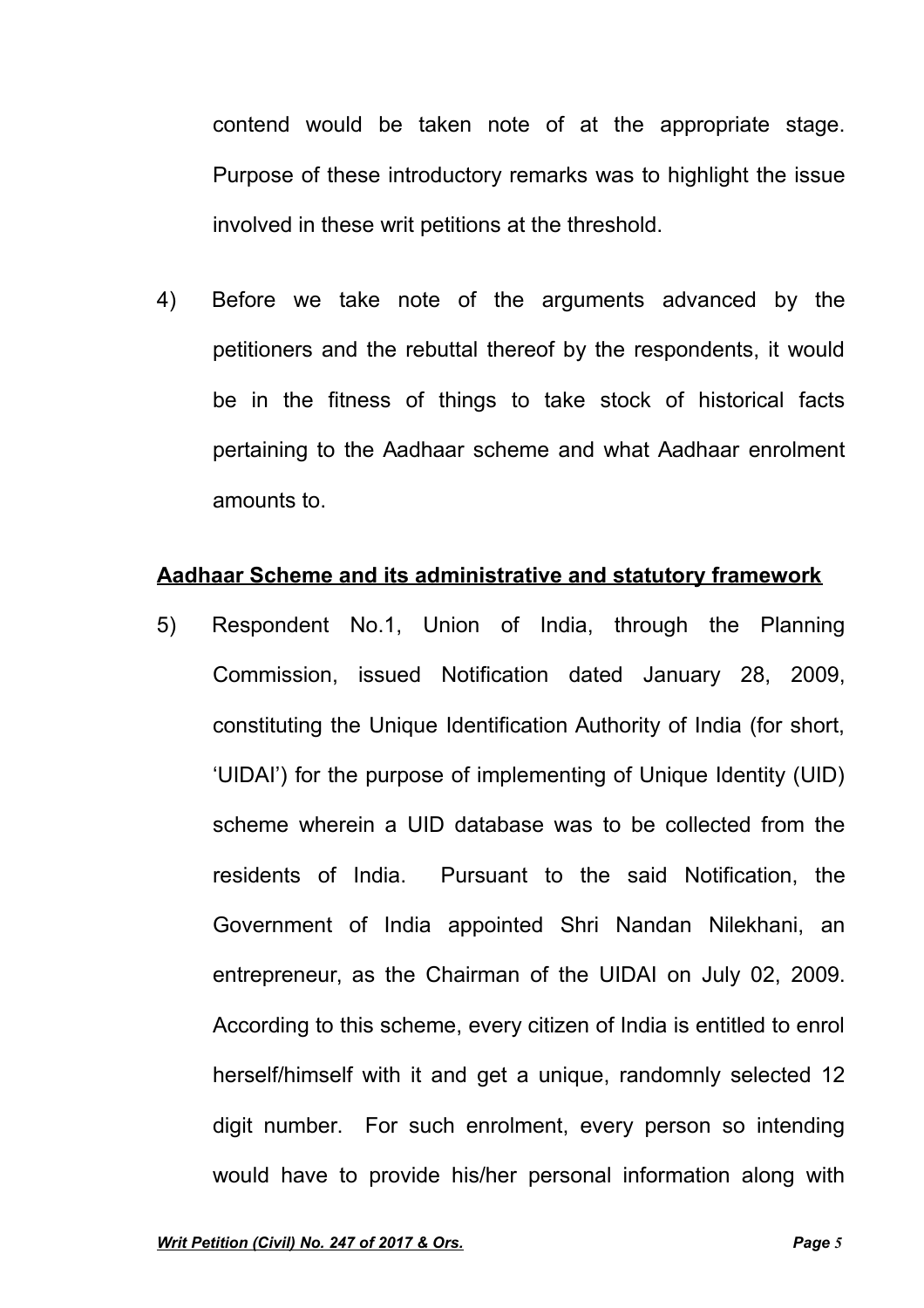contend would be taken note of at the appropriate stage. Purpose of these introductory remarks was to highlight the issue involved in these writ petitions at the threshold.

4) Before we take note of the arguments advanced by the petitioners and the rebuttal thereof by the respondents, it would be in the fitness of things to take stock of historical facts pertaining to the Aadhaar scheme and what Aadhaar enrolment amounts to.

**Aadhaar Scheme and its administrative and statutory framework**

5) Respondent No.1, Union of India, through the Planning Commission, issued Notification dated January 28, 2009, constituting the Unique Identification Authority of India (for short, 'UIDAI') for the purpose of implementing of Unique Identity (UID) scheme wherein a UID database was to be collected from the residents of India. Pursuant to the said Notification, the Government of India appointed Shri Nandan Nilekhani, an entrepreneur, as the Chairman of the UIDAI on July 02, 2009. According to this scheme, every citizen of India is entitled to enrol herself/himself with it and get a unique, randomnly selected 12 digit number. For such enrolment, every person so intending would have to provide his/her personal information along with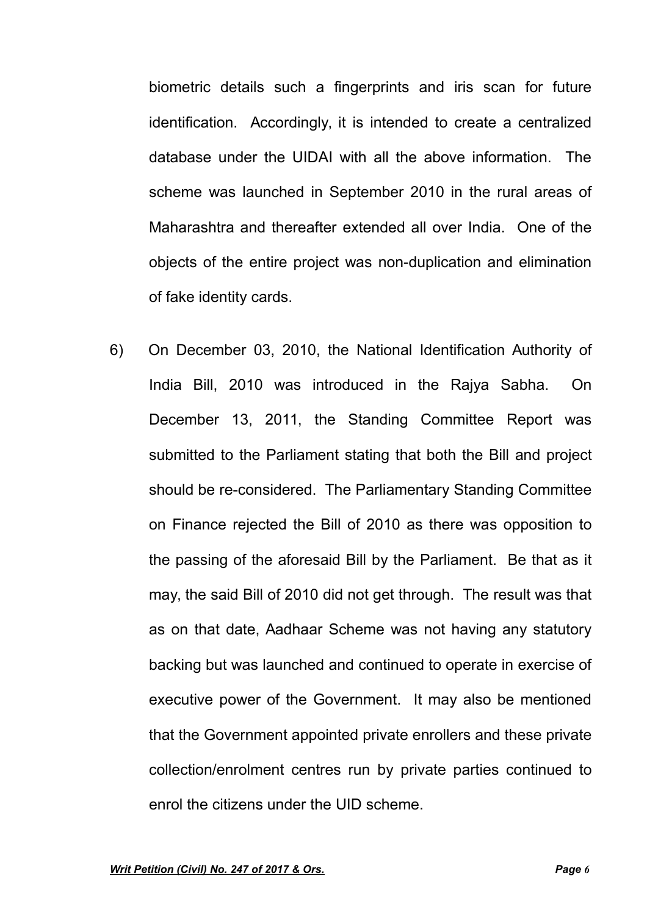biometric details such a fingerprints and iris scan for future identification. Accordingly, it is intended to create a centralized database under the UIDAI with all the above information. The scheme was launched in September 2010 in the rural areas of Maharashtra and thereafter extended all over India. One of the objects of the entire project was non-duplication and elimination of fake identity cards.

6) On December 03, 2010, the National Identification Authority of India Bill, 2010 was introduced in the Rajya Sabha. On December 13, 2011, the Standing Committee Report was submitted to the Parliament stating that both the Bill and project should be re-considered. The Parliamentary Standing Committee on Finance rejected the Bill of 2010 as there was opposition to the passing of the aforesaid Bill by the Parliament. Be that as it may, the said Bill of 2010 did not get through. The result was that as on that date, Aadhaar Scheme was not having any statutory backing but was launched and continued to operate in exercise of executive power of the Government. It may also be mentioned that the Government appointed private enrollers and these private collection/enrolment centres run by private parties continued to enrol the citizens under the UID scheme.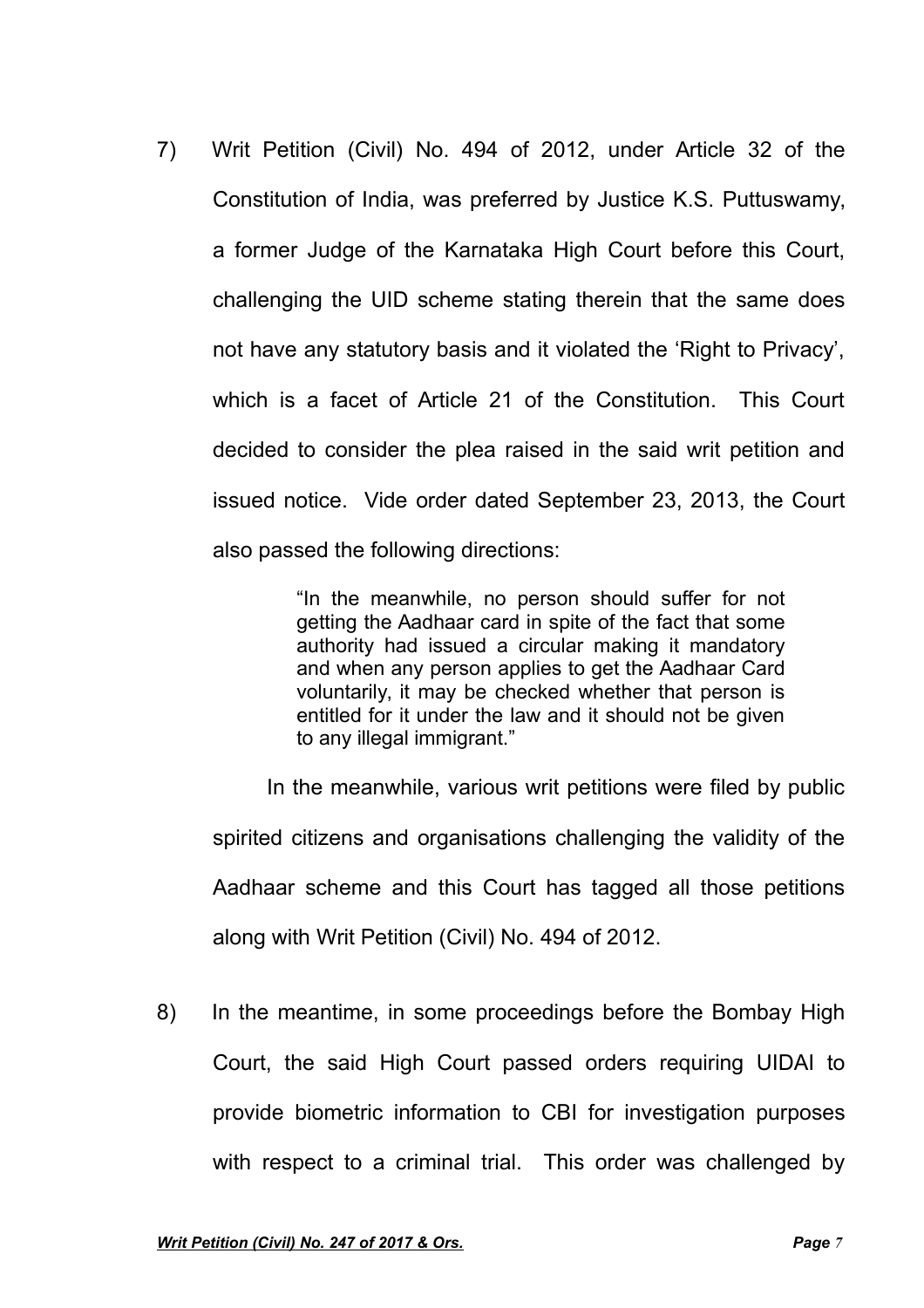7) Writ Petition (Civil) No. 494 of 2012, under Article 32 of the Constitution of India, was preferred by Justice K.S. Puttuswamy, a former Judge of the Karnataka High Court before this Court, challenging the UID scheme stating therein that the same does not have any statutory basis and it violated the 'Right to Privacy', which is a facet of Article 21 of the Constitution. This Court decided to consider the plea raised in the said writ petition and issued notice. Vide order dated September 23, 2013, the Court also passed the following directions:

> "In the meanwhile, no person should suffer for not getting the Aadhaar card in spite of the fact that some authority had issued a circular making it mandatory and when any person applies to get the Aadhaar Card voluntarily, it may be checked whether that person is entitled for it under the law and it should not be given to any illegal immigrant."

In the meanwhile, various writ petitions were filed by public spirited citizens and organisations challenging the validity of the Aadhaar scheme and this Court has tagged all those petitions along with Writ Petition (Civil) No. 494 of 2012.

8) In the meantime, in some proceedings before the Bombay High Court, the said High Court passed orders requiring UIDAI to provide biometric information to CBI for investigation purposes with respect to a criminal trial. This order was challenged by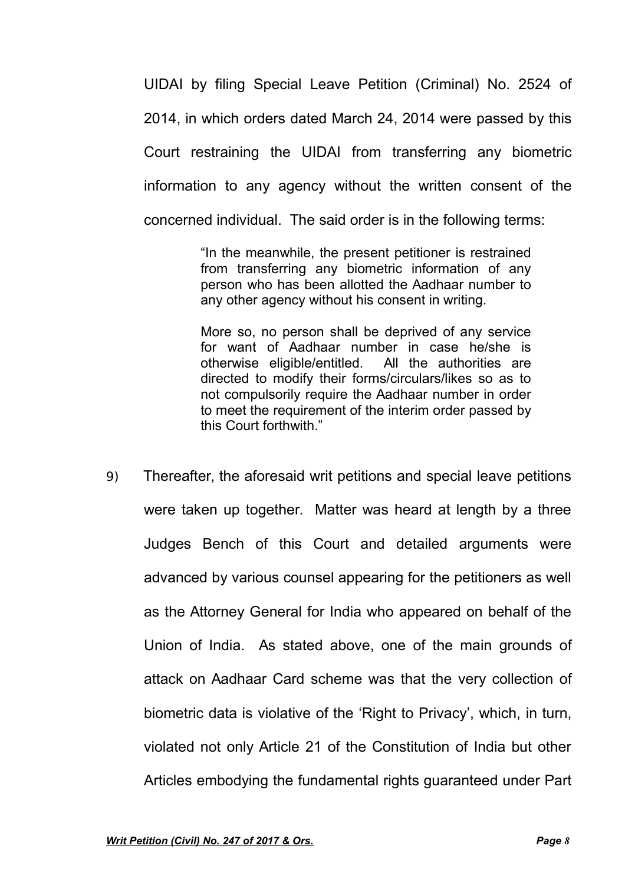UIDAI by filing Special Leave Petition (Criminal) No. 2524 of 2014, in which orders dated March 24, 2014 were passed by this Court restraining the UIDAI from transferring any biometric information to any agency without the written consent of the concerned individual. The said order is in the following terms:

> "In the meanwhile, the present petitioner is restrained from transferring any biometric information of any person who has been allotted the Aadhaar number to any other agency without his consent in writing.
>
> More so, no person shall be deprived of any service for want of Aadhaar number in case he/she is otherwise eligible/entitled. All the authorities are directed to modify their forms/circulars/likes so as to not compulsorily require the Aadhaar number in order to meet the requirement of the interim order passed by this Court forthwith."

9) Thereafter, the aforesaid writ petitions and special leave petitions were taken up together. Matter was heard at length by a three Judges Bench of this Court and detailed arguments were advanced by various counsel appearing for the petitioners as well as the Attorney General for India who appeared on behalf of the Union of India. As stated above, one of the main grounds of attack on Aadhaar Card scheme was that the very collection of biometric data is violative of the 'Right to Privacy', which, in turn, violated not only Article 21 of the Constitution of India but other Articles embodying the fundamental rights guaranteed under Part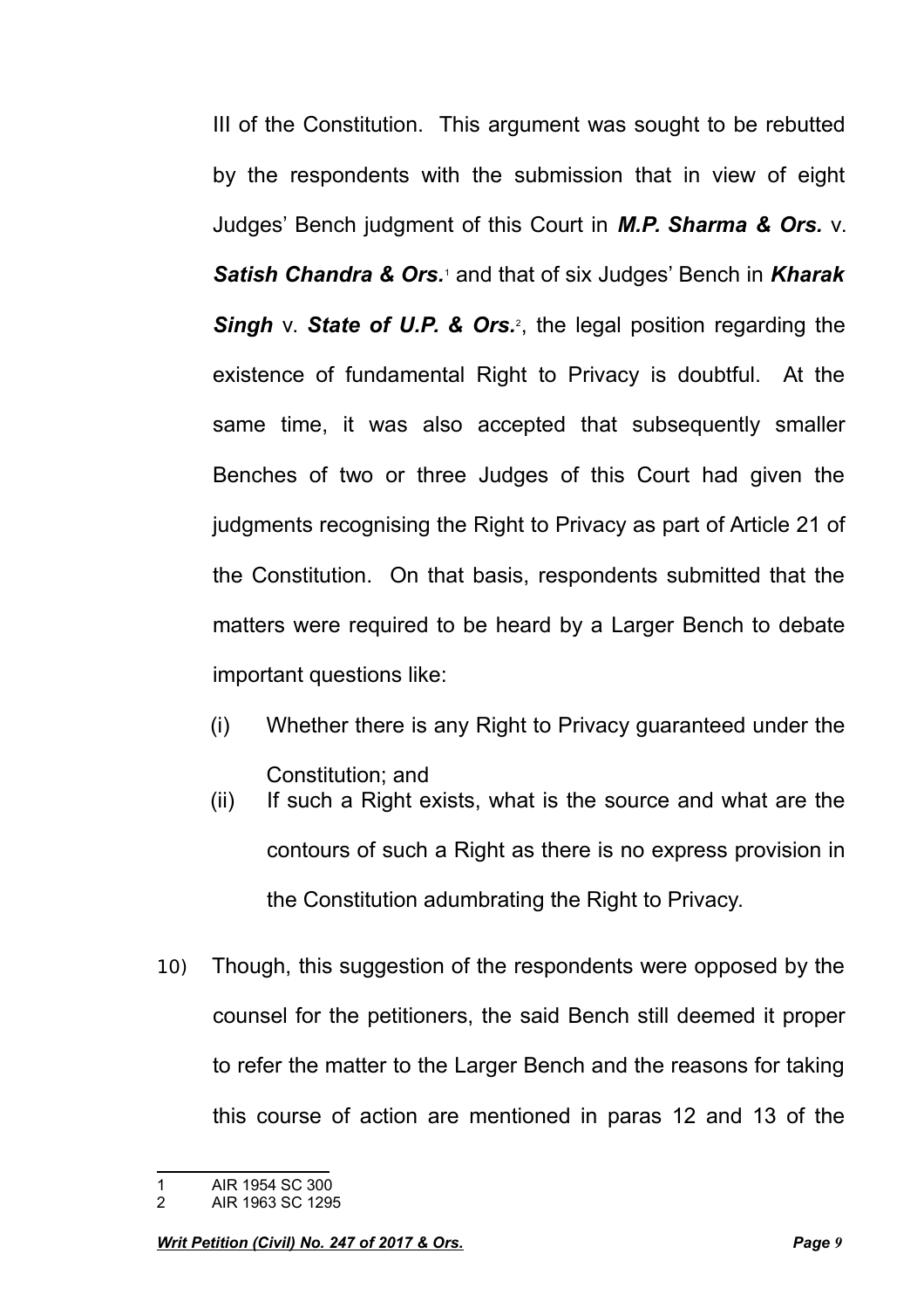III of the Constitution. This argument was sought to be rebutted by the respondents with the submission that in view of eight Judges' Bench judgment of this Court in ***M.P. Sharma & Ors.*** v. ***Satish Chandra & Ors.***[1] and that of six Judges' Bench in ***Kharak Singh*** v. ***State of U.P. & Ors.***[2], the legal position regarding the existence of fundamental Right to Privacy is doubtful. At the same time, it was also accepted that subsequently smaller Benches of two or three Judges of this Court had given the judgments recognising the Right to Privacy as part of Article 21 of the Constitution. On that basis, respondents submitted that the matters were required to be heard by a Larger Bench to debate important questions like:

(i) Whether there is any Right to Privacy guaranteed under the Constitution; and

(ii) If such a Right exists, what is the source and what are the contours of such a Right as there is no express provision in the Constitution adumbrating the Right to Privacy.

10) Though, this suggestion of the respondents were opposed by the counsel for the petitioners, the said Bench still deemed it proper to refer the matter to the Larger Bench and the reasons for taking this course of action are mentioned in paras 12 and 13 of the

---

1 AIR 1954 SC 300

2 AIR 1963 SC 1295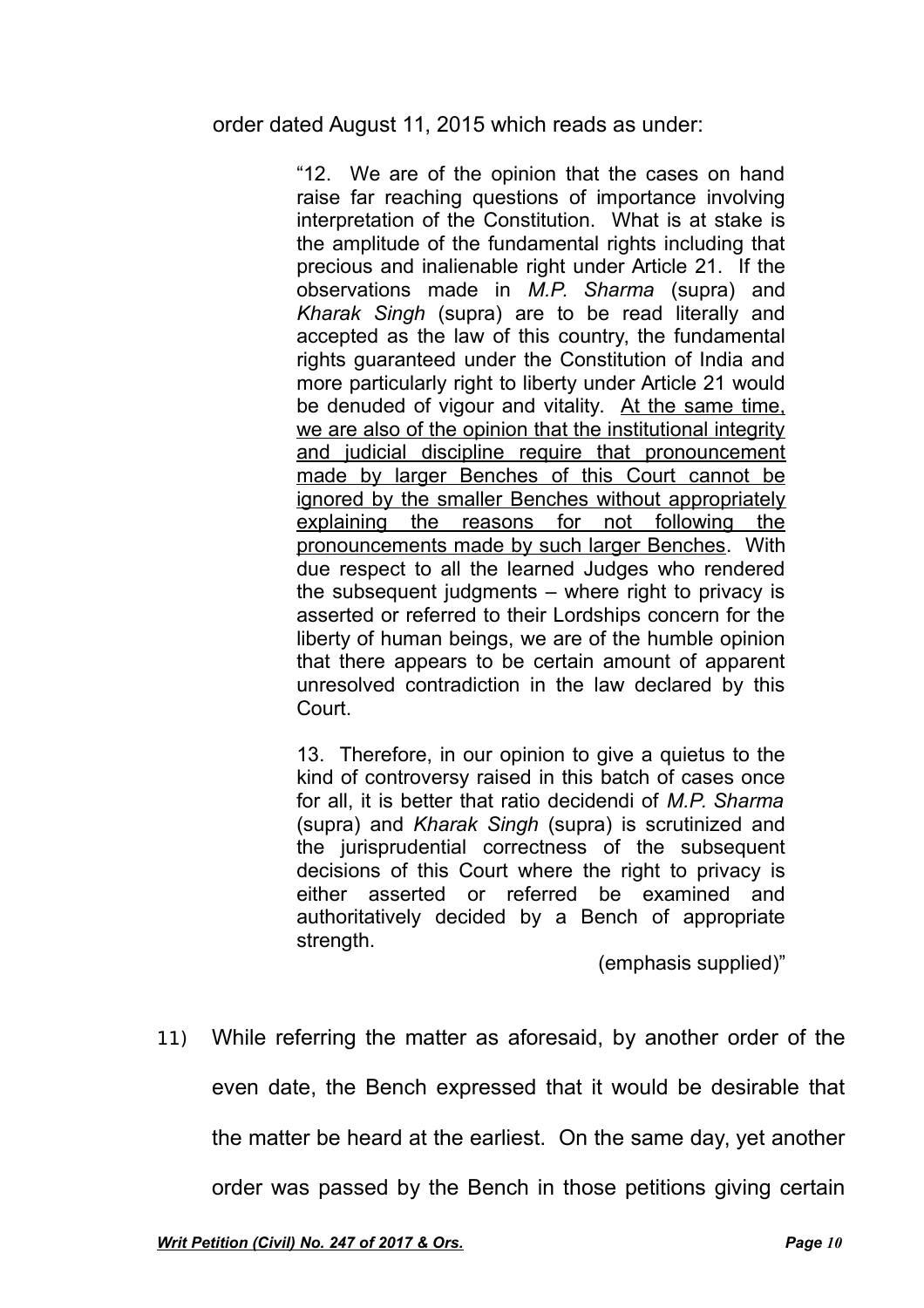order dated August 11, 2015 which reads as under:

> "12. We are of the opinion that the cases on hand raise far reaching questions of importance involving interpretation of the Constitution. What is at stake is the amplitude of the fundamental rights including that precious and inalienable right under Article 21. If the observations made in *M.P. Sharma* (supra) and *Kharak Singh* (supra) are to be read literally and accepted as the law of this country, the fundamental rights guaranteed under the Constitution of India and more particularly right to liberty under Article 21 would be denuded of vigour and vitality. <u>At the same time, we are also of the opinion that the institutional integrity and judicial discipline require that pronouncement made by larger Benches of this Court cannot be ignored by the smaller Benches without appropriately explaining the reasons for not following the pronouncements made by such larger Benches</u>. With due respect to all the learned Judges who rendered the subsequent judgments – where right to privacy is asserted or referred to their Lordships concern for the liberty of human beings, we are of the humble opinion that there appears to be certain amount of apparent unresolved contradiction in the law declared by this Court.
>
> 13. Therefore, in our opinion to give a quietus to the kind of controversy raised in this batch of cases once for all, it is better that ratio decidendi of *M.P. Sharma* (supra) and *Kharak Singh* (supra) is scrutinized and the jurisprudential correctness of the subsequent decisions of this Court where the right to privacy is either asserted or referred be examined and authoritatively decided by a Bench of appropriate strength.
>
> (emphasis supplied)"

11) While referring the matter as aforesaid, by another order of the even date, the Bench expressed that it would be desirable that the matter be heard at the earliest. On the same day, yet another order was passed by the Bench in those petitions giving certain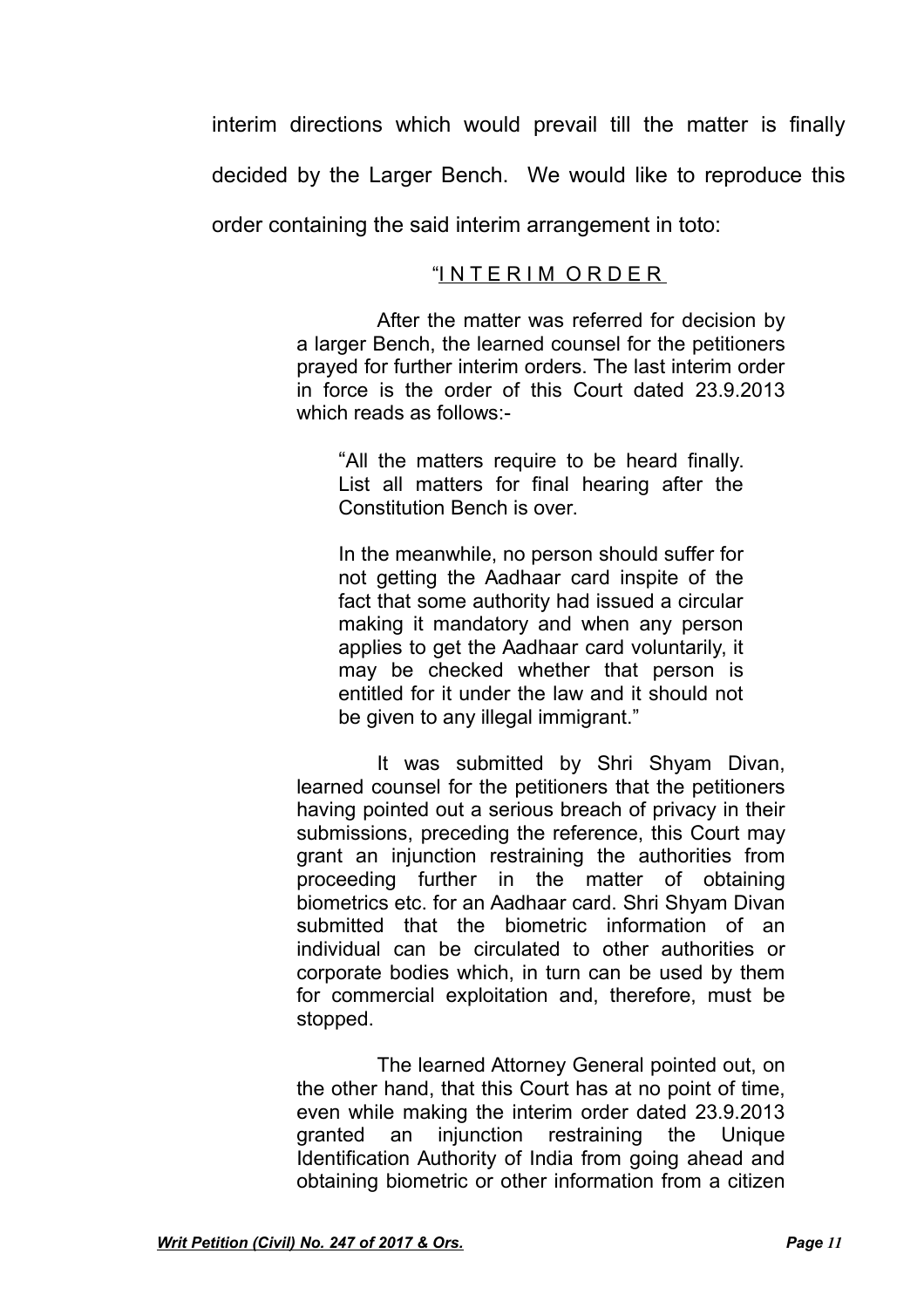interim directions which would prevail till the matter is finally decided by the Larger Bench. We would like to reproduce this order containing the said interim arrangement in toto:

> "I N T E R I M O R D E R
>
> After the matter was referred for decision by a larger Bench, the learned counsel for the petitioners prayed for further interim orders. The last interim order in force is the order of this Court dated 23.9.2013 which reads as follows:-
>
> > "All the matters require to be heard finally. List all matters for final hearing after the Constitution Bench is over.
> >
> > In the meanwhile, no person should suffer for not getting the Aadhaar card inspite of the fact that some authority had issued a circular making it mandatory and when any person applies to get the Aadhaar card voluntarily, it may be checked whether that person is entitled for it under the law and it should not be given to any illegal immigrant."
>
> It was submitted by Shri Shyam Divan, learned counsel for the petitioners that the petitioners having pointed out a serious breach of privacy in their submissions, preceding the reference, this Court may grant an injunction restraining the authorities from proceeding further in the matter of obtaining biometrics etc. for an Aadhaar card. Shri Shyam Divan submitted that the biometric information of an individual can be circulated to other authorities or corporate bodies which, in turn can be used by them for commercial exploitation and, therefore, must be stopped.
>
> The learned Attorney General pointed out, on the other hand, that this Court has at no point of time, even while making the interim order dated 23.9.2013 granted an injunction restraining the Unique Identification Authority of India from going ahead and obtaining biometric or other information from a citizen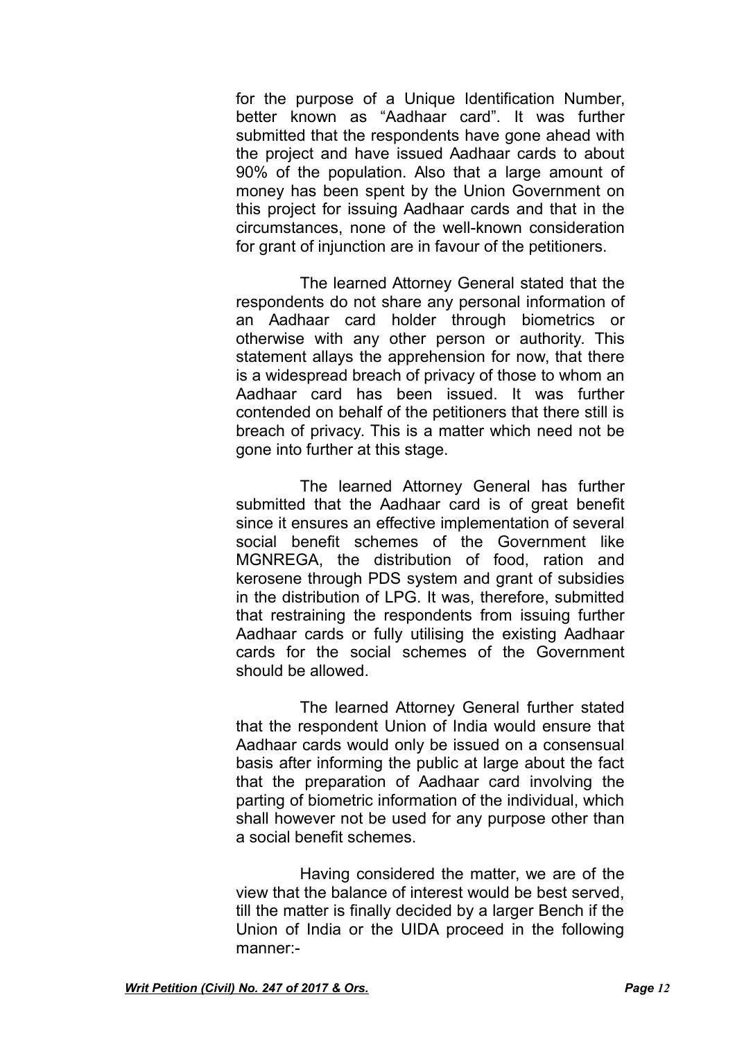for the purpose of a Unique Identification Number, better known as "Aadhaar card". It was further submitted that the respondents have gone ahead with the project and have issued Aadhaar cards to about 90% of the population. Also that a large amount of money has been spent by the Union Government on this project for issuing Aadhaar cards and that in the circumstances, none of the well-known consideration for grant of injunction are in favour of the petitioners.

The learned Attorney General stated that the respondents do not share any personal information of an Aadhaar card holder through biometrics or otherwise with any other person or authority. This statement allays the apprehension for now, that there is a widespread breach of privacy of those to whom an Aadhaar card has been issued. It was further contended on behalf of the petitioners that there still is breach of privacy. This is a matter which need not be gone into further at this stage.

The learned Attorney General has further submitted that the Aadhaar card is of great benefit since it ensures an effective implementation of several social benefit schemes of the Government like MGNREGA, the distribution of food, ration and kerosene through PDS system and grant of subsidies in the distribution of LPG. It was, therefore, submitted that restraining the respondents from issuing further Aadhaar cards or fully utilising the existing Aadhaar cards for the social schemes of the Government should be allowed.

The learned Attorney General further stated that the respondent Union of India would ensure that Aadhaar cards would only be issued on a consensual basis after informing the public at large about the fact that the preparation of Aadhaar card involving the parting of biometric information of the individual, which shall however not be used for any purpose other than a social benefit schemes.

Having considered the matter, we are of the view that the balance of interest would be best served, till the matter is finally decided by a larger Bench if the Union of India or the UIDA proceed in the following manner:-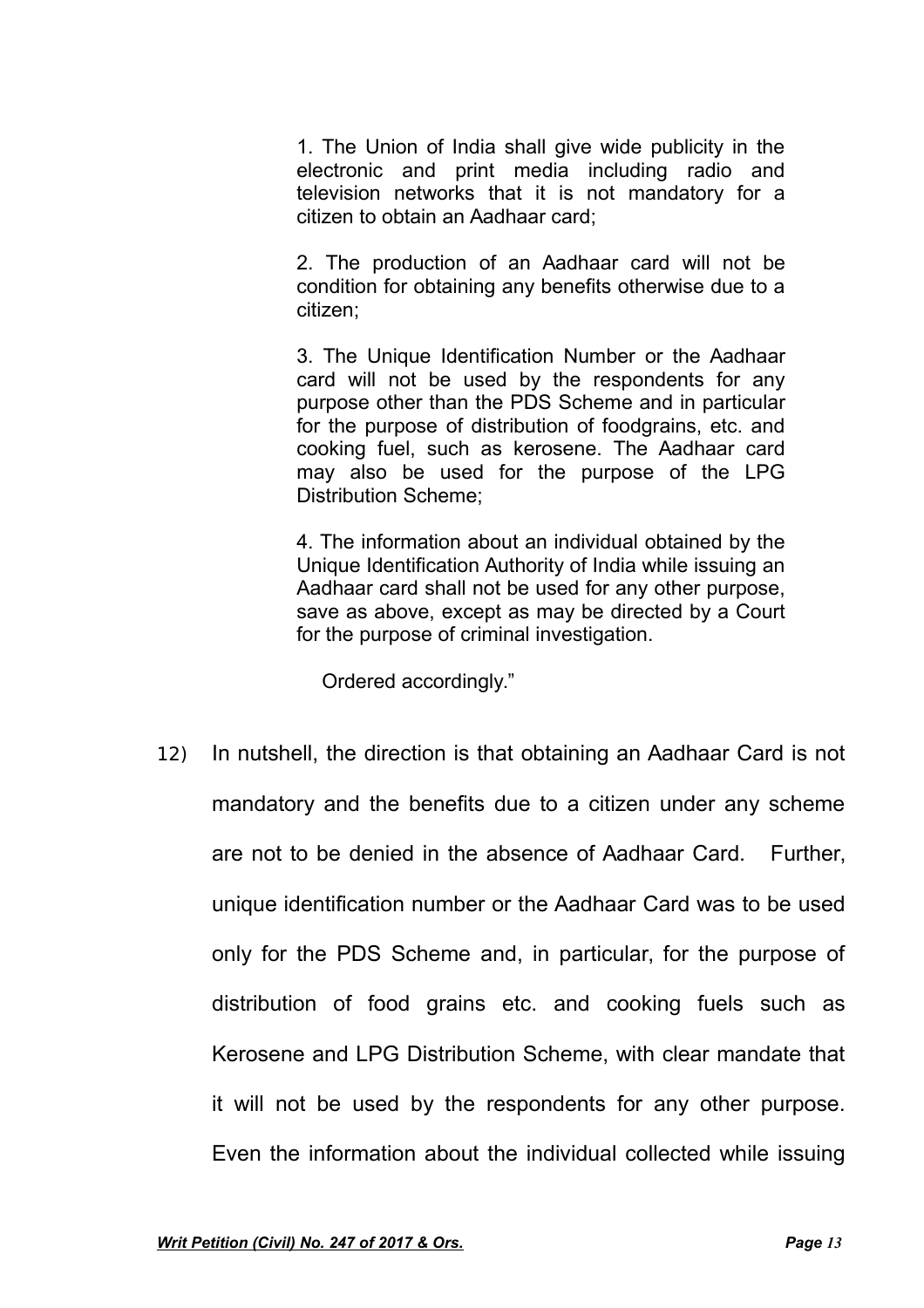> 1. The Union of India shall give wide publicity in the electronic and print media including radio and television networks that it is not mandatory for a citizen to obtain an Aadhaar card;
>
> 2. The production of an Aadhaar card will not be condition for obtaining any benefits otherwise due to a citizen;
>
> 3. The Unique Identification Number or the Aadhaar card will not be used by the respondents for any purpose other than the PDS Scheme and in particular for the purpose of distribution of foodgrains, etc. and cooking fuel, such as kerosene. The Aadhaar card may also be used for the purpose of the LPG Distribution Scheme;
>
> 4. The information about an individual obtained by the Unique Identification Authority of India while issuing an Aadhaar card shall not be used for any other purpose, save as above, except as may be directed by a Court for the purpose of criminal investigation.
>
> Ordered accordingly."

12) In nutshell, the direction is that obtaining an Aadhaar Card is not mandatory and the benefits due to a citizen under any scheme are not to be denied in the absence of Aadhaar Card. Further, unique identification number or the Aadhaar Card was to be used only for the PDS Scheme and, in particular, for the purpose of distribution of food grains etc. and cooking fuels such as Kerosene and LPG Distribution Scheme, with clear mandate that it will not be used by the respondents for any other purpose. Even the information about the individual collected while issuing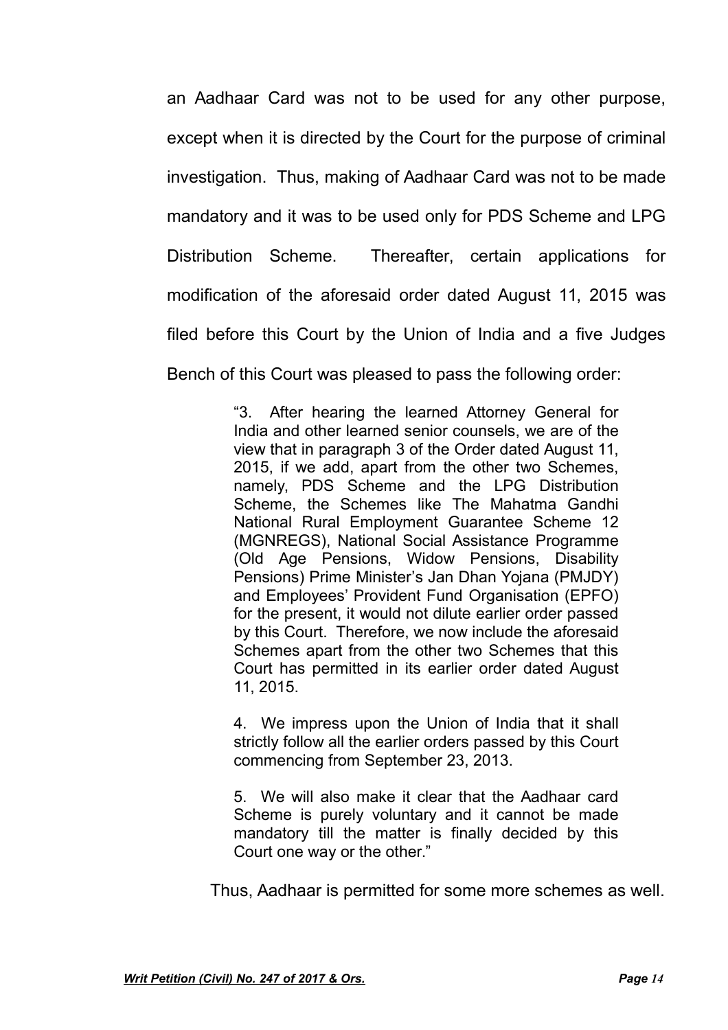an Aadhaar Card was not to be used for any other purpose, except when it is directed by the Court for the purpose of criminal investigation. Thus, making of Aadhaar Card was not to be made mandatory and it was to be used only for PDS Scheme and LPG Distribution Scheme. Thereafter, certain applications for modification of the aforesaid order dated August 11, 2015 was filed before this Court by the Union of India and a five Judges Bench of this Court was pleased to pass the following order:

> "3. After hearing the learned Attorney General for India and other learned senior counsels, we are of the view that in paragraph 3 of the Order dated August 11, 2015, if we add, apart from the other two Schemes, namely, PDS Scheme and the LPG Distribution Scheme, the Schemes like The Mahatma Gandhi National Rural Employment Guarantee Scheme 12 (MGNREGS), National Social Assistance Programme (Old Age Pensions, Widow Pensions, Disability Pensions) Prime Minister's Jan Dhan Yojana (PMJDY) and Employees' Provident Fund Organisation (EPFO) for the present, it would not dilute earlier order passed by this Court. Therefore, we now include the aforesaid Schemes apart from the other two Schemes that this Court has permitted in its earlier order dated August 11, 2015.
>
> 4. We impress upon the Union of India that it shall strictly follow all the earlier orders passed by this Court commencing from September 23, 2013.
>
> 5. We will also make it clear that the Aadhaar card Scheme is purely voluntary and it cannot be made mandatory till the matter is finally decided by this Court one way or the other."

Thus, Aadhaar is permitted for some more schemes as well.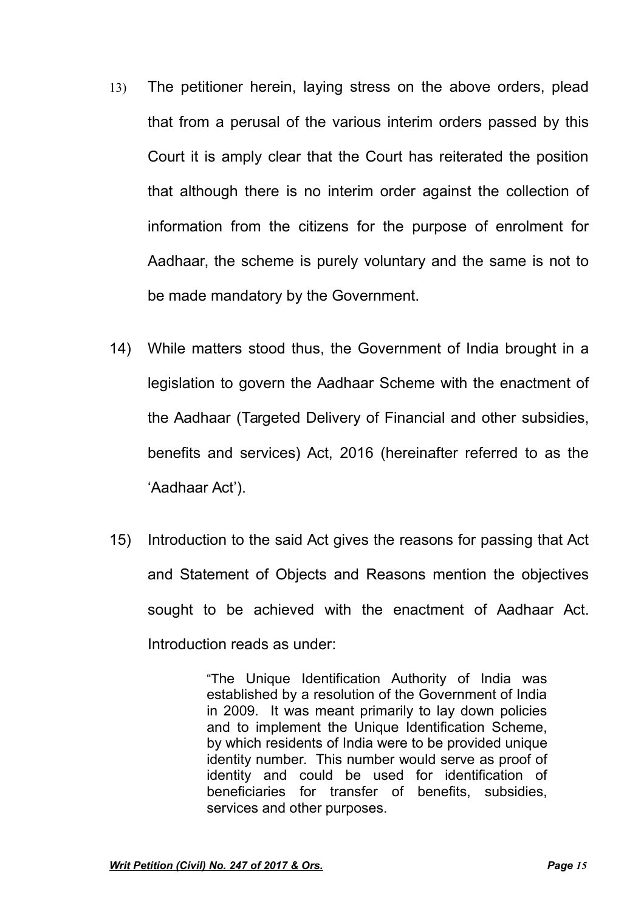13) The petitioner herein, laying stress on the above orders, plead that from a perusal of the various interim orders passed by this Court it is amply clear that the Court has reiterated the position that although there is no interim order against the collection of information from the citizens for the purpose of enrolment for Aadhaar, the scheme is purely voluntary and the same is not to be made mandatory by the Government.

14) While matters stood thus, the Government of India brought in a legislation to govern the Aadhaar Scheme with the enactment of the Aadhaar (Targeted Delivery of Financial and other subsidies, benefits and services) Act, 2016 (hereinafter referred to as the 'Aadhaar Act').

15) Introduction to the said Act gives the reasons for passing that Act and Statement of Objects and Reasons mention the objectives sought to be achieved with the enactment of Aadhaar Act. Introduction reads as under:

> "The Unique Identification Authority of India was established by a resolution of the Government of India in 2009. It was meant primarily to lay down policies and to implement the Unique Identification Scheme, by which residents of India were to be provided unique identity number. This number would serve as proof of identity and could be used for identification of beneficiaries for transfer of benefits, subsidies, services and other purposes.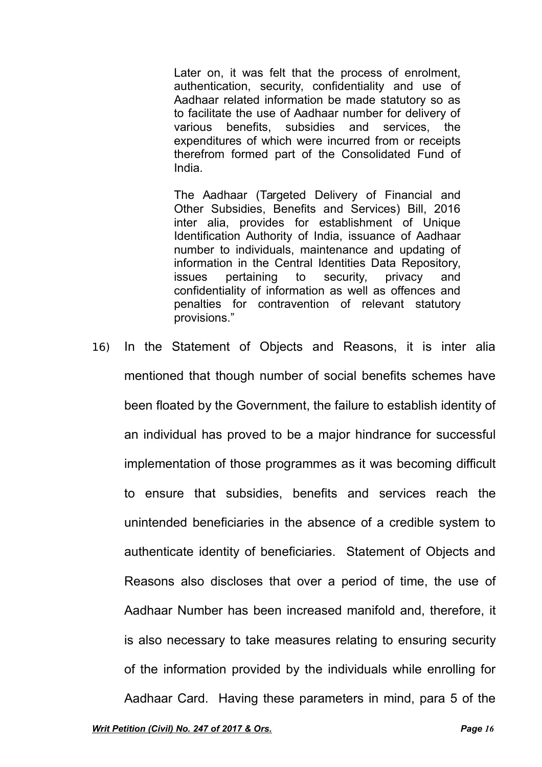> Later on, it was felt that the process of enrolment, authentication, security, confidentiality and use of Aadhaar related information be made statutory so as to facilitate the use of Aadhaar number for delivery of various benefits, subsidies and services, the expenditures of which were incurred from or receipts therefrom formed part of the Consolidated Fund of India.
>
> The Aadhaar (Targeted Delivery of Financial and Other Subsidies, Benefits and Services) Bill, 2016 inter alia, provides for establishment of Unique Identification Authority of India, issuance of Aadhaar number to individuals, maintenance and updating of information in the Central Identities Data Repository, issues pertaining to security, privacy and confidentiality of information as well as offences and penalties for contravention of relevant statutory provisions."

16) In the Statement of Objects and Reasons, it is inter alia mentioned that though number of social benefits schemes have been floated by the Government, the failure to establish identity of an individual has proved to be a major hindrance for successful implementation of those programmes as it was becoming difficult to ensure that subsidies, benefits and services reach the unintended beneficiaries in the absence of a credible system to authenticate identity of beneficiaries. Statement of Objects and Reasons also discloses that over a period of time, the use of Aadhaar Number has been increased manifold and, therefore, it is also necessary to take measures relating to ensuring security of the information provided by the individuals while enrolling for Aadhaar Card. Having these parameters in mind, para 5 of the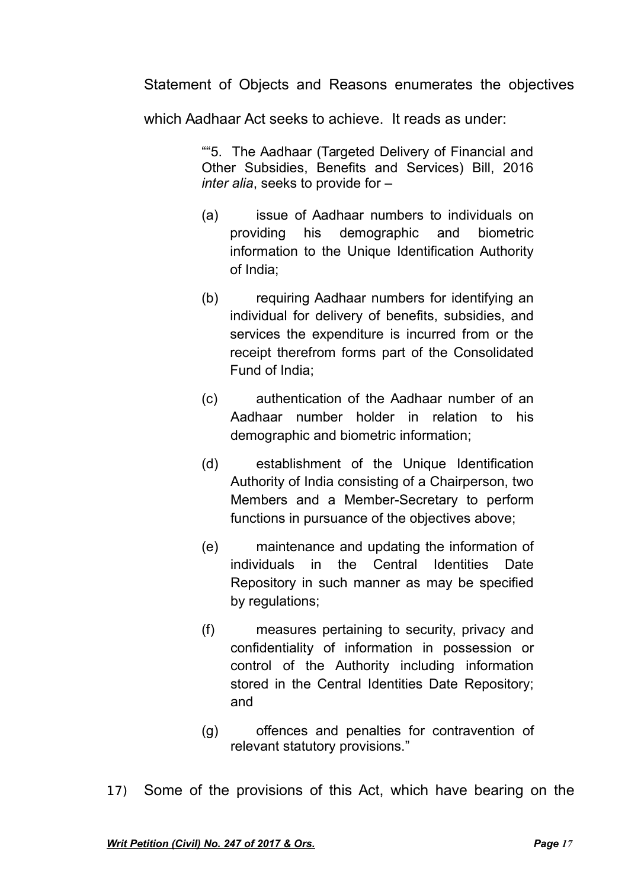Statement of Objects and Reasons enumerates the objectives which Aadhaar Act seeks to achieve. It reads as under:

> ""5. The Aadhaar (Targeted Delivery of Financial and Other Subsidies, Benefits and Services) Bill, 2016 *inter alia*, seeks to provide for –
>
> (a) issue of Aadhaar numbers to individuals on providing his demographic and biometric information to the Unique Identification Authority of India;
>
> (b) requiring Aadhaar numbers for identifying an individual for delivery of benefits, subsidies, and services the expenditure is incurred from or the receipt therefrom forms part of the Consolidated Fund of India;
>
> (c) authentication of the Aadhaar number of an Aadhaar number holder in relation to his demographic and biometric information;
>
> (d) establishment of the Unique Identification Authority of India consisting of a Chairperson, two Members and a Member-Secretary to perform functions in pursuance of the objectives above;
>
> (e) maintenance and updating the information of individuals in the Central Identities Date Repository in such manner as may be specified by regulations;
>
> (f) measures pertaining to security, privacy and confidentiality of information in possession or control of the Authority including information stored in the Central Identities Date Repository; and
>
> (g) offences and penalties for contravention of relevant statutory provisions."

17) Some of the provisions of this Act, which have bearing on the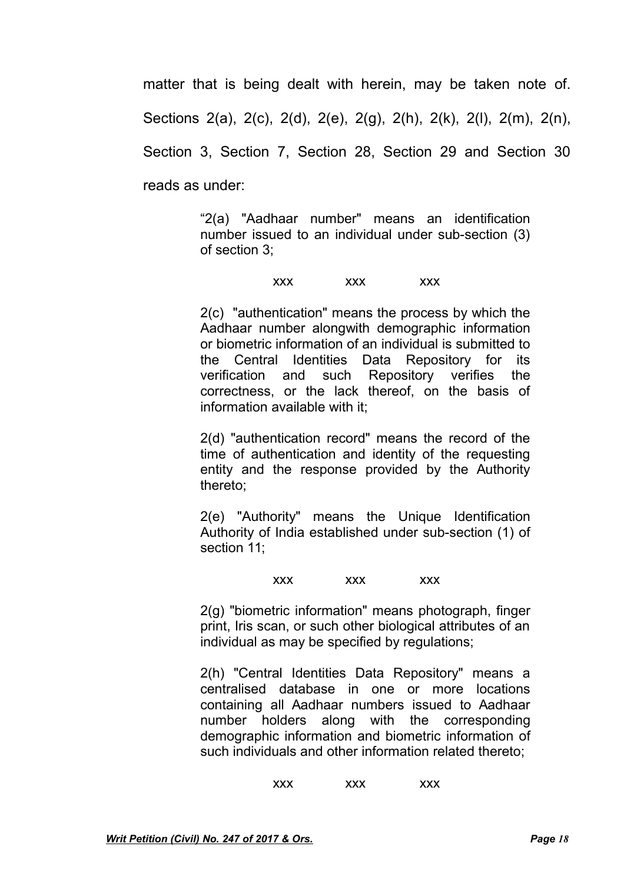matter that is being dealt with herein, may be taken note of. Sections 2(a), 2(c), 2(d), 2(e), 2(g), 2(h), 2(k), 2(l), 2(m), 2(n), Section 3, Section 7, Section 28, Section 29 and Section 30 reads as under:

> "2(a) "Aadhaar number" means an identification number issued to an individual under sub-section (3) of section 3;
>
> xxx xxx xxx
>
> 2(c) "authentication" means the process by which the Aadhaar number alongwith demographic information or biometric information of an individual is submitted to the Central Identities Data Repository for its verification and such Repository verifies the correctness, or the lack thereof, on the basis of information available with it;
>
> 2(d) "authentication record" means the record of the time of authentication and identity of the requesting entity and the response provided by the Authority thereto;
>
> 2(e) "Authority" means the Unique Identification Authority of India established under sub-section (1) of section 11;
>
> xxx xxx xxx
>
> 2(g) "biometric information" means photograph, finger print, Iris scan, or such other biological attributes of an individual as may be specified by regulations;
>
> 2(h) "Central Identities Data Repository" means a centralised database in one or more locations containing all Aadhaar numbers issued to Aadhaar number holders along with the corresponding demographic information and biometric information of such individuals and other information related thereto;
>
> xxx xxx xxx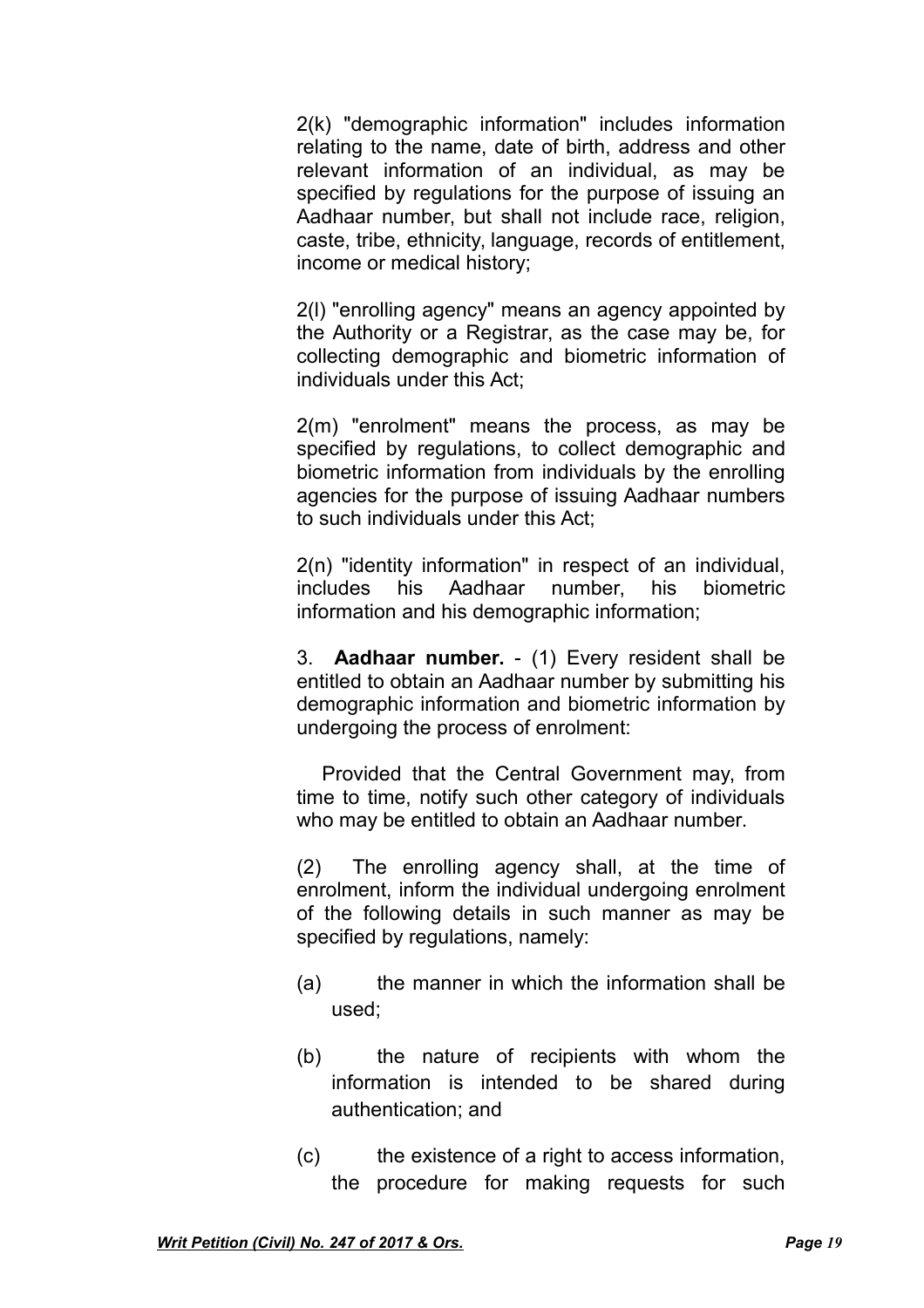2(k) "demographic information" includes information relating to the name, date of birth, address and other relevant information of an individual, as may be specified by regulations for the purpose of issuing an Aadhaar number, but shall not include race, religion, caste, tribe, ethnicity, language, records of entitlement, income or medical history;

2(l) "enrolling agency" means an agency appointed by the Authority or a Registrar, as the case may be, for collecting demographic and biometric information of individuals under this Act;

2(m) "enrolment" means the process, as may be specified by regulations, to collect demographic and biometric information from individuals by the enrolling agencies for the purpose of issuing Aadhaar numbers to such individuals under this Act;

2(n) "identity information" in respect of an individual, includes his Aadhaar number, his biometric information and his demographic information;

3. **Aadhaar number.** - (1) Every resident shall be entitled to obtain an Aadhaar number by submitting his demographic information and biometric information by undergoing the process of enrolment:

Provided that the Central Government may, from time to time, notify such other category of individuals who may be entitled to obtain an Aadhaar number.

(2) The enrolling agency shall, at the time of enrolment, inform the individual undergoing enrolment of the following details in such manner as may be specified by regulations, namely:

(a) the manner in which the information shall be used;

(b) the nature of recipients with whom the information is intended to be shared during authentication; and

(c) the existence of a right to access information, the procedure for making requests for such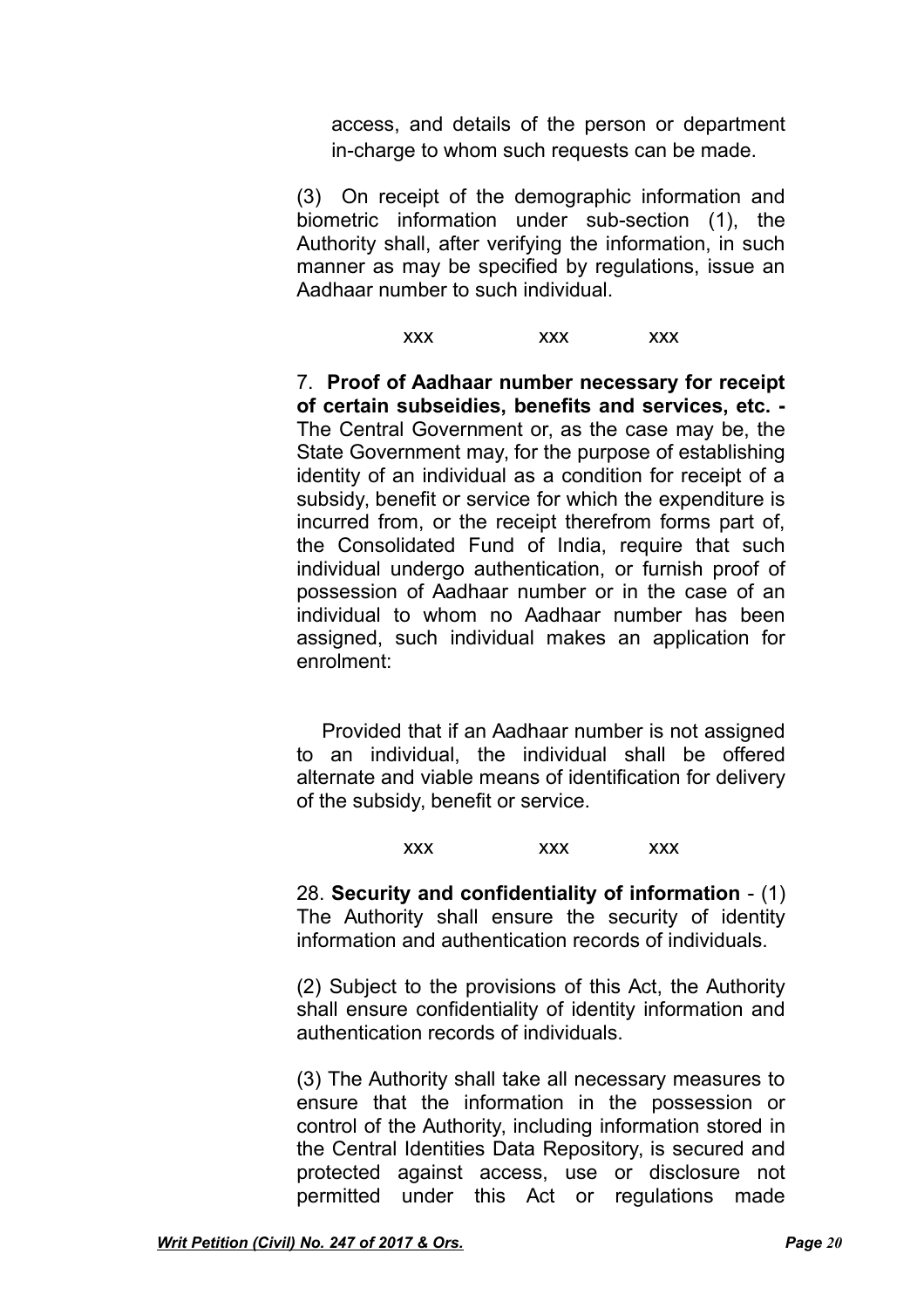access, and details of the person or department in-charge to whom such requests can be made.

(3) On receipt of the demographic information and biometric information under sub-section (1), the Authority shall, after verifying the information, in such manner as may be specified by regulations, issue an Aadhaar number to such individual.

xxx xxx xxx

7. **Proof of Aadhaar number necessary for receipt of certain subseidies, benefits and services, etc. -** The Central Government or, as the case may be, the State Government may, for the purpose of establishing identity of an individual as a condition for receipt of a subsidy, benefit or service for which the expenditure is incurred from, or the receipt therefrom forms part of, the Consolidated Fund of India, require that such individual undergo authentication, or furnish proof of possession of Aadhaar number or in the case of an individual to whom no Aadhaar number has been assigned, such individual makes an application for enrolment:

Provided that if an Aadhaar number is not assigned to an individual, the individual shall be offered alternate and viable means of identification for delivery of the subsidy, benefit or service.

xxx xxx xxx

28. **Security and confidentiality of information** - (1) The Authority shall ensure the security of identity information and authentication records of individuals.

(2) Subject to the provisions of this Act, the Authority shall ensure confidentiality of identity information and authentication records of individuals.

(3) The Authority shall take all necessary measures to ensure that the information in the possession or control of the Authority, including information stored in the Central Identities Data Repository, is secured and protected against access, use or disclosure not permitted under this Act or regulations made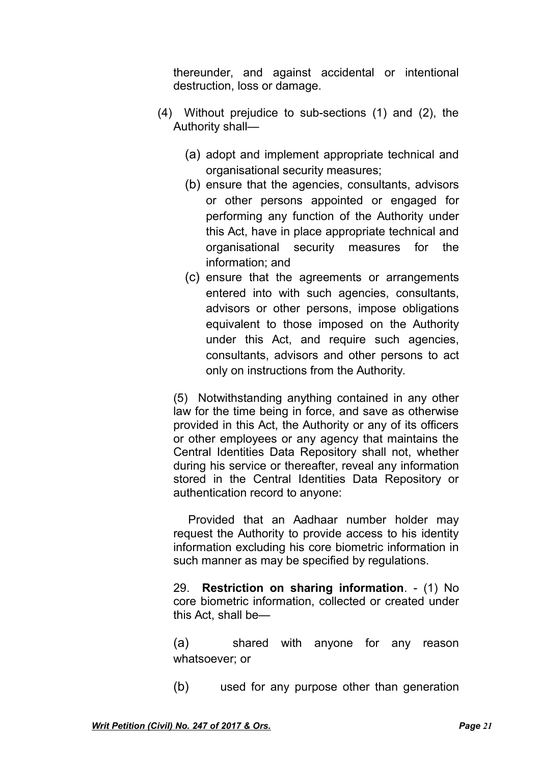thereunder, and against accidental or intentional destruction, loss or damage.

(4) Without prejudice to sub-sections (1) and (2), the Authority shall—

(a) adopt and implement appropriate technical and organisational security measures;

(b) ensure that the agencies, consultants, advisors or other persons appointed or engaged for performing any function of the Authority under this Act, have in place appropriate technical and organisational security measures for the information; and

(c) ensure that the agreements or arrangements entered into with such agencies, consultants, advisors or other persons, impose obligations equivalent to those imposed on the Authority under this Act, and require such agencies, consultants, advisors and other persons to act only on instructions from the Authority.

(5) Notwithstanding anything contained in any other law for the time being in force, and save as otherwise provided in this Act, the Authority or any of its officers or other employees or any agency that maintains the Central Identities Data Repository shall not, whether during his service or thereafter, reveal any information stored in the Central Identities Data Repository or authentication record to anyone:

Provided that an Aadhaar number holder may request the Authority to provide access to his identity information excluding his core biometric information in such manner as may be specified by regulations.

29. **Restriction on sharing information**. - (1) No core biometric information, collected or created under this Act, shall be—

(a) shared with anyone for any reason whatsoever; or

(b) used for any purpose other than generation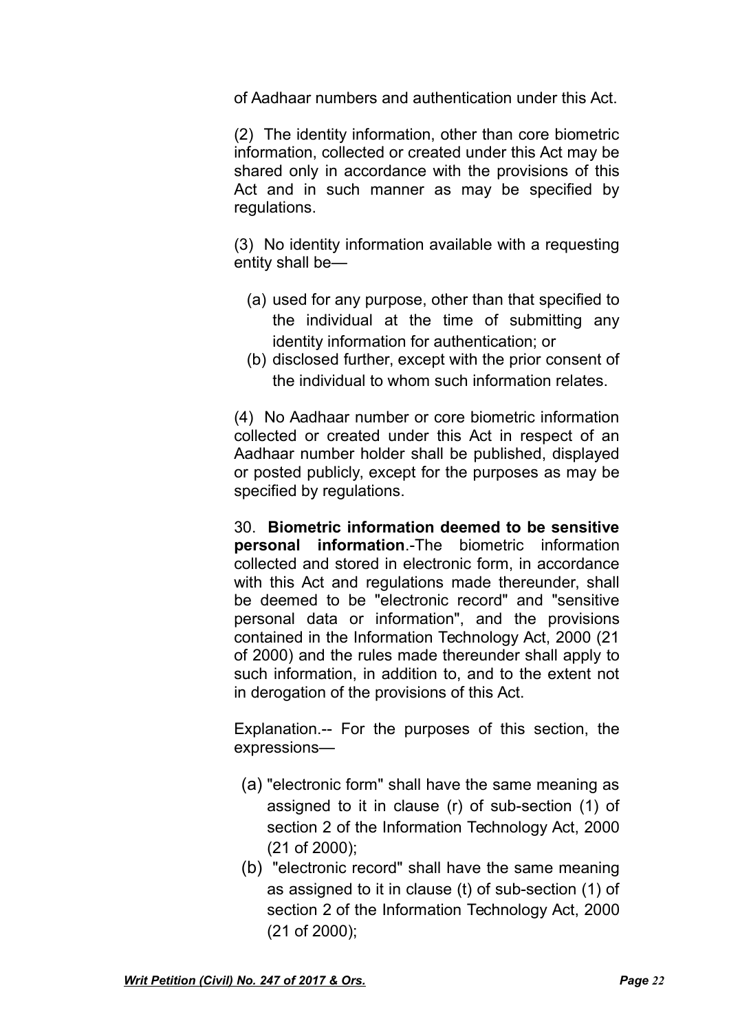of Aadhaar numbers and authentication under this Act.

(2) The identity information, other than core biometric information, collected or created under this Act may be shared only in accordance with the provisions of this Act and in such manner as may be specified by regulations.

(3) No identity information available with a requesting entity shall be—

(a) used for any purpose, other than that specified to the individual at the time of submitting any identity information for authentication; or
(b) disclosed further, except with the prior consent of the individual to whom such information relates.

(4) No Aadhaar number or core biometric information collected or created under this Act in respect of an Aadhaar number holder shall be published, displayed or posted publicly, except for the purposes as may be specified by regulations.

30. **Biometric information deemed to be sensitive personal information**.-The biometric information collected and stored in electronic form, in accordance with this Act and regulations made thereunder, shall be deemed to be "electronic record" and "sensitive personal data or information", and the provisions contained in the Information Technology Act, 2000 (21 of 2000) and the rules made thereunder shall apply to such information, in addition to, and to the extent not in derogation of the provisions of this Act.

Explanation.-- For the purposes of this section, the expressions—

(a) "electronic form" shall have the same meaning as assigned to it in clause (r) of sub-section (1) of section 2 of the Information Technology Act, 2000 (21 of 2000);
(b) "electronic record" shall have the same meaning as assigned to it in clause (t) of sub-section (1) of section 2 of the Information Technology Act, 2000 (21 of 2000);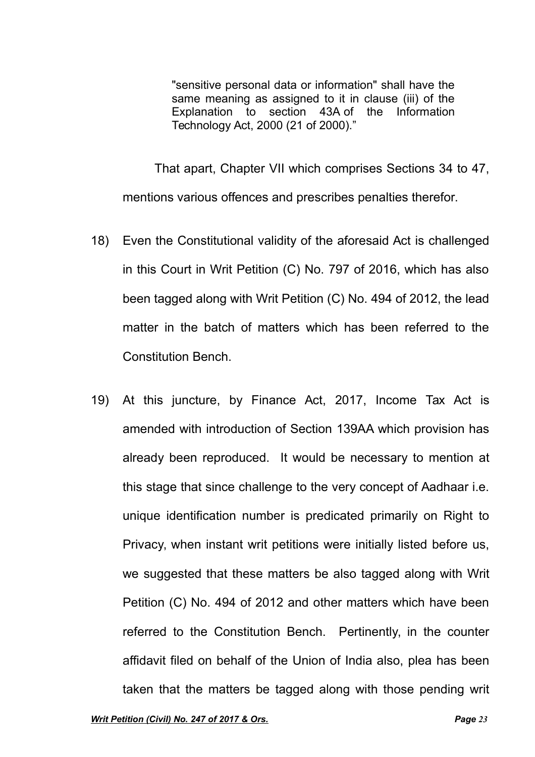> "sensitive personal data or information" shall have the same meaning as assigned to it in clause (iii) of the Explanation to section 43A of the Information Technology Act, 2000 (21 of 2000)."

That apart, Chapter VII which comprises Sections 34 to 47, mentions various offences and prescribes penalties therefor.

18) Even the Constitutional validity of the aforesaid Act is challenged in this Court in Writ Petition (C) No. 797 of 2016, which has also been tagged along with Writ Petition (C) No. 494 of 2012, the lead matter in the batch of matters which has been referred to the Constitution Bench.

19) At this juncture, by Finance Act, 2017, Income Tax Act is amended with introduction of Section 139AA which provision has already been reproduced. It would be necessary to mention at this stage that since challenge to the very concept of Aadhaar i.e. unique identification number is predicated primarily on Right to Privacy, when instant writ petitions were initially listed before us, we suggested that these matters be also tagged along with Writ Petition (C) No. 494 of 2012 and other matters which have been referred to the Constitution Bench. Pertinently, in the counter affidavit filed on behalf of the Union of India also, plea has been taken that the matters be tagged along with those pending writ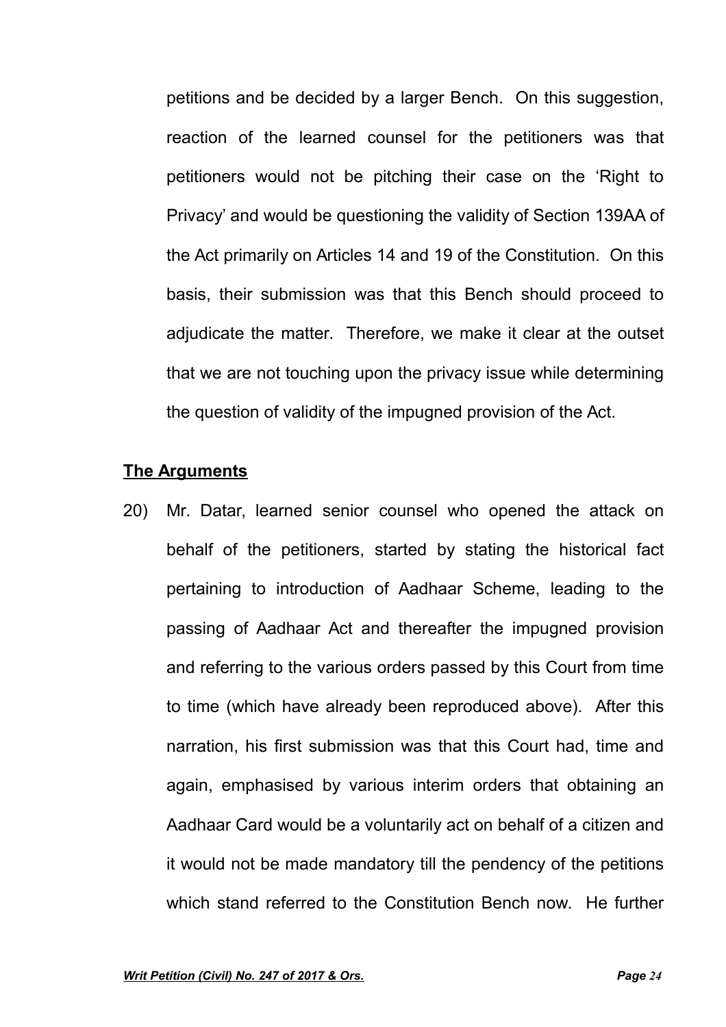petitions and be decided by a larger Bench. On this suggestion, reaction of the learned counsel for the petitioners was that petitioners would not be pitching their case on the 'Right to Privacy' and would be questioning the validity of Section 139AA of the Act primarily on Articles 14 and 19 of the Constitution. On this basis, their submission was that this Bench should proceed to adjudicate the matter. Therefore, we make it clear at the outset that we are not touching upon the privacy issue while determining the question of validity of the impugned provision of the Act.

**The Arguments**

20) Mr. Datar, learned senior counsel who opened the attack on behalf of the petitioners, started by stating the historical fact pertaining to introduction of Aadhaar Scheme, leading to the passing of Aadhaar Act and thereafter the impugned provision and referring to the various orders passed by this Court from time to time (which have already been reproduced above). After this narration, his first submission was that this Court had, time and again, emphasised by various interim orders that obtaining an Aadhaar Card would be a voluntarily act on behalf of a citizen and it would not be made mandatory till the pendency of the petitions which stand referred to the Constitution Bench now. He further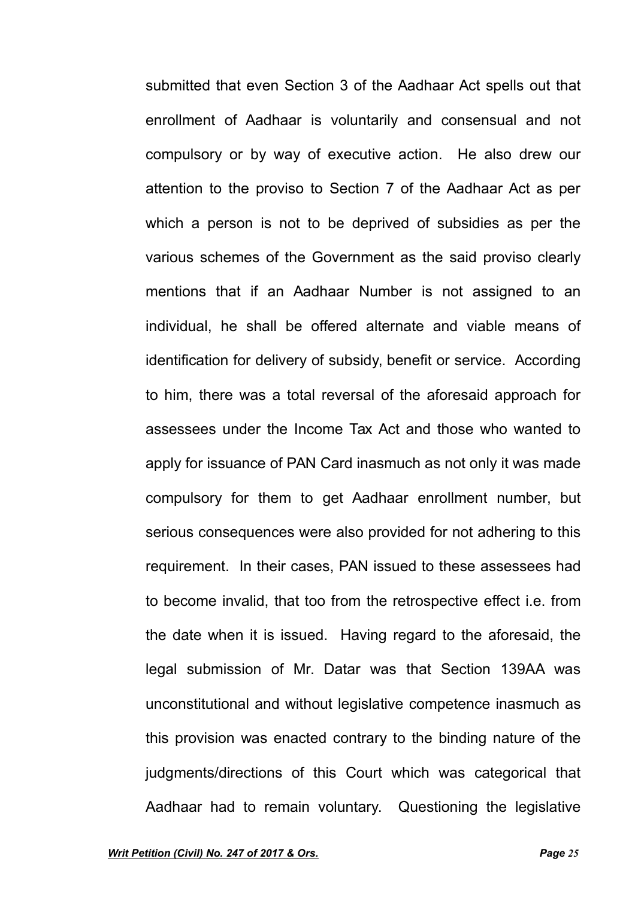submitted that even Section 3 of the Aadhaar Act spells out that enrollment of Aadhaar is voluntarily and consensual and not compulsory or by way of executive action. He also drew our attention to the proviso to Section 7 of the Aadhaar Act as per which a person is not to be deprived of subsidies as per the various schemes of the Government as the said proviso clearly mentions that if an Aadhaar Number is not assigned to an individual, he shall be offered alternate and viable means of identification for delivery of subsidy, benefit or service. According to him, there was a total reversal of the aforesaid approach for assessees under the Income Tax Act and those who wanted to apply for issuance of PAN Card inasmuch as not only it was made compulsory for them to get Aadhaar enrollment number, but serious consequences were also provided for not adhering to this requirement. In their cases, PAN issued to these assessees had to become invalid, that too from the retrospective effect i.e. from the date when it is issued. Having regard to the aforesaid, the legal submission of Mr. Datar was that Section 139AA was unconstitutional and without legislative competence inasmuch as this provision was enacted contrary to the binding nature of the judgments/directions of this Court which was categorical that Aadhaar had to remain voluntary. Questioning the legislative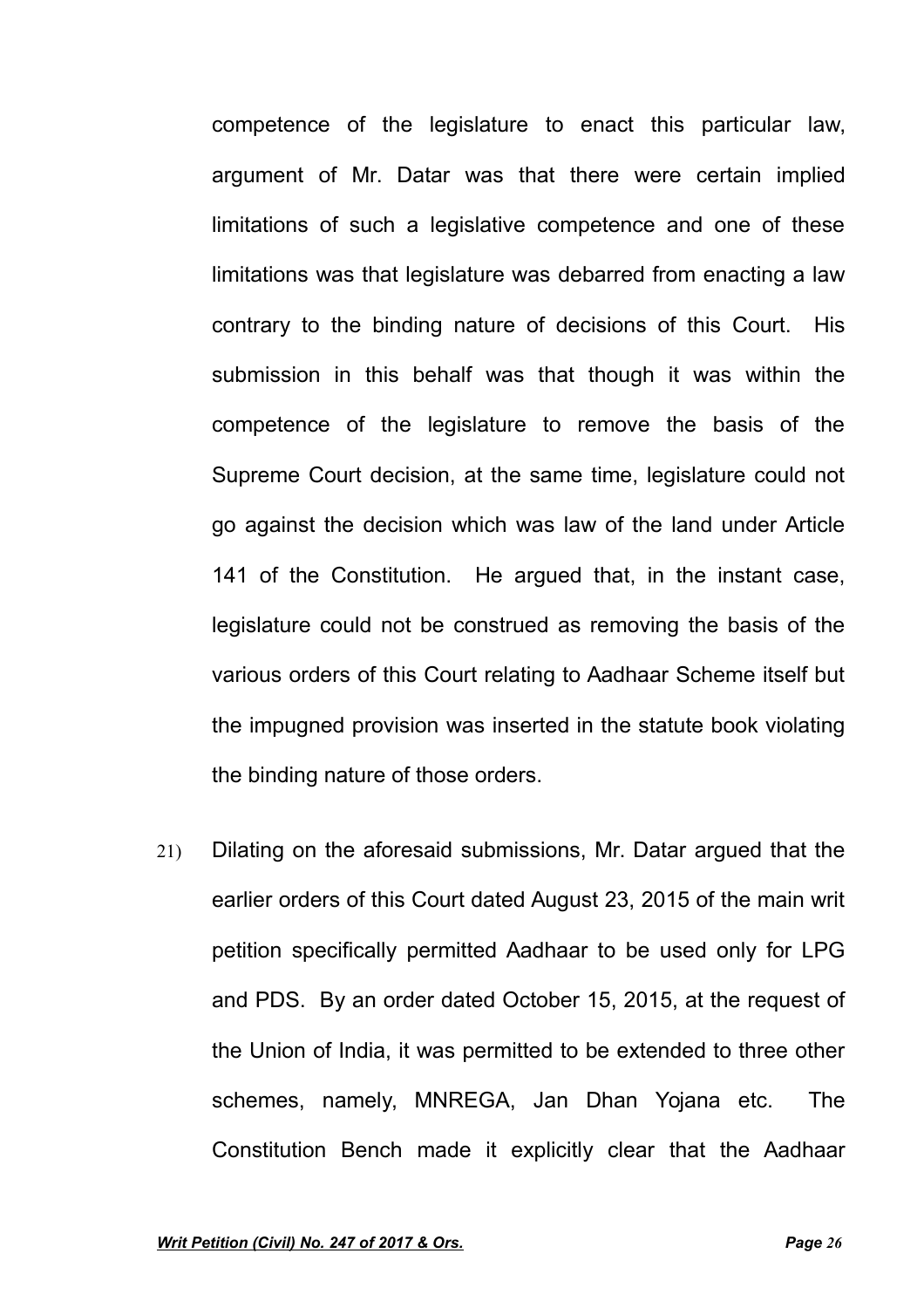competence of the legislature to enact this particular law, argument of Mr. Datar was that there were certain implied limitations of such a legislative competence and one of these limitations was that legislature was debarred from enacting a law contrary to the binding nature of decisions of this Court. His submission in this behalf was that though it was within the competence of the legislature to remove the basis of the Supreme Court decision, at the same time, legislature could not go against the decision which was law of the land under Article 141 of the Constitution. He argued that, in the instant case, legislature could not be construed as removing the basis of the various orders of this Court relating to Aadhaar Scheme itself but the impugned provision was inserted in the statute book violating the binding nature of those orders.

21) Dilating on the aforesaid submissions, Mr. Datar argued that the earlier orders of this Court dated August 23, 2015 of the main writ petition specifically permitted Aadhaar to be used only for LPG and PDS. By an order dated October 15, 2015, at the request of the Union of India, it was permitted to be extended to three other schemes, namely, MNREGA, Jan Dhan Yojana etc. The Constitution Bench made it explicitly clear that the Aadhaar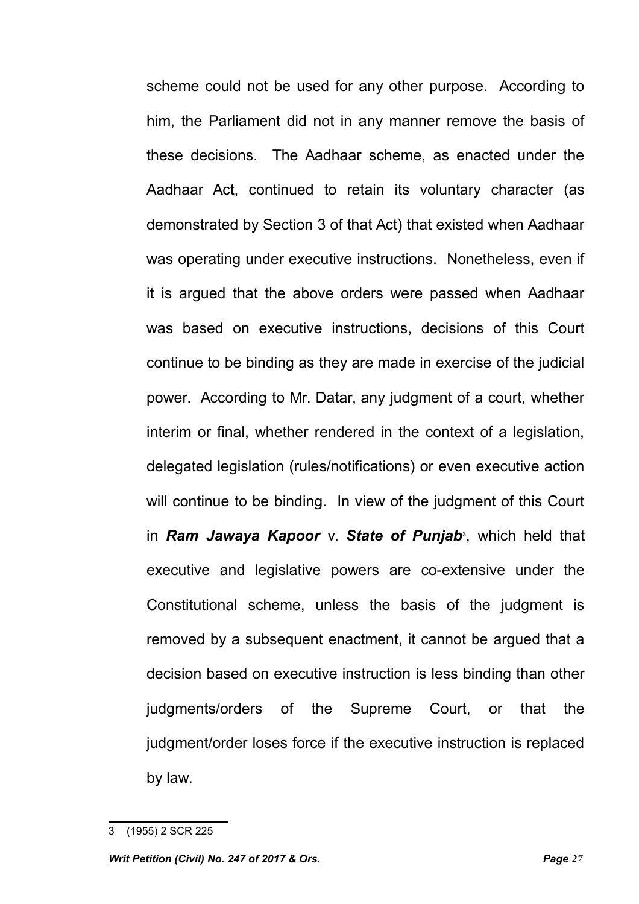scheme could not be used for any other purpose. According to him, the Parliament did not in any manner remove the basis of these decisions. The Aadhaar scheme, as enacted under the Aadhaar Act, continued to retain its voluntary character (as demonstrated by Section 3 of that Act) that existed when Aadhaar was operating under executive instructions. Nonetheless, even if it is argued that the above orders were passed when Aadhaar was based on executive instructions, decisions of this Court continue to be binding as they are made in exercise of the judicial power. According to Mr. Datar, any judgment of a court, whether interim or final, whether rendered in the context of a legislation, delegated legislation (rules/notifications) or even executive action will continue to be binding. In view of the judgment of this Court in ***Ram Jawaya Kapoor*** v. ***State of Punjab***[3], which held that executive and legislative powers are co-extensive under the Constitutional scheme, unless the basis of the judgment is removed by a subsequent enactment, it cannot be argued that a decision based on executive instruction is less binding than other judgments/orders of the Supreme Court, or that the judgment/order loses force if the executive instruction is replaced by law.

---

3 (1955) 2 SCR 225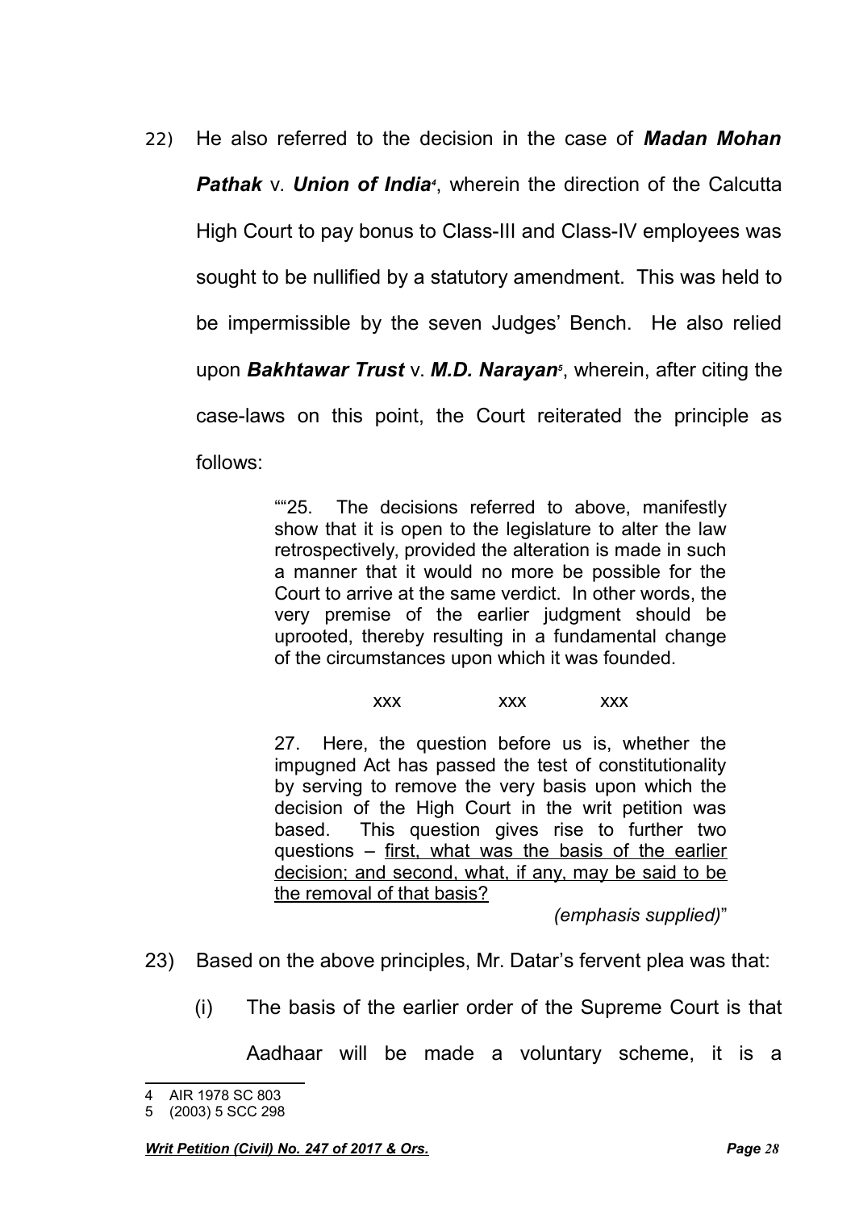22) He also referred to the decision in the case of ***Madan Mohan Pathak*** v. ***Union of India***[4], wherein the direction of the Calcutta High Court to pay bonus to Class-III and Class-IV employees was sought to be nullified by a statutory amendment. This was held to be impermissible by the seven Judges' Bench. He also relied upon ***Bakhtawar Trust*** v. ***M.D. Narayan***[5], wherein, after citing the case-laws on this point, the Court reiterated the principle as follows:

> ""25. The decisions referred to above, manifestly show that it is open to the legislature to alter the law retrospectively, provided the alteration is made in such a manner that it would no more be possible for the Court to arrive at the same verdict. In other words, the very premise of the earlier judgment should be uprooted, thereby resulting in a fundamental change of the circumstances upon which it was founded.
>
> xxx xxx xxx
>
> 27. Here, the question before us is, whether the impugned Act has passed the test of constitutionality by serving to remove the very basis upon which the decision of the High Court in the writ petition was based. This question gives rise to further two questions – <u>first, what was the basis of the earlier decision; and second, what, if any, may be said to be the removal of that basis?</u>
>
> *(emphasis supplied)*"

23) Based on the above principles, Mr. Datar's fervent plea was that:

(i) The basis of the earlier order of the Supreme Court is that Aadhaar will be made a voluntary scheme, it is a

---

4 AIR 1978 SC 803

5 (2003) 5 SCC 298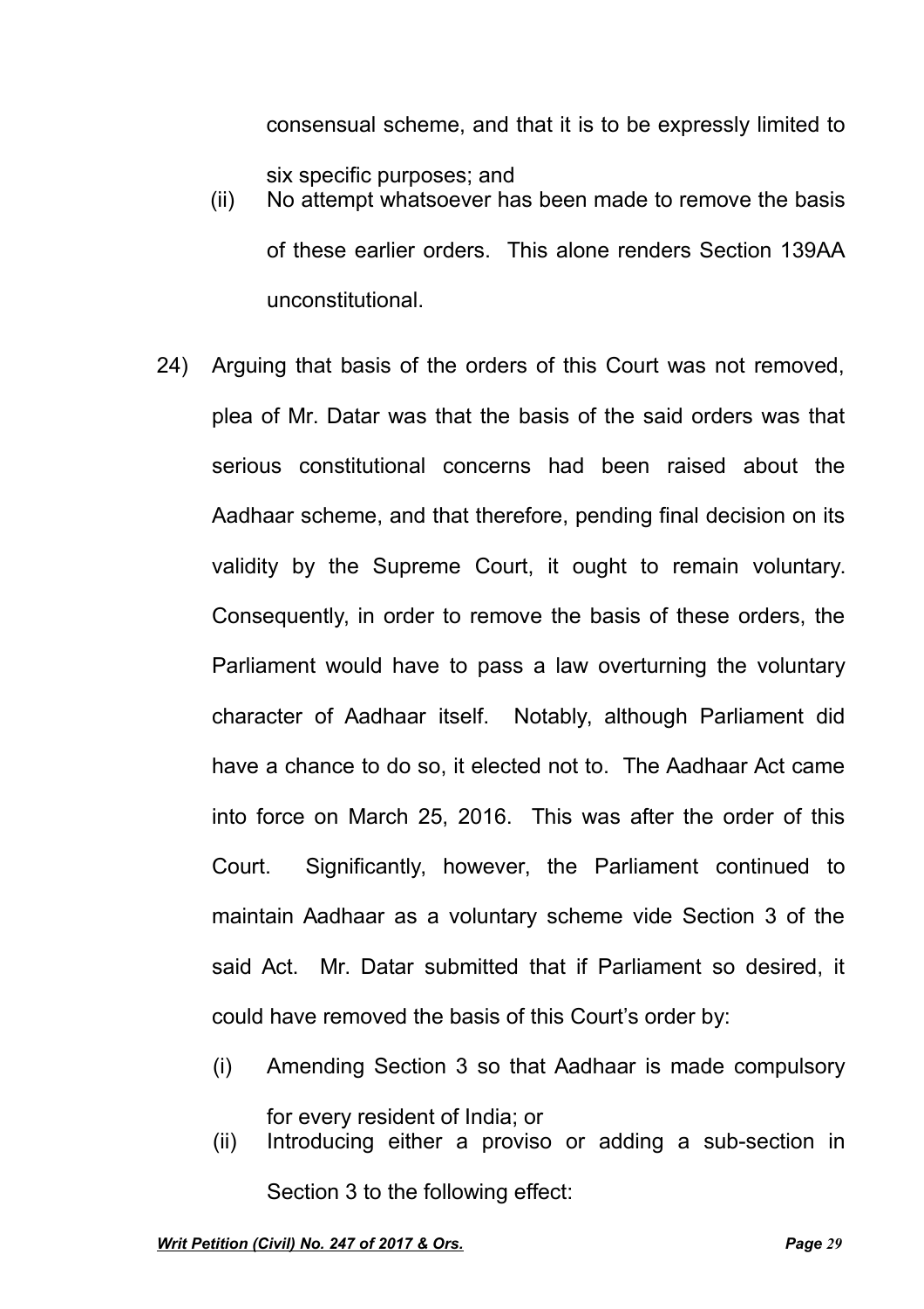consensual scheme, and that it is to be expressly limited to six specific purposes; and

(ii) No attempt whatsoever has been made to remove the basis of these earlier orders. This alone renders Section 139AA unconstitutional.

24) Arguing that basis of the orders of this Court was not removed, plea of Mr. Datar was that the basis of the said orders was that serious constitutional concerns had been raised about the Aadhaar scheme, and that therefore, pending final decision on its validity by the Supreme Court, it ought to remain voluntary. Consequently, in order to remove the basis of these orders, the Parliament would have to pass a law overturning the voluntary character of Aadhaar itself. Notably, although Parliament did have a chance to do so, it elected not to. The Aadhaar Act came into force on March 25, 2016. This was after the order of this Court. Significantly, however, the Parliament continued to maintain Aadhaar as a voluntary scheme vide Section 3 of the said Act. Mr. Datar submitted that if Parliament so desired, it could have removed the basis of this Court's order by:

(i) Amending Section 3 so that Aadhaar is made compulsory for every resident of India; or

(ii) Introducing either a proviso or adding a sub-section in Section 3 to the following effect: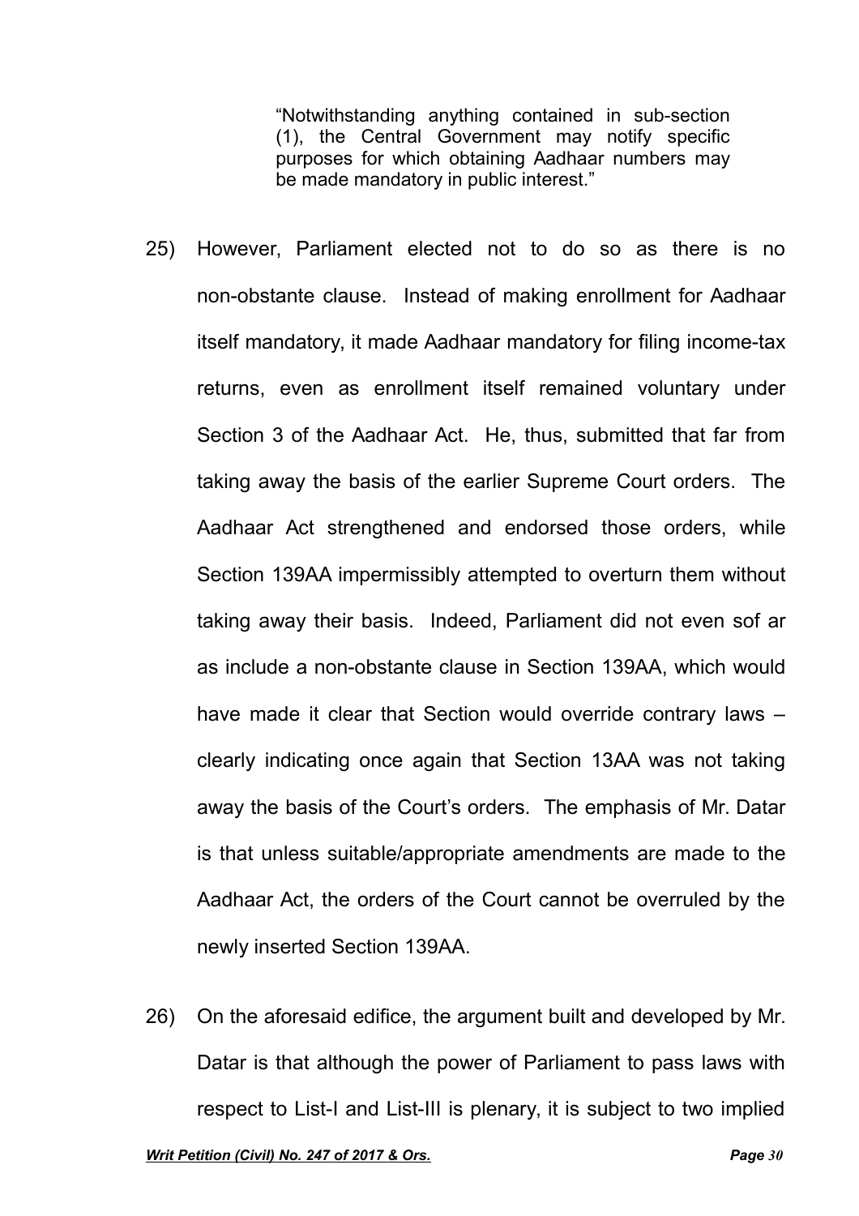> "Notwithstanding anything contained in sub-section (1), the Central Government may notify specific purposes for which obtaining Aadhaar numbers may be made mandatory in public interest."

25) However, Parliament elected not to do so as there is no non-obstante clause. Instead of making enrollment for Aadhaar itself mandatory, it made Aadhaar mandatory for filing income-tax returns, even as enrollment itself remained voluntary under Section 3 of the Aadhaar Act. He, thus, submitted that far from taking away the basis of the earlier Supreme Court orders. The Aadhaar Act strengthened and endorsed those orders, while Section 139AA impermissibly attempted to overturn them without taking away their basis. Indeed, Parliament did not even sof ar as include a non-obstante clause in Section 139AA, which would have made it clear that Section would override contrary laws – clearly indicating once again that Section 13AA was not taking away the basis of the Court's orders. The emphasis of Mr. Datar is that unless suitable/appropriate amendments are made to the Aadhaar Act, the orders of the Court cannot be overruled by the newly inserted Section 139AA.

26) On the aforesaid edifice, the argument built and developed by Mr. Datar is that although the power of Parliament to pass laws with respect to List-I and List-III is plenary, it is subject to two implied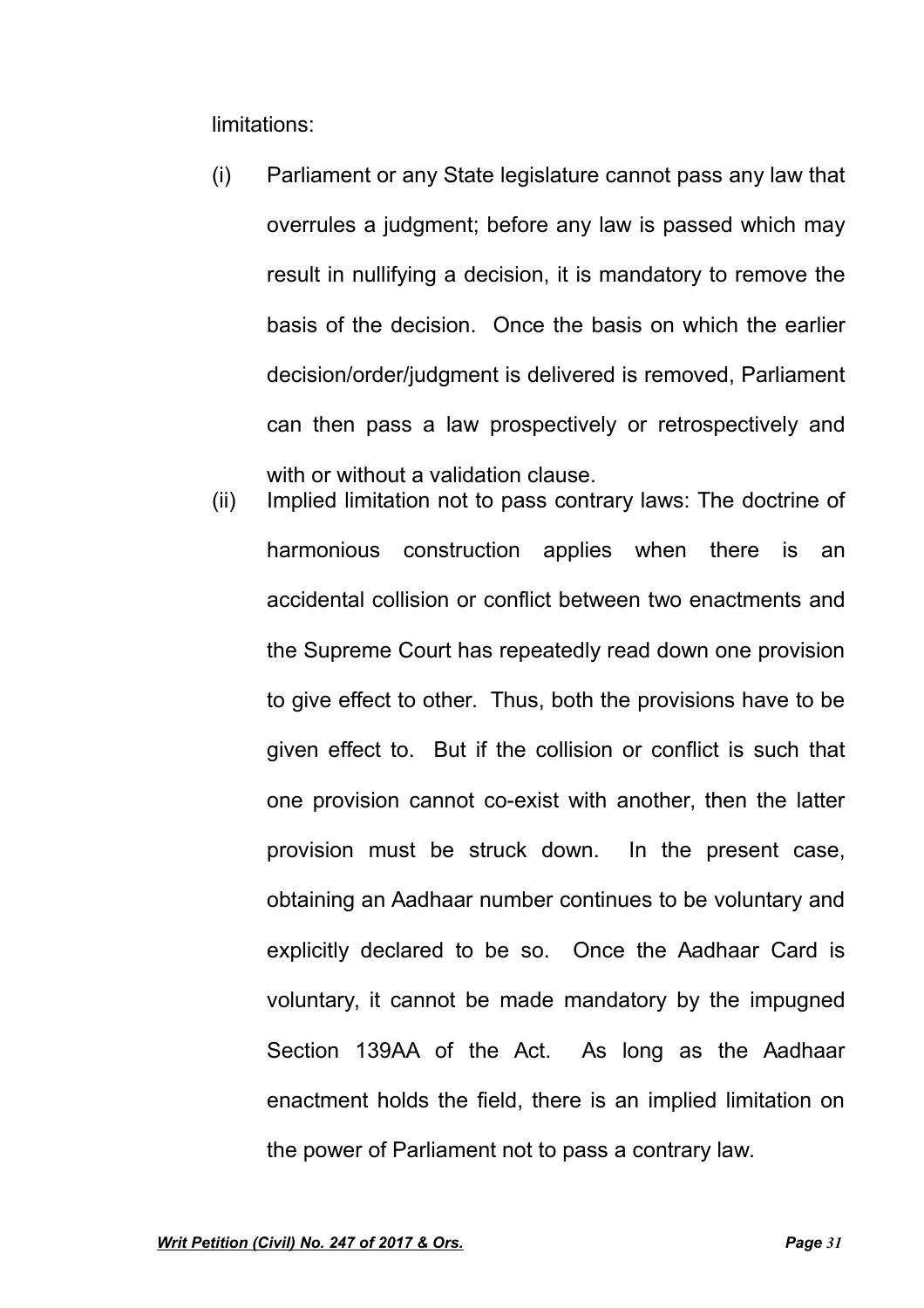limitations:

(i) Parliament or any State legislature cannot pass any law that overrules a judgment; before any law is passed which may result in nullifying a decision, it is mandatory to remove the basis of the decision. Once the basis on which the earlier decision/order/judgment is delivered is removed, Parliament can then pass a law prospectively or retrospectively and with or without a validation clause.

(ii) Implied limitation not to pass contrary laws: The doctrine of harmonious construction applies when there is an accidental collision or conflict between two enactments and the Supreme Court has repeatedly read down one provision to give effect to other. Thus, both the provisions have to be given effect to. But if the collision or conflict is such that one provision cannot co-exist with another, then the latter provision must be struck down. In the present case, obtaining an Aadhaar number continues to be voluntary and explicitly declared to be so. Once the Aadhaar Card is voluntary, it cannot be made mandatory by the impugned Section 139AA of the Act. As long as the Aadhaar enactment holds the field, there is an implied limitation on the power of Parliament not to pass a contrary law.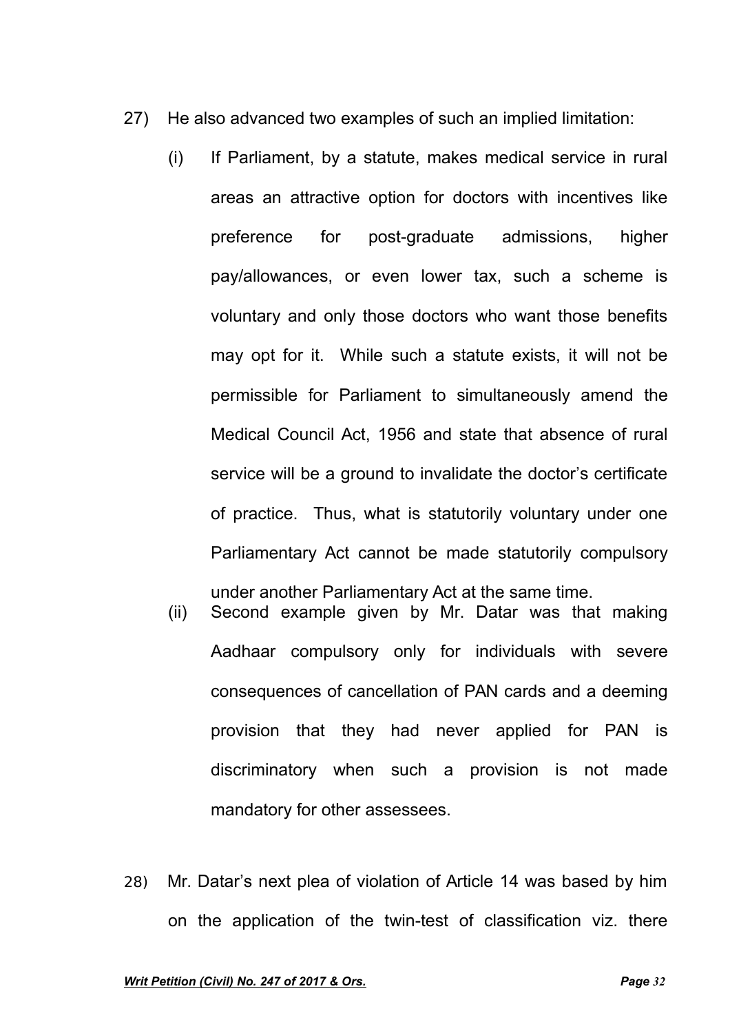27) He also advanced two examples of such an implied limitation:

(i) If Parliament, by a statute, makes medical service in rural areas an attractive option for doctors with incentives like preference for post-graduate admissions, higher pay/allowances, or even lower tax, such a scheme is voluntary and only those doctors who want those benefits may opt for it. While such a statute exists, it will not be permissible for Parliament to simultaneously amend the Medical Council Act, 1956 and state that absence of rural service will be a ground to invalidate the doctor's certificate of practice. Thus, what is statutorily voluntary under one Parliamentary Act cannot be made statutorily compulsory under another Parliamentary Act at the same time.

(ii) Second example given by Mr. Datar was that making Aadhaar compulsory only for individuals with severe consequences of cancellation of PAN cards and a deeming provision that they had never applied for PAN is discriminatory when such a provision is not made mandatory for other assessees.

28) Mr. Datar's next plea of violation of Article 14 was based by him on the application of the twin-test of classification viz. there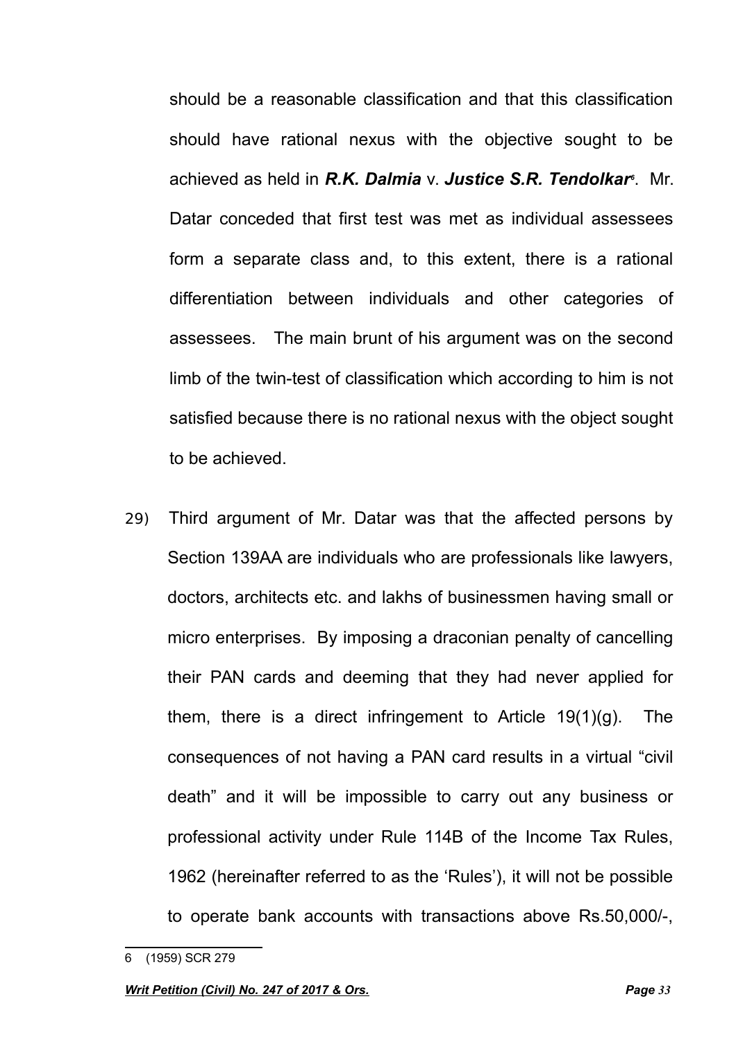should be a reasonable classification and that this classification should have rational nexus with the objective sought to be achieved as held in ***R.K. Dalmia*** v. ***Justice S.R. Tendolkar***[6]. Mr. Datar conceded that first test was met as individual assessees form a separate class and, to this extent, there is a rational differentiation between individuals and other categories of assessees. The main brunt of his argument was on the second limb of the twin-test of classification which according to him is not satisfied because there is no rational nexus with the object sought to be achieved.

29) Third argument of Mr. Datar was that the affected persons by Section 139AA are individuals who are professionals like lawyers, doctors, architects etc. and lakhs of businessmen having small or micro enterprises. By imposing a draconian penalty of cancelling their PAN cards and deeming that they had never applied for them, there is a direct infringement to Article 19(1)(g). The consequences of not having a PAN card results in a virtual "civil death" and it will be impossible to carry out any business or professional activity under Rule 114B of the Income Tax Rules, 1962 (hereinafter referred to as the 'Rules'), it will not be possible to operate bank accounts with transactions above Rs.50,000/-,

---

6 (1959) SCR 279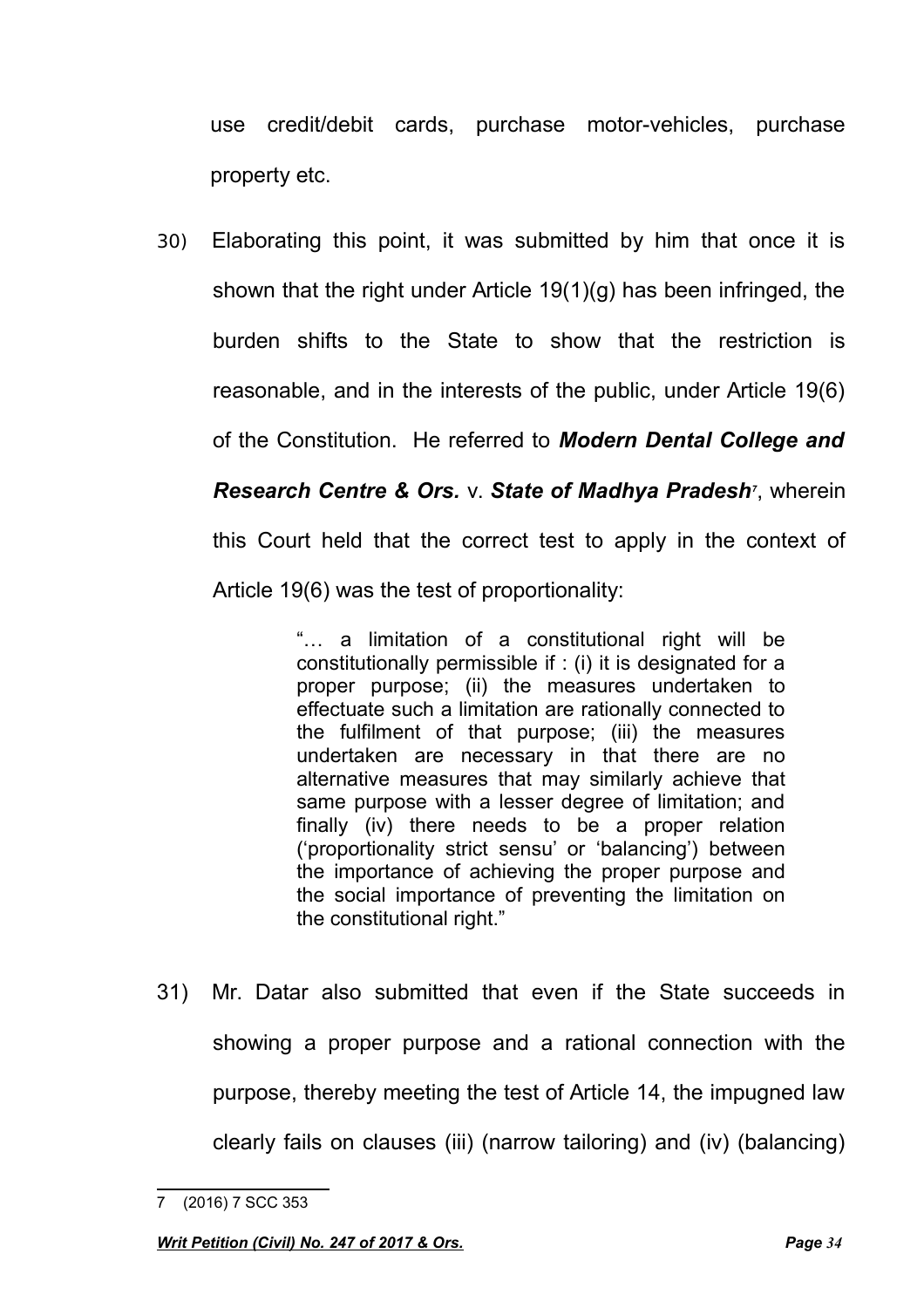use credit/debit cards, purchase motor-vehicles, purchase property etc.

30) Elaborating this point, it was submitted by him that once it is shown that the right under Article 19(1)(g) has been infringed, the burden shifts to the State to show that the restriction is reasonable, and in the interests of the public, under Article 19(6) of the Constitution. He referred to ***Modern Dental College and Research Centre & Ors.*** v. ***State of Madhya Pradesh***[7], wherein this Court held that the correct test to apply in the context of Article 19(6) was the test of proportionality:

> "… a limitation of a constitutional right will be constitutionally permissible if : (i) it is designated for a proper purpose; (ii) the measures undertaken to effectuate such a limitation are rationally connected to the fulfilment of that purpose; (iii) the measures undertaken are necessary in that there are no alternative measures that may similarly achieve that same purpose with a lesser degree of limitation; and finally (iv) there needs to be a proper relation ('proportionality strict sensu' or 'balancing') between the importance of achieving the proper purpose and the social importance of preventing the limitation on the constitutional right."

31) Mr. Datar also submitted that even if the State succeeds in showing a proper purpose and a rational connection with the purpose, thereby meeting the test of Article 14, the impugned law clearly fails on clauses (iii) (narrow tailoring) and (iv) (balancing)

---

7 (2016) 7 SCC 353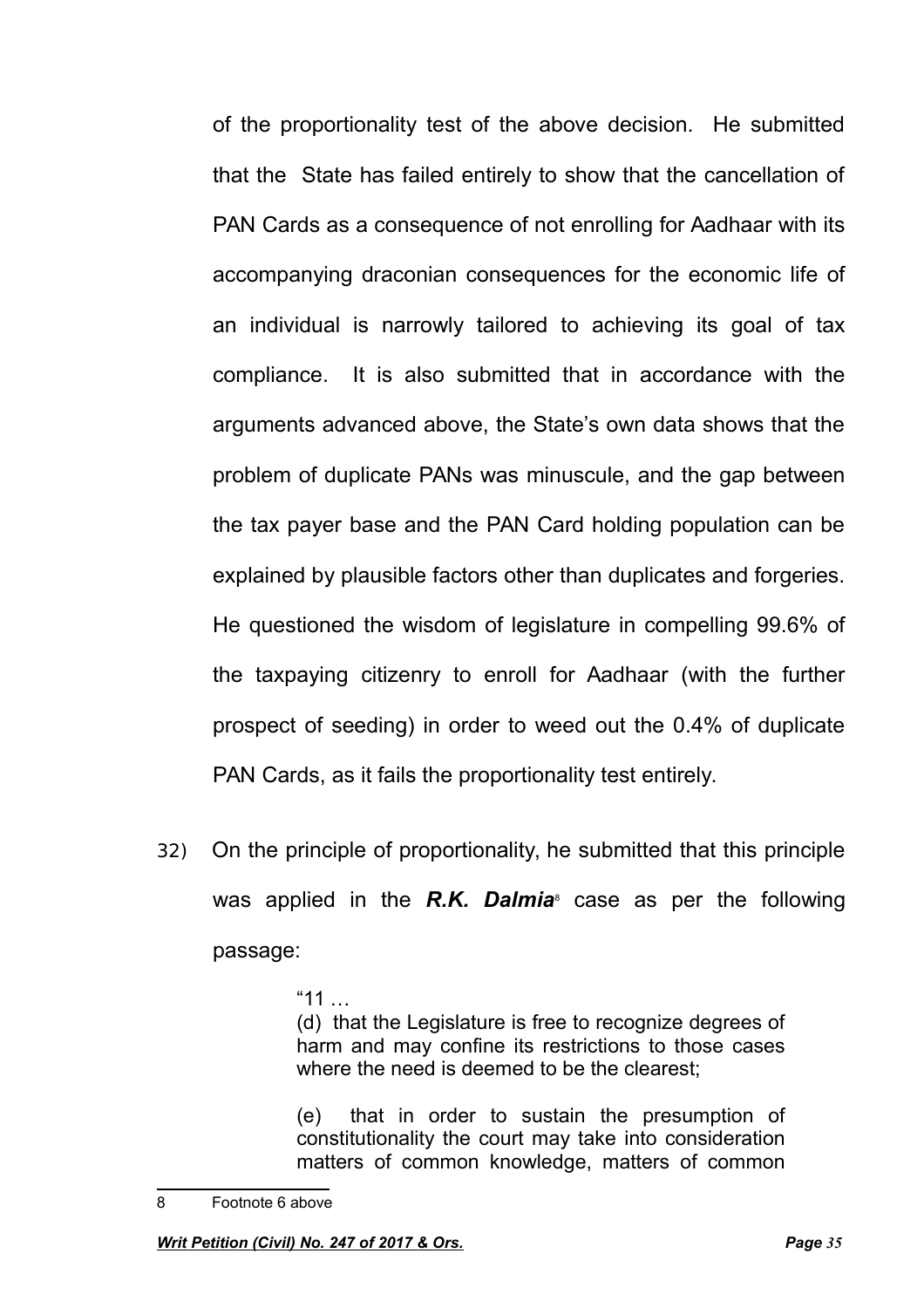of the proportionality test of the above decision. He submitted that the State has failed entirely to show that the cancellation of PAN Cards as a consequence of not enrolling for Aadhaar with its accompanying draconian consequences for the economic life of an individual is narrowly tailored to achieving its goal of tax compliance. It is also submitted that in accordance with the arguments advanced above, the State's own data shows that the problem of duplicate PANs was minuscule, and the gap between the tax payer base and the PAN Card holding population can be explained by plausible factors other than duplicates and forgeries. He questioned the wisdom of legislature in compelling 99.6% of the taxpaying citizenry to enroll for Aadhaar (with the further prospect of seeding) in order to weed out the 0.4% of duplicate PAN Cards, as it fails the proportionality test entirely.

32) On the principle of proportionality, he submitted that this principle was applied in the ***R.K. Dalmia***[8] case as per the following passage:

> "11 …
>
> (d) that the Legislature is free to recognize degrees of harm and may confine its restrictions to those cases where the need is deemed to be the clearest;
>
> (e) that in order to sustain the presumption of constitutionality the court may take into consideration matters of common knowledge, matters of common

8 Footnote 6 above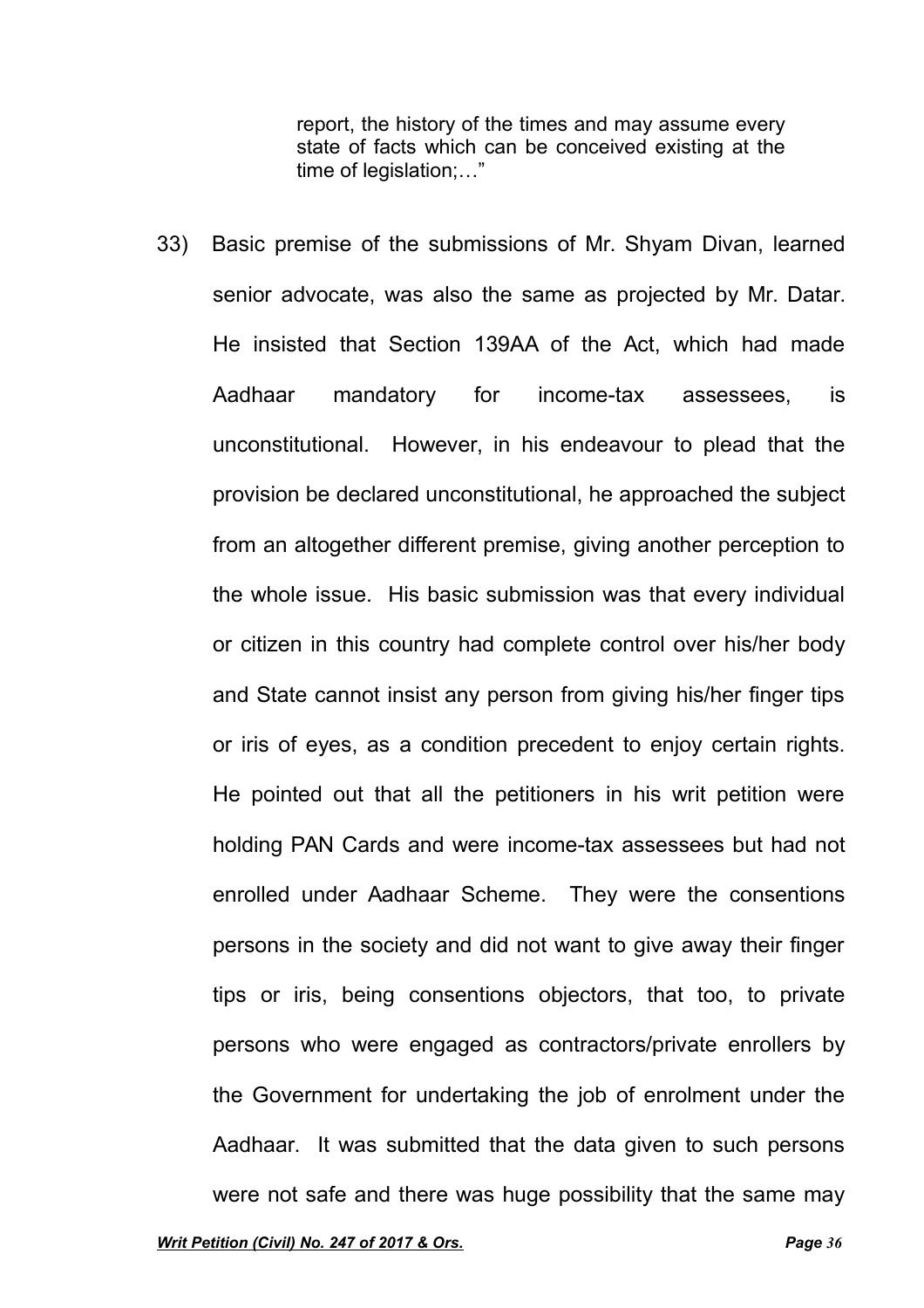> report, the history of the times and may assume every state of facts which can be conceived existing at the time of legislation;…"

33) Basic premise of the submissions of Mr. Shyam Divan, learned senior advocate, was also the same as projected by Mr. Datar. He insisted that Section 139AA of the Act, which had made Aadhaar mandatory for income-tax assessees, is unconstitutional. However, in his endeavour to plead that the provision be declared unconstitutional, he approached the subject from an altogether different premise, giving another perception to the whole issue. His basic submission was that every individual or citizen in this country had complete control over his/her body and State cannot insist any person from giving his/her finger tips or iris of eyes, as a condition precedent to enjoy certain rights. He pointed out that all the petitioners in his writ petition were holding PAN Cards and were income-tax assessees but had not enrolled under Aadhaar Scheme. They were the consentions persons in the society and did not want to give away their finger tips or iris, being consentions objectors, that too, to private persons who were engaged as contractors/private enrollers by the Government for undertaking the job of enrolment under the Aadhaar. It was submitted that the data given to such persons were not safe and there was huge possibility that the same may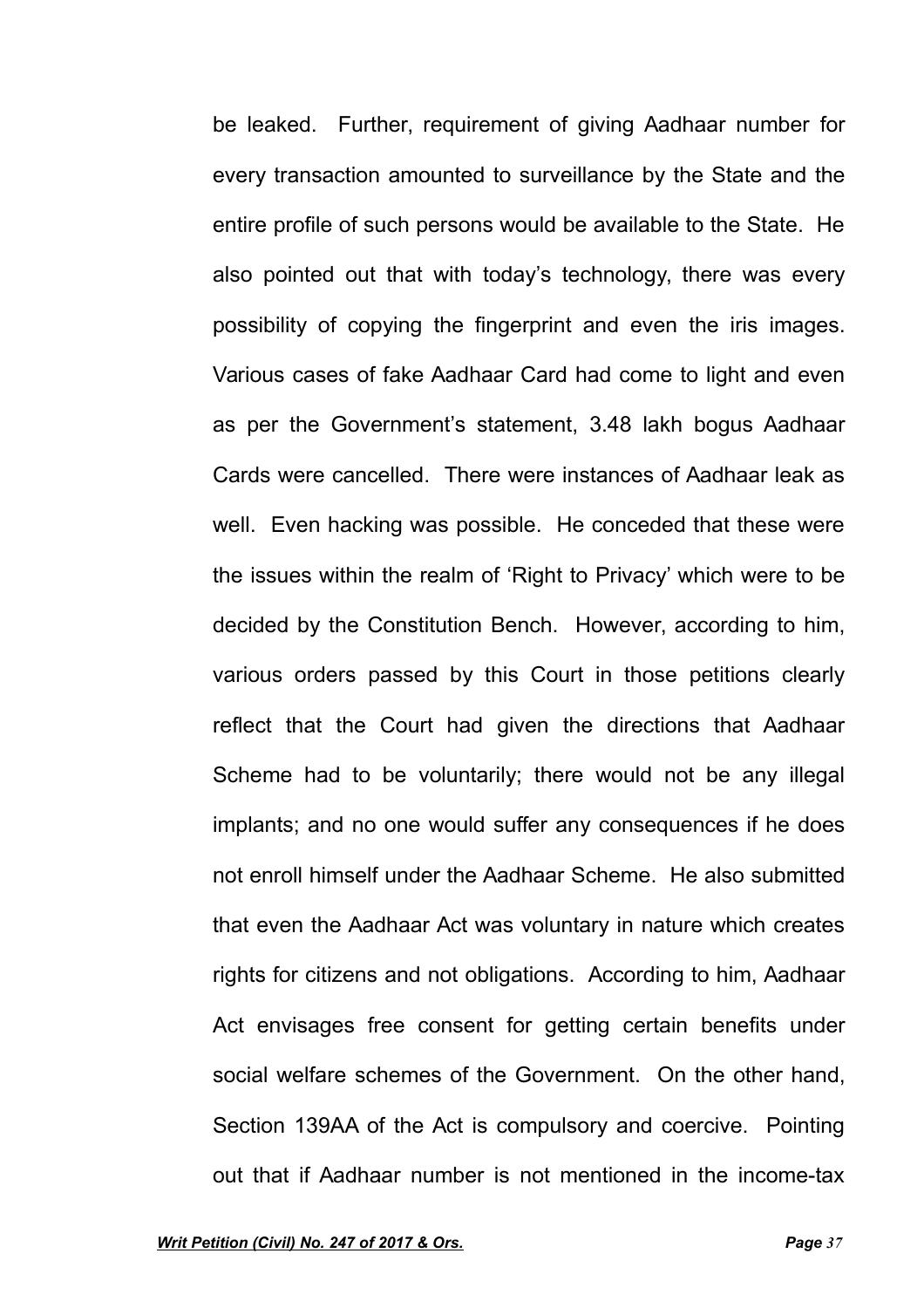be leaked. Further, requirement of giving Aadhaar number for every transaction amounted to surveillance by the State and the entire profile of such persons would be available to the State. He also pointed out that with today's technology, there was every possibility of copying the fingerprint and even the iris images. Various cases of fake Aadhaar Card had come to light and even as per the Government's statement, 3.48 lakh bogus Aadhaar Cards were cancelled. There were instances of Aadhaar leak as well. Even hacking was possible. He conceded that these were the issues within the realm of 'Right to Privacy' which were to be decided by the Constitution Bench. However, according to him, various orders passed by this Court in those petitions clearly reflect that the Court had given the directions that Aadhaar Scheme had to be voluntarily; there would not be any illegal implants; and no one would suffer any consequences if he does not enroll himself under the Aadhaar Scheme. He also submitted that even the Aadhaar Act was voluntary in nature which creates rights for citizens and not obligations. According to him, Aadhaar Act envisages free consent for getting certain benefits under social welfare schemes of the Government. On the other hand, Section 139AA of the Act is compulsory and coercive. Pointing out that if Aadhaar number is not mentioned in the income-tax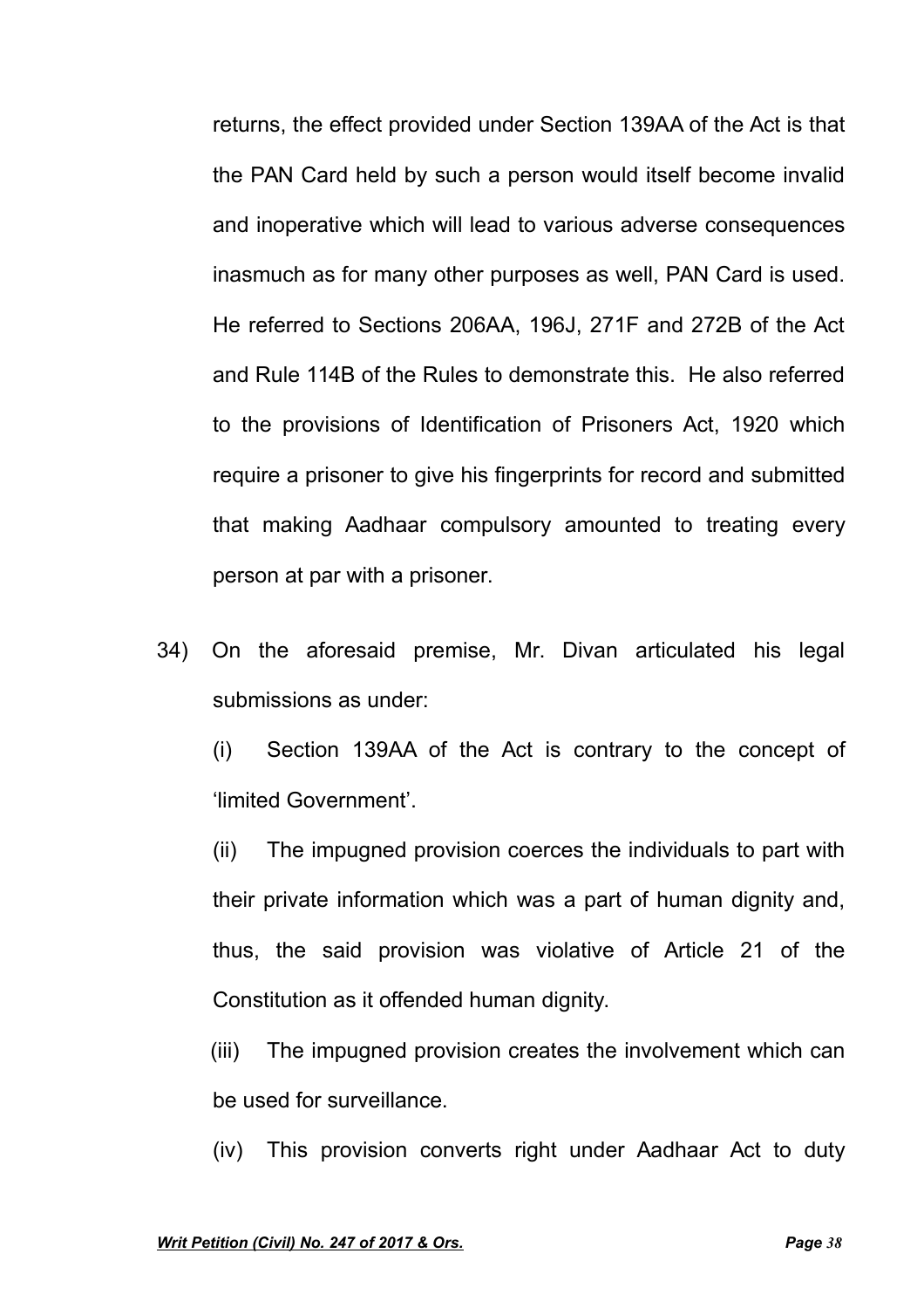returns, the effect provided under Section 139AA of the Act is that the PAN Card held by such a person would itself become invalid and inoperative which will lead to various adverse consequences inasmuch as for many other purposes as well, PAN Card is used. He referred to Sections 206AA, 196J, 271F and 272B of the Act and Rule 114B of the Rules to demonstrate this. He also referred to the provisions of Identification of Prisoners Act, 1920 which require a prisoner to give his fingerprints for record and submitted that making Aadhaar compulsory amounted to treating every person at par with a prisoner.

34) On the aforesaid premise, Mr. Divan articulated his legal submissions as under:

(i) Section 139AA of the Act is contrary to the concept of 'limited Government'.

(ii) The impugned provision coerces the individuals to part with their private information which was a part of human dignity and, thus, the said provision was violative of Article 21 of the Constitution as it offended human dignity.

(iii) The impugned provision creates the involvement which can be used for surveillance.

(iv) This provision converts right under Aadhaar Act to duty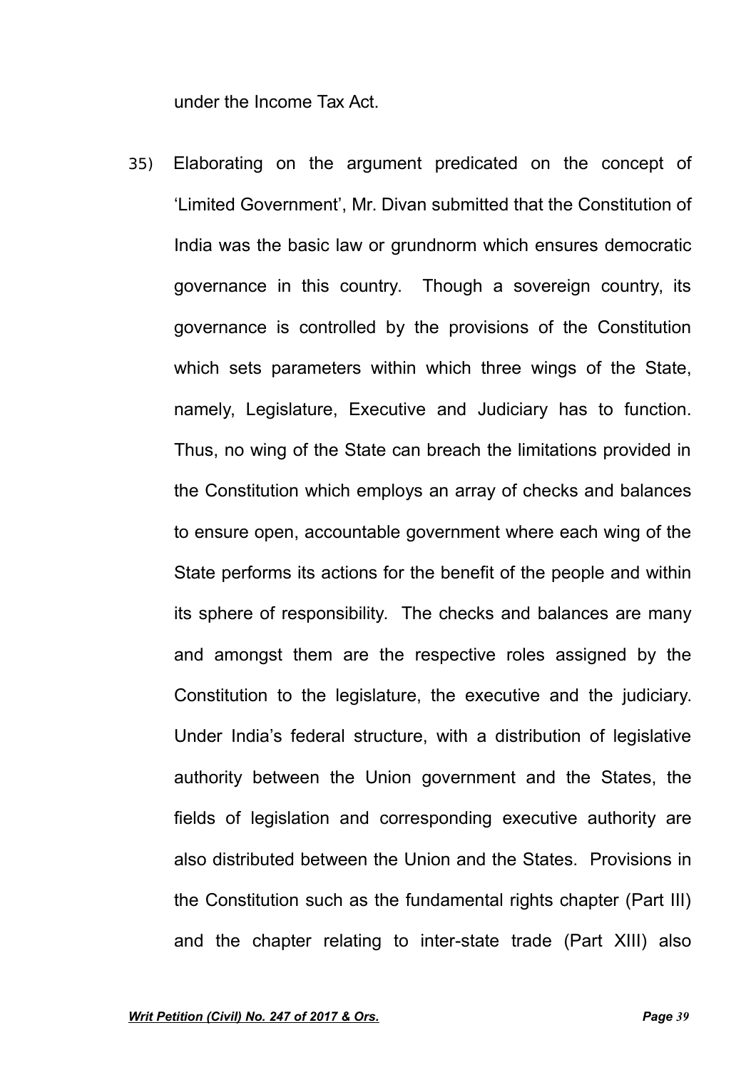under the Income Tax Act.

35) Elaborating on the argument predicated on the concept of 'Limited Government', Mr. Divan submitted that the Constitution of India was the basic law or grundnorm which ensures democratic governance in this country. Though a sovereign country, its governance is controlled by the provisions of the Constitution which sets parameters within which three wings of the State, namely, Legislature, Executive and Judiciary has to function. Thus, no wing of the State can breach the limitations provided in the Constitution which employs an array of checks and balances to ensure open, accountable government where each wing of the State performs its actions for the benefit of the people and within its sphere of responsibility. The checks and balances are many and amongst them are the respective roles assigned by the Constitution to the legislature, the executive and the judiciary. Under India's federal structure, with a distribution of legislative authority between the Union government and the States, the fields of legislation and corresponding executive authority are also distributed between the Union and the States. Provisions in the Constitution such as the fundamental rights chapter (Part III) and the chapter relating to inter-state trade (Part XIII) also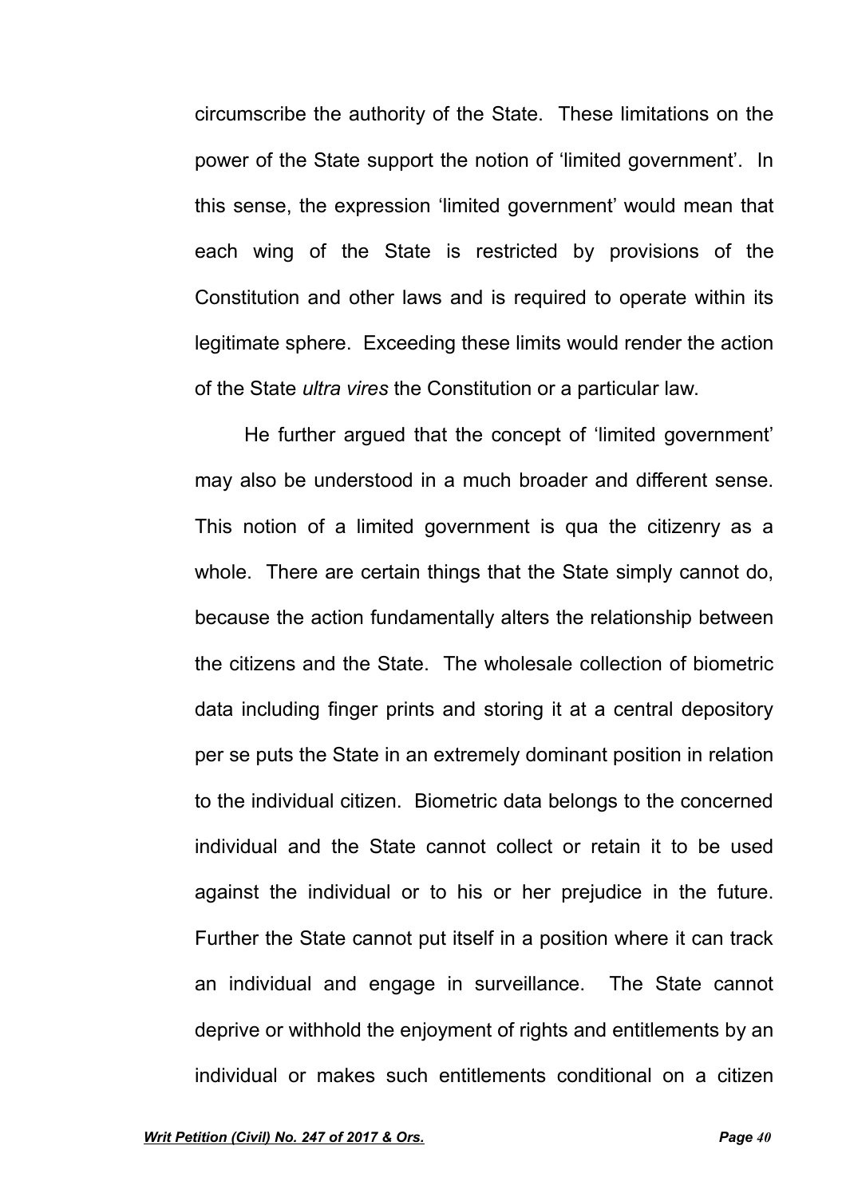circumscribe the authority of the State. These limitations on the power of the State support the notion of 'limited government'. In this sense, the expression 'limited government' would mean that each wing of the State is restricted by provisions of the Constitution and other laws and is required to operate within its legitimate sphere. Exceeding these limits would render the action of the State *ultra vires* the Constitution or a particular law.

He further argued that the concept of 'limited government' may also be understood in a much broader and different sense. This notion of a limited government is qua the citizenry as a whole. There are certain things that the State simply cannot do, because the action fundamentally alters the relationship between the citizens and the State. The wholesale collection of biometric data including finger prints and storing it at a central depository per se puts the State in an extremely dominant position in relation to the individual citizen. Biometric data belongs to the concerned individual and the State cannot collect or retain it to be used against the individual or to his or her prejudice in the future. Further the State cannot put itself in a position where it can track an individual and engage in surveillance. The State cannot deprive or withhold the enjoyment of rights and entitlements by an individual or makes such entitlements conditional on a citizen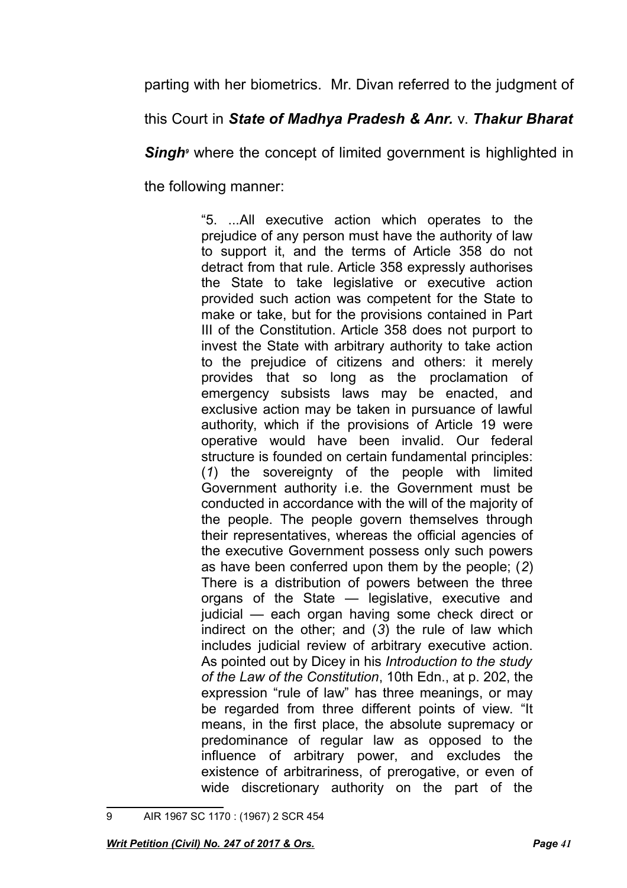parting with her biometrics. Mr. Divan referred to the judgment of this Court in ***State of Madhya Pradesh & Anr.*** v. ***Thakur Bharat Singh***[9] where the concept of limited government is highlighted in the following manner:

> "5. ...All executive action which operates to the prejudice of any person must have the authority of law to support it, and the terms of Article 358 do not detract from that rule. Article 358 expressly authorises the State to take legislative or executive action provided such action was competent for the State to make or take, but for the provisions contained in Part III of the Constitution. Article 358 does not purport to invest the State with arbitrary authority to take action to the prejudice of citizens and others: it merely provides that so long as the proclamation of emergency subsists laws may be enacted, and exclusive action may be taken in pursuance of lawful authority, which if the provisions of Article 19 were operative would have been invalid. Our federal structure is founded on certain fundamental principles: (*1*) the sovereignty of the people with limited Government authority i.e. the Government must be conducted in accordance with the will of the majority of the people. The people govern themselves through their representatives, whereas the official agencies of the executive Government possess only such powers as have been conferred upon them by the people; (*2*) There is a distribution of powers between the three organs of the State — legislative, executive and judicial — each organ having some check direct or indirect on the other; and (*3*) the rule of law which includes judicial review of arbitrary executive action. As pointed out by Dicey in his *Introduction to the study of the Law of the Constitution*, 10th Edn., at p. 202, the expression "rule of law" has three meanings, or may be regarded from three different points of view. "It means, in the first place, the absolute supremacy or predominance of regular law as opposed to the influence of arbitrary power, and excludes the existence of arbitrariness, of prerogative, or even of wide discretionary authority on the part of the

---

9 AIR 1967 SC 1170 : (1967) 2 SCR 454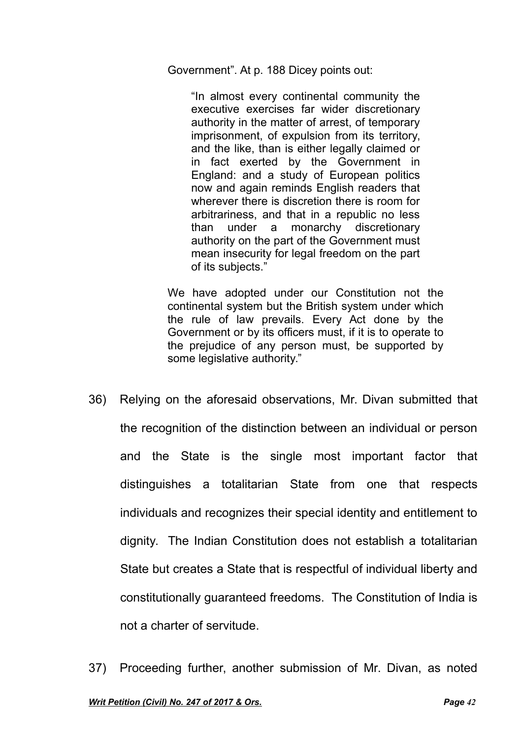Government". At p. 188 Dicey points out:

> "In almost every continental community the executive exercises far wider discretionary authority in the matter of arrest, of temporary imprisonment, of expulsion from its territory, and the like, than is either legally claimed or in fact exerted by the Government in England: and a study of European politics now and again reminds English readers that wherever there is discretion there is room for arbitrariness, and that in a republic no less than under a monarchy discretionary authority on the part of the Government must mean insecurity for legal freedom on the part of its subjects."

We have adopted under our Constitution not the continental system but the British system under which the rule of law prevails. Every Act done by the Government or by its officers must, if it is to operate to the prejudice of any person must, be supported by some legislative authority."

36) Relying on the aforesaid observations, Mr. Divan submitted that the recognition of the distinction between an individual or person and the State is the single most important factor that distinguishes a totalitarian State from one that respects individuals and recognizes their special identity and entitlement to dignity. The Indian Constitution does not establish a totalitarian State but creates a State that is respectful of individual liberty and constitutionally guaranteed freedoms. The Constitution of India is not a charter of servitude.

37) Proceeding further, another submission of Mr. Divan, as noted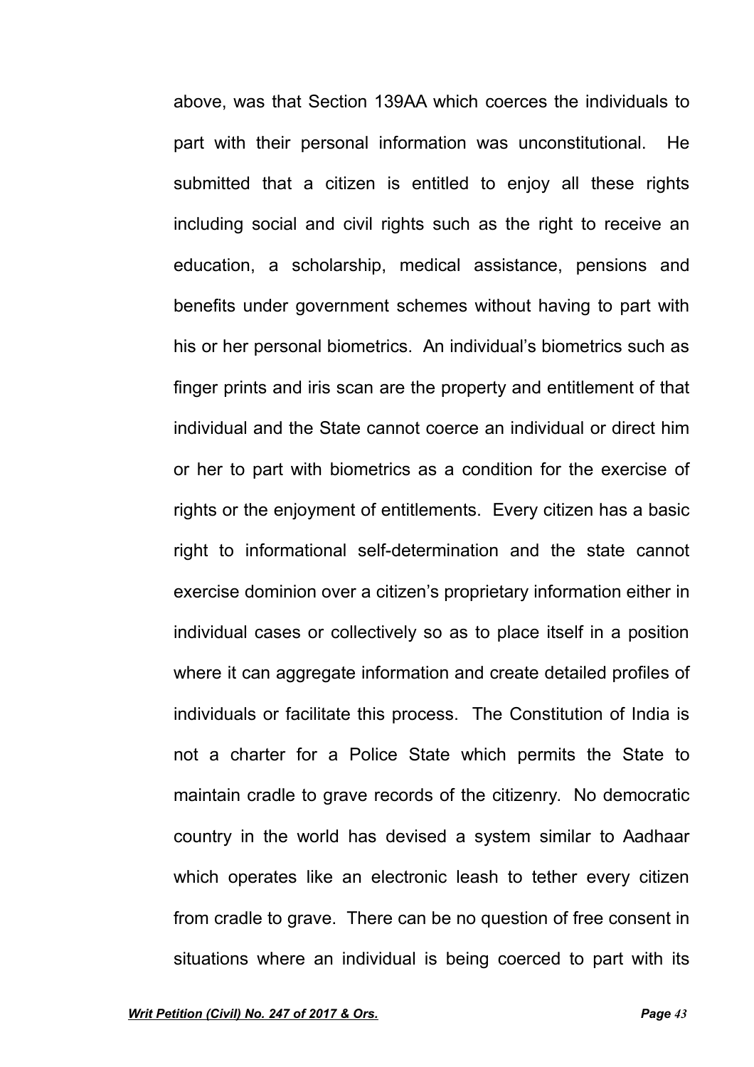above, was that Section 139AA which coerces the individuals to part with their personal information was unconstitutional. He submitted that a citizen is entitled to enjoy all these rights including social and civil rights such as the right to receive an education, a scholarship, medical assistance, pensions and benefits under government schemes without having to part with his or her personal biometrics. An individual's biometrics such as finger prints and iris scan are the property and entitlement of that individual and the State cannot coerce an individual or direct him or her to part with biometrics as a condition for the exercise of rights or the enjoyment of entitlements. Every citizen has a basic right to informational self-determination and the state cannot exercise dominion over a citizen's proprietary information either in individual cases or collectively so as to place itself in a position where it can aggregate information and create detailed profiles of individuals or facilitate this process. The Constitution of India is not a charter for a Police State which permits the State to maintain cradle to grave records of the citizenry. No democratic country in the world has devised a system similar to Aadhaar which operates like an electronic leash to tether every citizen from cradle to grave. There can be no question of free consent in situations where an individual is being coerced to part with its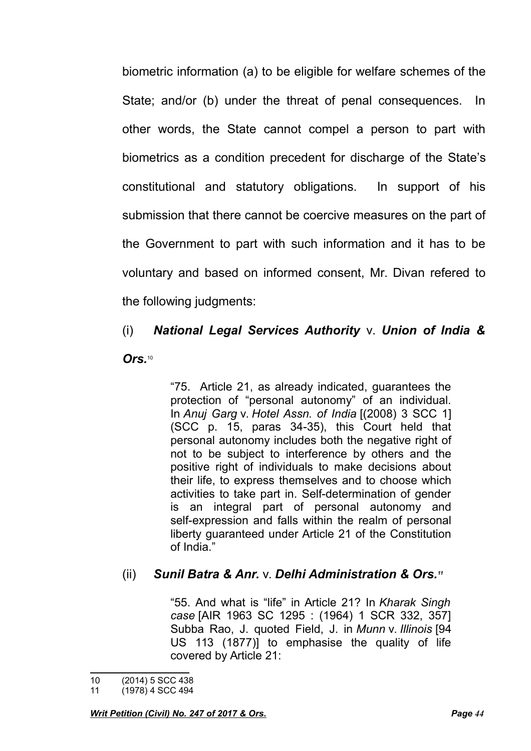biometric information (a) to be eligible for welfare schemes of the State; and/or (b) under the threat of penal consequences. In other words, the State cannot compel a person to part with biometrics as a condition precedent for discharge of the State's constitutional and statutory obligations. In support of his submission that there cannot be coercive measures on the part of the Government to part with such information and it has to be voluntary and based on informed consent, Mr. Divan refered to the following judgments:

(i) ***National Legal Services Authority*** v. ***Union of India & Ors.***[10]

> "75. Article 21, as already indicated, guarantees the protection of "personal autonomy" of an individual. In *Anuj Garg* v. *Hotel Assn. of India* [(2008) 3 SCC 1] (SCC p. 15, paras 34-35), this Court held that personal autonomy includes both the negative right of not to be subject to interference by others and the positive right of individuals to make decisions about their life, to express themselves and to choose which activities to take part in. Self-determination of gender is an integral part of personal autonomy and self-expression and falls within the realm of personal liberty guaranteed under Article 21 of the Constitution of India."

(ii) ***Sunil Batra & Anr.*** v. ***Delhi Administration & Ors.***[11]

> "55. And what is "life" in Article 21? In *Kharak Singh case* [AIR 1963 SC 1295 : (1964) 1 SCR 332, 357] Subba Rao, J. quoted Field, J. in *Munn* v. *Illinois* [94 US 113 (1877)] to emphasise the quality of life covered by Article 21:

---

10 (2014) 5 SCC 438

11 (1978) 4 SCC 494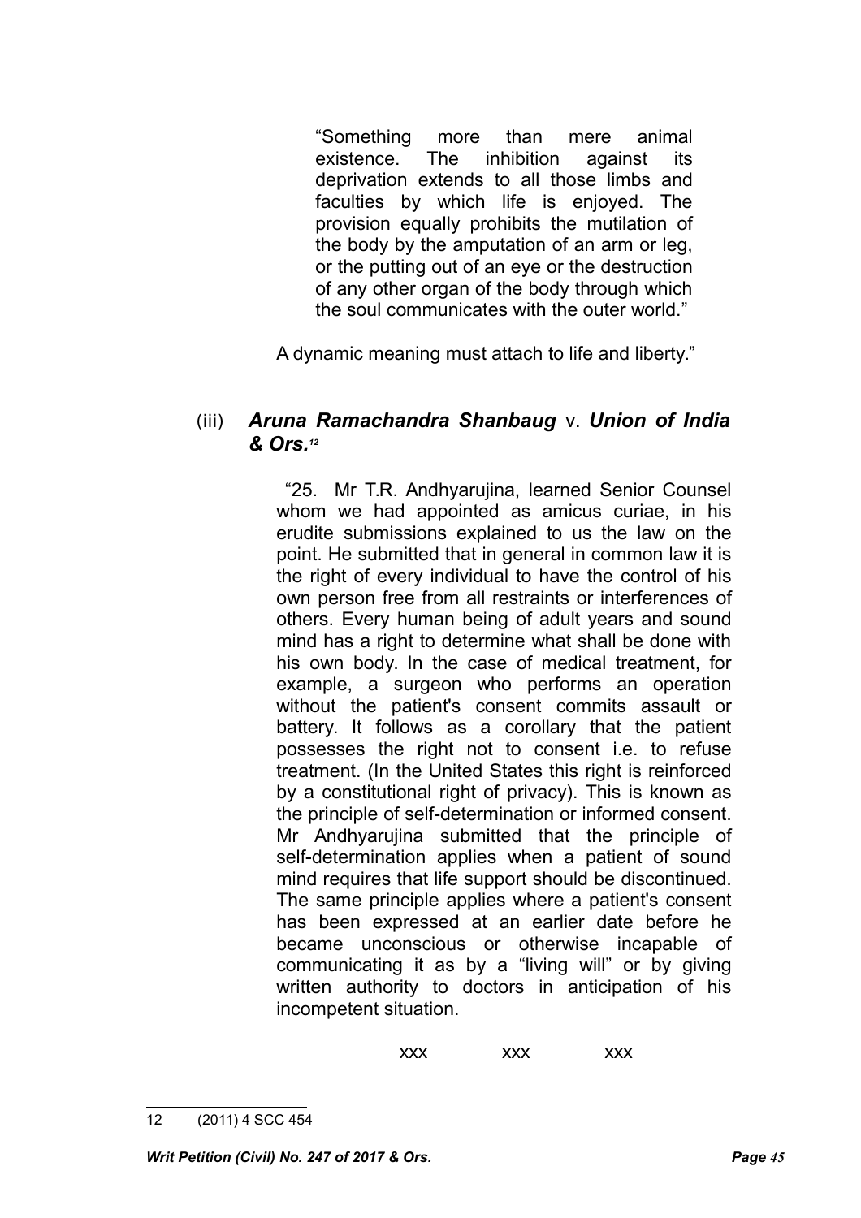> "Something more than mere animal existence. The inhibition against its deprivation extends to all those limbs and faculties by which life is enjoyed. The provision equally prohibits the mutilation of the body by the amputation of an arm or leg, or the putting out of an eye or the destruction of any other organ of the body through which the soul communicates with the outer world."
>
> A dynamic meaning must attach to life and liberty."

(iii) ***Aruna Ramachandra Shanbaug* v. *Union of India & Ors.***[12]

> "25. Mr T.R. Andhyarujina, learned Senior Counsel whom we had appointed as amicus curiae, in his erudite submissions explained to us the law on the point. He submitted that in general in common law it is the right of every individual to have the control of his own person free from all restraints or interferences of others. Every human being of adult years and sound mind has a right to determine what shall be done with his own body. In the case of medical treatment, for example, a surgeon who performs an operation without the patient's consent commits assault or battery. It follows as a corollary that the patient possesses the right not to consent i.e. to refuse treatment. (In the United States this right is reinforced by a constitutional right of privacy). This is known as the principle of self-determination or informed consent. Mr Andhyarujina submitted that the principle of self-determination applies when a patient of sound mind requires that life support should be discontinued. The same principle applies where a patient's consent has been expressed at an earlier date before he became unconscious or otherwise incapable of communicating it as by a "living will" or by giving written authority to doctors in anticipation of his incompetent situation.
>
> xxx xxx xxx

---

12 (2011) 4 SCC 454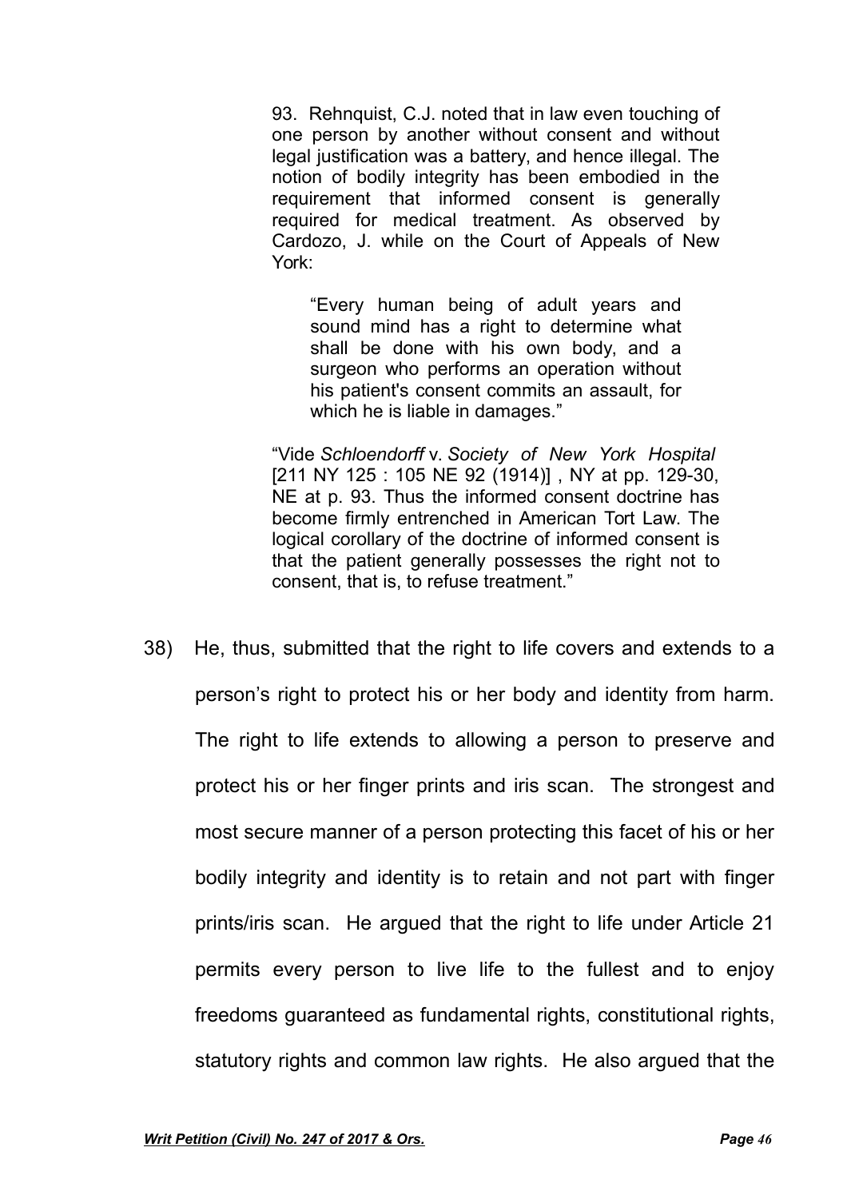> 93. Rehnquist, C.J. noted that in law even touching of one person by another without consent and without legal justification was a battery, and hence illegal. The notion of bodily integrity has been embodied in the requirement that informed consent is generally required for medical treatment. As observed by Cardozo, J. while on the Court of Appeals of New York:
>
> > "Every human being of adult years and sound mind has a right to determine what shall be done with his own body, and a surgeon who performs an operation without his patient's consent commits an assault, for which he is liable in damages."
>
> "Vide *Schloendorff* v. *Society of New York Hospital* [211 NY 125 : 105 NE 92 (1914)] , NY at pp. 129-30, NE at p. 93. Thus the informed consent doctrine has become firmly entrenched in American Tort Law. The logical corollary of the doctrine of informed consent is that the patient generally possesses the right not to consent, that is, to refuse treatment."

38) He, thus, submitted that the right to life covers and extends to a person's right to protect his or her body and identity from harm. The right to life extends to allowing a person to preserve and protect his or her finger prints and iris scan. The strongest and most secure manner of a person protecting this facet of his or her bodily integrity and identity is to retain and not part with finger prints/iris scan. He argued that the right to life under Article 21 permits every person to live life to the fullest and to enjoy freedoms guaranteed as fundamental rights, constitutional rights, statutory rights and common law rights. He also argued that the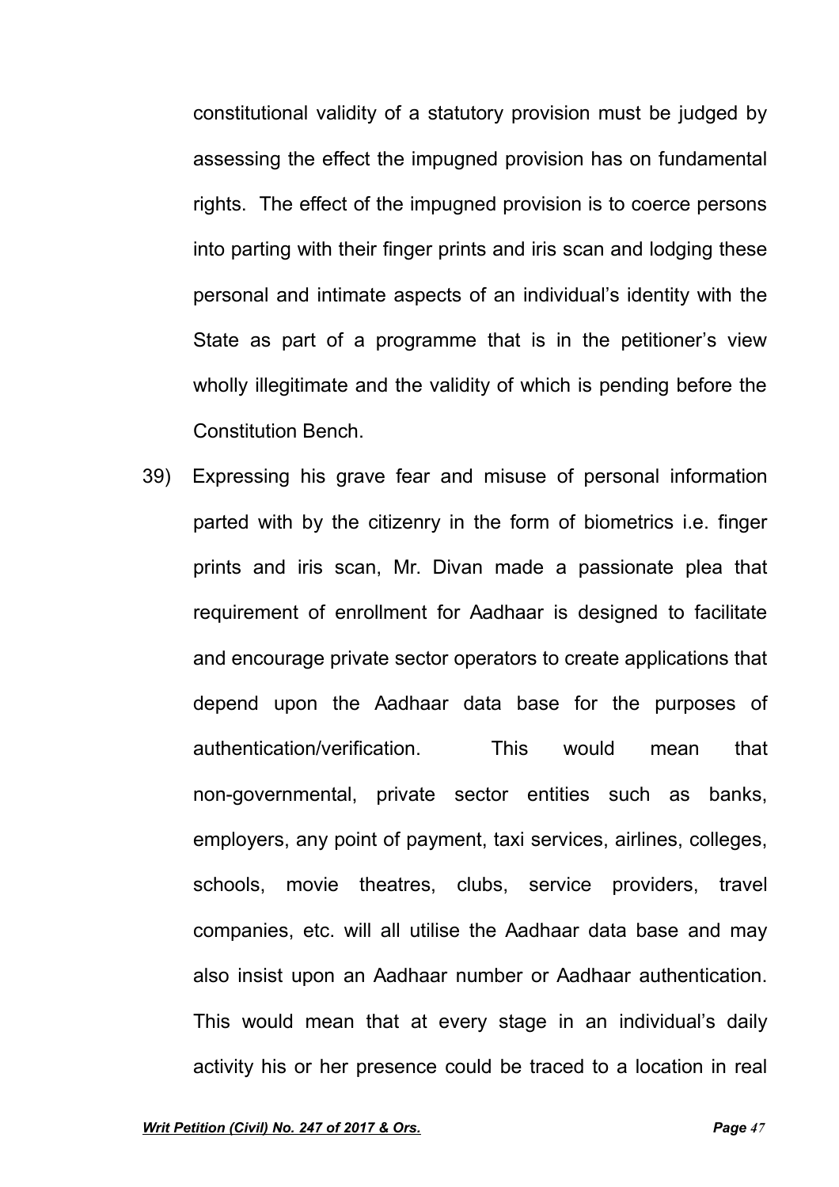constitutional validity of a statutory provision must be judged by assessing the effect the impugned provision has on fundamental rights. The effect of the impugned provision is to coerce persons into parting with their finger prints and iris scan and lodging these personal and intimate aspects of an individual's identity with the State as part of a programme that is in the petitioner's view wholly illegitimate and the validity of which is pending before the Constitution Bench.

39) Expressing his grave fear and misuse of personal information parted with by the citizenry in the form of biometrics i.e. finger prints and iris scan, Mr. Divan made a passionate plea that requirement of enrollment for Aadhaar is designed to facilitate and encourage private sector operators to create applications that depend upon the Aadhaar data base for the purposes of authentication/verification. This would mean that non-governmental, private sector entities such as banks, employers, any point of payment, taxi services, airlines, colleges, schools, movie theatres, clubs, service providers, travel companies, etc. will all utilise the Aadhaar data base and may also insist upon an Aadhaar number or Aadhaar authentication. This would mean that at every stage in an individual's daily activity his or her presence could be traced to a location in real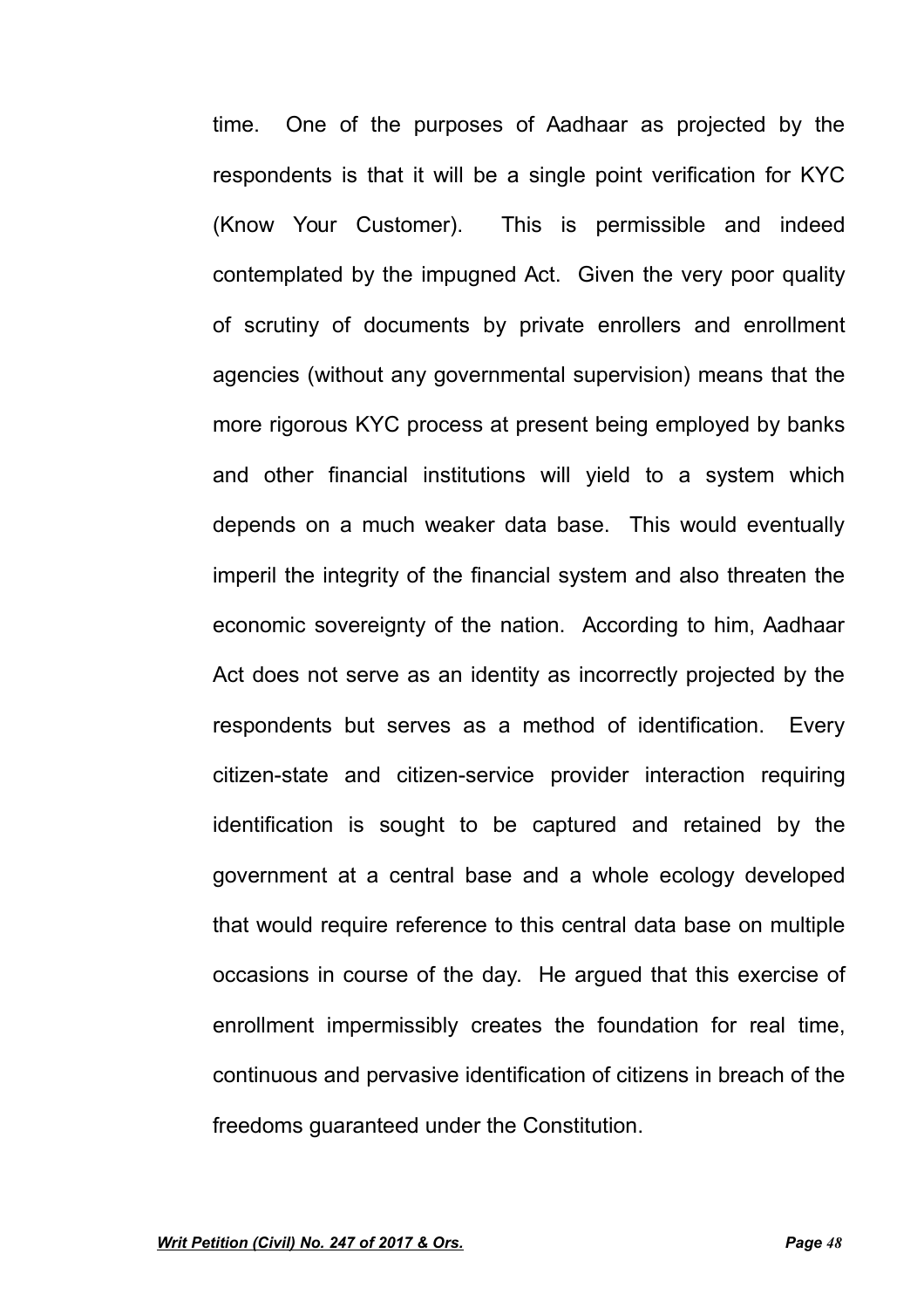time. One of the purposes of Aadhaar as projected by the respondents is that it will be a single point verification for KYC (Know Your Customer). This is permissible and indeed contemplated by the impugned Act. Given the very poor quality of scrutiny of documents by private enrollers and enrollment agencies (without any governmental supervision) means that the more rigorous KYC process at present being employed by banks and other financial institutions will yield to a system which depends on a much weaker data base. This would eventually imperil the integrity of the financial system and also threaten the economic sovereignty of the nation. According to him, Aadhaar Act does not serve as an identity as incorrectly projected by the respondents but serves as a method of identification. Every citizen-state and citizen-service provider interaction requiring identification is sought to be captured and retained by the government at a central base and a whole ecology developed that would require reference to this central data base on multiple occasions in course of the day. He argued that this exercise of enrollment impermissibly creates the foundation for real time, continuous and pervasive identification of citizens in breach of the freedoms guaranteed under the Constitution.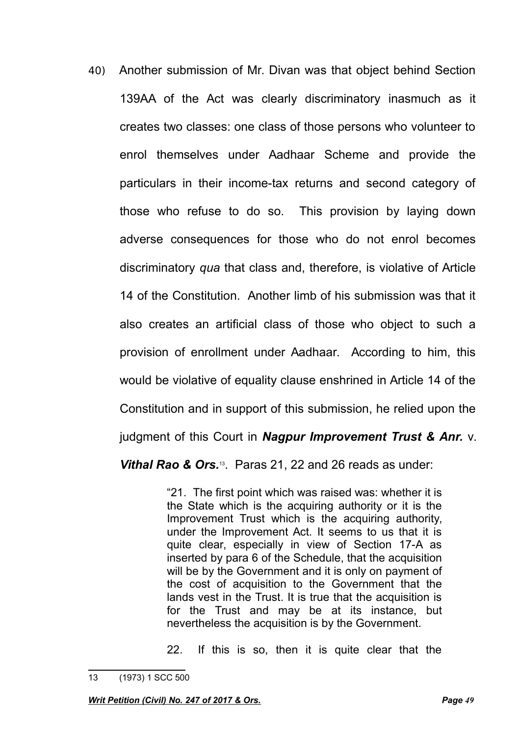40) Another submission of Mr. Divan was that object behind Section 139AA of the Act was clearly discriminatory inasmuch as it creates two classes: one class of those persons who volunteer to enrol themselves under Aadhaar Scheme and provide the particulars in their income-tax returns and second category of those who refuse to do so. This provision by laying down adverse consequences for those who do not enrol becomes discriminatory *qua* that class and, therefore, is violative of Article 14 of the Constitution. Another limb of his submission was that it also creates an artificial class of those who object to such a provision of enrollment under Aadhaar. According to him, this would be violative of equality clause enshrined in Article 14 of the Constitution and in support of this submission, he relied upon the judgment of this Court in ***Nagpur Improvement Trust & Anr.*** v. ***Vithal Rao & Ors.***[13]. Paras 21, 22 and 26 reads as under:

> "21. The first point which was raised was: whether it is the State which is the acquiring authority or it is the Improvement Trust which is the acquiring authority, under the Improvement Act. It seems to us that it is quite clear, especially in view of Section 17-A as inserted by para 6 of the Schedule, that the acquisition will be by the Government and it is only on payment of the cost of acquisition to the Government that the lands vest in the Trust. It is true that the acquisition is for the Trust and may be at its instance, but nevertheless the acquisition is by the Government.
>
> 22. If this is so, then it is quite clear that the

13 (1973) 1 SCC 500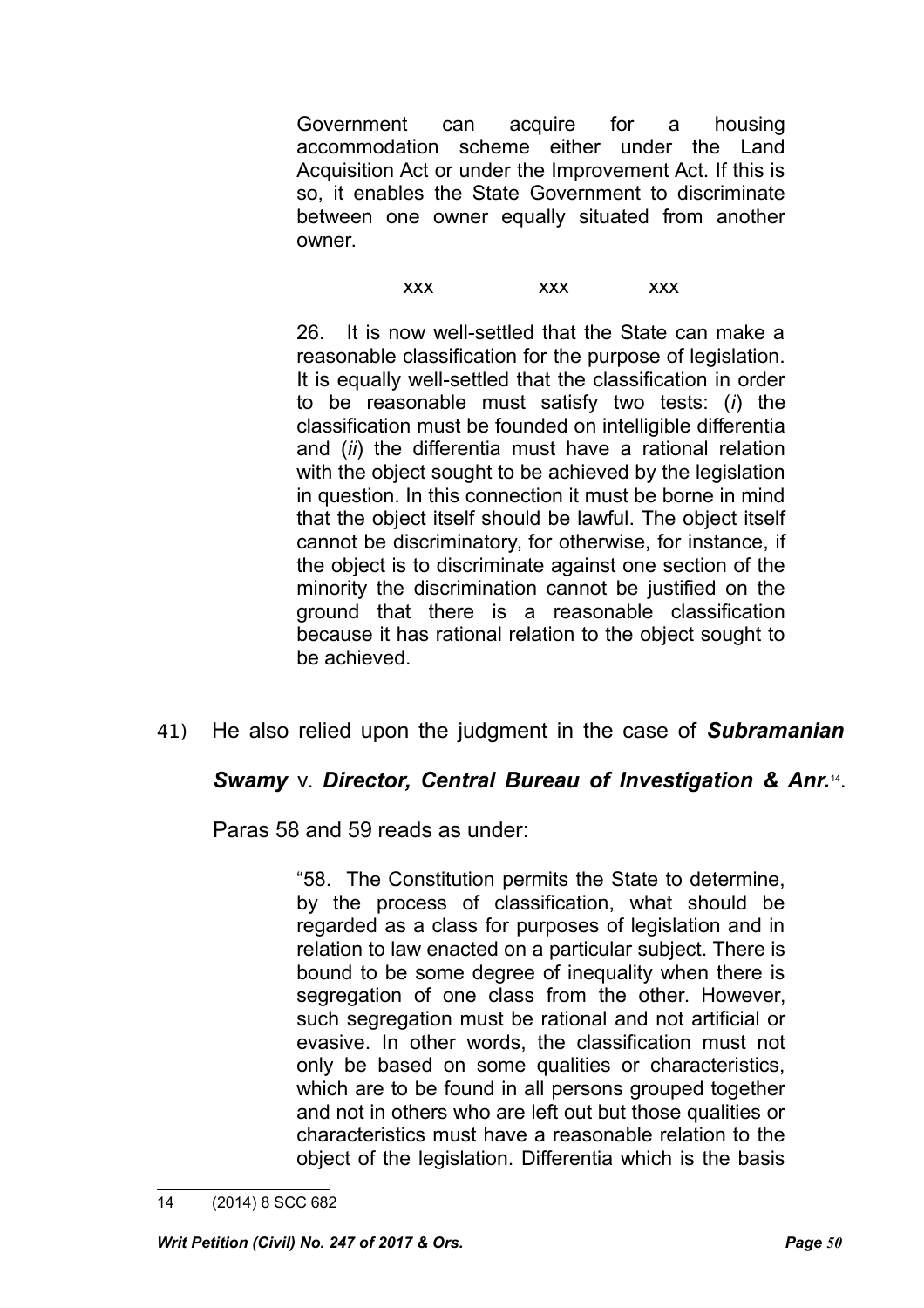> Government can acquire for a housing accommodation scheme either under the Land Acquisition Act or under the Improvement Act. If this is so, it enables the State Government to discriminate between one owner equally situated from another owner.
>
> xxx xxx xxx
>
> 26. It is now well-settled that the State can make a reasonable classification for the purpose of legislation. It is equally well-settled that the classification in order to be reasonable must satisfy two tests: (*i*) the classification must be founded on intelligible differentia and (*ii*) the differentia must have a rational relation with the object sought to be achieved by the legislation in question. In this connection it must be borne in mind that the object itself should be lawful. The object itself cannot be discriminatory, for otherwise, for instance, if the object is to discriminate against one section of the minority the discrimination cannot be justified on the ground that there is a reasonable classification because it has rational relation to the object sought to be achieved.

41) He also relied upon the judgment in the case of ***Subramanian Swamy*** v. ***Director, Central Bureau of Investigation & Anr.***[14]. Paras 58 and 59 reads as under:

> "58. The Constitution permits the State to determine, by the process of classification, what should be regarded as a class for purposes of legislation and in relation to law enacted on a particular subject. There is bound to be some degree of inequality when there is segregation of one class from the other. However, such segregation must be rational and not artificial or evasive. In other words, the classification must not only be based on some qualities or characteristics, which are to be found in all persons grouped together and not in others who are left out but those qualities or characteristics must have a reasonable relation to the object of the legislation. Differentia which is the basis

---

14 (2014) 8 SCC 682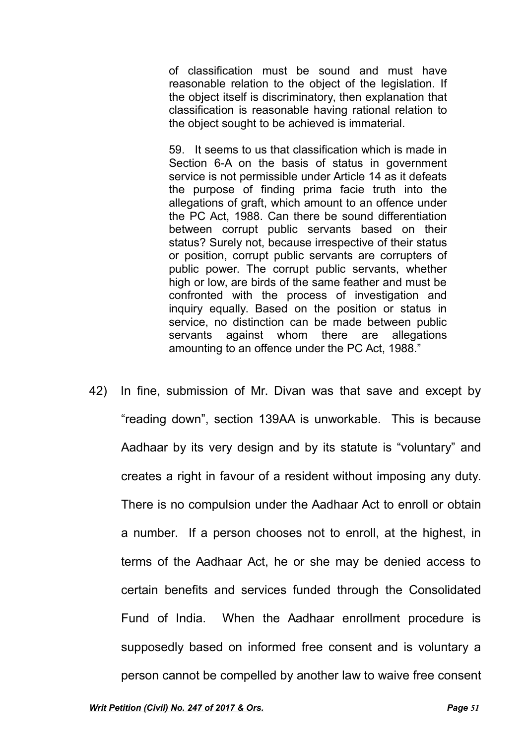> of classification must be sound and must have reasonable relation to the object of the legislation. If the object itself is discriminatory, then explanation that classification is reasonable having rational relation to the object sought to be achieved is immaterial.
>
> 59. It seems to us that classification which is made in Section 6-A on the basis of status in government service is not permissible under Article 14 as it defeats the purpose of finding prima facie truth into the allegations of graft, which amount to an offence under the PC Act, 1988. Can there be sound differentiation between corrupt public servants based on their status? Surely not, because irrespective of their status or position, corrupt public servants are corrupters of public power. The corrupt public servants, whether high or low, are birds of the same feather and must be confronted with the process of investigation and inquiry equally. Based on the position or status in service, no distinction can be made between public servants against whom there are allegations amounting to an offence under the PC Act, 1988."

42) In fine, submission of Mr. Divan was that save and except by "reading down", section 139AA is unworkable. This is because Aadhaar by its very design and by its statute is "voluntary" and creates a right in favour of a resident without imposing any duty. There is no compulsion under the Aadhaar Act to enroll or obtain a number. If a person chooses not to enroll, at the highest, in terms of the Aadhaar Act, he or she may be denied access to certain benefits and services funded through the Consolidated Fund of India. When the Aadhaar enrollment procedure is supposedly based on informed free consent and is voluntary a person cannot be compelled by another law to waive free consent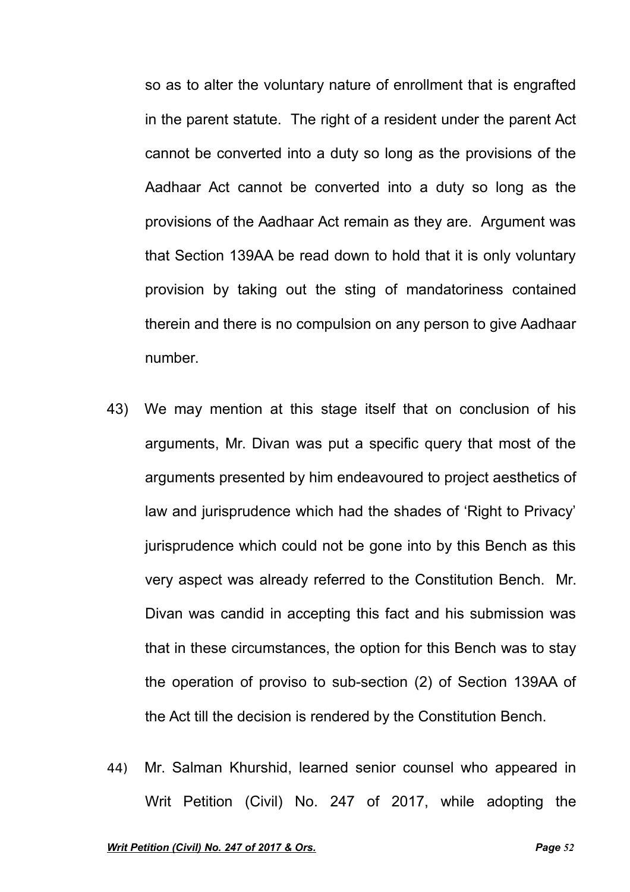so as to alter the voluntary nature of enrollment that is engrafted in the parent statute. The right of a resident under the parent Act cannot be converted into a duty so long as the provisions of the Aadhaar Act cannot be converted into a duty so long as the provisions of the Aadhaar Act remain as they are. Argument was that Section 139AA be read down to hold that it is only voluntary provision by taking out the sting of mandatoriness contained therein and there is no compulsion on any person to give Aadhaar number.

43) We may mention at this stage itself that on conclusion of his arguments, Mr. Divan was put a specific query that most of the arguments presented by him endeavoured to project aesthetics of law and jurisprudence which had the shades of 'Right to Privacy' jurisprudence which could not be gone into by this Bench as this very aspect was already referred to the Constitution Bench. Mr. Divan was candid in accepting this fact and his submission was that in these circumstances, the option for this Bench was to stay the operation of proviso to sub-section (2) of Section 139AA of the Act till the decision is rendered by the Constitution Bench.

44) Mr. Salman Khurshid, learned senior counsel who appeared in Writ Petition (Civil) No. 247 of 2017, while adopting the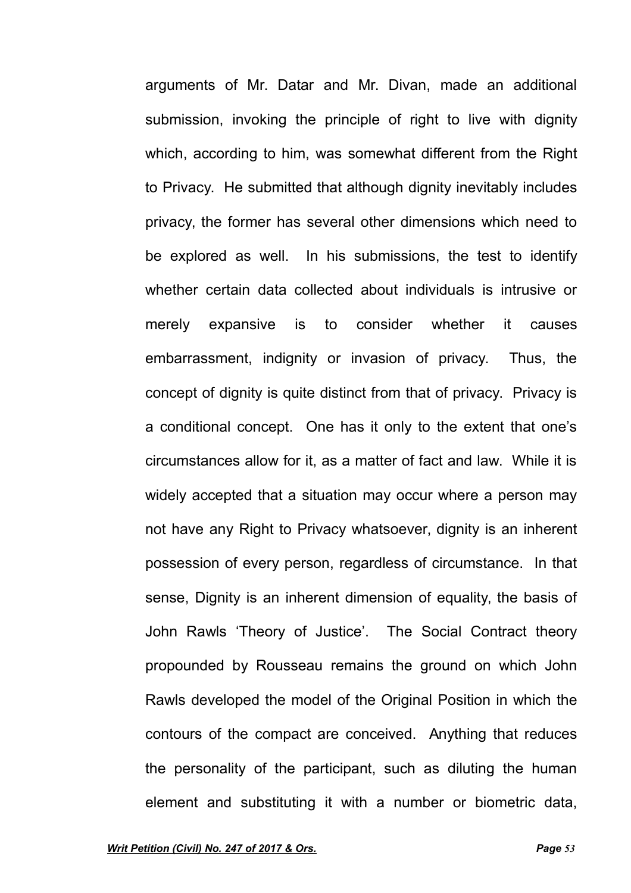arguments of Mr. Datar and Mr. Divan, made an additional submission, invoking the principle of right to live with dignity which, according to him, was somewhat different from the Right to Privacy. He submitted that although dignity inevitably includes privacy, the former has several other dimensions which need to be explored as well. In his submissions, the test to identify whether certain data collected about individuals is intrusive or merely expansive is to consider whether it causes embarrassment, indignity or invasion of privacy. Thus, the concept of dignity is quite distinct from that of privacy. Privacy is a conditional concept. One has it only to the extent that one's circumstances allow for it, as a matter of fact and law. While it is widely accepted that a situation may occur where a person may not have any Right to Privacy whatsoever, dignity is an inherent possession of every person, regardless of circumstance. In that sense, Dignity is an inherent dimension of equality, the basis of John Rawls 'Theory of Justice'. The Social Contract theory propounded by Rousseau remains the ground on which John Rawls developed the model of the Original Position in which the contours of the compact are conceived. Anything that reduces the personality of the participant, such as diluting the human element and substituting it with a number or biometric data,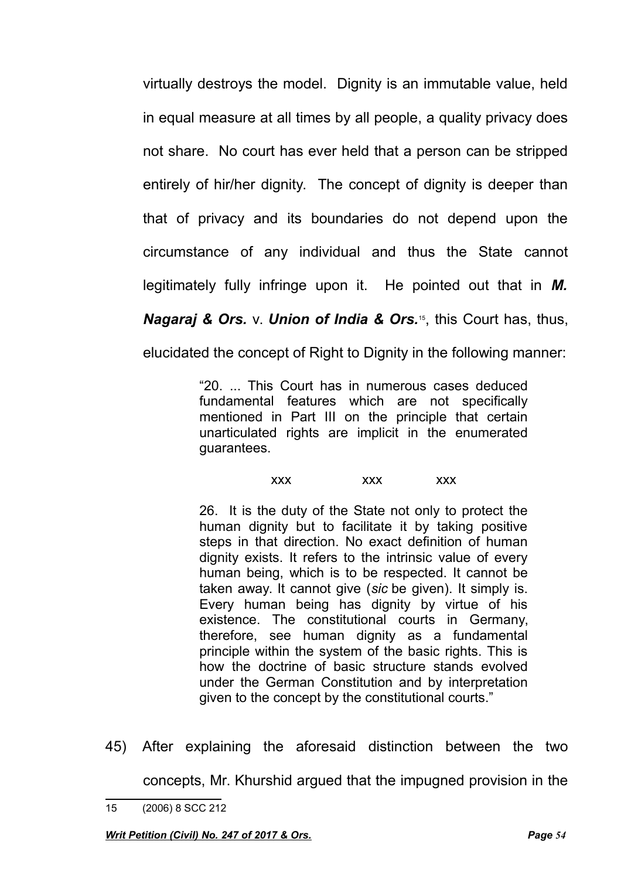virtually destroys the model. Dignity is an immutable value, held in equal measure at all times by all people, a quality privacy does not share. No court has ever held that a person can be stripped entirely of hir/her dignity. The concept of dignity is deeper than that of privacy and its boundaries do not depend upon the circumstance of any individual and thus the State cannot legitimately fully infringe upon it. He pointed out that in ***M. Nagaraj & Ors.*** v. ***Union of India & Ors.***[15], this Court has, thus, elucidated the concept of Right to Dignity in the following manner:

> "20. ... This Court has in numerous cases deduced fundamental features which are not specifically mentioned in Part III on the principle that certain unarticulated rights are implicit in the enumerated guarantees.
>
> xxx xxx xxx
>
> 26. It is the duty of the State not only to protect the human dignity but to facilitate it by taking positive steps in that direction. No exact definition of human dignity exists. It refers to the intrinsic value of every human being, which is to be respected. It cannot be taken away. It cannot give (*sic* be given). It simply is. Every human being has dignity by virtue of his existence. The constitutional courts in Germany, therefore, see human dignity as a fundamental principle within the system of the basic rights. This is how the doctrine of basic structure stands evolved under the German Constitution and by interpretation given to the concept by the constitutional courts."

45) After explaining the aforesaid distinction between the two concepts, Mr. Khurshid argued that the impugned provision in the

---

15 (2006) 8 SCC 212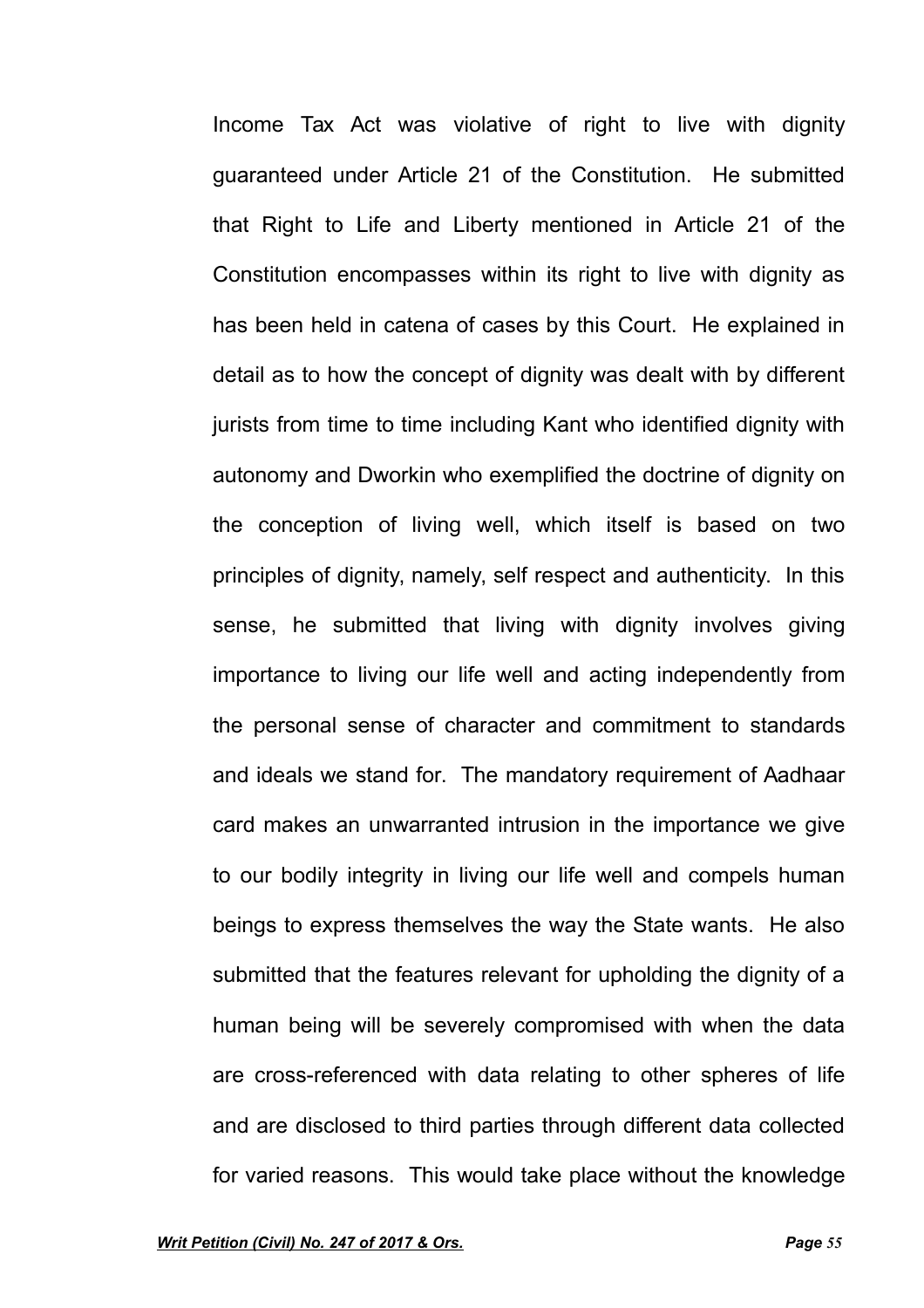Income Tax Act was violative of right to live with dignity guaranteed under Article 21 of the Constitution. He submitted that Right to Life and Liberty mentioned in Article 21 of the Constitution encompasses within its right to live with dignity as has been held in catena of cases by this Court. He explained in detail as to how the concept of dignity was dealt with by different jurists from time to time including Kant who identified dignity with autonomy and Dworkin who exemplified the doctrine of dignity on the conception of living well, which itself is based on two principles of dignity, namely, self respect and authenticity. In this sense, he submitted that living with dignity involves giving importance to living our life well and acting independently from the personal sense of character and commitment to standards and ideals we stand for. The mandatory requirement of Aadhaar card makes an unwarranted intrusion in the importance we give to our bodily integrity in living our life well and compels human beings to express themselves the way the State wants. He also submitted that the features relevant for upholding the dignity of a human being will be severely compromised with when the data are cross-referenced with data relating to other spheres of life and are disclosed to third parties through different data collected for varied reasons. This would take place without the knowledge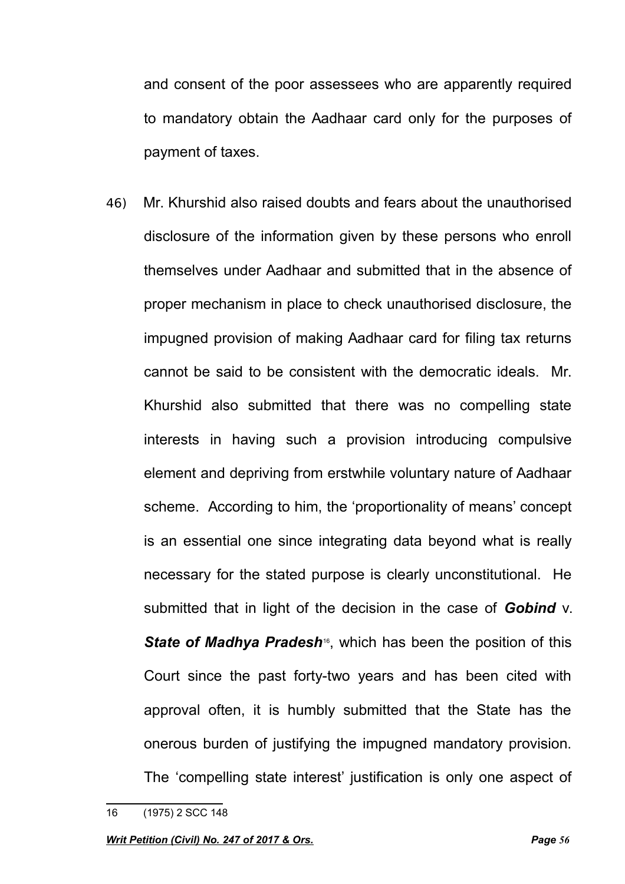and consent of the poor assessees who are apparently required to mandatory obtain the Aadhaar card only for the purposes of payment of taxes.

46) Mr. Khurshid also raised doubts and fears about the unauthorised disclosure of the information given by these persons who enroll themselves under Aadhaar and submitted that in the absence of proper mechanism in place to check unauthorised disclosure, the impugned provision of making Aadhaar card for filing tax returns cannot be said to be consistent with the democratic ideals. Mr. Khurshid also submitted that there was no compelling state interests in having such a provision introducing compulsive element and depriving from erstwhile voluntary nature of Aadhaar scheme. According to him, the 'proportionality of means' concept is an essential one since integrating data beyond what is really necessary for the stated purpose is clearly unconstitutional. He submitted that in light of the decision in the case of ***Gobind*** v. ***State of Madhya Pradesh***[16], which has been the position of this Court since the past forty-two years and has been cited with approval often, it is humbly submitted that the State has the onerous burden of justifying the impugned mandatory provision. The 'compelling state interest' justification is only one aspect of

---

16 (1975) 2 SCC 148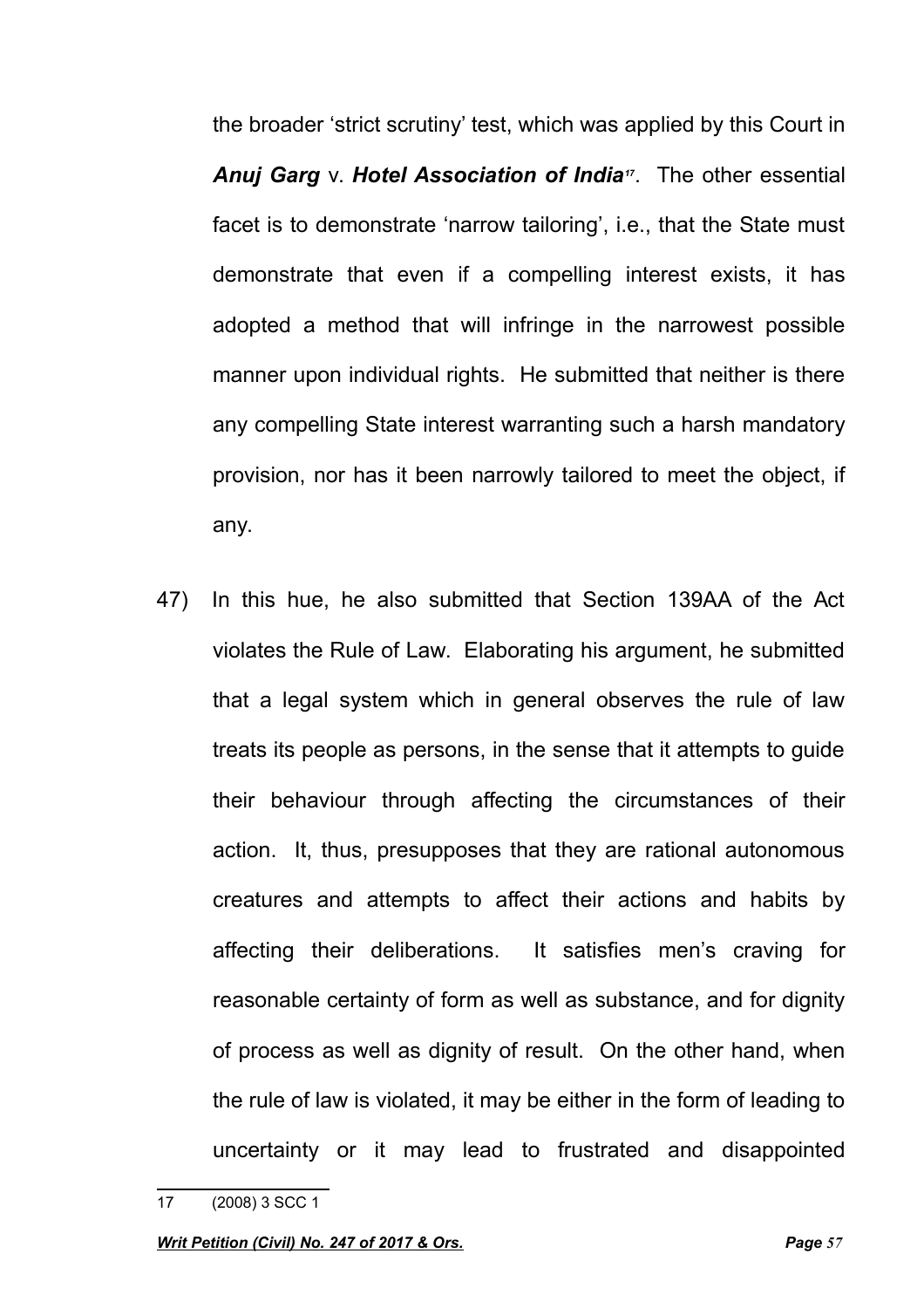the broader 'strict scrutiny' test, which was applied by this Court in ***Anuj Garg*** v. ***Hotel Association of India***[17]. The other essential facet is to demonstrate 'narrow tailoring', i.e., that the State must demonstrate that even if a compelling interest exists, it has adopted a method that will infringe in the narrowest possible manner upon individual rights. He submitted that neither is there any compelling State interest warranting such a harsh mandatory provision, nor has it been narrowly tailored to meet the object, if any.

47) In this hue, he also submitted that Section 139AA of the Act violates the Rule of Law. Elaborating his argument, he submitted that a legal system which in general observes the rule of law treats its people as persons, in the sense that it attempts to guide their behaviour through affecting the circumstances of their action. It, thus, presupposes that they are rational autonomous creatures and attempts to affect their actions and habits by affecting their deliberations. It satisfies men's craving for reasonable certainty of form as well as substance, and for dignity of process as well as dignity of result. On the other hand, when the rule of law is violated, it may be either in the form of leading to uncertainty or it may lead to frustrated and disappointed

---

17 (2008) 3 SCC 1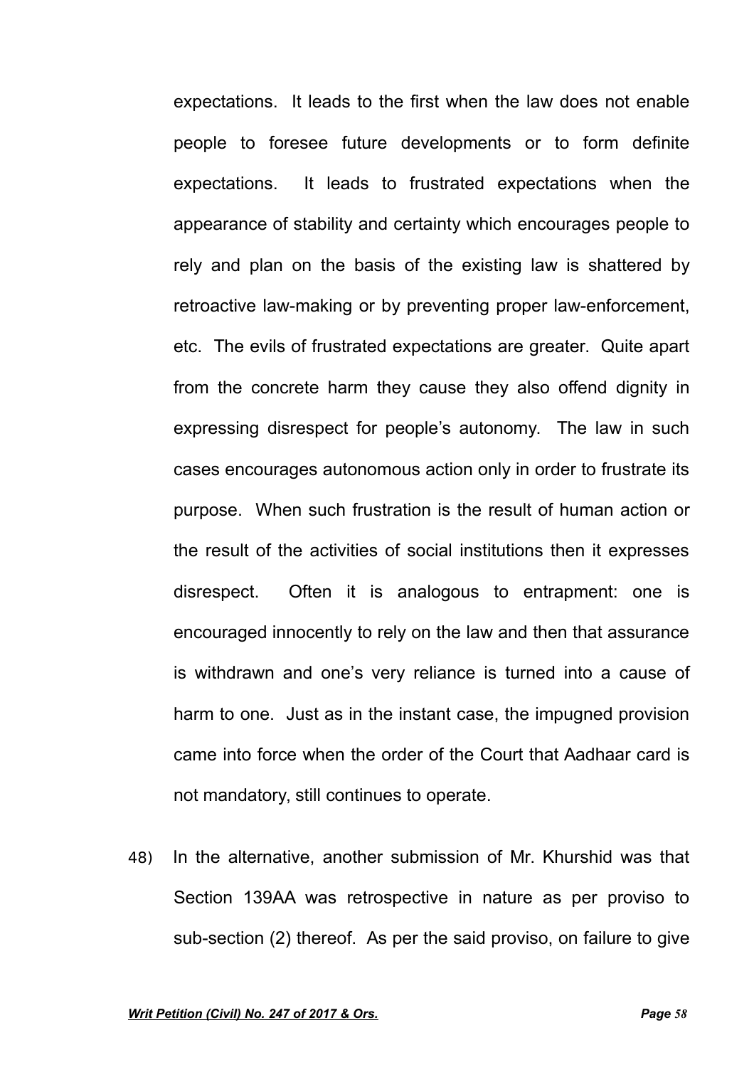expectations. It leads to the first when the law does not enable people to foresee future developments or to form definite expectations. It leads to frustrated expectations when the appearance of stability and certainty which encourages people to rely and plan on the basis of the existing law is shattered by retroactive law-making or by preventing proper law-enforcement, etc. The evils of frustrated expectations are greater. Quite apart from the concrete harm they cause they also offend dignity in expressing disrespect for people's autonomy. The law in such cases encourages autonomous action only in order to frustrate its purpose. When such frustration is the result of human action or the result of the activities of social institutions then it expresses disrespect. Often it is analogous to entrapment: one is encouraged innocently to rely on the law and then that assurance is withdrawn and one's very reliance is turned into a cause of harm to one. Just as in the instant case, the impugned provision came into force when the order of the Court that Aadhaar card is not mandatory, still continues to operate.

48) In the alternative, another submission of Mr. Khurshid was that Section 139AA was retrospective in nature as per proviso to sub-section (2) thereof. As per the said proviso, on failure to give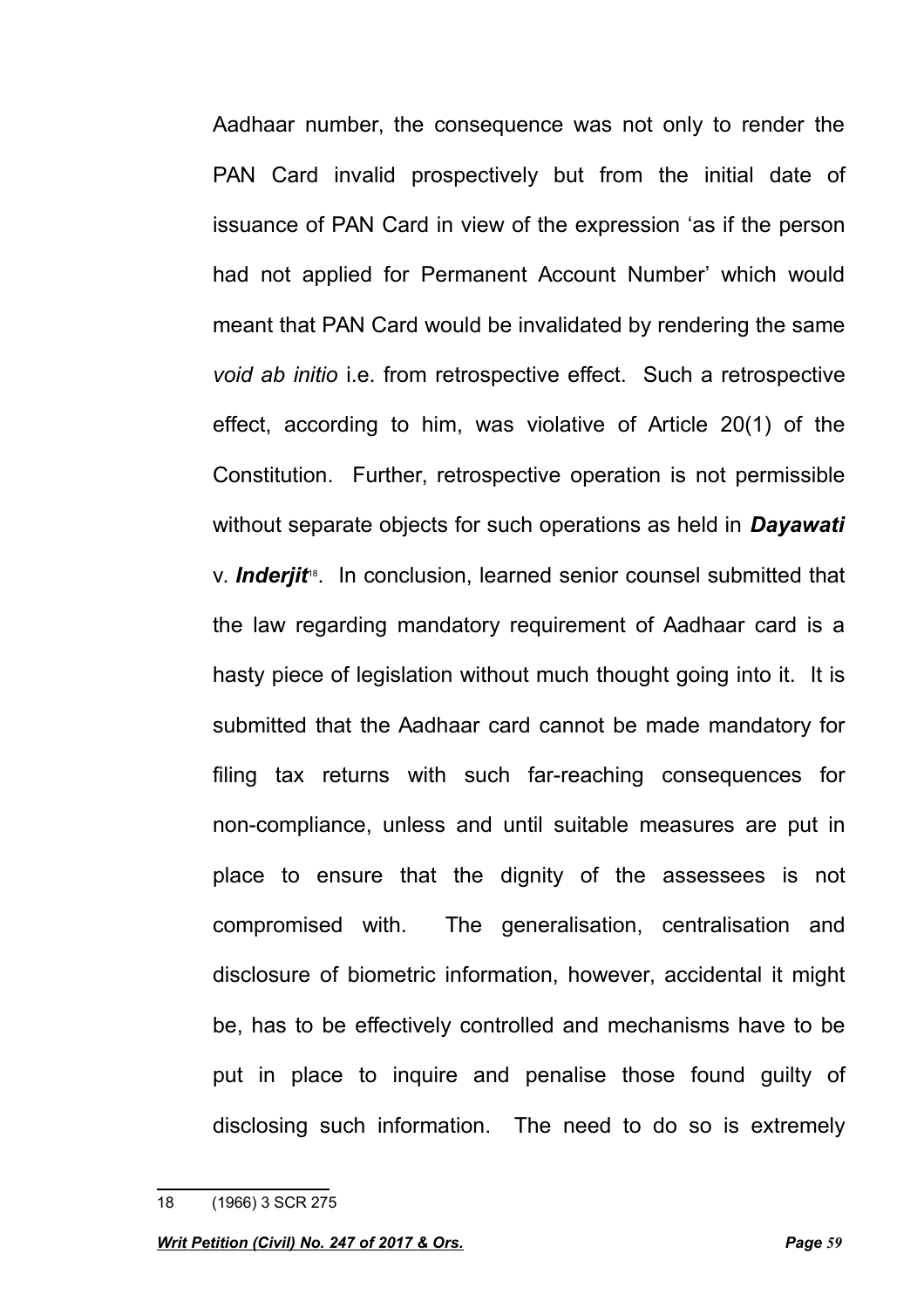Aadhaar number, the consequence was not only to render the PAN Card invalid prospectively but from the initial date of issuance of PAN Card in view of the expression 'as if the person had not applied for Permanent Account Number' which would meant that PAN Card would be invalidated by rendering the same *void ab initio* i.e. from retrospective effect. Such a retrospective effect, according to him, was violative of Article 20(1) of the Constitution. Further, retrospective operation is not permissible without separate objects for such operations as held in ***Dayawati*** v. ***Inderjit***[18]. In conclusion, learned senior counsel submitted that the law regarding mandatory requirement of Aadhaar card is a hasty piece of legislation without much thought going into it. It is submitted that the Aadhaar card cannot be made mandatory for filing tax returns with such far-reaching consequences for non-compliance, unless and until suitable measures are put in place to ensure that the dignity of the assessees is not compromised with. The generalisation, centralisation and disclosure of biometric information, however, accidental it might be, has to be effectively controlled and mechanisms have to be put in place to inquire and penalise those found guilty of disclosing such information. The need to do so is extremely

---

18 (1966) 3 SCR 275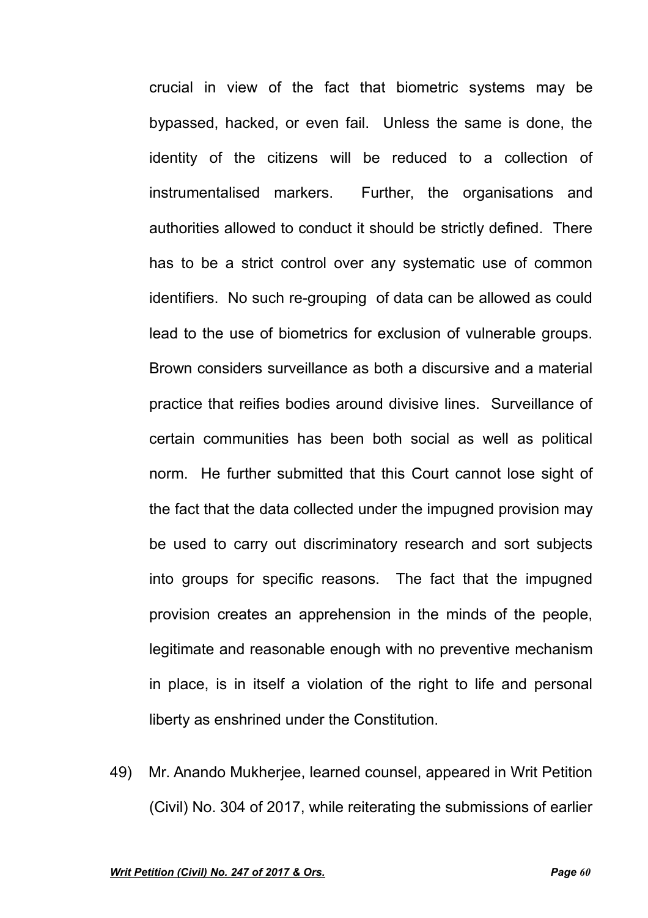crucial in view of the fact that biometric systems may be bypassed, hacked, or even fail. Unless the same is done, the identity of the citizens will be reduced to a collection of instrumentalised markers. Further, the organisations and authorities allowed to conduct it should be strictly defined. There has to be a strict control over any systematic use of common identifiers. No such re-grouping of data can be allowed as could lead to the use of biometrics for exclusion of vulnerable groups. Brown considers surveillance as both a discursive and a material practice that reifies bodies around divisive lines. Surveillance of certain communities has been both social as well as political norm. He further submitted that this Court cannot lose sight of the fact that the data collected under the impugned provision may be used to carry out discriminatory research and sort subjects into groups for specific reasons. The fact that the impugned provision creates an apprehension in the minds of the people, legitimate and reasonable enough with no preventive mechanism in place, is in itself a violation of the right to life and personal liberty as enshrined under the Constitution.

49) Mr. Anando Mukherjee, learned counsel, appeared in Writ Petition (Civil) No. 304 of 2017, while reiterating the submissions of earlier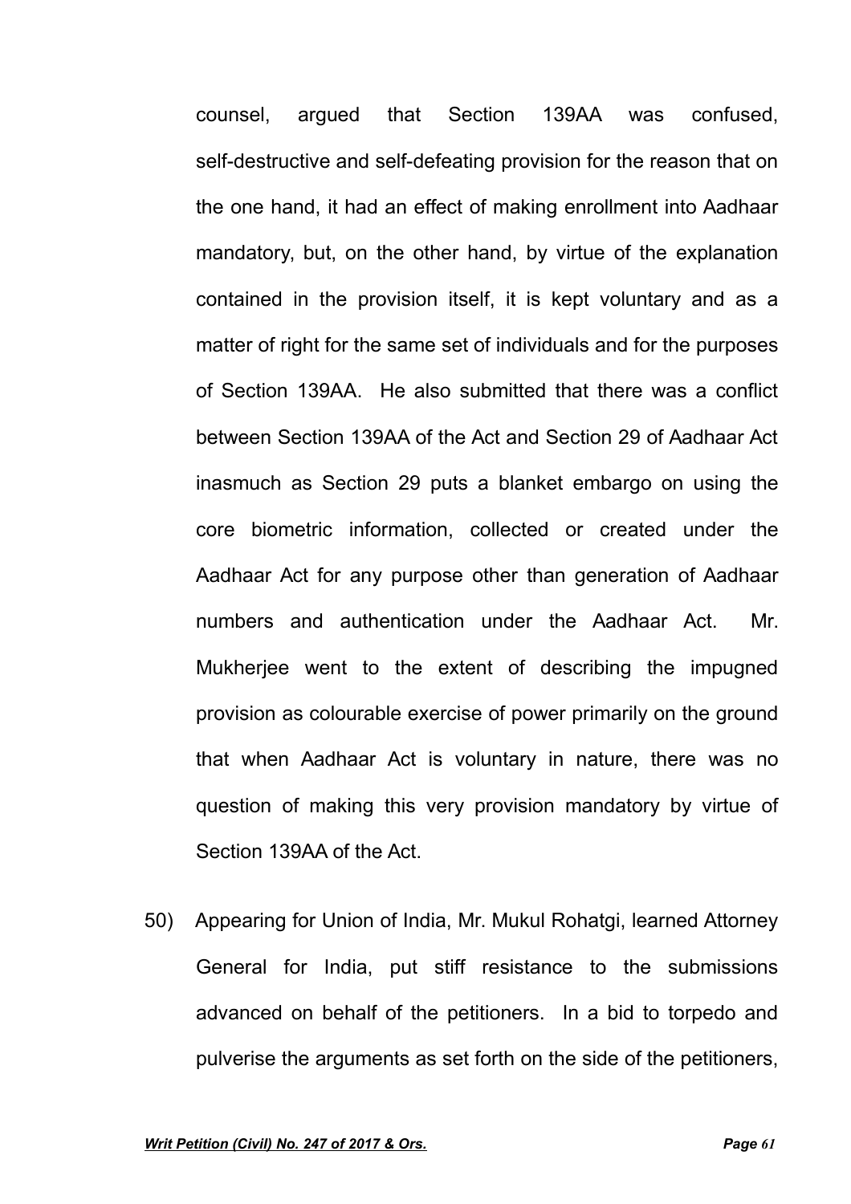counsel, argued that Section 139AA was confused, self-destructive and self-defeating provision for the reason that on the one hand, it had an effect of making enrollment into Aadhaar mandatory, but, on the other hand, by virtue of the explanation contained in the provision itself, it is kept voluntary and as a matter of right for the same set of individuals and for the purposes of Section 139AA. He also submitted that there was a conflict between Section 139AA of the Act and Section 29 of Aadhaar Act inasmuch as Section 29 puts a blanket embargo on using the core biometric information, collected or created under the Aadhaar Act for any purpose other than generation of Aadhaar numbers and authentication under the Aadhaar Act. Mr. Mukherjee went to the extent of describing the impugned provision as colourable exercise of power primarily on the ground that when Aadhaar Act is voluntary in nature, there was no question of making this very provision mandatory by virtue of Section 139AA of the Act.

50) Appearing for Union of India, Mr. Mukul Rohatgi, learned Attorney General for India, put stiff resistance to the submissions advanced on behalf of the petitioners. In a bid to torpedo and pulverise the arguments as set forth on the side of the petitioners,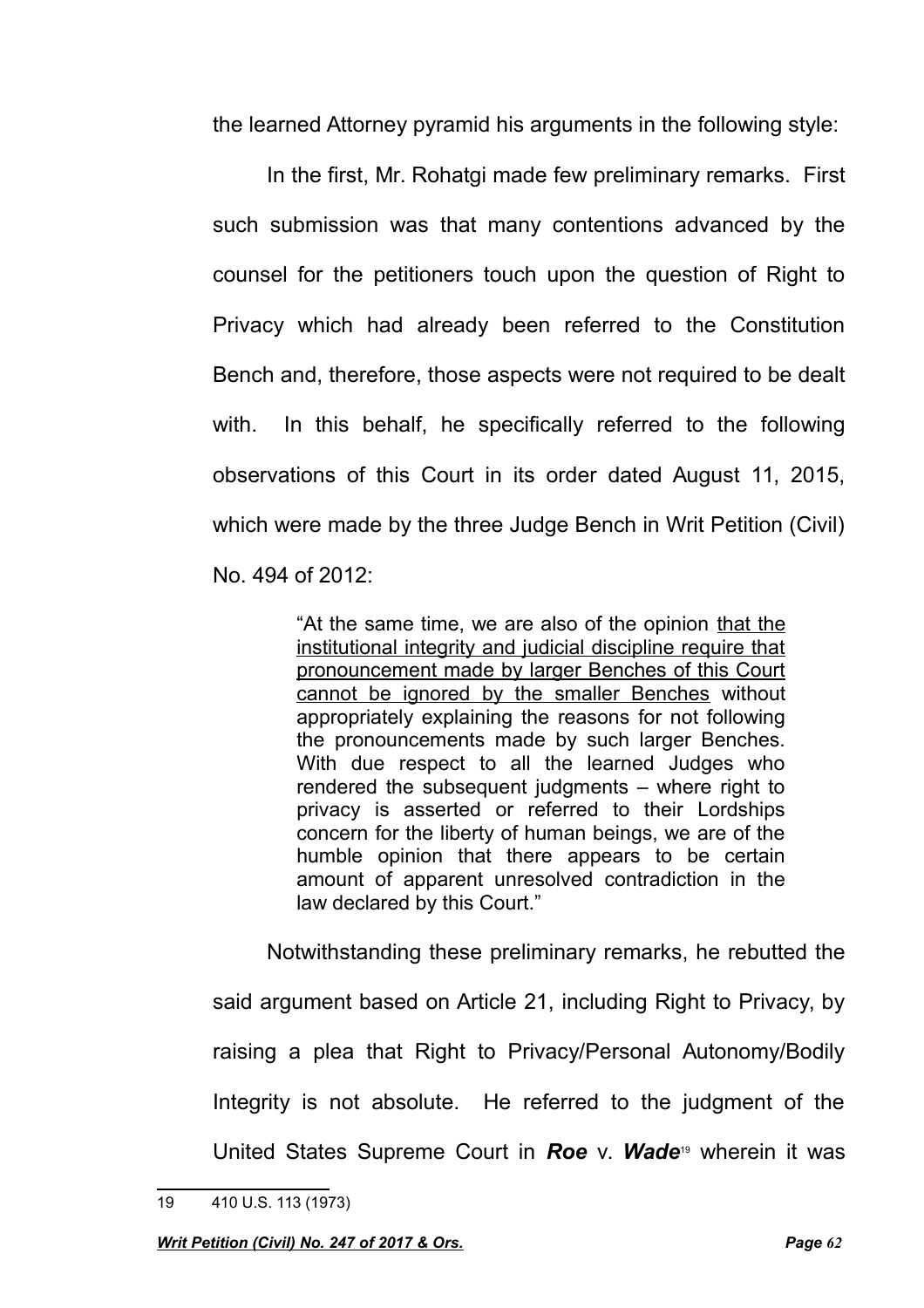the learned Attorney pyramid his arguments in the following style:

In the first, Mr. Rohatgi made few preliminary remarks. First such submission was that many contentions advanced by the counsel for the petitioners touch upon the question of Right to Privacy which had already been referred to the Constitution Bench and, therefore, those aspects were not required to be dealt with. In this behalf, he specifically referred to the following observations of this Court in its order dated August 11, 2015, which were made by the three Judge Bench in Writ Petition (Civil) No. 494 of 2012:

> "At the same time, we are also of the opinion <u>that the institutional integrity and judicial discipline require that pronouncement made by larger Benches of this Court cannot be ignored by the smaller Benches</u> without appropriately explaining the reasons for not following the pronouncements made by such larger Benches. With due respect to all the learned Judges who rendered the subsequent judgments – where right to privacy is asserted or referred to their Lordships concern for the liberty of human beings, we are of the humble opinion that there appears to be certain amount of apparent unresolved contradiction in the law declared by this Court."

Notwithstanding these preliminary remarks, he rebutted the said argument based on Article 21, including Right to Privacy, by raising a plea that Right to Privacy/Personal Autonomy/Bodily Integrity is not absolute. He referred to the judgment of the United States Supreme Court in ***Roe*** v. ***Wade***[19] wherein it was

---

19 410 U.S. 113 (1973)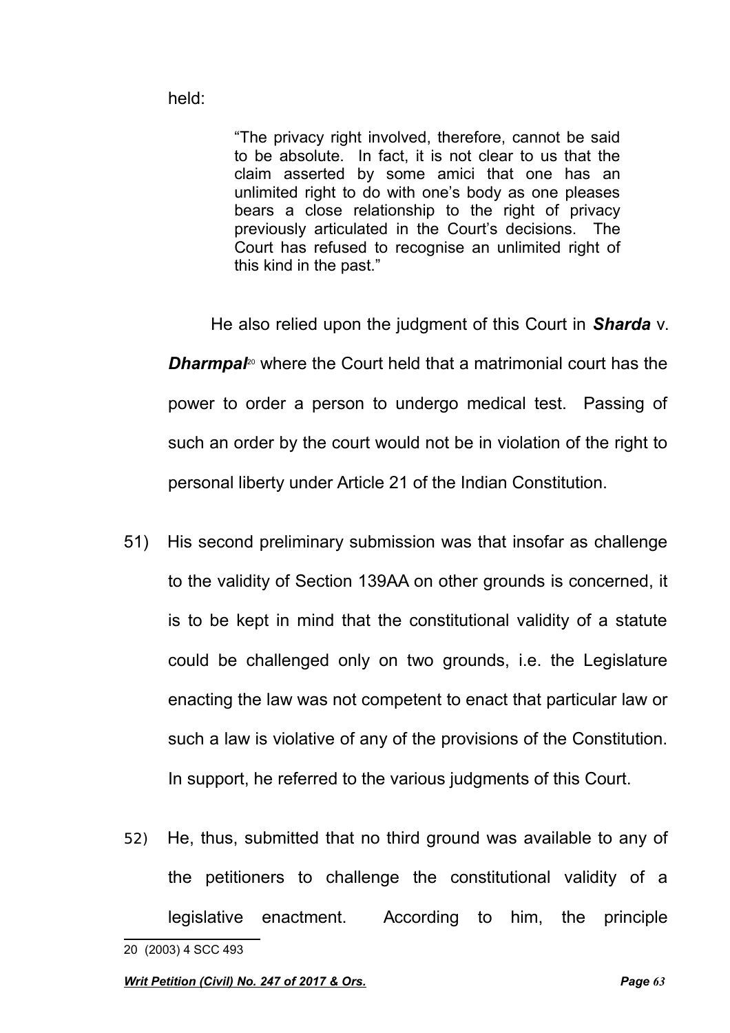held:

> "The privacy right involved, therefore, cannot be said to be absolute. In fact, it is not clear to us that the claim asserted by some amici that one has an unlimited right to do with one's body as one pleases bears a close relationship to the right of privacy previously articulated in the Court's decisions. The Court has refused to recognise an unlimited right of this kind in the past."

He also relied upon the judgment of this Court in ***Sharda*** v. ***Dharmpal***[20] where the Court held that a matrimonial court has the power to order a person to undergo medical test. Passing of such an order by the court would not be in violation of the right to personal liberty under Article 21 of the Indian Constitution.

51) His second preliminary submission was that insofar as challenge to the validity of Section 139AA on other grounds is concerned, it is to be kept in mind that the constitutional validity of a statute could be challenged only on two grounds, i.e. the Legislature enacting the law was not competent to enact that particular law or such a law is violative of any of the provisions of the Constitution. In support, he referred to the various judgments of this Court.

52) He, thus, submitted that no third ground was available to any of the petitioners to challenge the constitutional validity of a legislative enactment. According to him, the principle

---

20 (2003) 4 SCC 493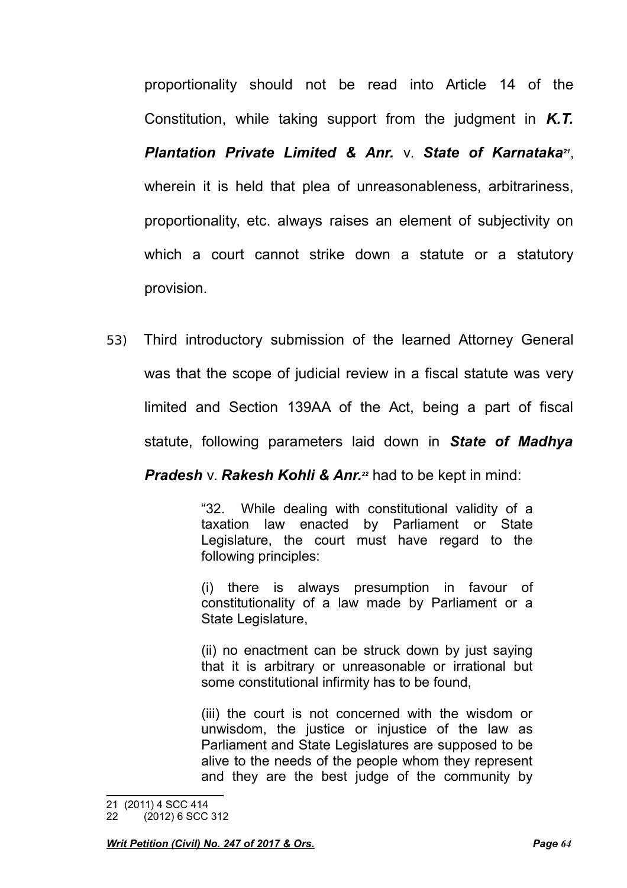proportionality should not be read into Article 14 of the Constitution, while taking support from the judgment in ***K.T. Plantation Private Limited & Anr.*** v. ***State of Karnataka***[21], wherein it is held that plea of unreasonableness, arbitrariness, proportionality, etc. always raises an element of subjectivity on which a court cannot strike down a statute or a statutory provision.

53) Third introductory submission of the learned Attorney General was that the scope of judicial review in a fiscal statute was very limited and Section 139AA of the Act, being a part of fiscal statute, following parameters laid down in ***State of Madhya Pradesh*** v. ***Rakesh Kohli & Anr.***[22] had to be kept in mind:

> "32. While dealing with constitutional validity of a taxation law enacted by Parliament or State Legislature, the court must have regard to the following principles:
>
> (i) there is always presumption in favour of constitutionality of a law made by Parliament or a State Legislature,
>
> (ii) no enactment can be struck down by just saying that it is arbitrary or unreasonable or irrational but some constitutional infirmity has to be found,
>
> (iii) the court is not concerned with the wisdom or unwisdom, the justice or injustice of the law as Parliament and State Legislatures are supposed to be alive to the needs of the people whom they represent and they are the best judge of the community by

---

21 (2011) 4 SCC 414

22 (2012) 6 SCC 312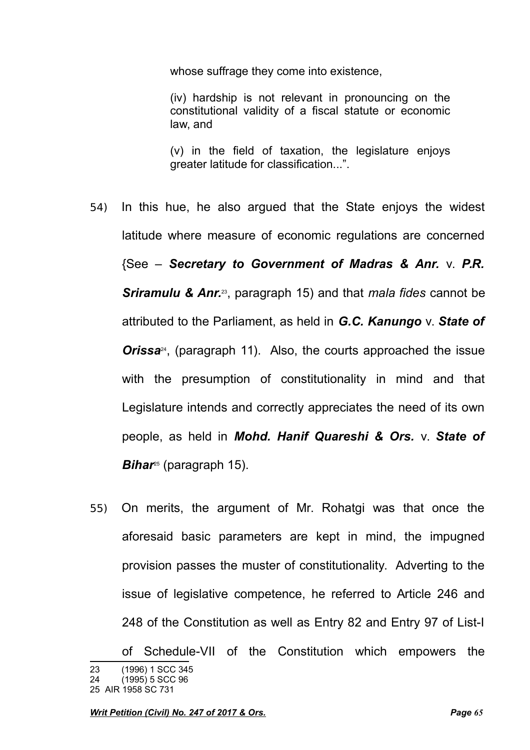whose suffrage they come into existence,

(iv) hardship is not relevant in pronouncing on the constitutional validity of a fiscal statute or economic law, and

(v) in the field of taxation, the legislature enjoys greater latitude for classification...".

54) In this hue, he also argued that the State enjoys the widest latitude where measure of economic regulations are concerned {See – ***Secretary to Government of Madras & Anr.*** v. ***P.R. Sriramulu & Anr.***[23], paragraph 15) and that *mala fides* cannot be attributed to the Parliament, as held in ***G.C. Kanungo*** v. ***State of Orissa***[24], (paragraph 11). Also, the courts approached the issue with the presumption of constitutionality in mind and that Legislature intends and correctly appreciates the need of its own people, as held in ***Mohd. Hanif Quareshi & Ors.*** v. ***State of Bihar***[25] (paragraph 15).

55) On merits, the argument of Mr. Rohatgi was that once the aforesaid basic parameters are kept in mind, the impugned provision passes the muster of constitutionality. Adverting to the issue of legislative competence, he referred to Article 246 and 248 of the Constitution as well as Entry 82 and Entry 97 of List-I of Schedule-VII of the Constitution which empowers the

---

23 (1996) 1 SCC 345
24 (1995) 5 SCC 96
25 AIR 1958 SC 731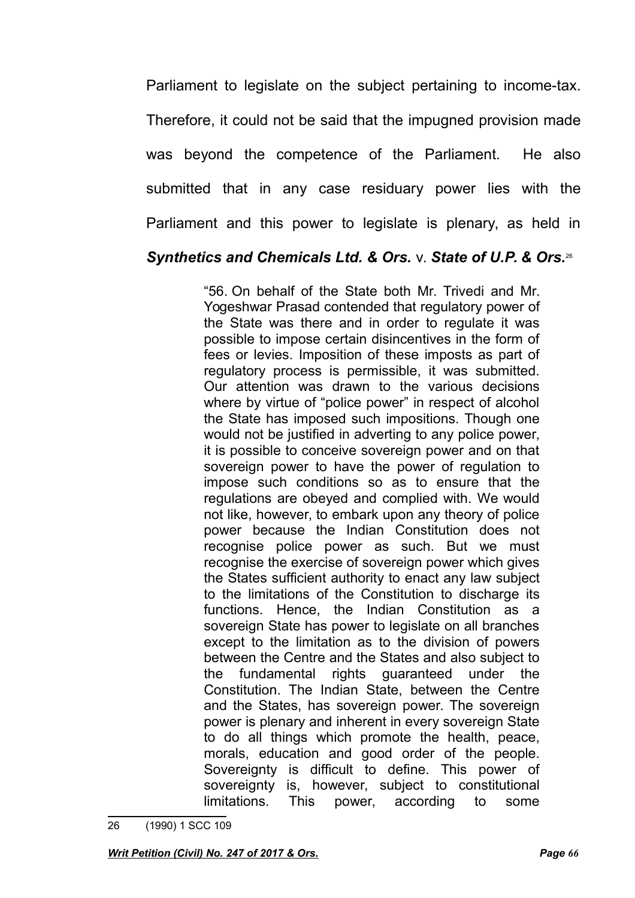Parliament to legislate on the subject pertaining to income-tax. Therefore, it could not be said that the impugned provision made was beyond the competence of the Parliament. He also submitted that in any case residuary power lies with the Parliament and this power to legislate is plenary, as held in ***Synthetics and Chemicals Ltd. & Ors.*** v. ***State of U.P. & Ors.***[26]

> "56. On behalf of the State both Mr. Trivedi and Mr. Yogeshwar Prasad contended that regulatory power of the State was there and in order to regulate it was possible to impose certain disincentives in the form of fees or levies. Imposition of these imposts as part of regulatory process is permissible, it was submitted. Our attention was drawn to the various decisions where by virtue of "police power" in respect of alcohol the State has imposed such impositions. Though one would not be justified in adverting to any police power, it is possible to conceive sovereign power and on that sovereign power to have the power of regulation to impose such conditions so as to ensure that the regulations are obeyed and complied with. We would not like, however, to embark upon any theory of police power because the Indian Constitution does not recognise police power as such. But we must recognise the exercise of sovereign power which gives the States sufficient authority to enact any law subject to the limitations of the Constitution to discharge its functions. Hence, the Indian Constitution as a sovereign State has power to legislate on all branches except to the limitation as to the division of powers between the Centre and the States and also subject to the fundamental rights guaranteed under the Constitution. The Indian State, between the Centre and the States, has sovereign power. The sovereign power is plenary and inherent in every sovereign State to do all things which promote the health, peace, morals, education and good order of the people. Sovereignty is difficult to define. This power of sovereignty is, however, subject to constitutional limitations. This power, according to some

---

26 (1990) 1 SCC 109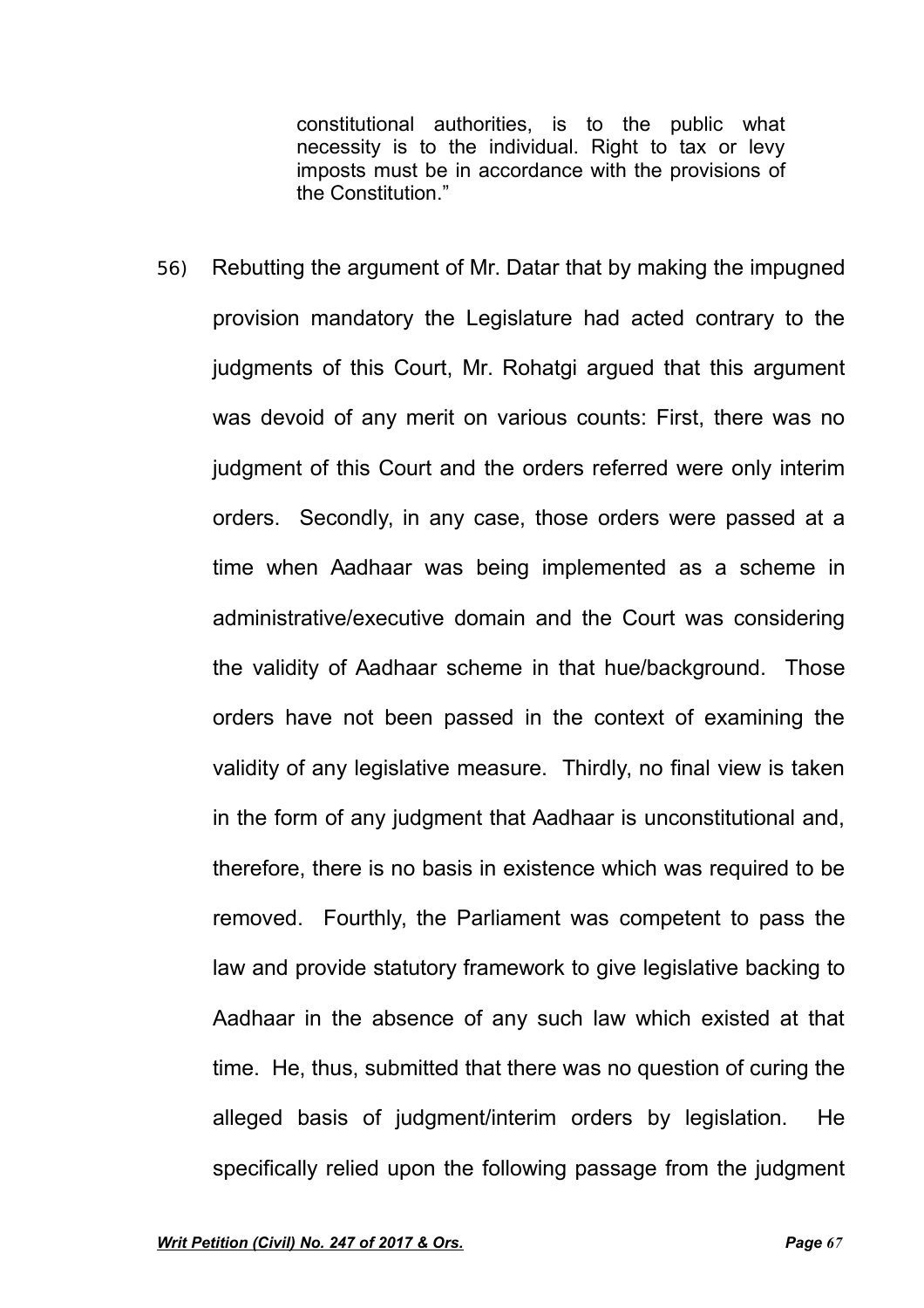> constitutional authorities, is to the public what necessity is to the individual. Right to tax or levy imposts must be in accordance with the provisions of the Constitution."

56) Rebutting the argument of Mr. Datar that by making the impugned provision mandatory the Legislature had acted contrary to the judgments of this Court, Mr. Rohatgi argued that this argument was devoid of any merit on various counts: First, there was no judgment of this Court and the orders referred were only interim orders. Secondly, in any case, those orders were passed at a time when Aadhaar was being implemented as a scheme in administrative/executive domain and the Court was considering the validity of Aadhaar scheme in that hue/background. Those orders have not been passed in the context of examining the validity of any legislative measure. Thirdly, no final view is taken in the form of any judgment that Aadhaar is unconstitutional and, therefore, there is no basis in existence which was required to be removed. Fourthly, the Parliament was competent to pass the law and provide statutory framework to give legislative backing to Aadhaar in the absence of any such law which existed at that time. He, thus, submitted that there was no question of curing the alleged basis of judgment/interim orders by legislation. He specifically relied upon the following passage from the judgment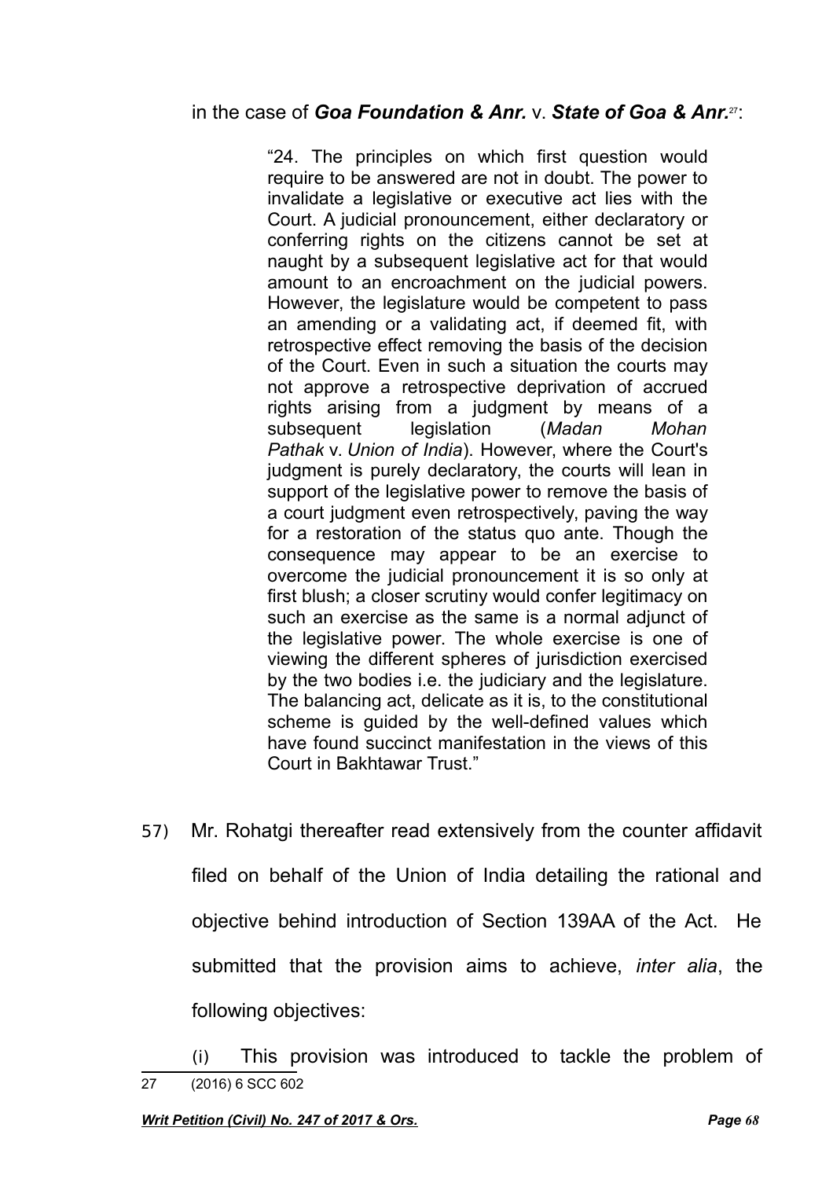in the case of ***Goa Foundation & Anr.*** v. ***State of Goa & Anr.***[27]:

> "24. The principles on which first question would require to be answered are not in doubt. The power to invalidate a legislative or executive act lies with the Court. A judicial pronouncement, either declaratory or conferring rights on the citizens cannot be set at naught by a subsequent legislative act for that would amount to an encroachment on the judicial powers. However, the legislature would be competent to pass an amending or a validating act, if deemed fit, with retrospective effect removing the basis of the decision of the Court. Even in such a situation the courts may not approve a retrospective deprivation of accrued rights arising from a judgment by means of a subsequent legislation (*Madan Mohan Pathak* v. *Union of India*). However, where the Court's judgment is purely declaratory, the courts will lean in support of the legislative power to remove the basis of a court judgment even retrospectively, paving the way for a restoration of the status quo ante. Though the consequence may appear to be an exercise to overcome the judicial pronouncement it is so only at first blush; a closer scrutiny would confer legitimacy on such an exercise as the same is a normal adjunct of the legislative power. The whole exercise is one of viewing the different spheres of jurisdiction exercised by the two bodies i.e. the judiciary and the legislature. The balancing act, delicate as it is, to the constitutional scheme is guided by the well-defined values which have found succinct manifestation in the views of this Court in Bakhtawar Trust."

57) Mr. Rohatgi thereafter read extensively from the counter affidavit filed on behalf of the Union of India detailing the rational and objective behind introduction of Section 139AA of the Act. He submitted that the provision aims to achieve, *inter alia*, the following objectives:

(i) This provision was introduced to tackle the problem of

---

27 (2016) 6 SCC 602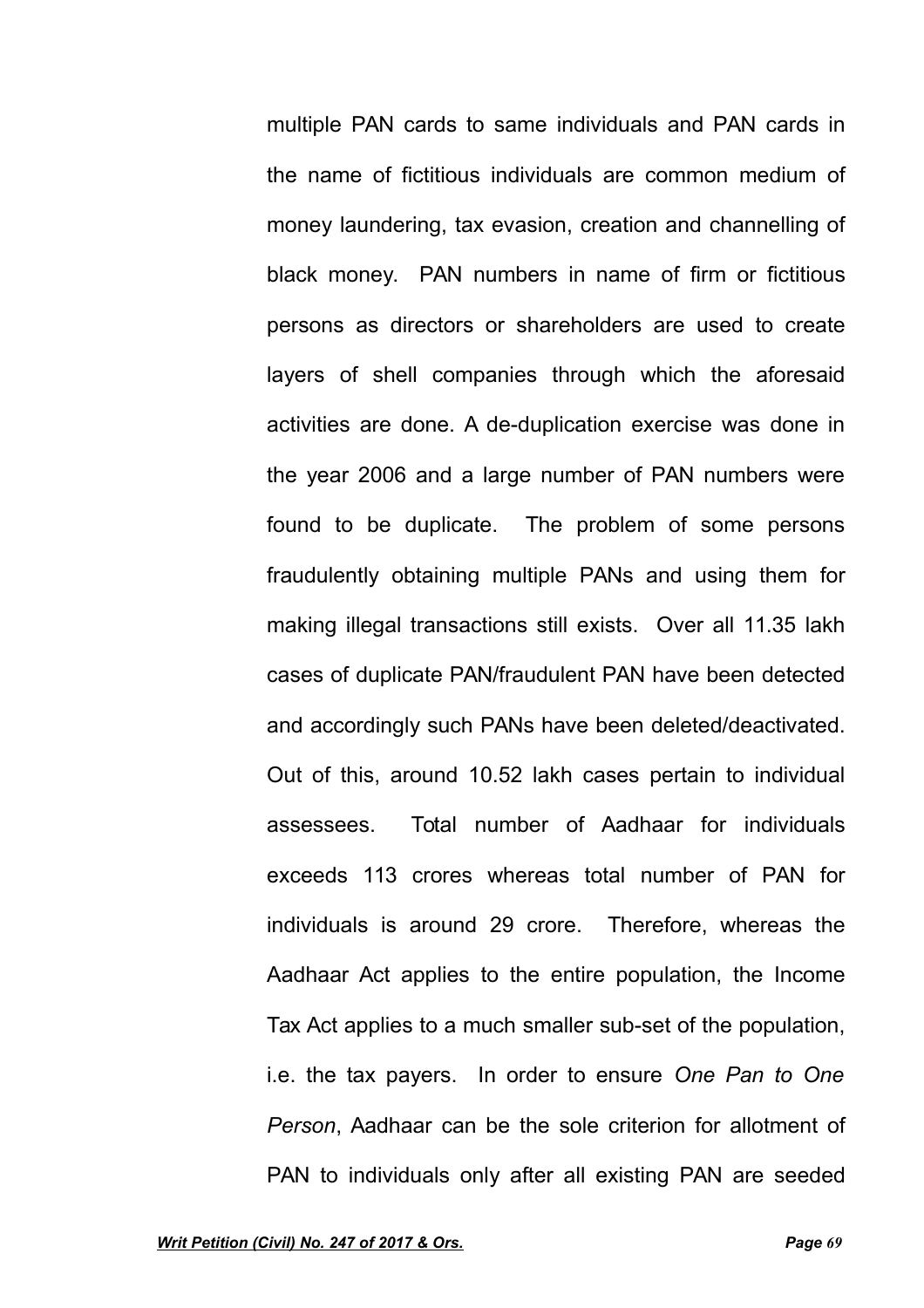multiple PAN cards to same individuals and PAN cards in the name of fictitious individuals are common medium of money laundering, tax evasion, creation and channelling of black money. PAN numbers in name of firm or fictitious persons as directors or shareholders are used to create layers of shell companies through which the aforesaid activities are done. A de-duplication exercise was done in the year 2006 and a large number of PAN numbers were found to be duplicate. The problem of some persons fraudulently obtaining multiple PANs and using them for making illegal transactions still exists. Over all 11.35 lakh cases of duplicate PAN/fraudulent PAN have been detected and accordingly such PANs have been deleted/deactivated. Out of this, around 10.52 lakh cases pertain to individual assessees. Total number of Aadhaar for individuals exceeds 113 crores whereas total number of PAN for individuals is around 29 crore. Therefore, whereas the Aadhaar Act applies to the entire population, the Income Tax Act applies to a much smaller sub-set of the population, i.e. the tax payers. In order to ensure *One Pan to One Person*, Aadhaar can be the sole criterion for allotment of PAN to individuals only after all existing PAN are seeded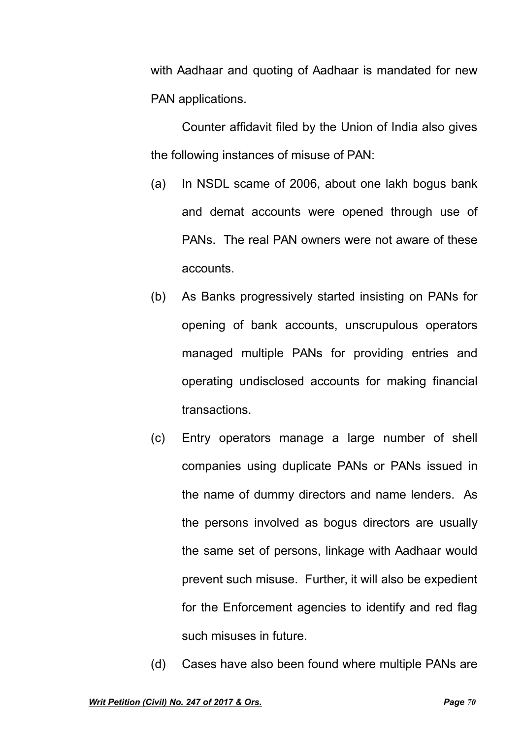with Aadhaar and quoting of Aadhaar is mandated for new PAN applications.

Counter affidavit filed by the Union of India also gives the following instances of misuse of PAN:

(a) In NSDL scame of 2006, about one lakh bogus bank and demat accounts were opened through use of PANs. The real PAN owners were not aware of these accounts.

(b) As Banks progressively started insisting on PANs for opening of bank accounts, unscrupulous operators managed multiple PANs for providing entries and operating undisclosed accounts for making financial transactions.

(c) Entry operators manage a large number of shell companies using duplicate PANs or PANs issued in the name of dummy directors and name lenders. As the persons involved as bogus directors are usually the same set of persons, linkage with Aadhaar would prevent such misuse. Further, it will also be expedient for the Enforcement agencies to identify and red flag such misuses in future.

(d) Cases have also been found where multiple PANs are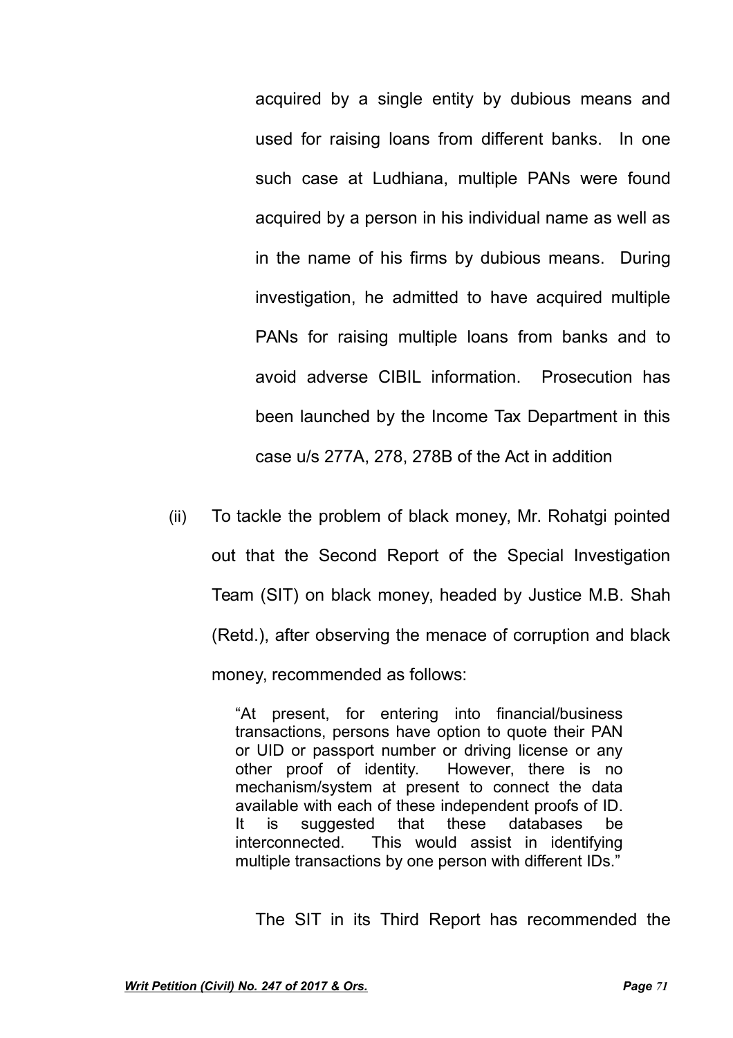acquired by a single entity by dubious means and used for raising loans from different banks. In one such case at Ludhiana, multiple PANs were found acquired by a person in his individual name as well as in the name of his firms by dubious means. During investigation, he admitted to have acquired multiple PANs for raising multiple loans from banks and to avoid adverse CIBIL information. Prosecution has been launched by the Income Tax Department in this case u/s 277A, 278, 278B of the Act in addition

(ii) To tackle the problem of black money, Mr. Rohatgi pointed out that the Second Report of the Special Investigation Team (SIT) on black money, headed by Justice M.B. Shah (Retd.), after observing the menace of corruption and black money, recommended as follows:

> "At present, for entering into financial/business transactions, persons have option to quote their PAN or UID or passport number or driving license or any other proof of identity. However, there is no mechanism/system at present to connect the data available with each of these independent proofs of ID. It is suggested that these databases be interconnected. This would assist in identifying multiple transactions by one person with different IDs."

The SIT in its Third Report has recommended the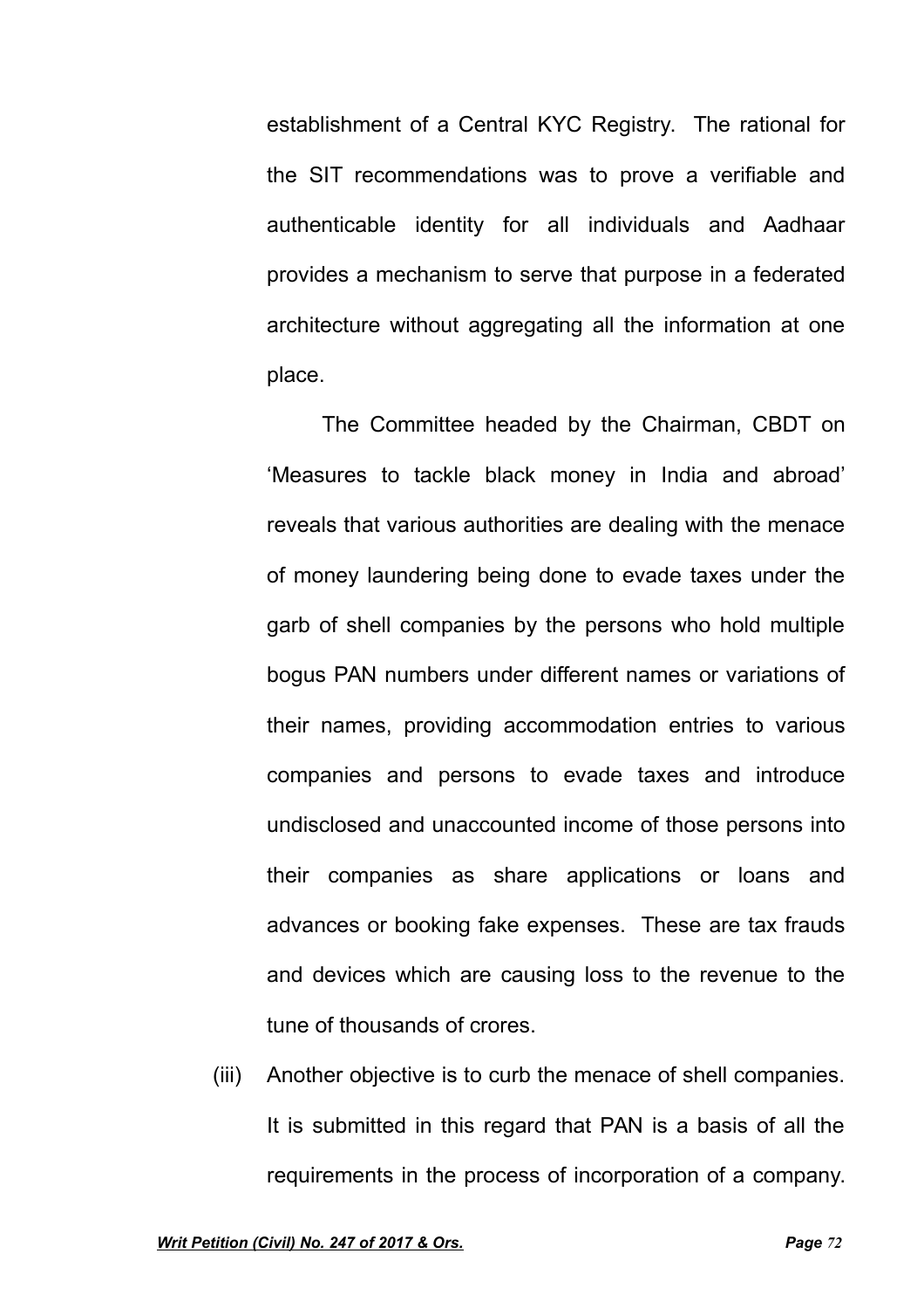establishment of a Central KYC Registry. The rational for the SIT recommendations was to prove a verifiable and authenticable identity for all individuals and Aadhaar provides a mechanism to serve that purpose in a federated architecture without aggregating all the information at one place.

The Committee headed by the Chairman, CBDT on 'Measures to tackle black money in India and abroad' reveals that various authorities are dealing with the menace of money laundering being done to evade taxes under the garb of shell companies by the persons who hold multiple bogus PAN numbers under different names or variations of their names, providing accommodation entries to various companies and persons to evade taxes and introduce undisclosed and unaccounted income of those persons into their companies as share applications or loans and advances or booking fake expenses. These are tax frauds and devices which are causing loss to the revenue to the tune of thousands of crores.

(iii) Another objective is to curb the menace of shell companies. It is submitted in this regard that PAN is a basis of all the requirements in the process of incorporation of a company.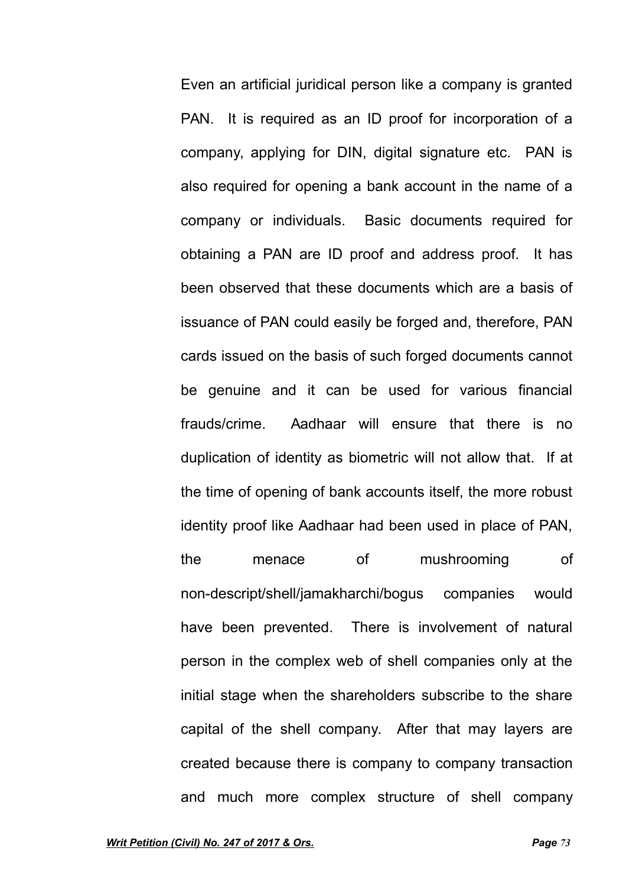Even an artificial juridical person like a company is granted PAN. It is required as an ID proof for incorporation of a company, applying for DIN, digital signature etc. PAN is also required for opening a bank account in the name of a company or individuals. Basic documents required for obtaining a PAN are ID proof and address proof. It has been observed that these documents which are a basis of issuance of PAN could easily be forged and, therefore, PAN cards issued on the basis of such forged documents cannot be genuine and it can be used for various financial frauds/crime. Aadhaar will ensure that there is no duplication of identity as biometric will not allow that. If at the time of opening of bank accounts itself, the more robust identity proof like Aadhaar had been used in place of PAN, the menace of mushrooming of non-descript/shell/jamakharchi/bogus companies would have been prevented. There is involvement of natural person in the complex web of shell companies only at the initial stage when the shareholders subscribe to the share capital of the shell company. After that may layers are created because there is company to company transaction and much more complex structure of shell company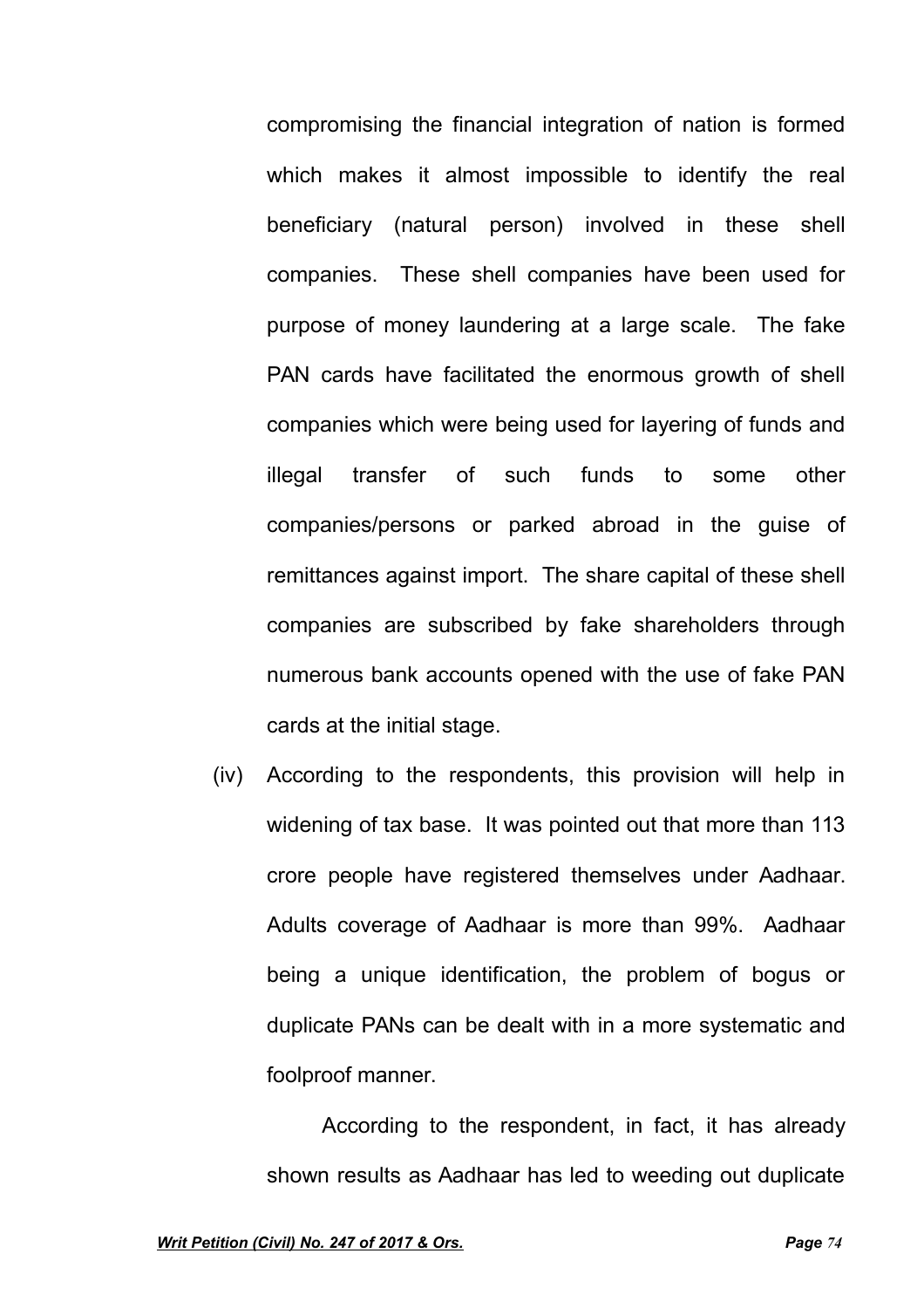compromising the financial integration of nation is formed which makes it almost impossible to identify the real beneficiary (natural person) involved in these shell companies. These shell companies have been used for purpose of money laundering at a large scale. The fake PAN cards have facilitated the enormous growth of shell companies which were being used for layering of funds and illegal transfer of such funds to some other companies/persons or parked abroad in the guise of remittances against import. The share capital of these shell companies are subscribed by fake shareholders through numerous bank accounts opened with the use of fake PAN cards at the initial stage.

(iv) According to the respondents, this provision will help in widening of tax base. It was pointed out that more than 113 crore people have registered themselves under Aadhaar. Adults coverage of Aadhaar is more than 99%. Aadhaar being a unique identification, the problem of bogus or duplicate PANs can be dealt with in a more systematic and foolproof manner.

According to the respondent, in fact, it has already shown results as Aadhaar has led to weeding out duplicate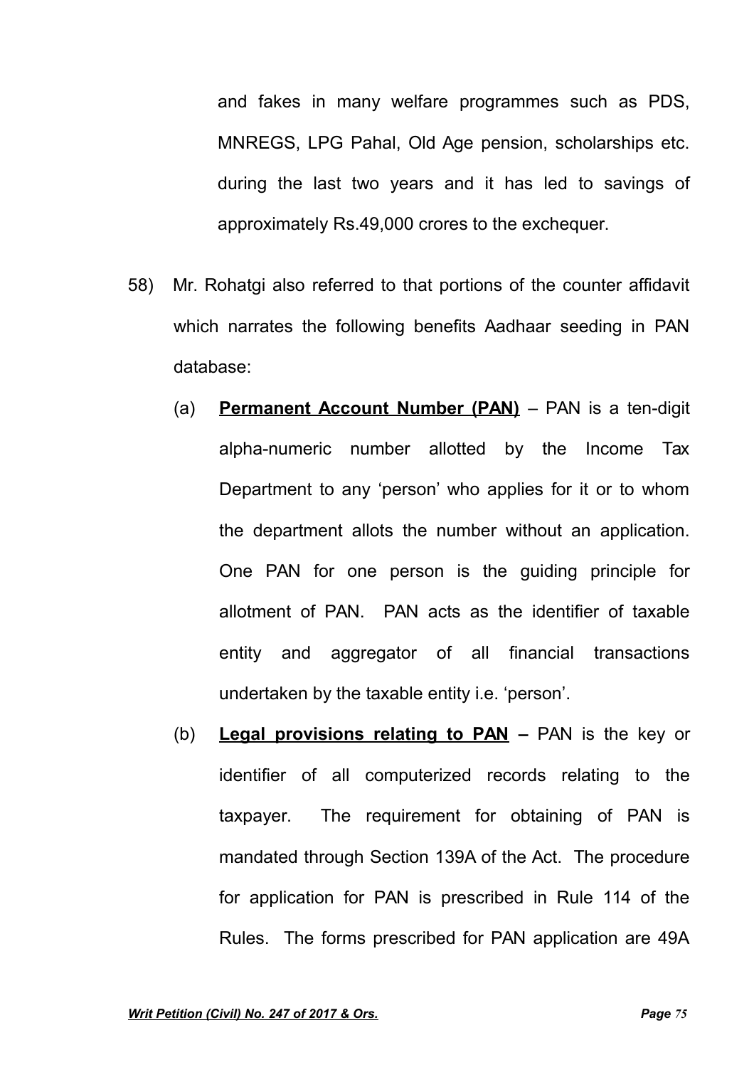and fakes in many welfare programmes such as PDS, MNREGS, LPG Pahal, Old Age pension, scholarships etc. during the last two years and it has led to savings of approximately Rs.49,000 crores to the exchequer.

58) Mr. Rohatgi also referred to that portions of the counter affidavit which narrates the following benefits Aadhaar seeding in PAN database:

(a) **<u>Permanent Account Number (PAN)</u>** – PAN is a ten-digit alpha-numeric number allotted by the Income Tax Department to any 'person' who applies for it or to whom the department allots the number without an application. One PAN for one person is the guiding principle for allotment of PAN. PAN acts as the identifier of taxable entity and aggregator of all financial transactions undertaken by the taxable entity i.e. 'person'.

(b) **<u>Legal provisions relating to PAN</u> –** PAN is the key or identifier of all computerized records relating to the taxpayer. The requirement for obtaining of PAN is mandated through Section 139A of the Act. The procedure for application for PAN is prescribed in Rule 114 of the Rules. The forms prescribed for PAN application are 49A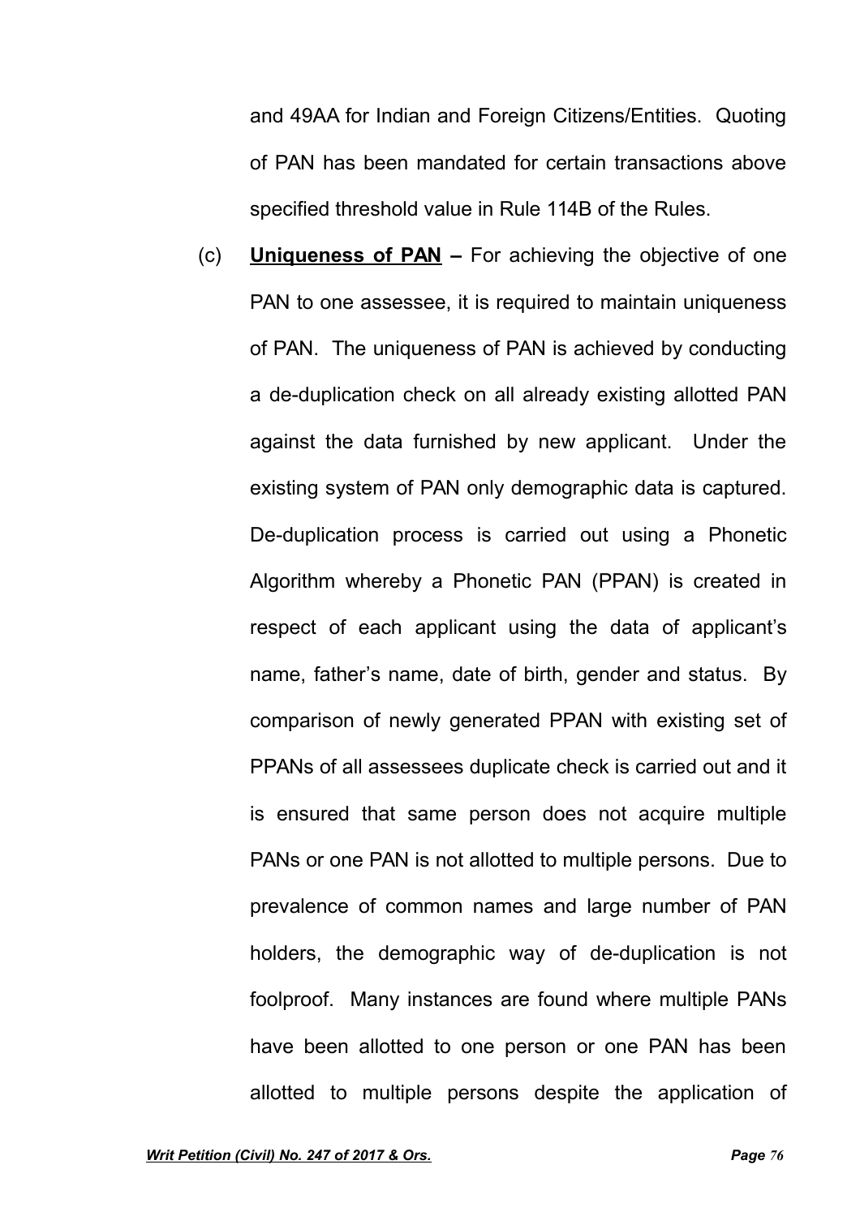and 49AA for Indian and Foreign Citizens/Entities. Quoting of PAN has been mandated for certain transactions above specified threshold value in Rule 114B of the Rules.

(c) **<u>Uniqueness of PAN</u> –** For achieving the objective of one PAN to one assessee, it is required to maintain uniqueness of PAN. The uniqueness of PAN is achieved by conducting a de-duplication check on all already existing allotted PAN against the data furnished by new applicant. Under the existing system of PAN only demographic data is captured. De-duplication process is carried out using a Phonetic Algorithm whereby a Phonetic PAN (PPAN) is created in respect of each applicant using the data of applicant's name, father's name, date of birth, gender and status. By comparison of newly generated PPAN with existing set of PPANs of all assessees duplicate check is carried out and it is ensured that same person does not acquire multiple PANs or one PAN is not allotted to multiple persons. Due to prevalence of common names and large number of PAN holders, the demographic way of de-duplication is not foolproof. Many instances are found where multiple PANs have been allotted to one person or one PAN has been allotted to multiple persons despite the application of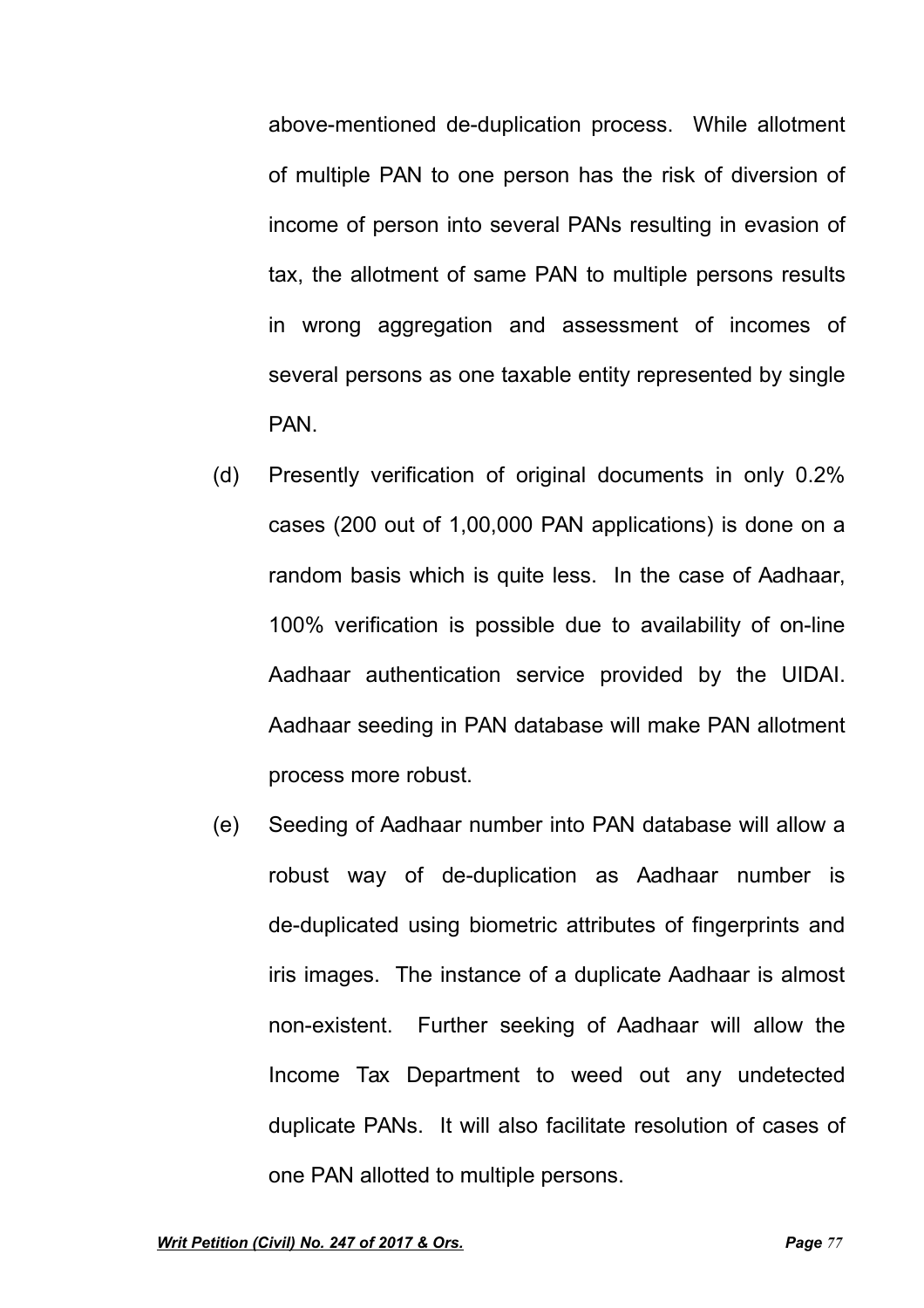above-mentioned de-duplication process. While allotment of multiple PAN to one person has the risk of diversion of income of person into several PANs resulting in evasion of tax, the allotment of same PAN to multiple persons results in wrong aggregation and assessment of incomes of several persons as one taxable entity represented by single PAN.

(d) Presently verification of original documents in only 0.2% cases (200 out of 1,00,000 PAN applications) is done on a random basis which is quite less. In the case of Aadhaar, 100% verification is possible due to availability of on-line Aadhaar authentication service provided by the UIDAI. Aadhaar seeding in PAN database will make PAN allotment process more robust.

(e) Seeding of Aadhaar number into PAN database will allow a robust way of de-duplication as Aadhaar number is de-duplicated using biometric attributes of fingerprints and iris images. The instance of a duplicate Aadhaar is almost non-existent. Further seeking of Aadhaar will allow the Income Tax Department to weed out any undetected duplicate PANs. It will also facilitate resolution of cases of one PAN allotted to multiple persons.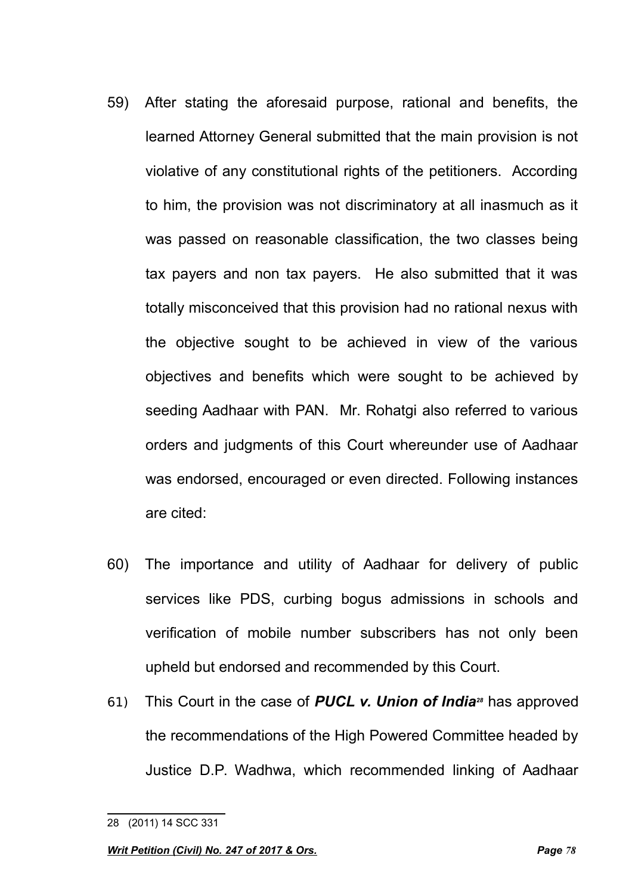59) After stating the aforesaid purpose, rational and benefits, the learned Attorney General submitted that the main provision is not violative of any constitutional rights of the petitioners. According to him, the provision was not discriminatory at all inasmuch as it was passed on reasonable classification, the two classes being tax payers and non tax payers. He also submitted that it was totally misconceived that this provision had no rational nexus with the objective sought to be achieved in view of the various objectives and benefits which were sought to be achieved by seeding Aadhaar with PAN. Mr. Rohatgi also referred to various orders and judgments of this Court whereunder use of Aadhaar was endorsed, encouraged or even directed. Following instances are cited:

60) The importance and utility of Aadhaar for delivery of public services like PDS, curbing bogus admissions in schools and verification of mobile number subscribers has not only been upheld but endorsed and recommended by this Court.

61) This Court in the case of ***PUCL v. Union of India***[28] has approved the recommendations of the High Powered Committee headed by Justice D.P. Wadhwa, which recommended linking of Aadhaar

---

28 (2011) 14 SCC 331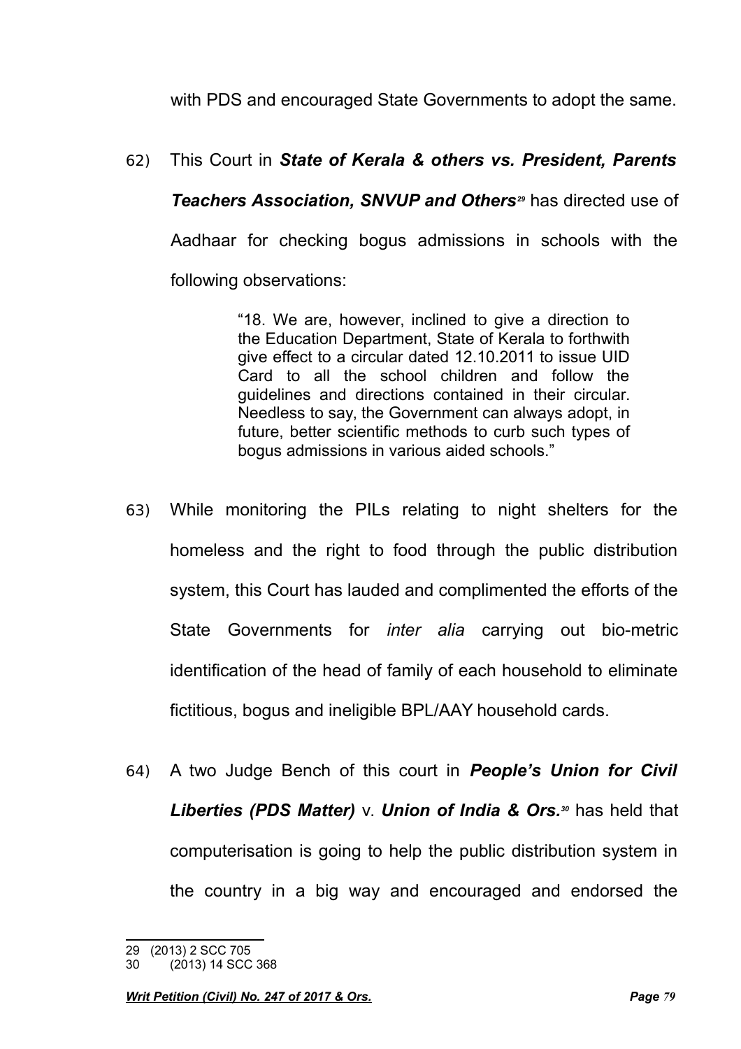with PDS and encouraged State Governments to adopt the same.

62) This Court in ***State of Kerala & others vs. President, Parents Teachers Association, SNVUP and Others***[29] has directed use of Aadhaar for checking bogus admissions in schools with the following observations:

> "18. We are, however, inclined to give a direction to the Education Department, State of Kerala to forthwith give effect to a circular dated 12.10.2011 to issue UID Card to all the school children and follow the guidelines and directions contained in their circular. Needless to say, the Government can always adopt, in future, better scientific methods to curb such types of bogus admissions in various aided schools."

63) While monitoring the PILs relating to night shelters for the homeless and the right to food through the public distribution system, this Court has lauded and complimented the efforts of the State Governments for *inter alia* carrying out bio-metric identification of the head of family of each household to eliminate fictitious, bogus and ineligible BPL/AAY household cards.

64) A two Judge Bench of this court in ***People's Union for Civil Liberties (PDS Matter)*** v. ***Union of India & Ors.***[30] has held that computerisation is going to help the public distribution system in the country in a big way and encouraged and endorsed the

---

29 (2013) 2 SCC 705

30 (2013) 14 SCC 368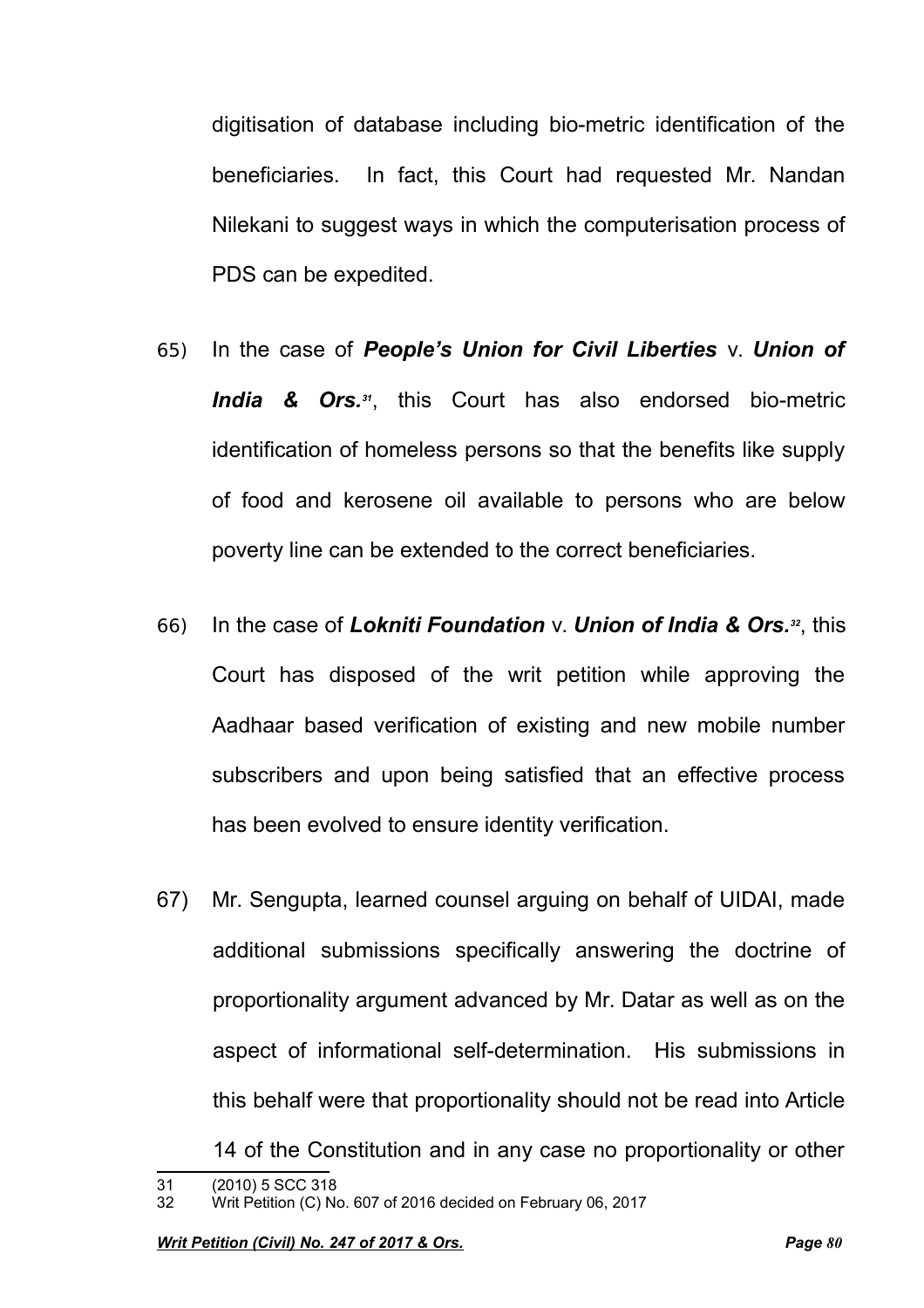digitisation of database including bio-metric identification of the beneficiaries. In fact, this Court had requested Mr. Nandan Nilekani to suggest ways in which the computerisation process of PDS can be expedited.

65) In the case of ***People's Union for Civil Liberties*** v. ***Union of India & Ors.***[31], this Court has also endorsed bio-metric identification of homeless persons so that the benefits like supply of food and kerosene oil available to persons who are below poverty line can be extended to the correct beneficiaries.

66) In the case of ***Lokniti Foundation*** v. ***Union of India & Ors.***[32], this Court has disposed of the writ petition while approving the Aadhaar based verification of existing and new mobile number subscribers and upon being satisfied that an effective process has been evolved to ensure identity verification.

67) Mr. Sengupta, learned counsel arguing on behalf of UIDAI, made additional submissions specifically answering the doctrine of proportionality argument advanced by Mr. Datar as well as on the aspect of informational self-determination. His submissions in this behalf were that proportionality should not be read into Article 14 of the Constitution and in any case no proportionality or other

---

31 (2010) 5 SCC 318

32 Writ Petition (C) No. 607 of 2016 decided on February 06, 2017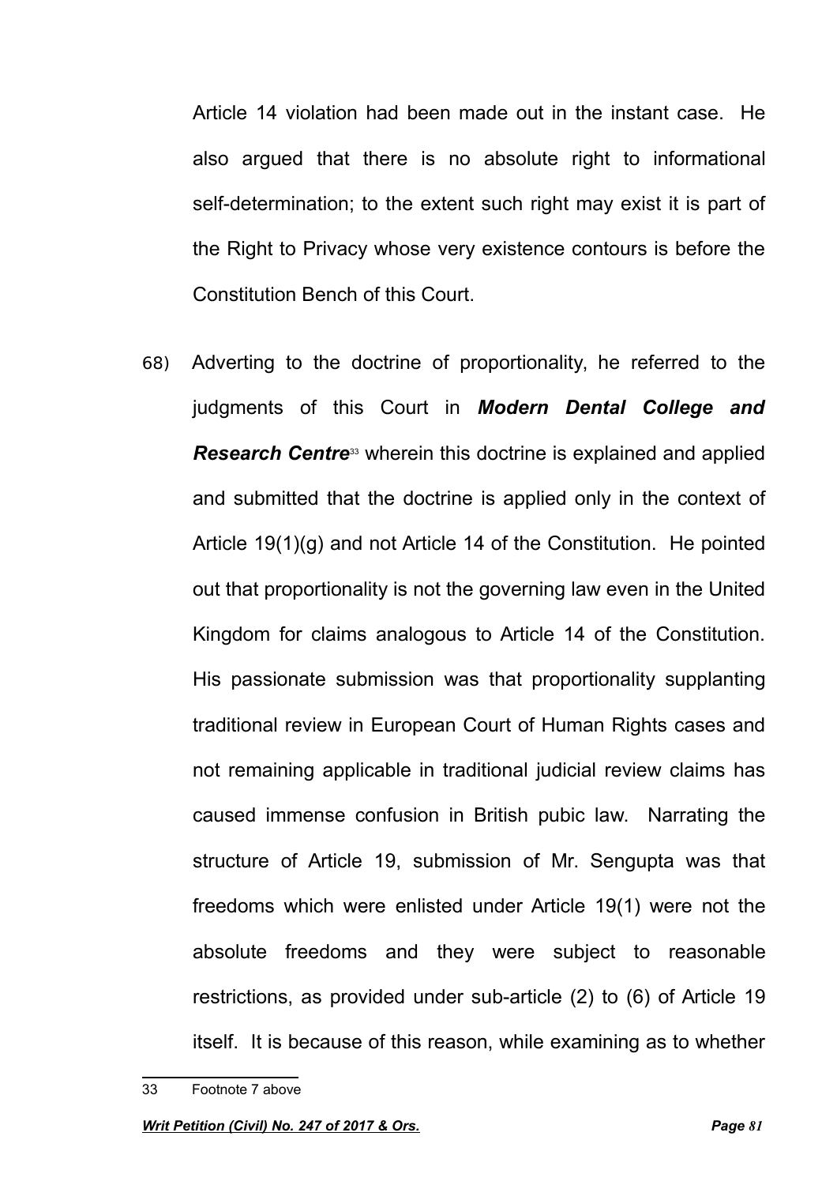Article 14 violation had been made out in the instant case. He also argued that there is no absolute right to informational self-determination; to the extent such right may exist it is part of the Right to Privacy whose very existence contours is before the Constitution Bench of this Court.

68) Adverting to the doctrine of proportionality, he referred to the judgments of this Court in ***Modern Dental College and Research Centre***[33] wherein this doctrine is explained and applied and submitted that the doctrine is applied only in the context of Article 19(1)(g) and not Article 14 of the Constitution. He pointed out that proportionality is not the governing law even in the United Kingdom for claims analogous to Article 14 of the Constitution. His passionate submission was that proportionality supplanting traditional review in European Court of Human Rights cases and not remaining applicable in traditional judicial review claims has caused immense confusion in British pubic law. Narrating the structure of Article 19, submission of Mr. Sengupta was that freedoms which were enlisted under Article 19(1) were not the absolute freedoms and they were subject to reasonable restrictions, as provided under sub-article (2) to (6) of Article 19 itself. It is because of this reason, while examining as to whether

---

33 Footnote 7 above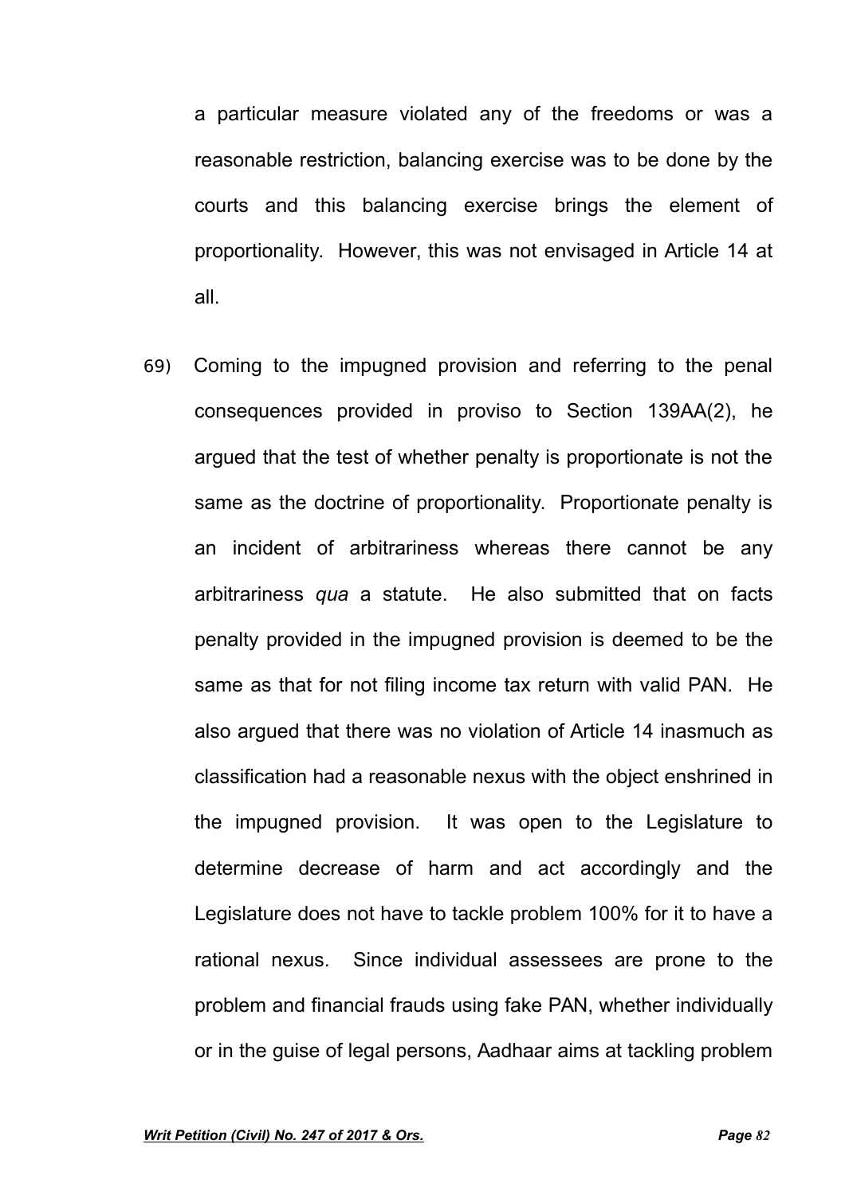a particular measure violated any of the freedoms or was a reasonable restriction, balancing exercise was to be done by the courts and this balancing exercise brings the element of proportionality. However, this was not envisaged in Article 14 at all.

69) Coming to the impugned provision and referring to the penal consequences provided in proviso to Section 139AA(2), he argued that the test of whether penalty is proportionate is not the same as the doctrine of proportionality. Proportionate penalty is an incident of arbitrariness whereas there cannot be any arbitrariness *qua* a statute. He also submitted that on facts penalty provided in the impugned provision is deemed to be the same as that for not filing income tax return with valid PAN. He also argued that there was no violation of Article 14 inasmuch as classification had a reasonable nexus with the object enshrined in the impugned provision. It was open to the Legislature to determine decrease of harm and act accordingly and the Legislature does not have to tackle problem 100% for it to have a rational nexus. Since individual assessees are prone to the problem and financial frauds using fake PAN, whether individually or in the guise of legal persons, Aadhaar aims at tackling problem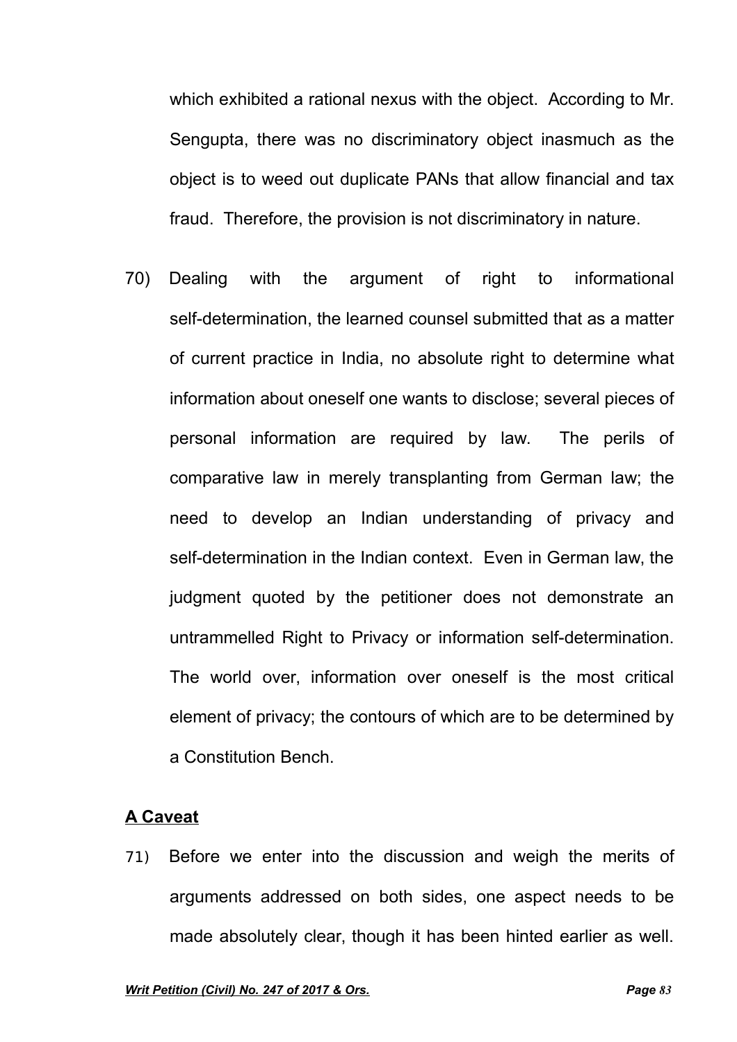which exhibited a rational nexus with the object. According to Mr. Sengupta, there was no discriminatory object inasmuch as the object is to weed out duplicate PANs that allow financial and tax fraud. Therefore, the provision is not discriminatory in nature.

70) Dealing with the argument of right to informational self-determination, the learned counsel submitted that as a matter of current practice in India, no absolute right to determine what information about oneself one wants to disclose; several pieces of personal information are required by law. The perils of comparative law in merely transplanting from German law; the need to develop an Indian understanding of privacy and self-determination in the Indian context. Even in German law, the judgment quoted by the petitioner does not demonstrate an untrammelled Right to Privacy or information self-determination. The world over, information over oneself is the most critical element of privacy; the contours of which are to be determined by a Constitution Bench.

**<u>A Caveat</u>**

71) Before we enter into the discussion and weigh the merits of arguments addressed on both sides, one aspect needs to be made absolutely clear, though it has been hinted earlier as well.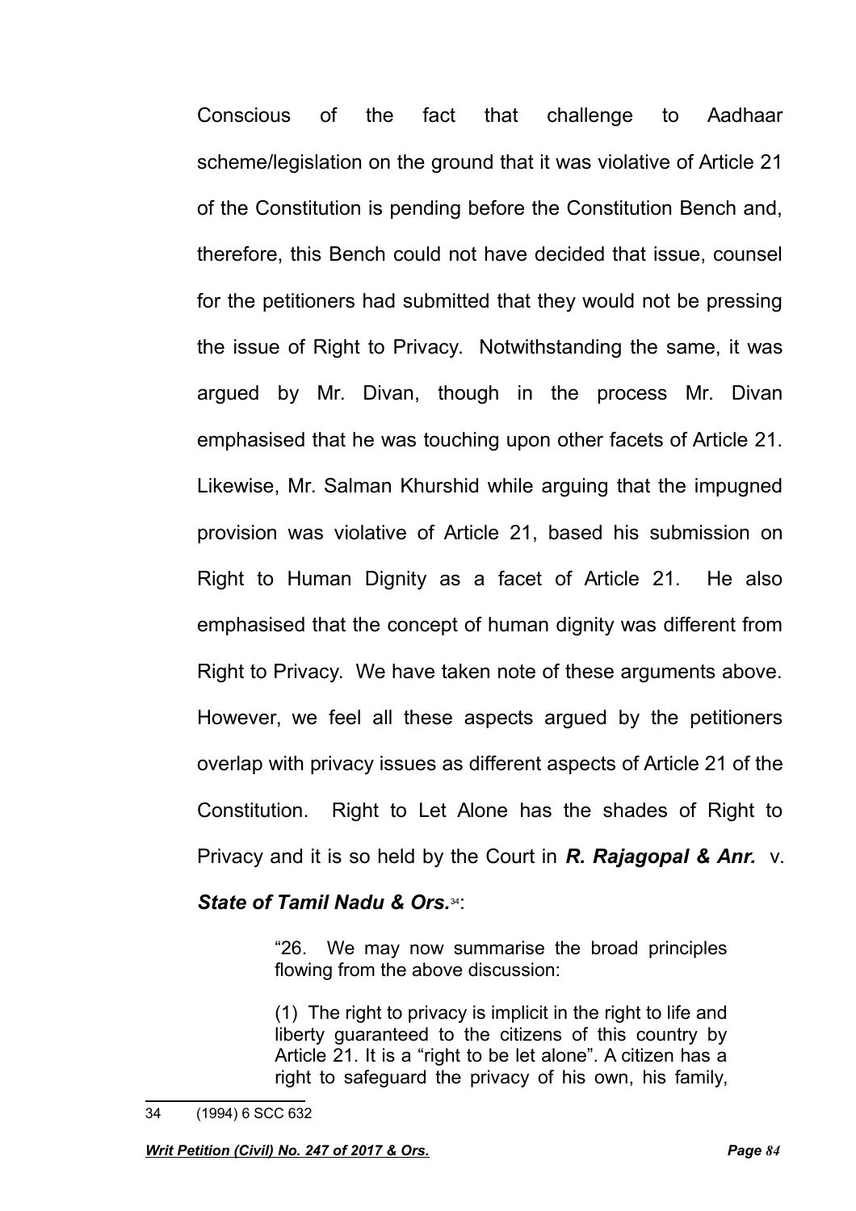Conscious of the fact that challenge to Aadhaar scheme/legislation on the ground that it was violative of Article 21 of the Constitution is pending before the Constitution Bench and, therefore, this Bench could not have decided that issue, counsel for the petitioners had submitted that they would not be pressing the issue of Right to Privacy. Notwithstanding the same, it was argued by Mr. Divan, though in the process Mr. Divan emphasised that he was touching upon other facets of Article 21. Likewise, Mr. Salman Khurshid while arguing that the impugned provision was violative of Article 21, based his submission on Right to Human Dignity as a facet of Article 21. He also emphasised that the concept of human dignity was different from Right to Privacy. We have taken note of these arguments above. However, we feel all these aspects argued by the petitioners overlap with privacy issues as different aspects of Article 21 of the Constitution. Right to Let Alone has the shades of Right to Privacy and it is so held by the Court in ***R. Rajagopal & Anr.*** v. ***State of Tamil Nadu & Ors.***[34]:

> "26. We may now summarise the broad principles flowing from the above discussion:
>
> (1) The right to privacy is implicit in the right to life and liberty guaranteed to the citizens of this country by Article 21. It is a "right to be let alone". A citizen has a right to safeguard the privacy of his own, his family,

34 (1994) 6 SCC 632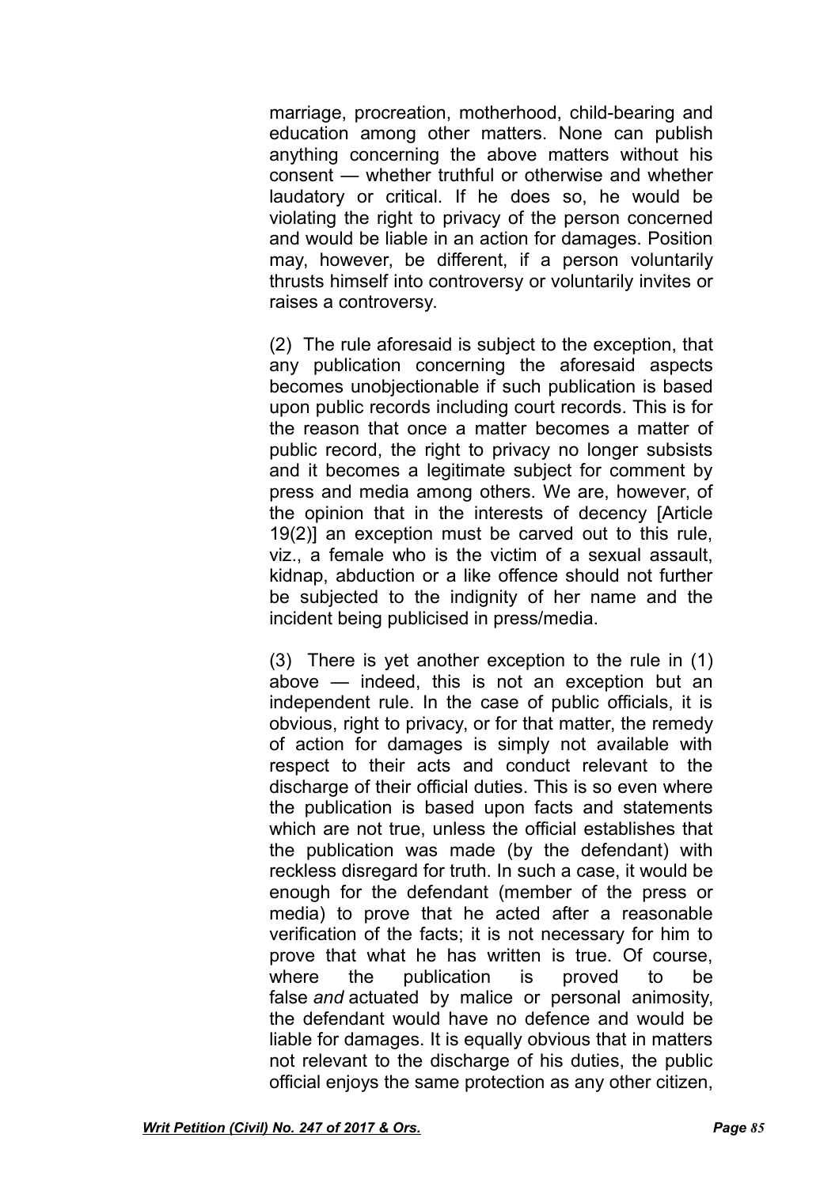marriage, procreation, motherhood, child-bearing and education among other matters. None can publish anything concerning the above matters without his consent — whether truthful or otherwise and whether laudatory or critical. If he does so, he would be violating the right to privacy of the person concerned and would be liable in an action for damages. Position may, however, be different, if a person voluntarily thrusts himself into controversy or voluntarily invites or raises a controversy.

(2) The rule aforesaid is subject to the exception, that any publication concerning the aforesaid aspects becomes unobjectionable if such publication is based upon public records including court records. This is for the reason that once a matter becomes a matter of public record, the right to privacy no longer subsists and it becomes a legitimate subject for comment by press and media among others. We are, however, of the opinion that in the interests of decency [Article 19(2)] an exception must be carved out to this rule, viz., a female who is the victim of a sexual assault, kidnap, abduction or a like offence should not further be subjected to the indignity of her name and the incident being publicised in press/media.

(3) There is yet another exception to the rule in (1) above — indeed, this is not an exception but an independent rule. In the case of public officials, it is obvious, right to privacy, or for that matter, the remedy of action for damages is simply not available with respect to their acts and conduct relevant to the discharge of their official duties. This is so even where the publication is based upon facts and statements which are not true, unless the official establishes that the publication was made (by the defendant) with reckless disregard for truth. In such a case, it would be enough for the defendant (member of the press or media) to prove that he acted after a reasonable verification of the facts; it is not necessary for him to prove that what he has written is true. Of course, where the publication is proved to be false *and* actuated by malice or personal animosity, the defendant would have no defence and would be liable for damages. It is equally obvious that in matters not relevant to the discharge of his duties, the public official enjoys the same protection as any other citizen,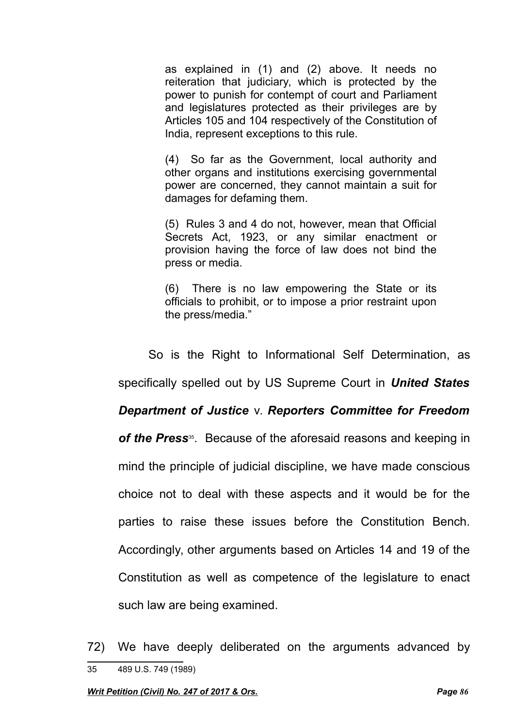> as explained in (1) and (2) above. It needs no reiteration that judiciary, which is protected by the power to punish for contempt of court and Parliament and legislatures protected as their privileges are by Articles 105 and 104 respectively of the Constitution of India, represent exceptions to this rule.
>
> (4) So far as the Government, local authority and other organs and institutions exercising governmental power are concerned, they cannot maintain a suit for damages for defaming them.
>
> (5) Rules 3 and 4 do not, however, mean that Official Secrets Act, 1923, or any similar enactment or provision having the force of law does not bind the press or media.
>
> (6) There is no law empowering the State or its officials to prohibit, or to impose a prior restraint upon the press/media."

So is the Right to Informational Self Determination, as specifically spelled out by US Supreme Court in ***United States Department of Justice*** v. ***Reporters Committee for Freedom of the Press***[35]. Because of the aforesaid reasons and keeping in mind the principle of judicial discipline, we have made conscious choice not to deal with these aspects and it would be for the parties to raise these issues before the Constitution Bench. Accordingly, other arguments based on Articles 14 and 19 of the Constitution as well as competence of the legislature to enact such law are being examined.

72) We have deeply deliberated on the arguments advanced by

---

35 489 U.S. 749 (1989)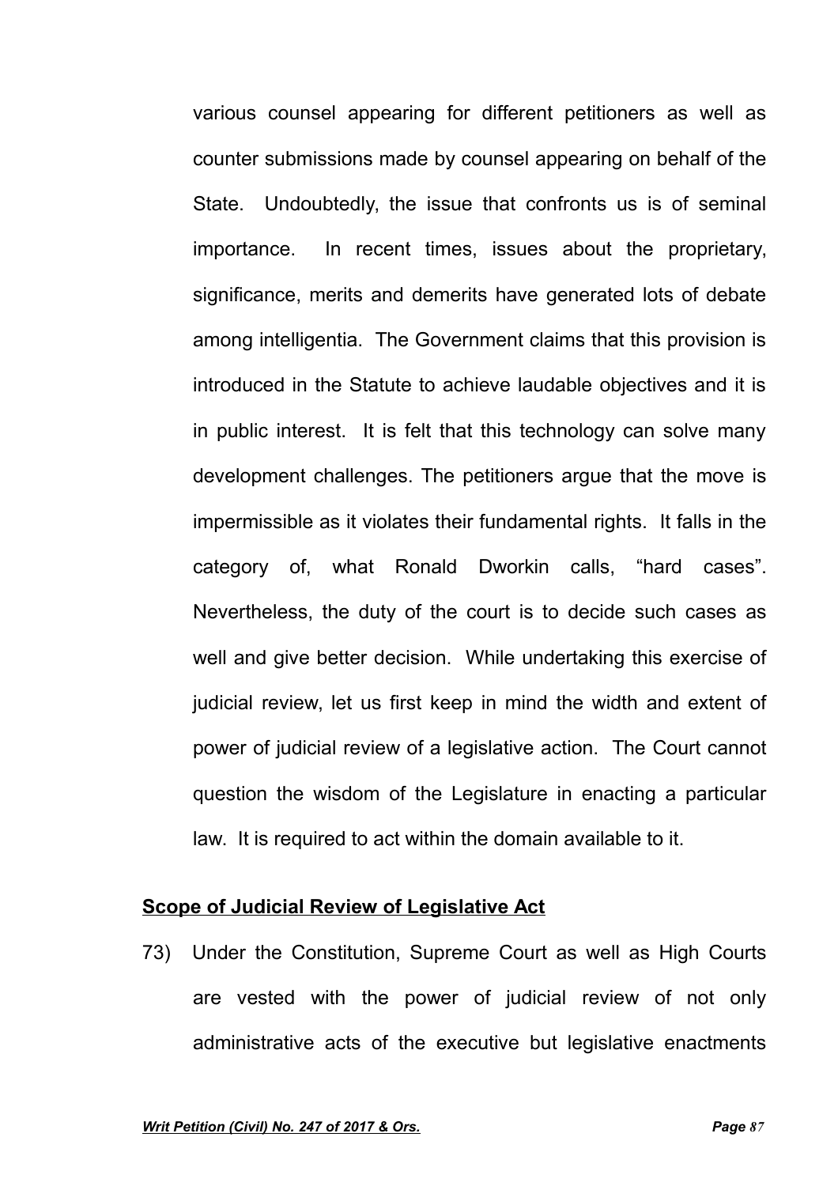various counsel appearing for different petitioners as well as counter submissions made by counsel appearing on behalf of the State. Undoubtedly, the issue that confronts us is of seminal importance. In recent times, issues about the proprietary, significance, merits and demerits have generated lots of debate among intelligentia. The Government claims that this provision is introduced in the Statute to achieve laudable objectives and it is in public interest. It is felt that this technology can solve many development challenges. The petitioners argue that the move is impermissible as it violates their fundamental rights. It falls in the category of, what Ronald Dworkin calls, "hard cases". Nevertheless, the duty of the court is to decide such cases as well and give better decision. While undertaking this exercise of judicial review, let us first keep in mind the width and extent of power of judicial review of a legislative action. The Court cannot question the wisdom of the Legislature in enacting a particular law. It is required to act within the domain available to it.

## Scope of Judicial Review of Legislative Act

73) Under the Constitution, Supreme Court as well as High Courts are vested with the power of judicial review of not only administrative acts of the executive but legislative enactments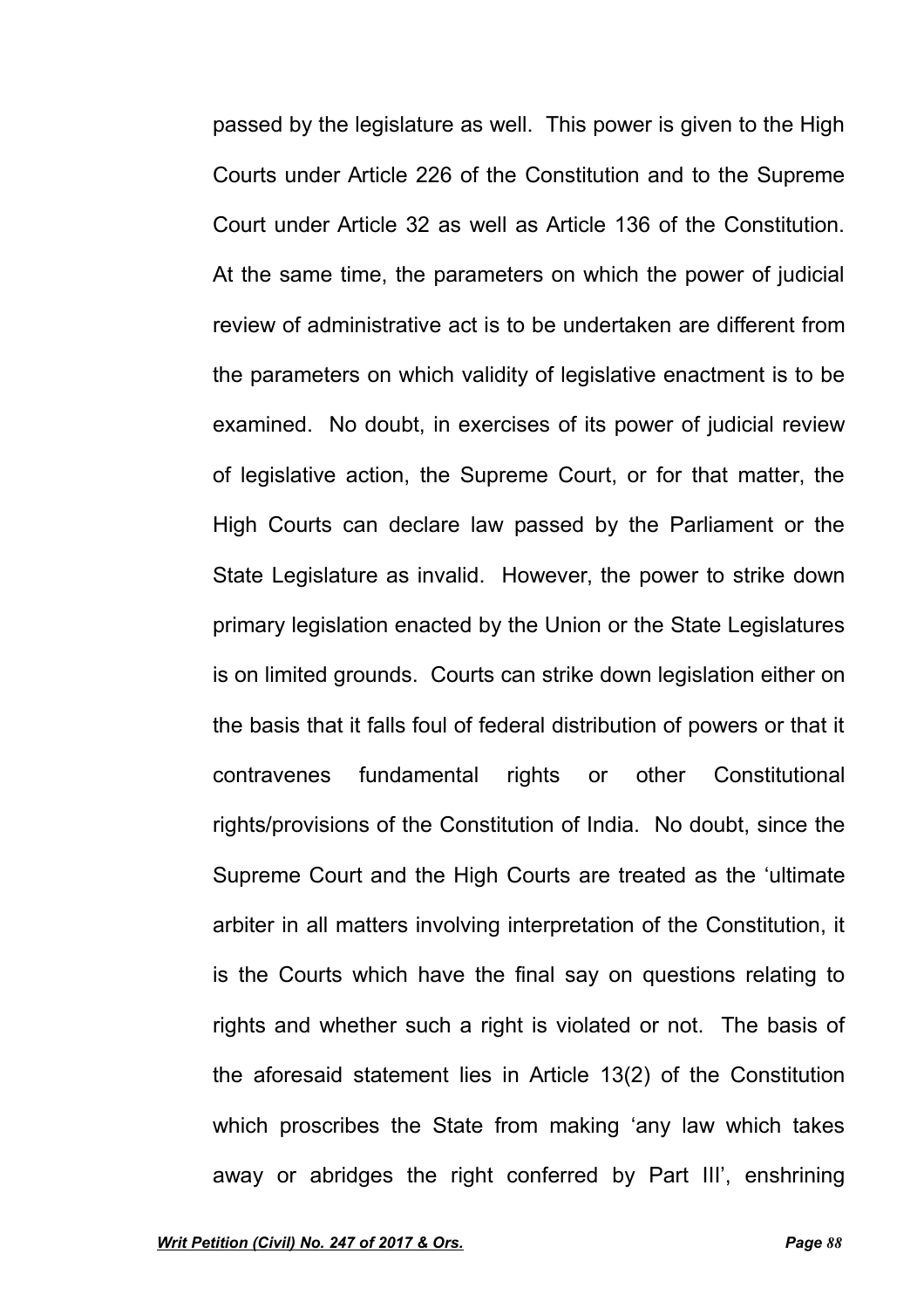passed by the legislature as well. This power is given to the High Courts under Article 226 of the Constitution and to the Supreme Court under Article 32 as well as Article 136 of the Constitution. At the same time, the parameters on which the power of judicial review of administrative act is to be undertaken are different from the parameters on which validity of legislative enactment is to be examined. No doubt, in exercises of its power of judicial review of legislative action, the Supreme Court, or for that matter, the High Courts can declare law passed by the Parliament or the State Legislature as invalid. However, the power to strike down primary legislation enacted by the Union or the State Legislatures is on limited grounds. Courts can strike down legislation either on the basis that it falls foul of federal distribution of powers or that it contravenes fundamental rights or other Constitutional rights/provisions of the Constitution of India. No doubt, since the Supreme Court and the High Courts are treated as the 'ultimate arbiter in all matters involving interpretation of the Constitution, it is the Courts which have the final say on questions relating to rights and whether such a right is violated or not. The basis of the aforesaid statement lies in Article 13(2) of the Constitution which proscribes the State from making 'any law which takes away or abridges the right conferred by Part III', enshrining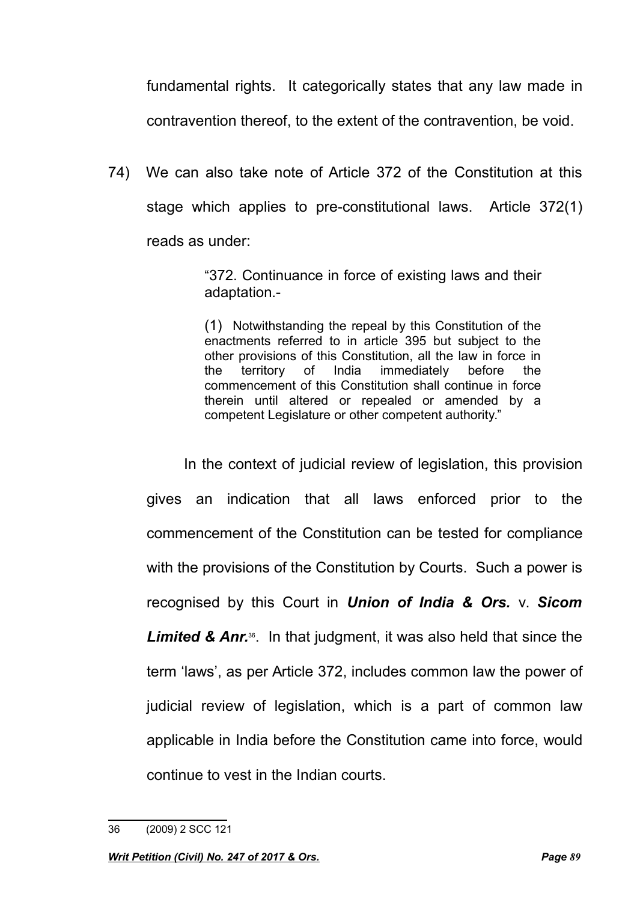fundamental rights. It categorically states that any law made in contravention thereof, to the extent of the contravention, be void.

74) We can also take note of Article 372 of the Constitution at this stage which applies to pre-constitutional laws. Article 372(1) reads as under:

> "372. Continuance in force of existing laws and their adaptation.-
>
> (1) Notwithstanding the repeal by this Constitution of the enactments referred to in article 395 but subject to the other provisions of this Constitution, all the law in force in the territory of India immediately before the commencement of this Constitution shall continue in force therein until altered or repealed or amended by a competent Legislature or other competent authority."

In the context of judicial review of legislation, this provision gives an indication that all laws enforced prior to the commencement of the Constitution can be tested for compliance with the provisions of the Constitution by Courts. Such a power is recognised by this Court in ***Union of India & Ors.*** v. ***Sicom Limited & Anr.***[36]. In that judgment, it was also held that since the term 'laws', as per Article 372, includes common law the power of judicial review of legislation, which is a part of common law applicable in India before the Constitution came into force, would continue to vest in the Indian courts.

---

36 (2009) 2 SCC 121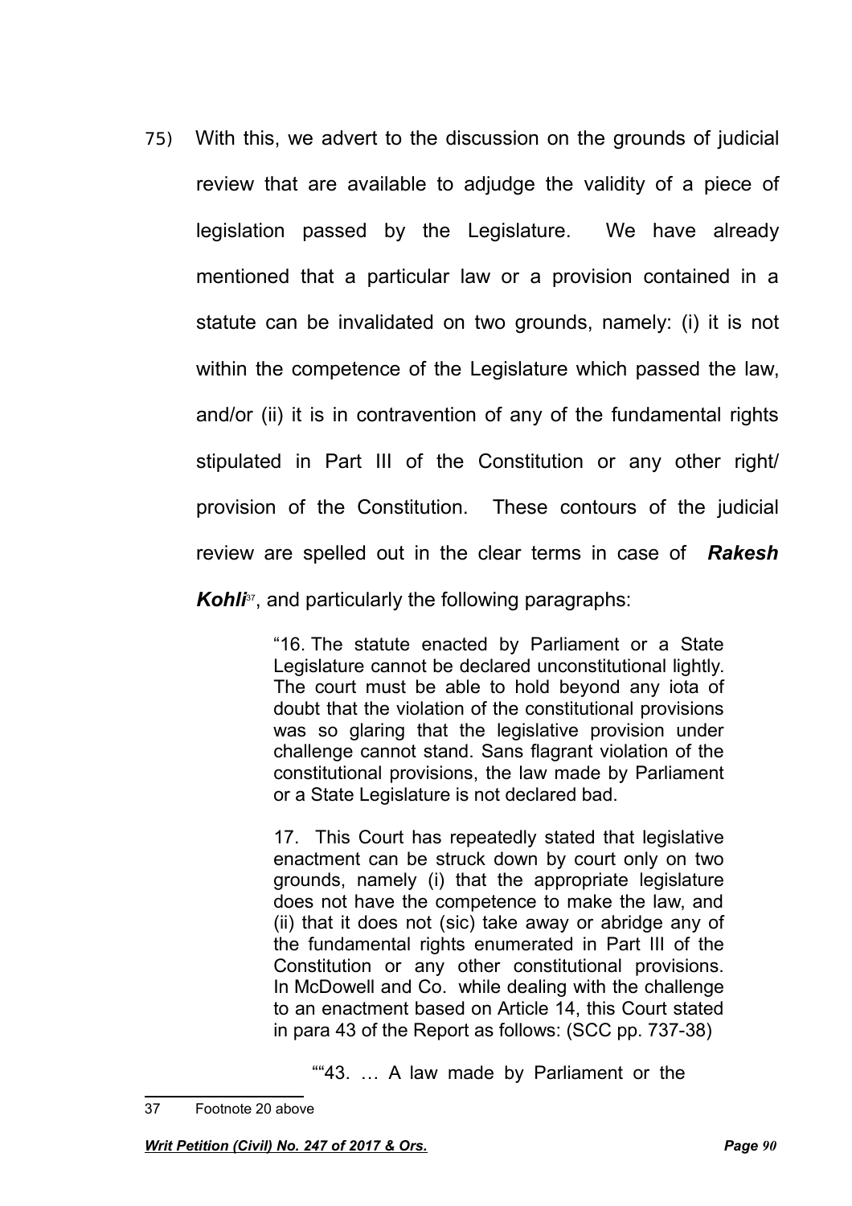75) With this, we advert to the discussion on the grounds of judicial review that are available to adjudge the validity of a piece of legislation passed by the Legislature. We have already mentioned that a particular law or a provision contained in a statute can be invalidated on two grounds, namely: (i) it is not within the competence of the Legislature which passed the law, and/or (ii) it is in contravention of any of the fundamental rights stipulated in Part III of the Constitution or any other right/ provision of the Constitution. These contours of the judicial review are spelled out in the clear terms in case of ***Rakesh Kohli***[37], and particularly the following paragraphs:

> "16. The statute enacted by Parliament or a State Legislature cannot be declared unconstitutional lightly. The court must be able to hold beyond any iota of doubt that the violation of the constitutional provisions was so glaring that the legislative provision under challenge cannot stand. Sans flagrant violation of the constitutional provisions, the law made by Parliament or a State Legislature is not declared bad.
>
> 17. This Court has repeatedly stated that legislative enactment can be struck down by court only on two grounds, namely (i) that the appropriate legislature does not have the competence to make the law, and (ii) that it does not (sic) take away or abridge any of the fundamental rights enumerated in Part III of the Constitution or any other constitutional provisions. In McDowell and Co. while dealing with the challenge to an enactment based on Article 14, this Court stated in para 43 of the Report as follows: (SCC pp. 737-38)
>
> ""43. … A law made by Parliament or the

---

37 Footnote 20 above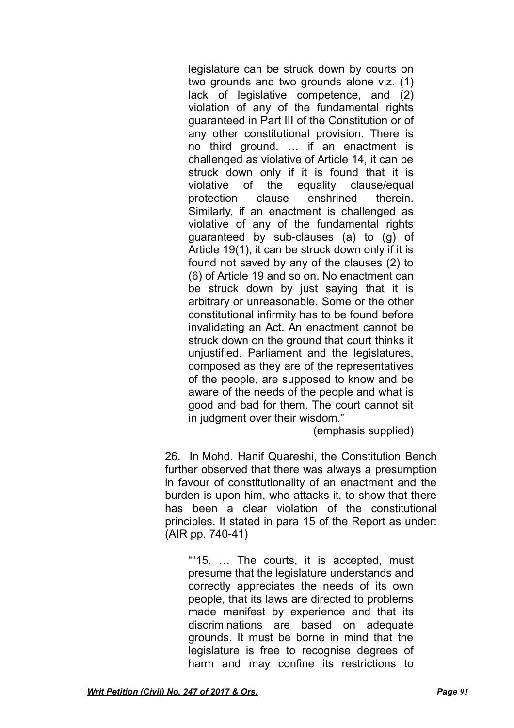> legislature can be struck down by courts on two grounds and two grounds alone viz. (1) lack of legislative competence, and (2) violation of any of the fundamental rights guaranteed in Part III of the Constitution or of any other constitutional provision. There is no third ground. … if an enactment is challenged as violative of Article 14, it can be struck down only if it is found that it is violative of the equality clause/equal protection clause enshrined therein. Similarly, if an enactment is challenged as violative of any of the fundamental rights guaranteed by sub-clauses (a) to (g) of Article 19(1), it can be struck down only if it is found not saved by any of the clauses (2) to (6) of Article 19 and so on. No enactment can be struck down by just saying that it is arbitrary or unreasonable. Some or the other constitutional infirmity has to be found before invalidating an Act. An enactment cannot be struck down on the ground that court thinks it unjustified. Parliament and the legislatures, composed as they are of the representatives of the people, are supposed to know and be aware of the needs of the people and what is good and bad for them. The court cannot sit in judgment over their wisdom."
>
> (emphasis supplied)

26. In Mohd. Hanif Quareshi, the Constitution Bench further observed that there was always a presumption in favour of constitutionality of an enactment and the burden is upon him, who attacks it, to show that there has been a clear violation of the constitutional principles. It stated in para 15 of the Report as under: (AIR pp. 740-41)

> ""15. … The courts, it is accepted, must presume that the legislature understands and correctly appreciates the needs of its own people, that its laws are directed to problems made manifest by experience and that its discriminations are based on adequate grounds. It must be borne in mind that the legislature is free to recognise degrees of harm and may confine its restrictions to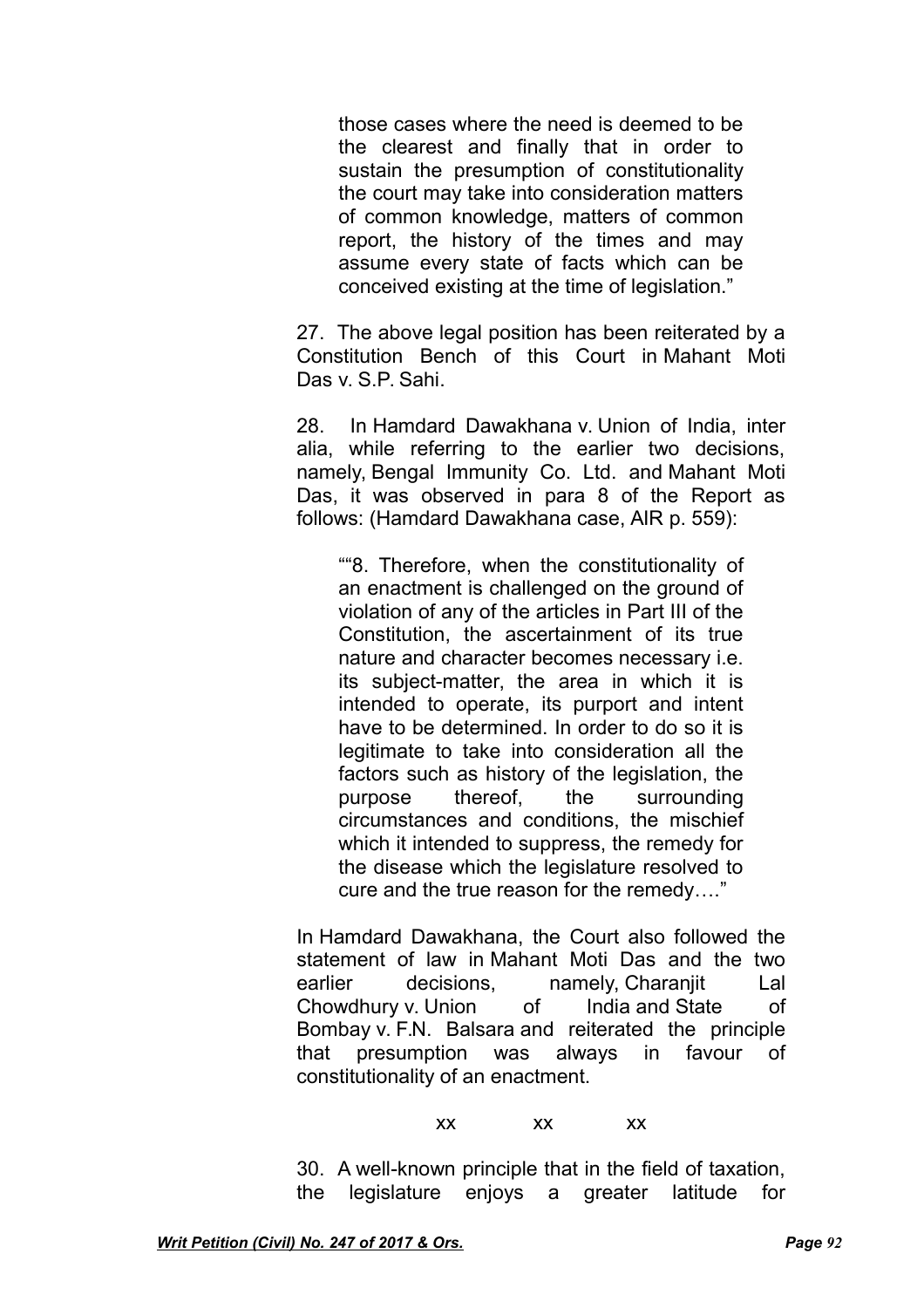> those cases where the need is deemed to be the clearest and finally that in order to sustain the presumption of constitutionality the court may take into consideration matters of common knowledge, matters of common report, the history of the times and may assume every state of facts which can be conceived existing at the time of legislation."

27. The above legal position has been reiterated by a Constitution Bench of this Court in Mahant Moti Das v. S.P. Sahi.

28. In Hamdard Dawakhana v. Union of India, inter alia, while referring to the earlier two decisions, namely, Bengal Immunity Co. Ltd. and Mahant Moti Das, it was observed in para 8 of the Report as follows: (Hamdard Dawakhana case, AIR p. 559):

> ""8. Therefore, when the constitutionality of an enactment is challenged on the ground of violation of any of the articles in Part III of the Constitution, the ascertainment of its true nature and character becomes necessary i.e. its subject-matter, the area in which it is intended to operate, its purport and intent have to be determined. In order to do so it is legitimate to take into consideration all the factors such as history of the legislation, the purpose thereof, the surrounding circumstances and conditions, the mischief which it intended to suppress, the remedy for the disease which the legislature resolved to cure and the true reason for the remedy…."

In Hamdard Dawakhana, the Court also followed the statement of law in Mahant Moti Das and the two earlier decisions, namely, Charanjit Lal Chowdhury v. Union of India and State of Bombay v. F.N. Balsara and reiterated the principle that presumption was always in favour of constitutionality of an enactment.

xx xx xx

30. A well-known principle that in the field of taxation, the legislature enjoys a greater latitude for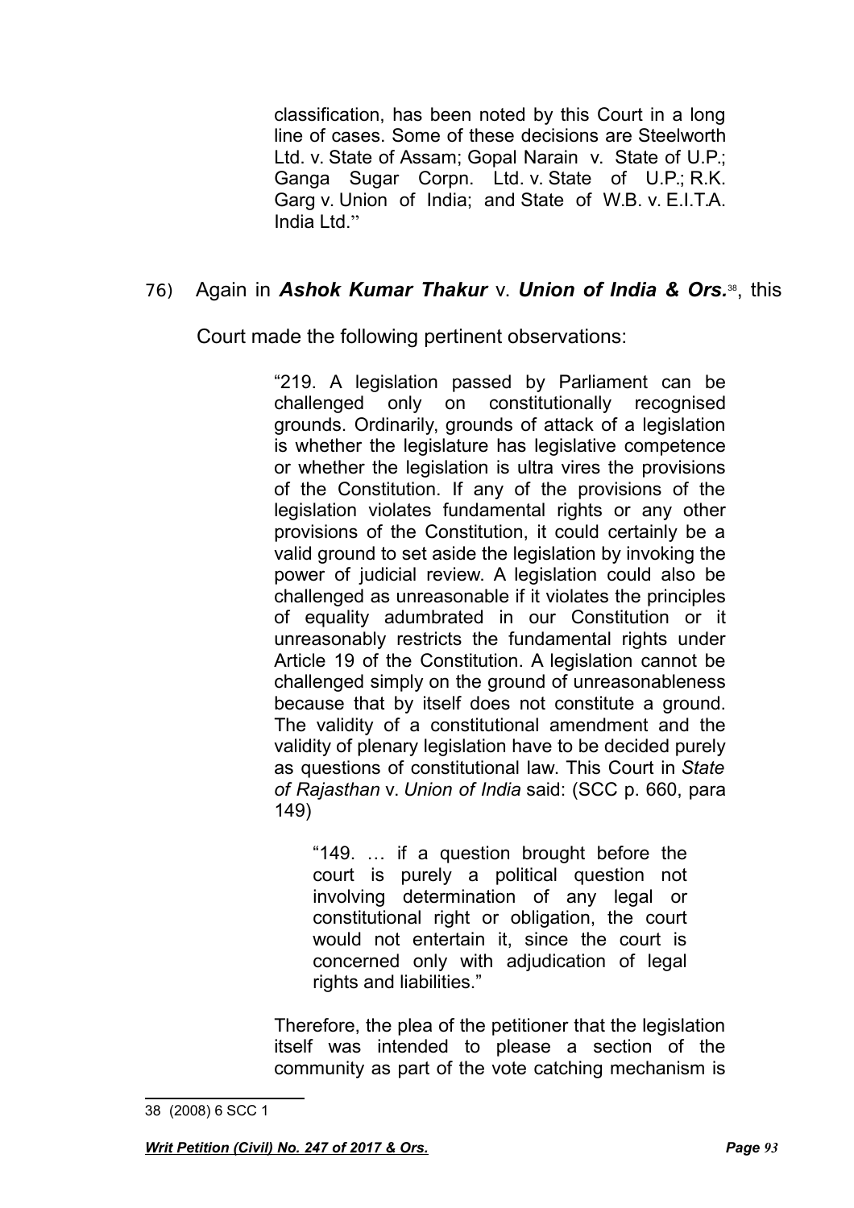> classification, has been noted by this Court in a long line of cases. Some of these decisions are Steelworth Ltd. v. State of Assam; Gopal Narain v. State of U.P.; Ganga Sugar Corpn. Ltd. v. State of U.P.; R.K. Garg v. Union of India; and State of W.B. v. E.I.T.A. India Ltd."

76) Again in ***Ashok Kumar Thakur*** v. ***Union of India & Ors.***[38], this Court made the following pertinent observations:

> "219. A legislation passed by Parliament can be challenged only on constitutionally recognised grounds. Ordinarily, grounds of attack of a legislation is whether the legislature has legislative competence or whether the legislation is ultra vires the provisions of the Constitution. If any of the provisions of the legislation violates fundamental rights or any other provisions of the Constitution, it could certainly be a valid ground to set aside the legislation by invoking the power of judicial review. A legislation could also be challenged as unreasonable if it violates the principles of equality adumbrated in our Constitution or it unreasonably restricts the fundamental rights under Article 19 of the Constitution. A legislation cannot be challenged simply on the ground of unreasonableness because that by itself does not constitute a ground. The validity of a constitutional amendment and the validity of plenary legislation have to be decided purely as questions of constitutional law. This Court in *State of Rajasthan* v. *Union of India* said: (SCC p. 660, para 149)
>
> > "149. … if a question brought before the court is purely a political question not involving determination of any legal or constitutional right or obligation, the court would not entertain it, since the court is concerned only with adjudication of legal rights and liabilities."
>
> Therefore, the plea of the petitioner that the legislation itself was intended to please a section of the community as part of the vote catching mechanism is

---

38 (2008) 6 SCC 1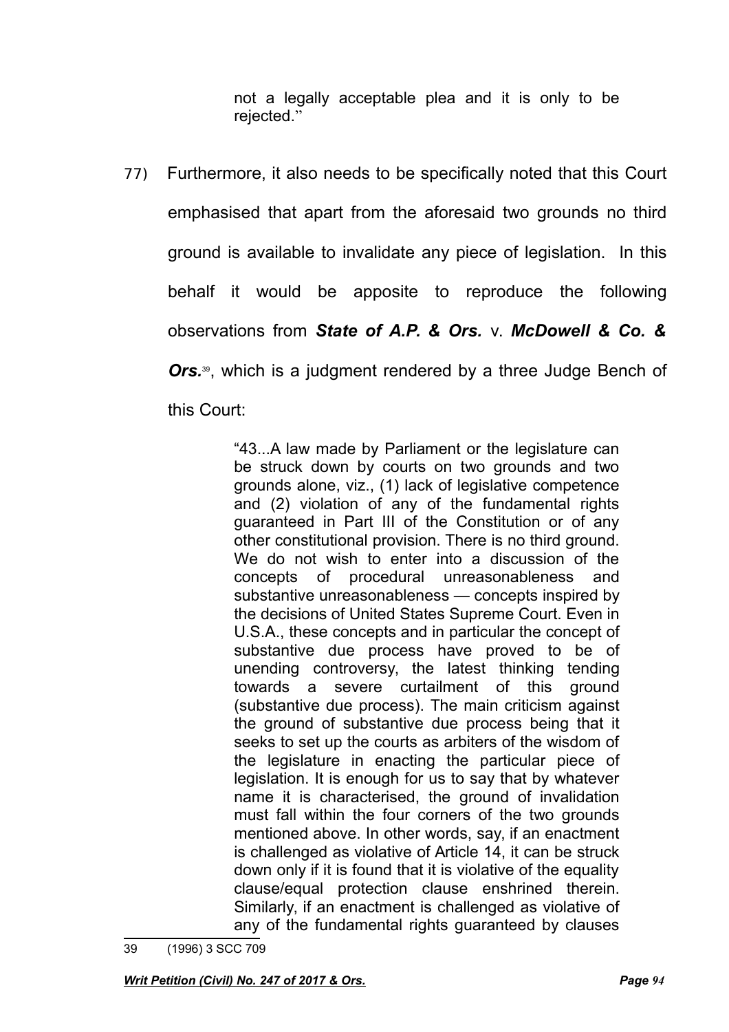> not a legally acceptable plea and it is only to be rejected."

77) Furthermore, it also needs to be specifically noted that this Court emphasised that apart from the aforesaid two grounds no third ground is available to invalidate any piece of legislation. In this behalf it would be apposite to reproduce the following observations from ***State of A.P. & Ors.*** v. ***McDowell & Co. & Ors.***[39], which is a judgment rendered by a three Judge Bench of this Court:

> "43...A law made by Parliament or the legislature can be struck down by courts on two grounds and two grounds alone, viz., (1) lack of legislative competence and (2) violation of any of the fundamental rights guaranteed in Part III of the Constitution or of any other constitutional provision. There is no third ground. We do not wish to enter into a discussion of the concepts of procedural unreasonableness and substantive unreasonableness — concepts inspired by the decisions of United States Supreme Court. Even in U.S.A., these concepts and in particular the concept of substantive due process have proved to be of unending controversy, the latest thinking tending towards a severe curtailment of this ground (substantive due process). The main criticism against the ground of substantive due process being that it seeks to set up the courts as arbiters of the wisdom of the legislature in enacting the particular piece of legislation. It is enough for us to say that by whatever name it is characterised, the ground of invalidation must fall within the four corners of the two grounds mentioned above. In other words, say, if an enactment is challenged as violative of Article 14, it can be struck down only if it is found that it is violative of the equality clause/equal protection clause enshrined therein. Similarly, if an enactment is challenged as violative of any of the fundamental rights guaranteed by clauses

---

39 (1996) 3 SCC 709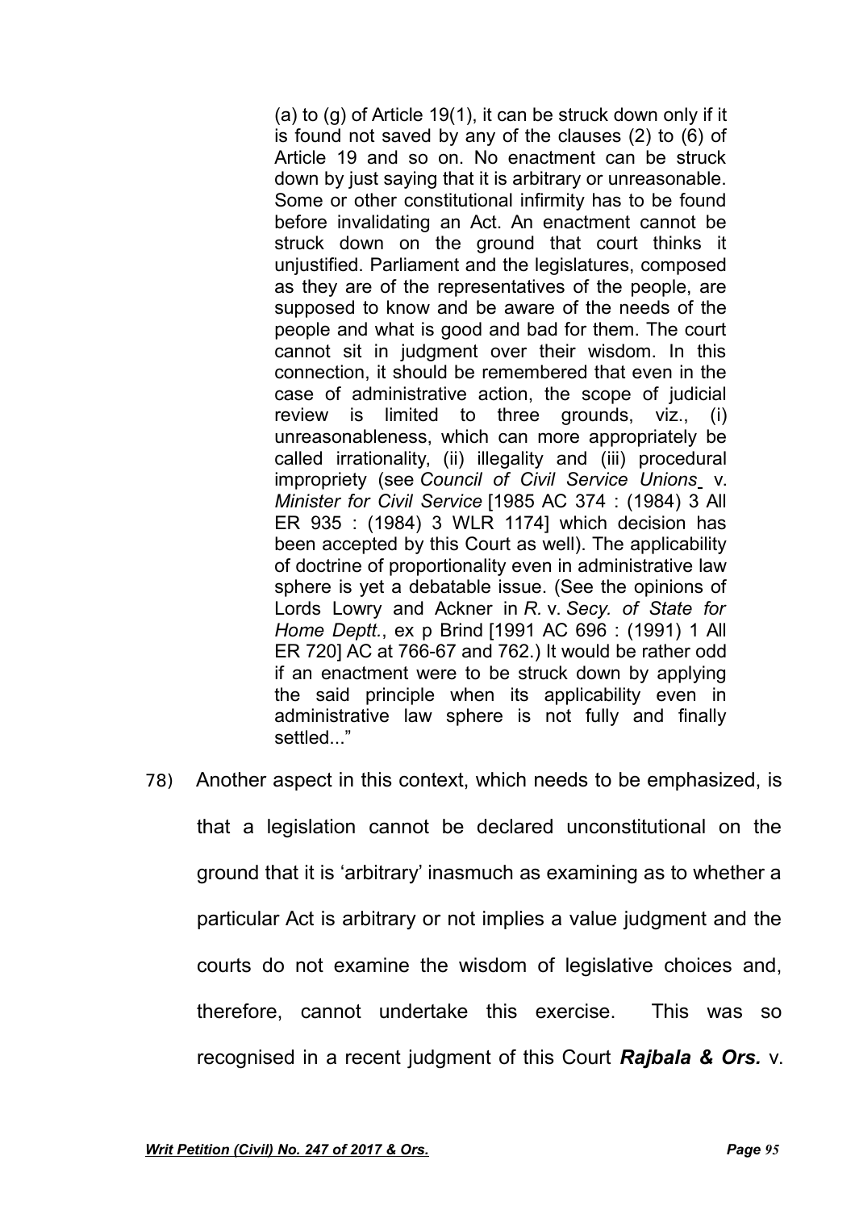> (a) to (g) of Article 19(1), it can be struck down only if it is found not saved by any of the clauses (2) to (6) of Article 19 and so on. No enactment can be struck down by just saying that it is arbitrary or unreasonable. Some or other constitutional infirmity has to be found before invalidating an Act. An enactment cannot be struck down on the ground that court thinks it unjustified. Parliament and the legislatures, composed as they are of the representatives of the people, are supposed to know and be aware of the needs of the people and what is good and bad for them. The court cannot sit in judgment over their wisdom. In this connection, it should be remembered that even in the case of administrative action, the scope of judicial review is limited to three grounds, viz., (i) unreasonableness, which can more appropriately be called irrationality, (ii) illegality and (iii) procedural impropriety (see *Council of Civil Service Unions* v. *Minister for Civil Service* [1985 AC 374 : (1984) 3 All ER 935 : (1984) 3 WLR 1174] which decision has been accepted by this Court as well). The applicability of doctrine of proportionality even in administrative law sphere is yet a debatable issue. (See the opinions of Lords Lowry and Ackner in *R.* v. *Secy. of State for Home Deptt.*, ex p Brind [1991 AC 696 : (1991) 1 All ER 720] AC at 766-67 and 762.) It would be rather odd if an enactment were to be struck down by applying the said principle when its applicability even in administrative law sphere is not fully and finally settled..."

78) Another aspect in this context, which needs to be emphasized, is that a legislation cannot be declared unconstitutional on the ground that it is 'arbitrary' inasmuch as examining as to whether a particular Act is arbitrary or not implies a value judgment and the courts do not examine the wisdom of legislative choices and, therefore, cannot undertake this exercise. This was so recognised in a recent judgment of this Court ***Rajbala & Ors.*** v.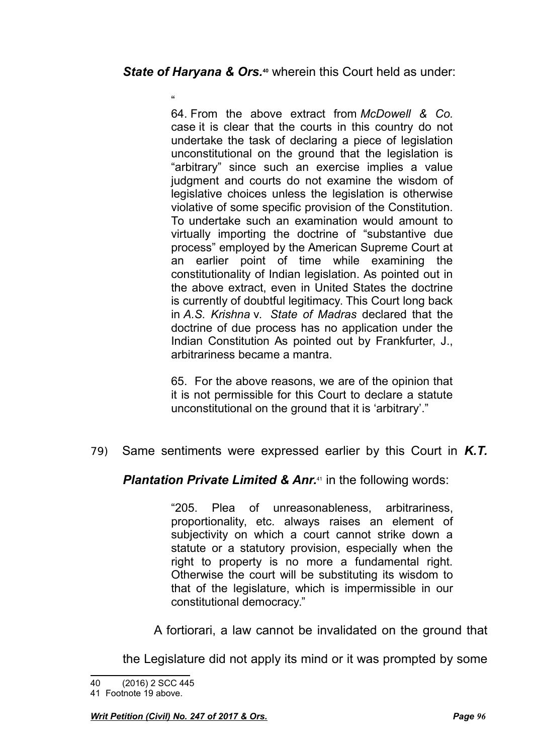***State of Haryana & Ors.***[40] wherein this Court held as under:

> "
>
> 64. From the above extract from *McDowell & Co.* case it is clear that the courts in this country do not undertake the task of declaring a piece of legislation unconstitutional on the ground that the legislation is "arbitrary" since such an exercise implies a value judgment and courts do not examine the wisdom of legislative choices unless the legislation is otherwise violative of some specific provision of the Constitution. To undertake such an examination would amount to virtually importing the doctrine of "substantive due process" employed by the American Supreme Court at an earlier point of time while examining the constitutionality of Indian legislation. As pointed out in the above extract, even in United States the doctrine is currently of doubtful legitimacy. This Court long back in *A.S. Krishna* v. *State of Madras* declared that the doctrine of due process has no application under the Indian Constitution As pointed out by Frankfurter, J., arbitrariness became a mantra.
>
> 65. For the above reasons, we are of the opinion that it is not permissible for this Court to declare a statute unconstitutional on the ground that it is 'arbitrary'."

79) Same sentiments were expressed earlier by this Court in ***K.T. Plantation Private Limited & Anr.***[41] in the following words:

> "205. Plea of unreasonableness, arbitrariness, proportionality, etc. always raises an element of subjectivity on which a court cannot strike down a statute or a statutory provision, especially when the right to property is no more a fundamental right. Otherwise the court will be substituting its wisdom to that of the legislature, which is impermissible in our constitutional democracy."

A fortiorari, a law cannot be invalidated on the ground that the Legislature did not apply its mind or it was prompted by some

---

40 (2016) 2 SCC 445

41 Footnote 19 above.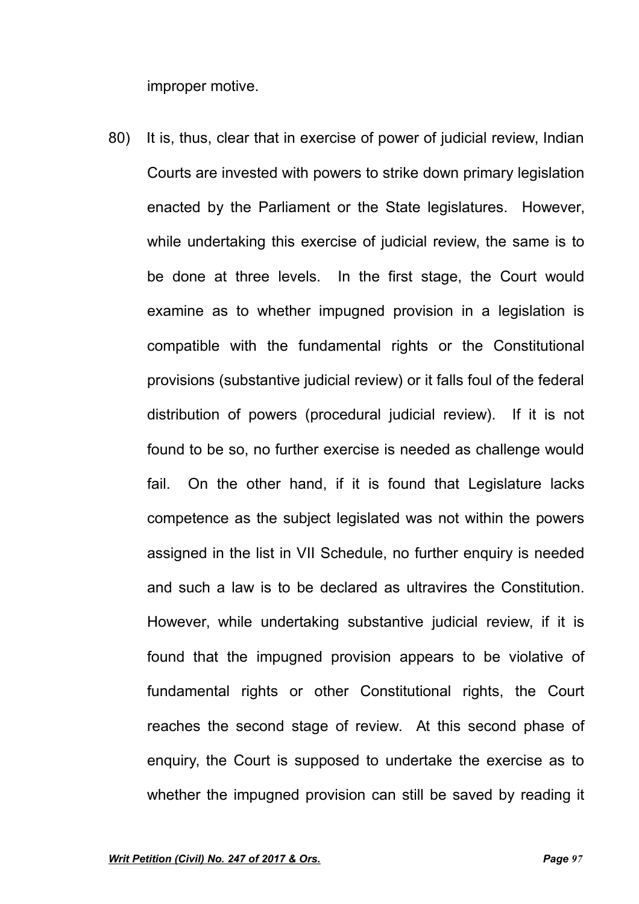improper motive.

80) It is, thus, clear that in exercise of power of judicial review, Indian Courts are invested with powers to strike down primary legislation enacted by the Parliament or the State legislatures. However, while undertaking this exercise of judicial review, the same is to be done at three levels. In the first stage, the Court would examine as to whether impugned provision in a legislation is compatible with the fundamental rights or the Constitutional provisions (substantive judicial review) or it falls foul of the federal distribution of powers (procedural judicial review). If it is not found to be so, no further exercise is needed as challenge would fail. On the other hand, if it is found that Legislature lacks competence as the subject legislated was not within the powers assigned in the list in VII Schedule, no further enquiry is needed and such a law is to be declared as ultravires the Constitution. However, while undertaking substantive judicial review, if it is found that the impugned provision appears to be violative of fundamental rights or other Constitutional rights, the Court reaches the second stage of review. At this second phase of enquiry, the Court is supposed to undertake the exercise as to whether the impugned provision can still be saved by reading it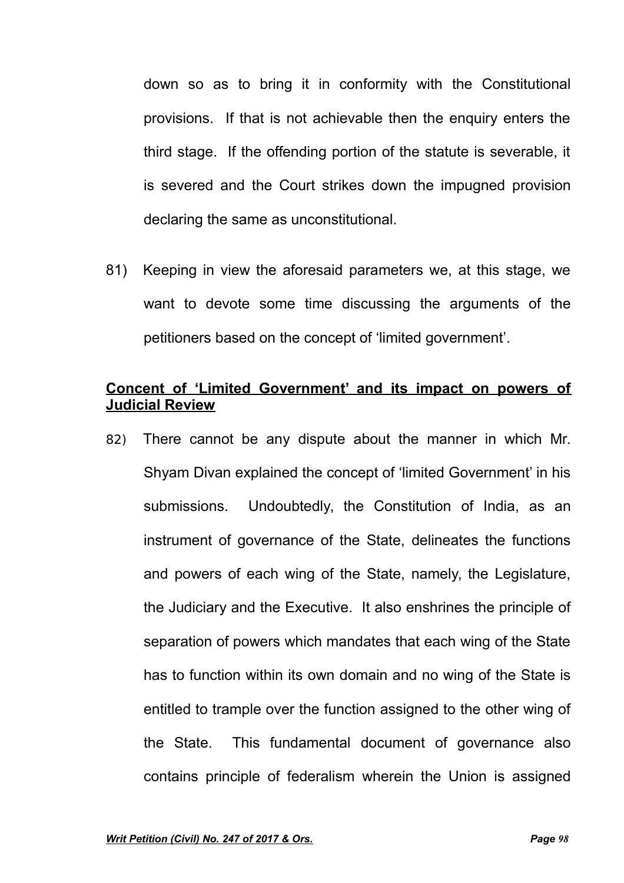down so as to bring it in conformity with the Constitutional provisions. If that is not achievable then the enquiry enters the third stage. If the offending portion of the statute is severable, it is severed and the Court strikes down the impugned provision declaring the same as unconstitutional.

81) Keeping in view the aforesaid parameters we, at this stage, we want to devote some time discussing the arguments of the petitioners based on the concept of 'limited government'.

**<u>Concent of 'Limited Government' and its impact on powers of Judicial Review</u>**

82) There cannot be any dispute about the manner in which Mr. Shyam Divan explained the concept of 'limited Government' in his submissions. Undoubtedly, the Constitution of India, as an instrument of governance of the State, delineates the functions and powers of each wing of the State, namely, the Legislature, the Judiciary and the Executive. It also enshrines the principle of separation of powers which mandates that each wing of the State has to function within its own domain and no wing of the State is entitled to trample over the function assigned to the other wing of the State. This fundamental document of governance also contains principle of federalism wherein the Union is assigned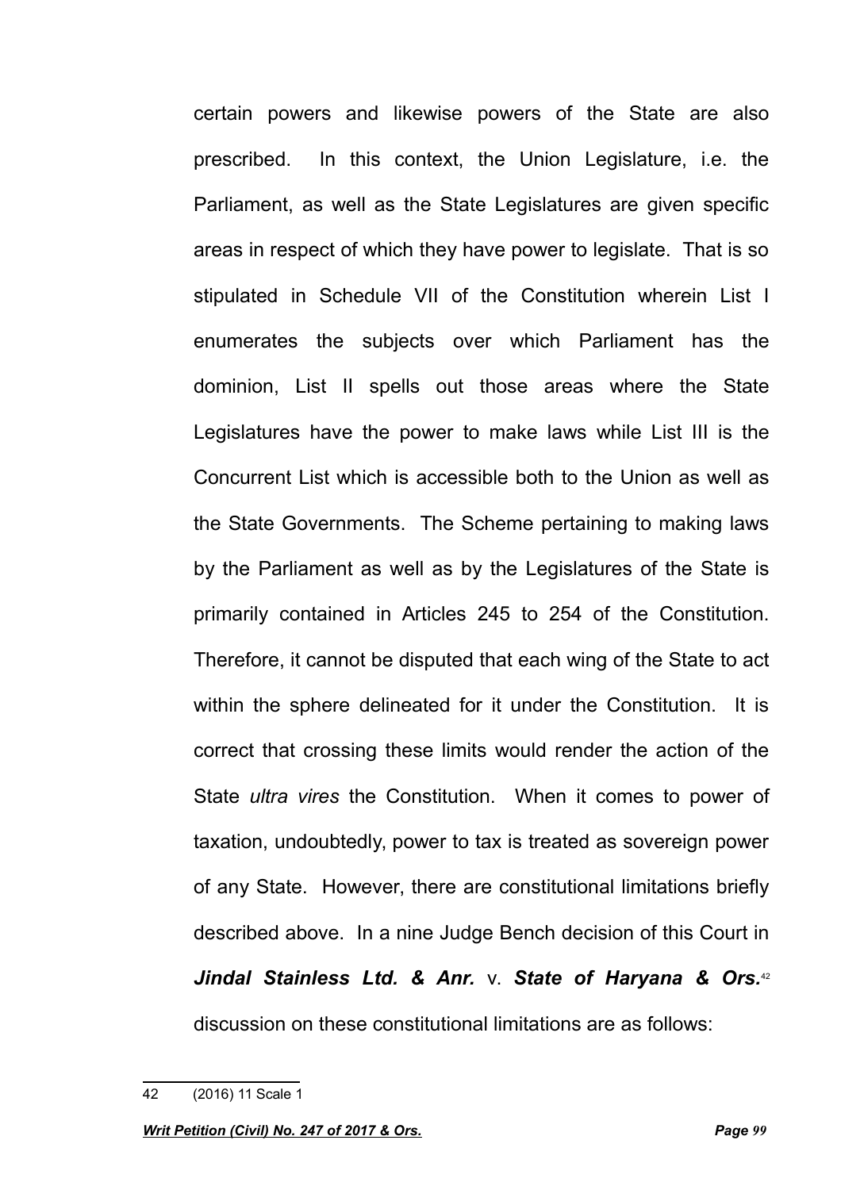certain powers and likewise powers of the State are also prescribed. In this context, the Union Legislature, i.e. the Parliament, as well as the State Legislatures are given specific areas in respect of which they have power to legislate. That is so stipulated in Schedule VII of the Constitution wherein List I enumerates the subjects over which Parliament has the dominion, List II spells out those areas where the State Legislatures have the power to make laws while List III is the Concurrent List which is accessible both to the Union as well as the State Governments. The Scheme pertaining to making laws by the Parliament as well as by the Legislatures of the State is primarily contained in Articles 245 to 254 of the Constitution. Therefore, it cannot be disputed that each wing of the State to act within the sphere delineated for it under the Constitution. It is correct that crossing these limits would render the action of the State *ultra vires* the Constitution. When it comes to power of taxation, undoubtedly, power to tax is treated as sovereign power of any State. However, there are constitutional limitations briefly described above. In a nine Judge Bench decision of this Court in ***Jindal Stainless Ltd. & Anr.*** v. ***State of Haryana & Ors.***[42] discussion on these constitutional limitations are as follows:

---

42 (2016) 11 Scale 1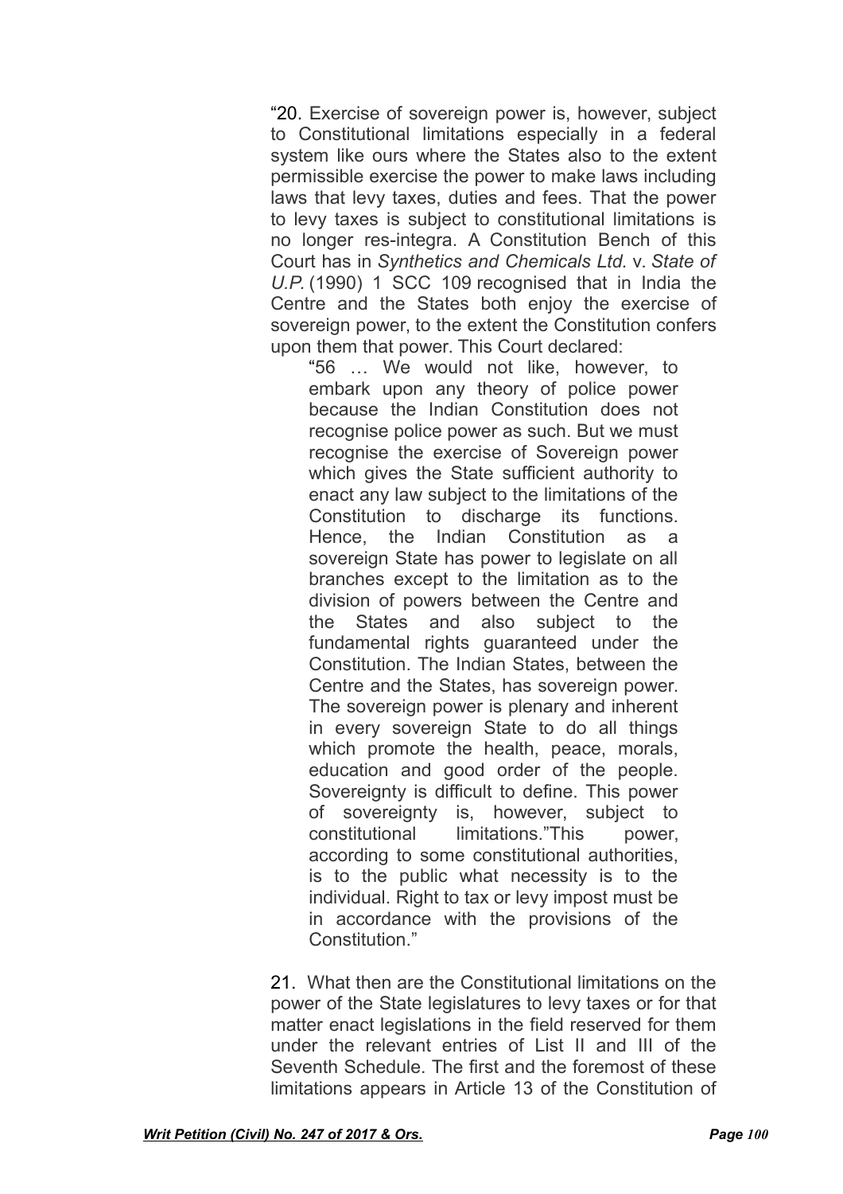"20. Exercise of sovereign power is, however, subject to Constitutional limitations especially in a federal system like ours where the States also to the extent permissible exercise the power to make laws including laws that levy taxes, duties and fees. That the power to levy taxes is subject to constitutional limitations is no longer res-integra. A Constitution Bench of this Court has in *Synthetics and Chemicals Ltd.* v. *State of U.P.* (1990) 1 SCC 109 recognised that in India the Centre and the States both enjoy the exercise of sovereign power, to the extent the Constitution confers upon them that power. This Court declared:

> "56 … We would not like, however, to embark upon any theory of police power because the Indian Constitution does not recognise police power as such. But we must recognise the exercise of Sovereign power which gives the State sufficient authority to enact any law subject to the limitations of the Constitution to discharge its functions. Hence, the Indian Constitution as a sovereign State has power to legislate on all branches except to the limitation as to the division of powers between the Centre and the States and also subject to the fundamental rights guaranteed under the Constitution. The Indian States, between the Centre and the States, has sovereign power. The sovereign power is plenary and inherent in every sovereign State to do all things which promote the health, peace, morals, education and good order of the people. Sovereignty is difficult to define. This power of sovereignty is, however, subject to constitutional limitations."This power, according to some constitutional authorities, is to the public what necessity is to the individual. Right to tax or levy impost must be in accordance with the provisions of the Constitution."

21. What then are the Constitutional limitations on the power of the State legislatures to levy taxes or for that matter enact legislations in the field reserved for them under the relevant entries of List II and III of the Seventh Schedule. The first and the foremost of these limitations appears in Article 13 of the Constitution of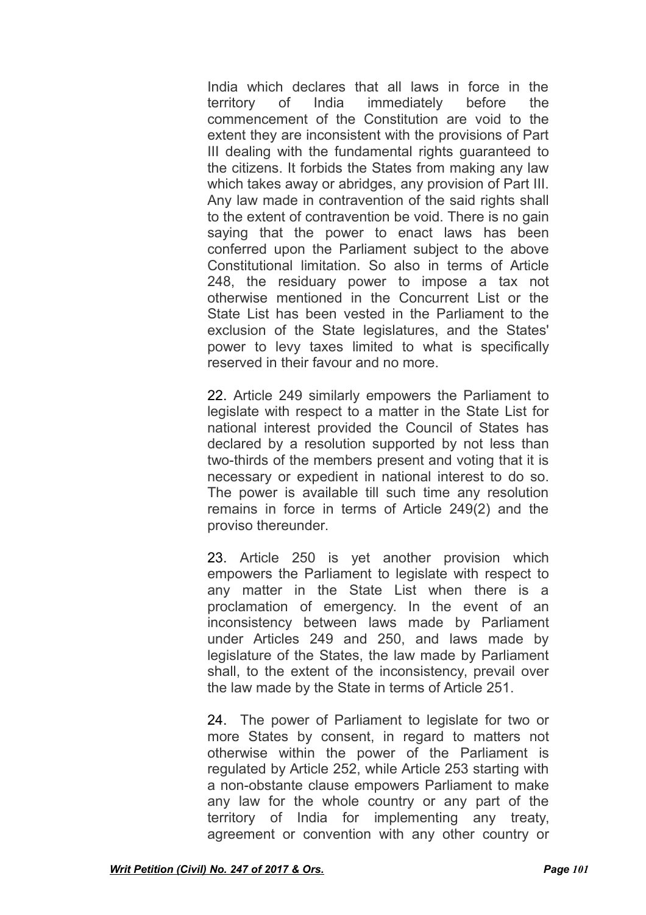India which declares that all laws in force in the territory of India immediately before the commencement of the Constitution are void to the extent they are inconsistent with the provisions of Part III dealing with the fundamental rights guaranteed to the citizens. It forbids the States from making any law which takes away or abridges, any provision of Part III. Any law made in contravention of the said rights shall to the extent of contravention be void. There is no gain saying that the power to enact laws has been conferred upon the Parliament subject to the above Constitutional limitation. So also in terms of Article 248, the residuary power to impose a tax not otherwise mentioned in the Concurrent List or the State List has been vested in the Parliament to the exclusion of the State legislatures, and the States' power to levy taxes limited to what is specifically reserved in their favour and no more.

22. Article 249 similarly empowers the Parliament to legislate with respect to a matter in the State List for national interest provided the Council of States has declared by a resolution supported by not less than two-thirds of the members present and voting that it is necessary or expedient in national interest to do so. The power is available till such time any resolution remains in force in terms of Article 249(2) and the proviso thereunder.

23. Article 250 is yet another provision which empowers the Parliament to legislate with respect to any matter in the State List when there is a proclamation of emergency. In the event of an inconsistency between laws made by Parliament under Articles 249 and 250, and laws made by legislature of the States, the law made by Parliament shall, to the extent of the inconsistency, prevail over the law made by the State in terms of Article 251.

24. The power of Parliament to legislate for two or more States by consent, in regard to matters not otherwise within the power of the Parliament is regulated by Article 252, while Article 253 starting with a non-obstante clause empowers Parliament to make any law for the whole country or any part of the territory of India for implementing any treaty, agreement or convention with any other country or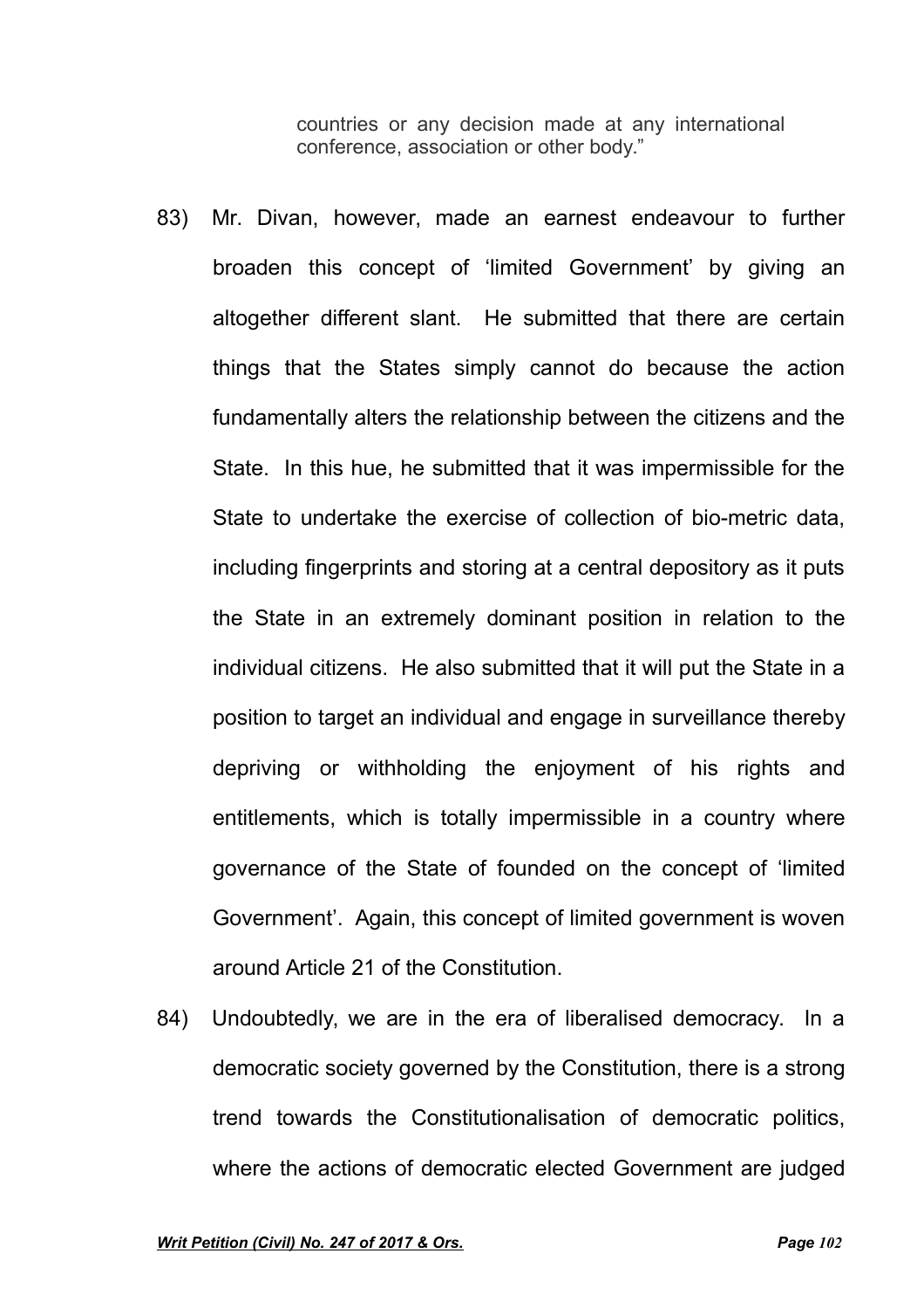> countries or any decision made at any international conference, association or other body."

83) Mr. Divan, however, made an earnest endeavour to further broaden this concept of 'limited Government' by giving an altogether different slant. He submitted that there are certain things that the States simply cannot do because the action fundamentally alters the relationship between the citizens and the State. In this hue, he submitted that it was impermissible for the State to undertake the exercise of collection of bio-metric data, including fingerprints and storing at a central depository as it puts the State in an extremely dominant position in relation to the individual citizens. He also submitted that it will put the State in a position to target an individual and engage in surveillance thereby depriving or withholding the enjoyment of his rights and entitlements, which is totally impermissible in a country where governance of the State of founded on the concept of 'limited Government'. Again, this concept of limited government is woven around Article 21 of the Constitution.

84) Undoubtedly, we are in the era of liberalised democracy. In a democratic society governed by the Constitution, there is a strong trend towards the Constitutionalisation of democratic politics, where the actions of democratic elected Government are judged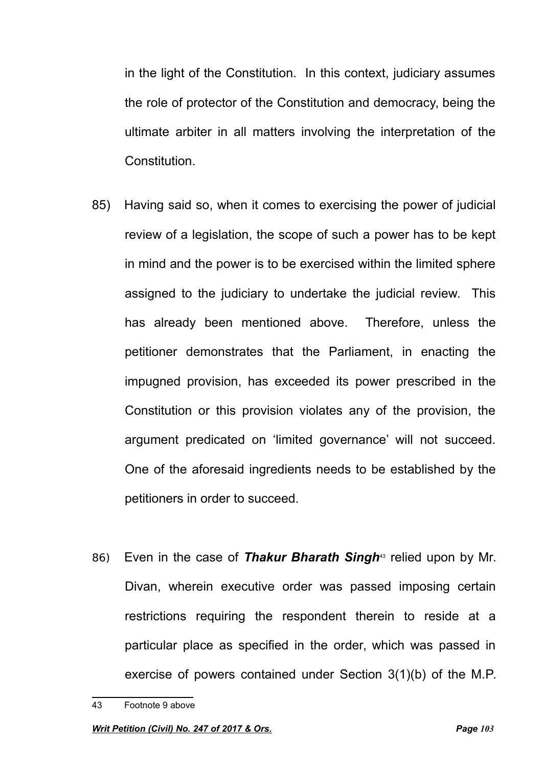in the light of the Constitution. In this context, judiciary assumes the role of protector of the Constitution and democracy, being the ultimate arbiter in all matters involving the interpretation of the Constitution.

85) Having said so, when it comes to exercising the power of judicial review of a legislation, the scope of such a power has to be kept in mind and the power is to be exercised within the limited sphere assigned to the judiciary to undertake the judicial review. This has already been mentioned above. Therefore, unless the petitioner demonstrates that the Parliament, in enacting the impugned provision, has exceeded its power prescribed in the Constitution or this provision violates any of the provision, the argument predicated on 'limited governance' will not succeed. One of the aforesaid ingredients needs to be established by the petitioners in order to succeed.

86) Even in the case of ***Thakur Bharath Singh***[43] relied upon by Mr. Divan, wherein executive order was passed imposing certain restrictions requiring the respondent therein to reside at a particular place as specified in the order, which was passed in exercise of powers contained under Section 3(1)(b) of the M.P.

---

43 Footnote 9 above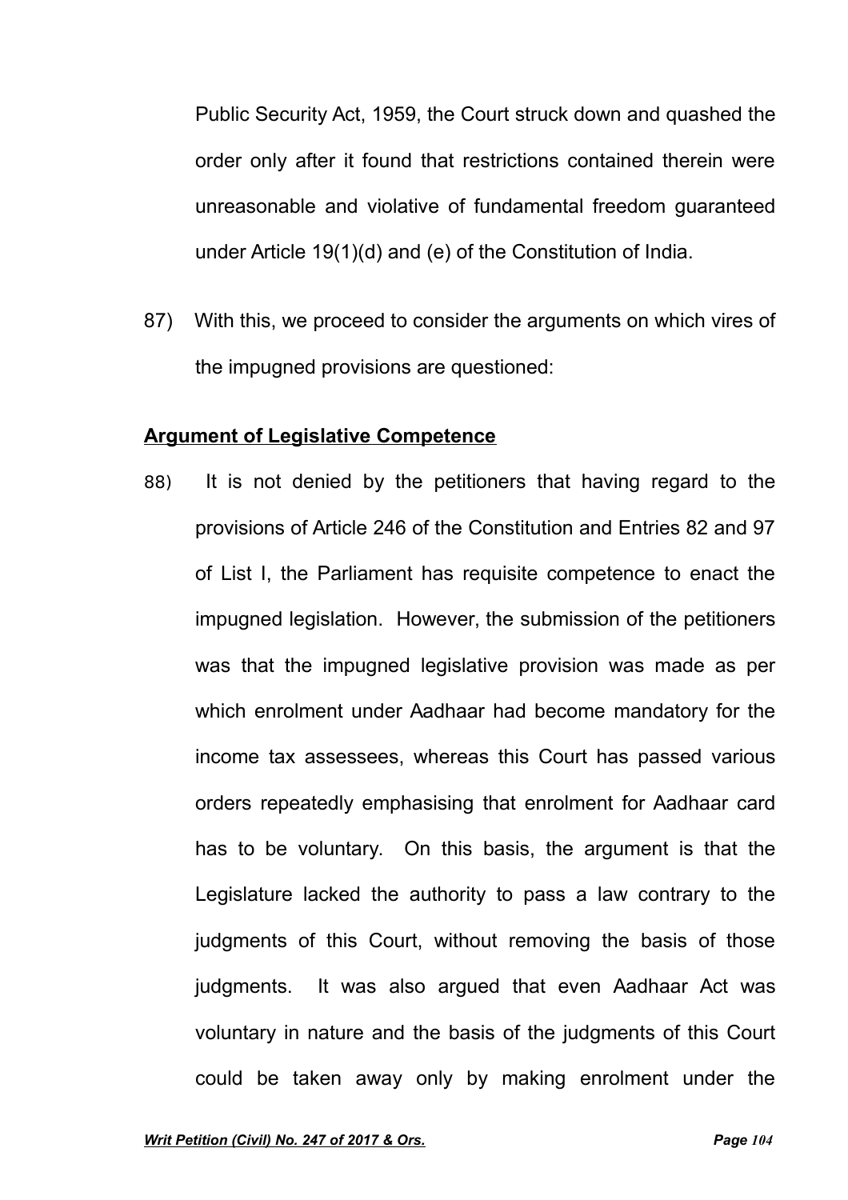Public Security Act, 1959, the Court struck down and quashed the order only after it found that restrictions contained therein were unreasonable and violative of fundamental freedom guaranteed under Article 19(1)(d) and (e) of the Constitution of India.

87) With this, we proceed to consider the arguments on which vires of the impugned provisions are questioned:

**Argument of Legislative Competence**

88) It is not denied by the petitioners that having regard to the provisions of Article 246 of the Constitution and Entries 82 and 97 of List I, the Parliament has requisite competence to enact the impugned legislation. However, the submission of the petitioners was that the impugned legislative provision was made as per which enrolment under Aadhaar had become mandatory for the income tax assessees, whereas this Court has passed various orders repeatedly emphasising that enrolment for Aadhaar card has to be voluntary. On this basis, the argument is that the Legislature lacked the authority to pass a law contrary to the judgments of this Court, without removing the basis of those judgments. It was also argued that even Aadhaar Act was voluntary in nature and the basis of the judgments of this Court could be taken away only by making enrolment under the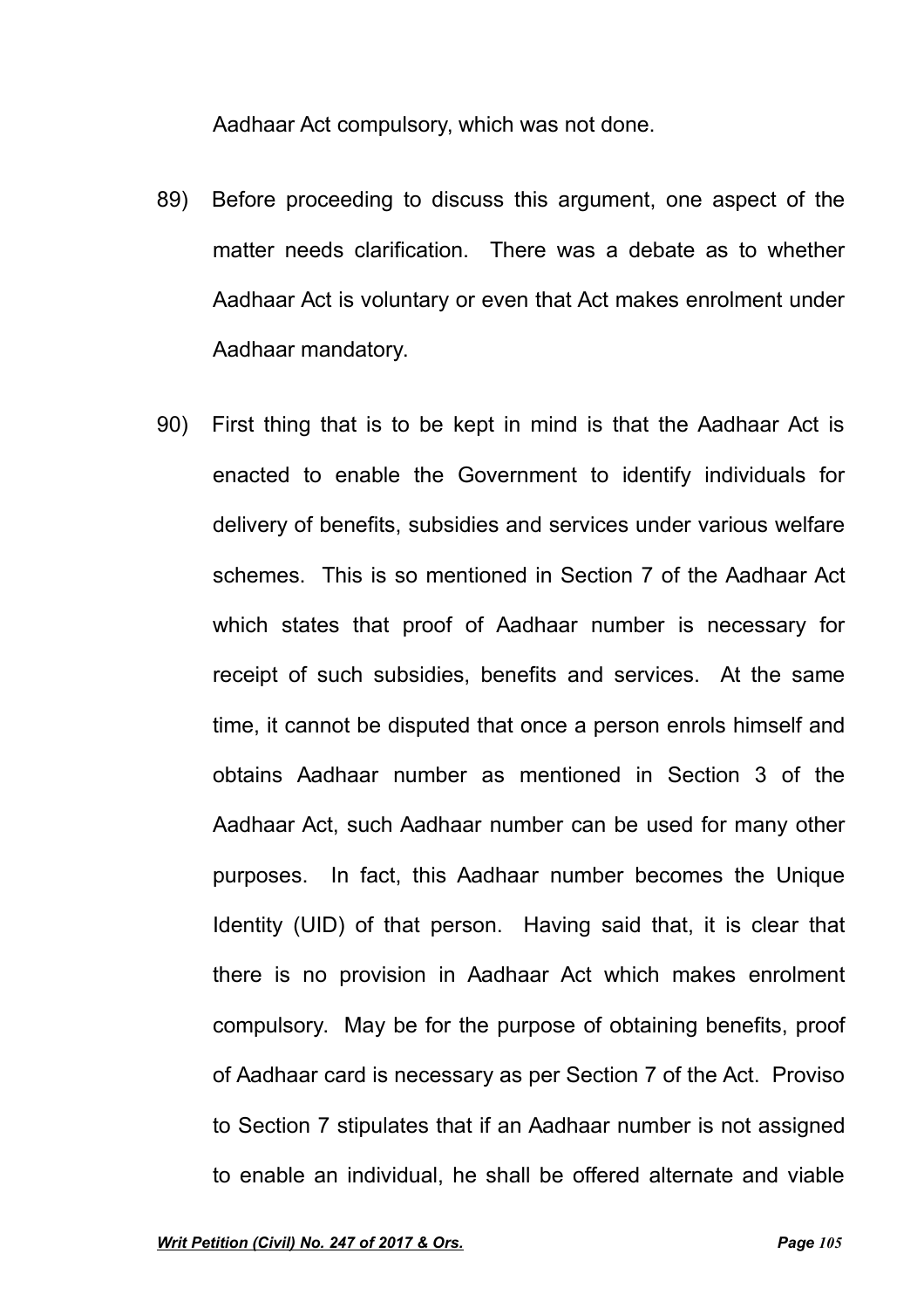Aadhaar Act compulsory, which was not done.

89) Before proceeding to discuss this argument, one aspect of the matter needs clarification. There was a debate as to whether Aadhaar Act is voluntary or even that Act makes enrolment under Aadhaar mandatory.

90) First thing that is to be kept in mind is that the Aadhaar Act is enacted to enable the Government to identify individuals for delivery of benefits, subsidies and services under various welfare schemes. This is so mentioned in Section 7 of the Aadhaar Act which states that proof of Aadhaar number is necessary for receipt of such subsidies, benefits and services. At the same time, it cannot be disputed that once a person enrols himself and obtains Aadhaar number as mentioned in Section 3 of the Aadhaar Act, such Aadhaar number can be used for many other purposes. In fact, this Aadhaar number becomes the Unique Identity (UID) of that person. Having said that, it is clear that there is no provision in Aadhaar Act which makes enrolment compulsory. May be for the purpose of obtaining benefits, proof of Aadhaar card is necessary as per Section 7 of the Act. Proviso to Section 7 stipulates that if an Aadhaar number is not assigned to enable an individual, he shall be offered alternate and viable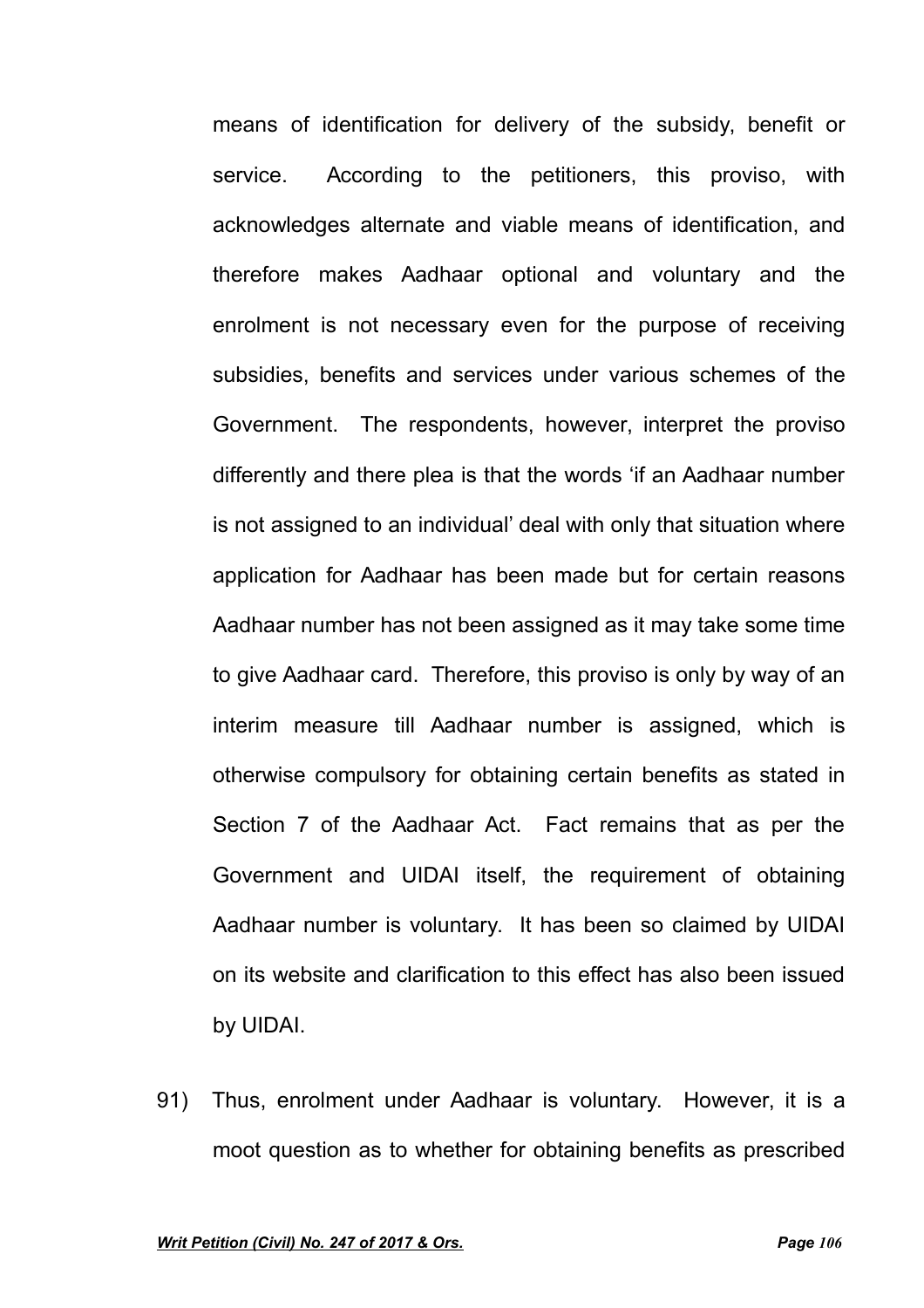means of identification for delivery of the subsidy, benefit or service. According to the petitioners, this proviso, with acknowledges alternate and viable means of identification, and therefore makes Aadhaar optional and voluntary and the enrolment is not necessary even for the purpose of receiving subsidies, benefits and services under various schemes of the Government. The respondents, however, interpret the proviso differently and there plea is that the words 'if an Aadhaar number is not assigned to an individual' deal with only that situation where application for Aadhaar has been made but for certain reasons Aadhaar number has not been assigned as it may take some time to give Aadhaar card. Therefore, this proviso is only by way of an interim measure till Aadhaar number is assigned, which is otherwise compulsory for obtaining certain benefits as stated in Section 7 of the Aadhaar Act. Fact remains that as per the Government and UIDAI itself, the requirement of obtaining Aadhaar number is voluntary. It has been so claimed by UIDAI on its website and clarification to this effect has also been issued by UIDAI.

91) Thus, enrolment under Aadhaar is voluntary. However, it is a moot question as to whether for obtaining benefits as prescribed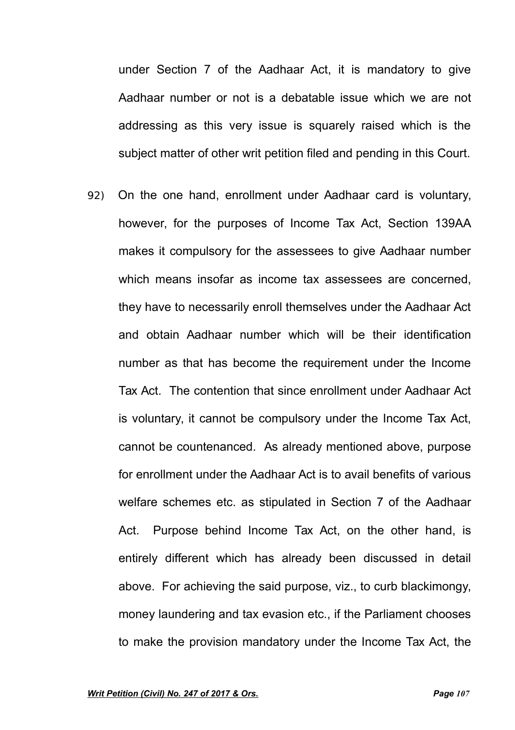under Section 7 of the Aadhaar Act, it is mandatory to give Aadhaar number or not is a debatable issue which we are not addressing as this very issue is squarely raised which is the subject matter of other writ petition filed and pending in this Court.

92) On the one hand, enrollment under Aadhaar card is voluntary, however, for the purposes of Income Tax Act, Section 139AA makes it compulsory for the assessees to give Aadhaar number which means insofar as income tax assessees are concerned, they have to necessarily enroll themselves under the Aadhaar Act and obtain Aadhaar number which will be their identification number as that has become the requirement under the Income Tax Act. The contention that since enrollment under Aadhaar Act is voluntary, it cannot be compulsory under the Income Tax Act, cannot be countenanced. As already mentioned above, purpose for enrollment under the Aadhaar Act is to avail benefits of various welfare schemes etc. as stipulated in Section 7 of the Aadhaar Act. Purpose behind Income Tax Act, on the other hand, is entirely different which has already been discussed in detail above. For achieving the said purpose, viz., to curb blackimongy, money laundering and tax evasion etc., if the Parliament chooses to make the provision mandatory under the Income Tax Act, the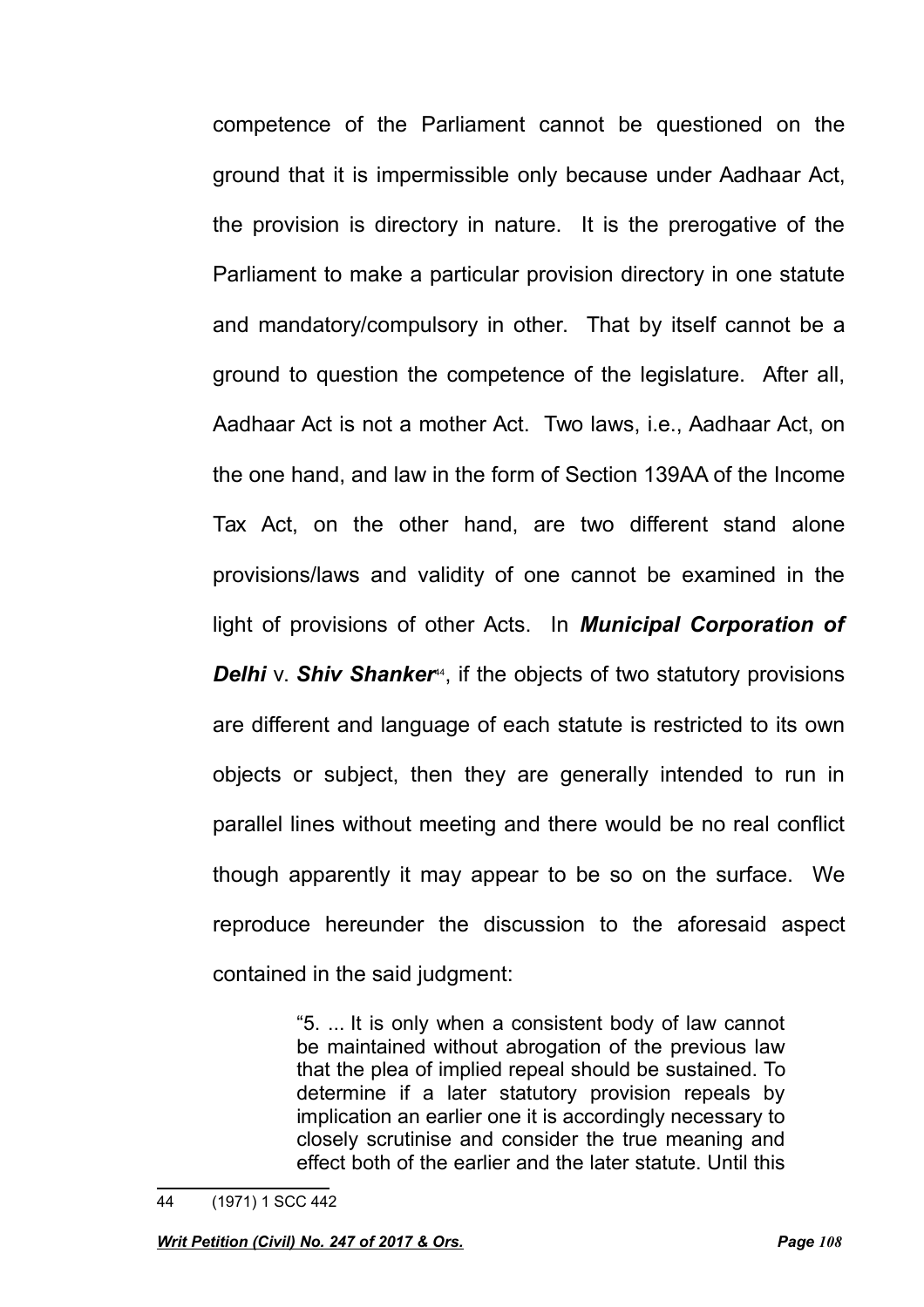competence of the Parliament cannot be questioned on the ground that it is impermissible only because under Aadhaar Act, the provision is directory in nature. It is the prerogative of the Parliament to make a particular provision directory in one statute and mandatory/compulsory in other. That by itself cannot be a ground to question the competence of the legislature. After all, Aadhaar Act is not a mother Act. Two laws, i.e., Aadhaar Act, on the one hand, and law in the form of Section 139AA of the Income Tax Act, on the other hand, are two different stand alone provisions/laws and validity of one cannot be examined in the light of provisions of other Acts. In ***Municipal Corporation of Delhi*** v. ***Shiv Shanker***[44], if the objects of two statutory provisions are different and language of each statute is restricted to its own objects or subject, then they are generally intended to run in parallel lines without meeting and there would be no real conflict though apparently it may appear to be so on the surface. We reproduce hereunder the discussion to the aforesaid aspect contained in the said judgment:

> "5. ... It is only when a consistent body of law cannot be maintained without abrogation of the previous law that the plea of implied repeal should be sustained. To determine if a later statutory provision repeals by implication an earlier one it is accordingly necessary to closely scrutinise and consider the true meaning and effect both of the earlier and the later statute. Until this

---

44 (1971) 1 SCC 442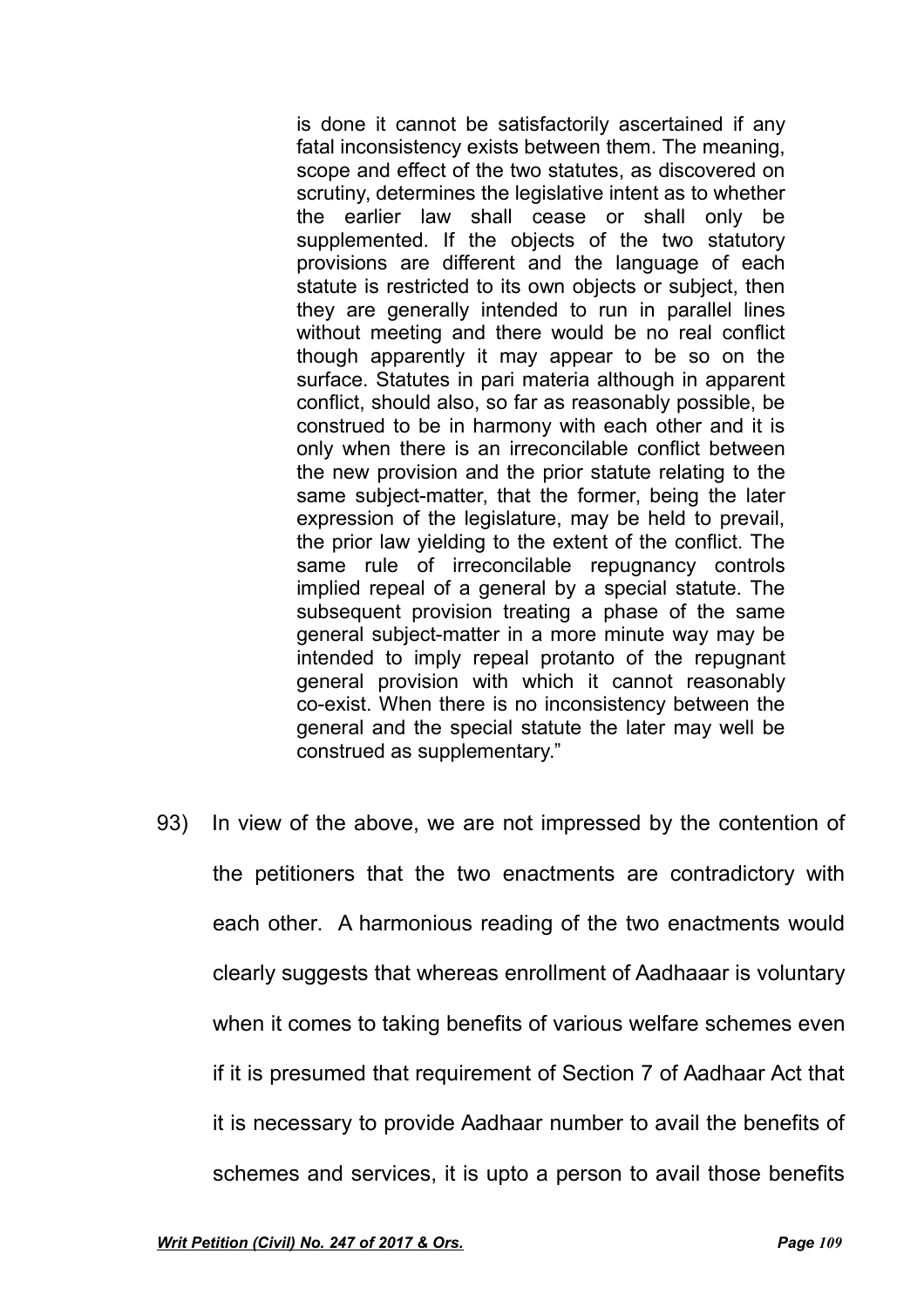> is done it cannot be satisfactorily ascertained if any fatal inconsistency exists between them. The meaning, scope and effect of the two statutes, as discovered on scrutiny, determines the legislative intent as to whether the earlier law shall cease or shall only be supplemented. If the objects of the two statutory provisions are different and the language of each statute is restricted to its own objects or subject, then they are generally intended to run in parallel lines without meeting and there would be no real conflict though apparently it may appear to be so on the surface. Statutes in pari materia although in apparent conflict, should also, so far as reasonably possible, be construed to be in harmony with each other and it is only when there is an irreconcilable conflict between the new provision and the prior statute relating to the same subject-matter, that the former, being the later expression of the legislature, may be held to prevail, the prior law yielding to the extent of the conflict. The same rule of irreconcilable repugnancy controls implied repeal of a general by a special statute. The subsequent provision treating a phase of the same general subject-matter in a more minute way may be intended to imply repeal protanto of the repugnant general provision with which it cannot reasonably co-exist. When there is no inconsistency between the general and the special statute the later may well be construed as supplementary."

93) In view of the above, we are not impressed by the contention of the petitioners that the two enactments are contradictory with each other. A harmonious reading of the two enactments would clearly suggests that whereas enrollment of Aadhaaar is voluntary when it comes to taking benefits of various welfare schemes even if it is presumed that requirement of Section 7 of Aadhaar Act that it is necessary to provide Aadhaar number to avail the benefits of schemes and services, it is upto a person to avail those benefits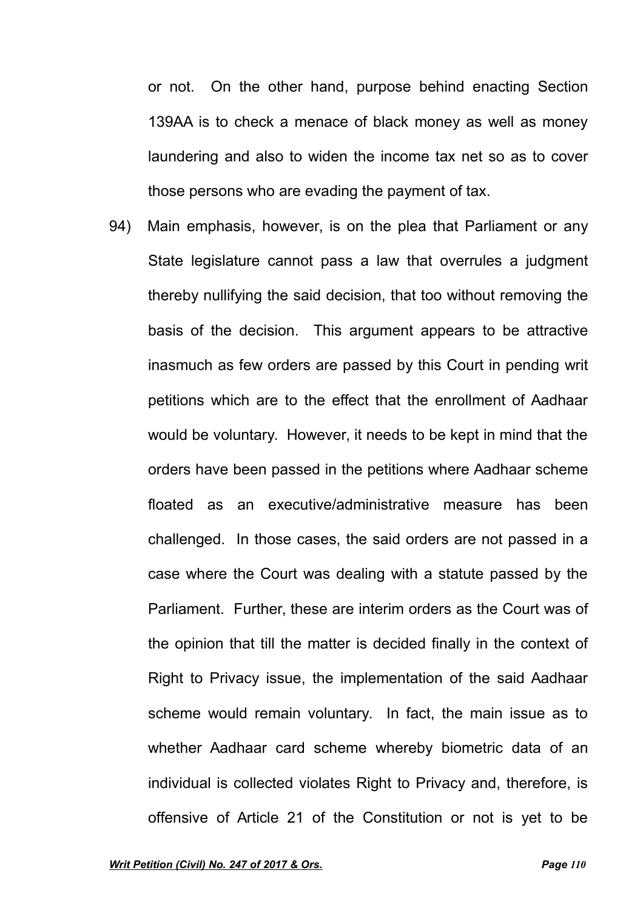or not. On the other hand, purpose behind enacting Section 139AA is to check a menace of black money as well as money laundering and also to widen the income tax net so as to cover those persons who are evading the payment of tax.

94) Main emphasis, however, is on the plea that Parliament or any State legislature cannot pass a law that overrules a judgment thereby nullifying the said decision, that too without removing the basis of the decision. This argument appears to be attractive inasmuch as few orders are passed by this Court in pending writ petitions which are to the effect that the enrollment of Aadhaar would be voluntary. However, it needs to be kept in mind that the orders have been passed in the petitions where Aadhaar scheme floated as an executive/administrative measure has been challenged. In those cases, the said orders are not passed in a case where the Court was dealing with a statute passed by the Parliament. Further, these are interim orders as the Court was of the opinion that till the matter is decided finally in the context of Right to Privacy issue, the implementation of the said Aadhaar scheme would remain voluntary. In fact, the main issue as to whether Aadhaar card scheme whereby biometric data of an individual is collected violates Right to Privacy and, therefore, is offensive of Article 21 of the Constitution or not is yet to be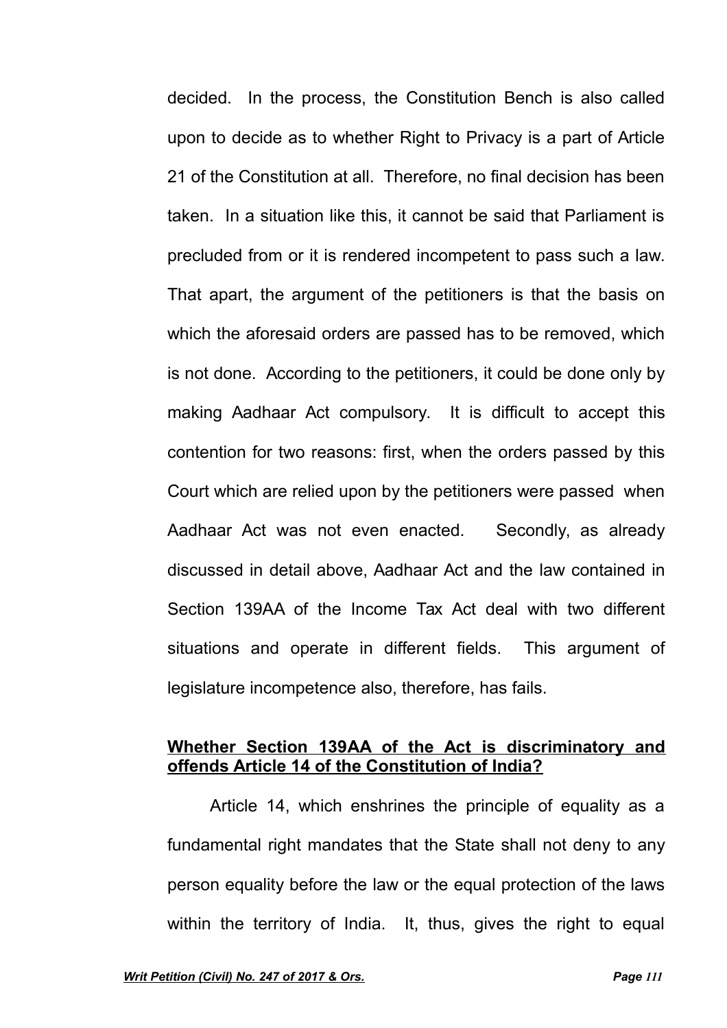decided. In the process, the Constitution Bench is also called upon to decide as to whether Right to Privacy is a part of Article 21 of the Constitution at all. Therefore, no final decision has been taken. In a situation like this, it cannot be said that Parliament is precluded from or it is rendered incompetent to pass such a law. That apart, the argument of the petitioners is that the basis on which the aforesaid orders are passed has to be removed, which is not done. According to the petitioners, it could be done only by making Aadhaar Act compulsory. It is difficult to accept this contention for two reasons: first, when the orders passed by this Court which are relied upon by the petitioners were passed when Aadhaar Act was not even enacted. Secondly, as already discussed in detail above, Aadhaar Act and the law contained in Section 139AA of the Income Tax Act deal with two different situations and operate in different fields. This argument of legislature incompetence also, therefore, has fails.

**Whether Section 139AA of the Act is discriminatory and offends Article 14 of the Constitution of India?**

Article 14, which enshrines the principle of equality as a fundamental right mandates that the State shall not deny to any person equality before the law or the equal protection of the laws within the territory of India. It, thus, gives the right to equal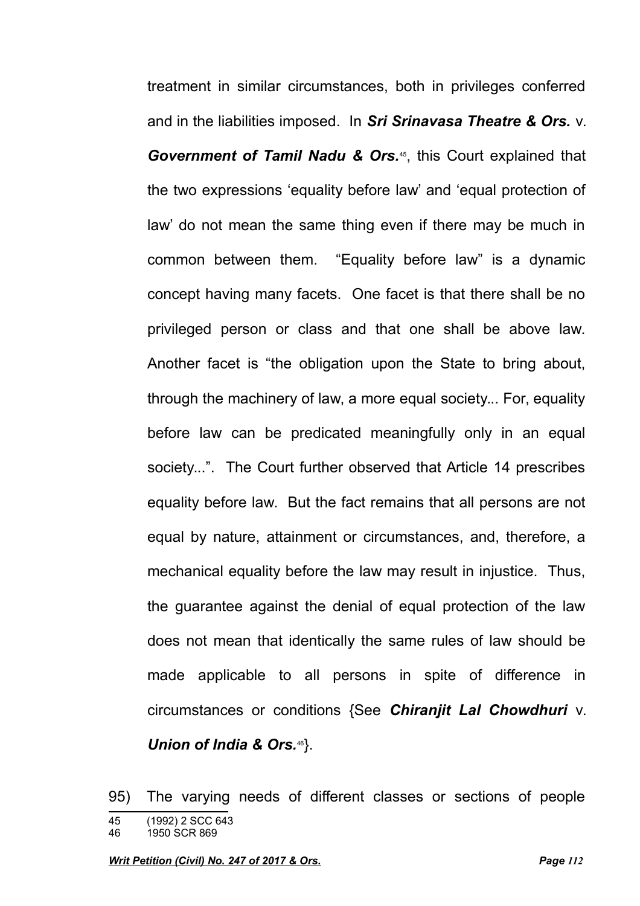treatment in similar circumstances, both in privileges conferred and in the liabilities imposed. In ***Sri Srinavasa Theatre & Ors.*** v. ***Government of Tamil Nadu & Ors.***[45], this Court explained that the two expressions 'equality before law' and 'equal protection of law' do not mean the same thing even if there may be much in common between them. "Equality before law" is a dynamic concept having many facets. One facet is that there shall be no privileged person or class and that one shall be above law. Another facet is "the obligation upon the State to bring about, through the machinery of law, a more equal society... For, equality before law can be predicated meaningfully only in an equal society...". The Court further observed that Article 14 prescribes equality before law. But the fact remains that all persons are not equal by nature, attainment or circumstances, and, therefore, a mechanical equality before the law may result in injustice. Thus, the guarantee against the denial of equal protection of the law does not mean that identically the same rules of law should be made applicable to all persons in spite of difference in circumstances or conditions {See ***Chiranjit Lal Chowdhuri*** v. ***Union of India & Ors.***[46]}.

95) The varying needs of different classes or sections of people

---

45 (1992) 2 SCC 643

46 1950 SCR 869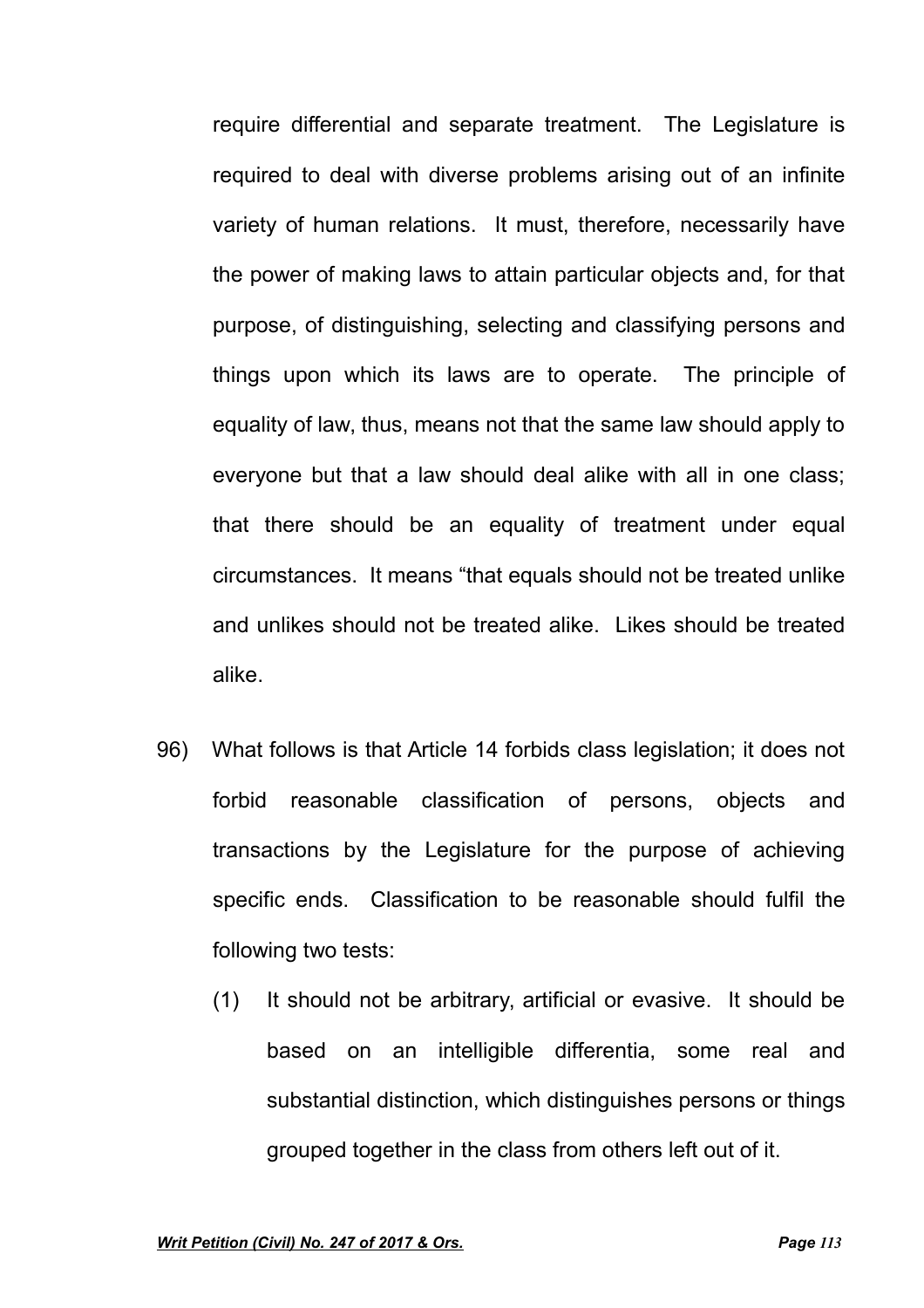require differential and separate treatment. The Legislature is required to deal with diverse problems arising out of an infinite variety of human relations. It must, therefore, necessarily have the power of making laws to attain particular objects and, for that purpose, of distinguishing, selecting and classifying persons and things upon which its laws are to operate. The principle of equality of law, thus, means not that the same law should apply to everyone but that a law should deal alike with all in one class; that there should be an equality of treatment under equal circumstances. It means "that equals should not be treated unlike and unlikes should not be treated alike. Likes should be treated alike.

96) What follows is that Article 14 forbids class legislation; it does not forbid reasonable classification of persons, objects and transactions by the Legislature for the purpose of achieving specific ends. Classification to be reasonable should fulfil the following two tests:

(1) It should not be arbitrary, artificial or evasive. It should be based on an intelligible differentia, some real and substantial distinction, which distinguishes persons or things grouped together in the class from others left out of it.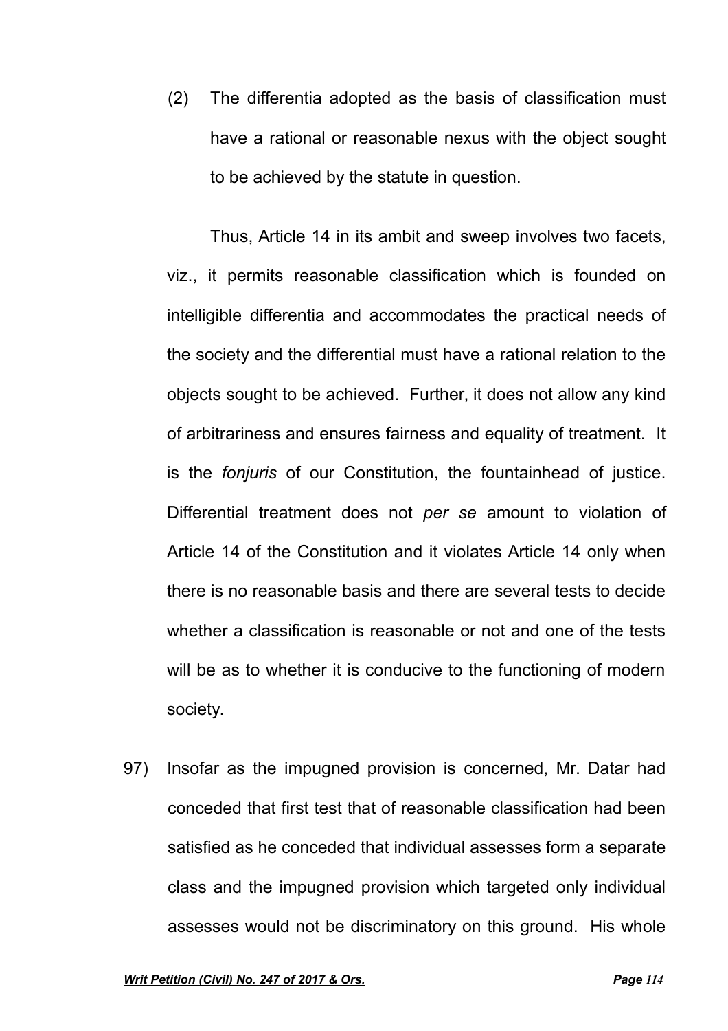(2) The differentia adopted as the basis of classification must have a rational or reasonable nexus with the object sought to be achieved by the statute in question.

Thus, Article 14 in its ambit and sweep involves two facets, viz., it permits reasonable classification which is founded on intelligible differentia and accommodates the practical needs of the society and the differential must have a rational relation to the objects sought to be achieved. Further, it does not allow any kind of arbitrariness and ensures fairness and equality of treatment. It is the *fonjuris* of our Constitution, the fountainhead of justice. Differential treatment does not *per se* amount to violation of Article 14 of the Constitution and it violates Article 14 only when there is no reasonable basis and there are several tests to decide whether a classification is reasonable or not and one of the tests will be as to whether it is conducive to the functioning of modern society.

97) Insofar as the impugned provision is concerned, Mr. Datar had conceded that first test that of reasonable classification had been satisfied as he conceded that individual assesses form a separate class and the impugned provision which targeted only individual assesses would not be discriminatory on this ground. His whole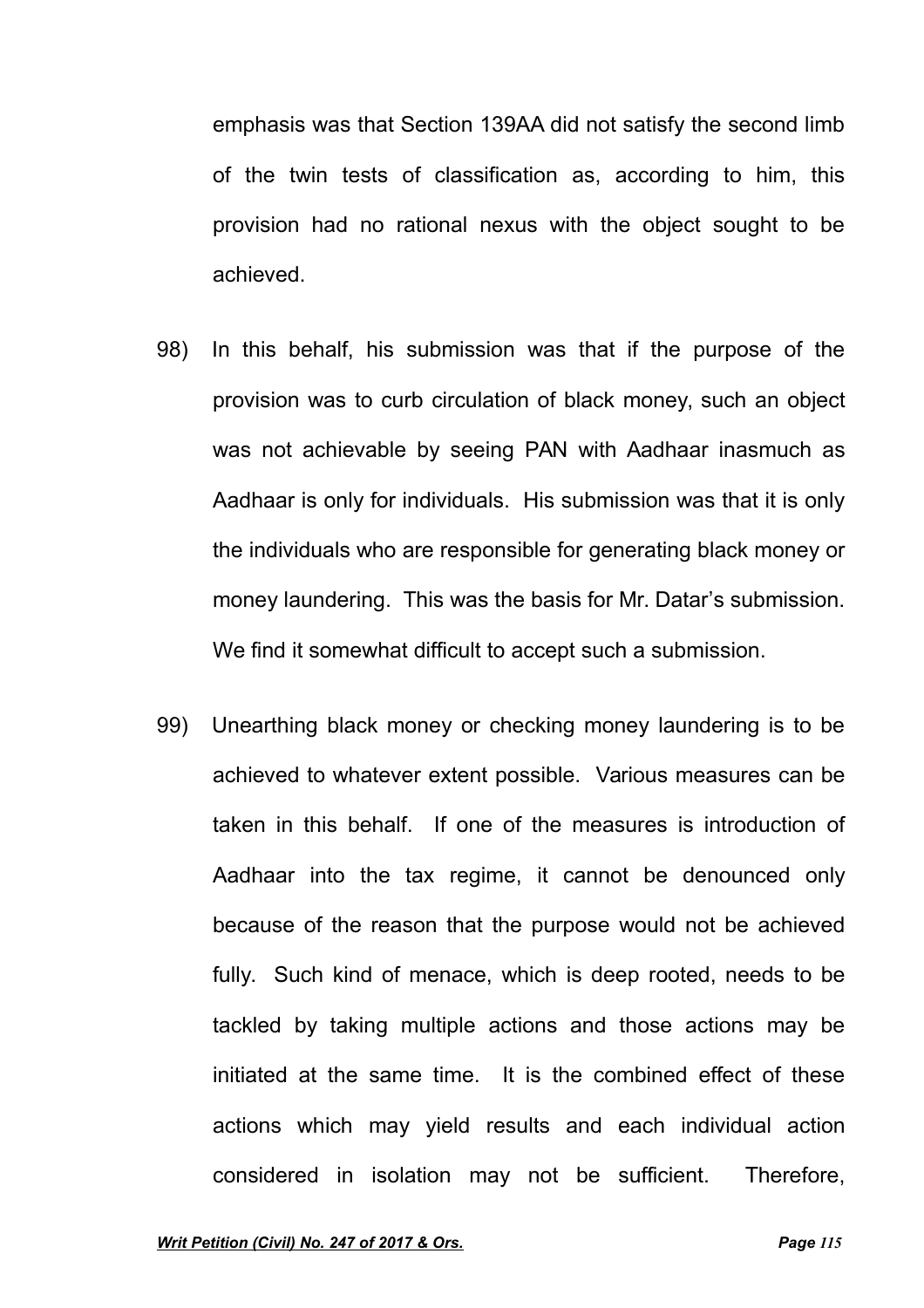emphasis was that Section 139AA did not satisfy the second limb of the twin tests of classification as, according to him, this provision had no rational nexus with the object sought to be achieved.

98) In this behalf, his submission was that if the purpose of the provision was to curb circulation of black money, such an object was not achievable by seeing PAN with Aadhaar inasmuch as Aadhaar is only for individuals. His submission was that it is only the individuals who are responsible for generating black money or money laundering. This was the basis for Mr. Datar's submission. We find it somewhat difficult to accept such a submission.

99) Unearthing black money or checking money laundering is to be achieved to whatever extent possible. Various measures can be taken in this behalf. If one of the measures is introduction of Aadhaar into the tax regime, it cannot be denounced only because of the reason that the purpose would not be achieved fully. Such kind of menace, which is deep rooted, needs to be tackled by taking multiple actions and those actions may be initiated at the same time. It is the combined effect of these actions which may yield results and each individual action considered in isolation may not be sufficient. Therefore,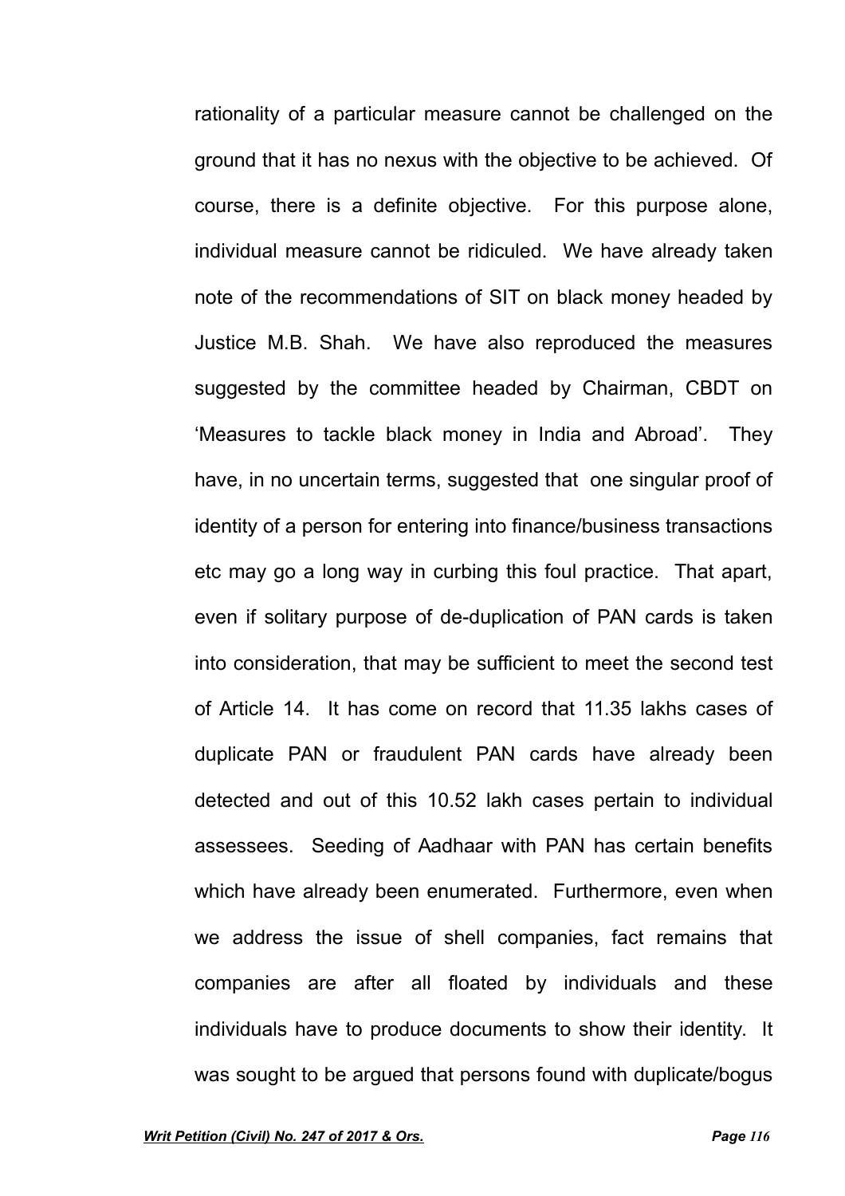rationality of a particular measure cannot be challenged on the ground that it has no nexus with the objective to be achieved. Of course, there is a definite objective. For this purpose alone, individual measure cannot be ridiculed. We have already taken note of the recommendations of SIT on black money headed by Justice M.B. Shah. We have also reproduced the measures suggested by the committee headed by Chairman, CBDT on 'Measures to tackle black money in India and Abroad'. They have, in no uncertain terms, suggested that one singular proof of identity of a person for entering into finance/business transactions etc may go a long way in curbing this foul practice. That apart, even if solitary purpose of de-duplication of PAN cards is taken into consideration, that may be sufficient to meet the second test of Article 14. It has come on record that 11.35 lakhs cases of duplicate PAN or fraudulent PAN cards have already been detected and out of this 10.52 lakh cases pertain to individual assessees. Seeding of Aadhaar with PAN has certain benefits which have already been enumerated. Furthermore, even when we address the issue of shell companies, fact remains that companies are after all floated by individuals and these individuals have to produce documents to show their identity. It was sought to be argued that persons found with duplicate/bogus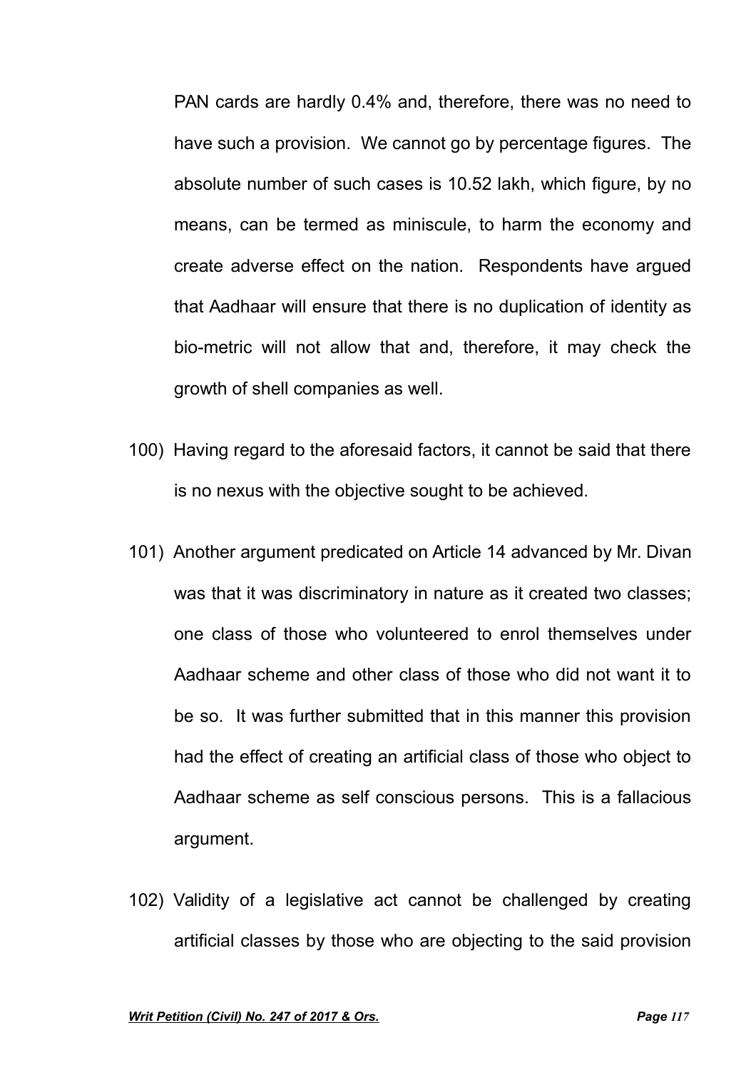PAN cards are hardly 0.4% and, therefore, there was no need to have such a provision. We cannot go by percentage figures. The absolute number of such cases is 10.52 lakh, which figure, by no means, can be termed as miniscule, to harm the economy and create adverse effect on the nation. Respondents have argued that Aadhaar will ensure that there is no duplication of identity as bio-metric will not allow that and, therefore, it may check the growth of shell companies as well.

100) Having regard to the aforesaid factors, it cannot be said that there is no nexus with the objective sought to be achieved.

101) Another argument predicated on Article 14 advanced by Mr. Divan was that it was discriminatory in nature as it created two classes; one class of those who volunteered to enrol themselves under Aadhaar scheme and other class of those who did not want it to be so. It was further submitted that in this manner this provision had the effect of creating an artificial class of those who object to Aadhaar scheme as self conscious persons. This is a fallacious argument.

102) Validity of a legislative act cannot be challenged by creating artificial classes by those who are objecting to the said provision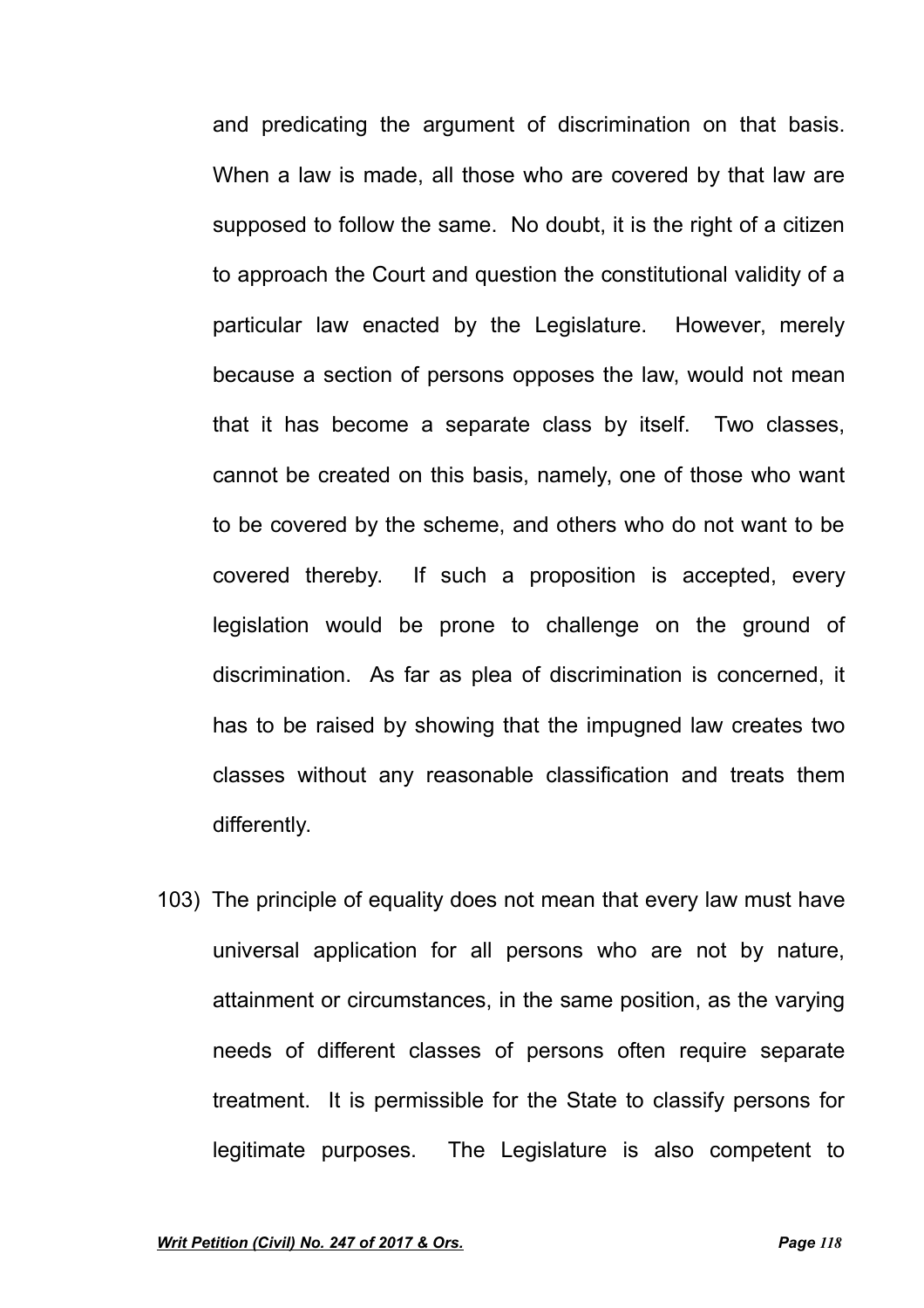and predicating the argument of discrimination on that basis. When a law is made, all those who are covered by that law are supposed to follow the same. No doubt, it is the right of a citizen to approach the Court and question the constitutional validity of a particular law enacted by the Legislature. However, merely because a section of persons opposes the law, would not mean that it has become a separate class by itself. Two classes, cannot be created on this basis, namely, one of those who want to be covered by the scheme, and others who do not want to be covered thereby. If such a proposition is accepted, every legislation would be prone to challenge on the ground of discrimination. As far as plea of discrimination is concerned, it has to be raised by showing that the impugned law creates two classes without any reasonable classification and treats them differently.

103) The principle of equality does not mean that every law must have universal application for all persons who are not by nature, attainment or circumstances, in the same position, as the varying needs of different classes of persons often require separate treatment. It is permissible for the State to classify persons for legitimate purposes. The Legislature is also competent to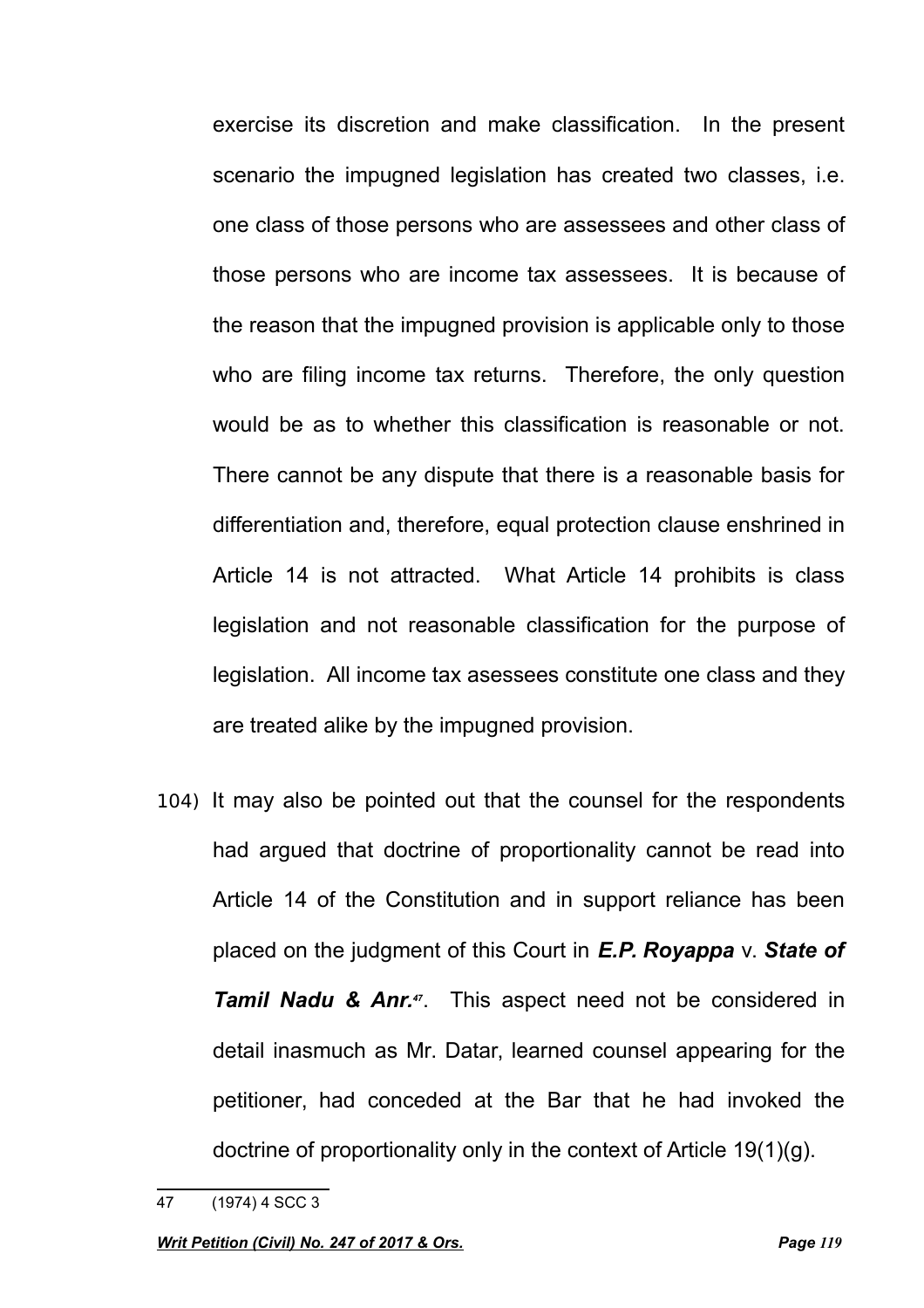exercise its discretion and make classification. In the present scenario the impugned legislation has created two classes, i.e. one class of those persons who are assessees and other class of those persons who are income tax assessees. It is because of the reason that the impugned provision is applicable only to those who are filing income tax returns. Therefore, the only question would be as to whether this classification is reasonable or not. There cannot be any dispute that there is a reasonable basis for differentiation and, therefore, equal protection clause enshrined in Article 14 is not attracted. What Article 14 prohibits is class legislation and not reasonable classification for the purpose of legislation. All income tax asessees constitute one class and they are treated alike by the impugned provision.

104) It may also be pointed out that the counsel for the respondents had argued that doctrine of proportionality cannot be read into Article 14 of the Constitution and in support reliance has been placed on the judgment of this Court in ***E.P. Royappa*** v. ***State of Tamil Nadu & Anr.***[47]. This aspect need not be considered in detail inasmuch as Mr. Datar, learned counsel appearing for the petitioner, had conceded at the Bar that he had invoked the doctrine of proportionality only in the context of Article 19(1)(g).

---

47 (1974) 4 SCC 3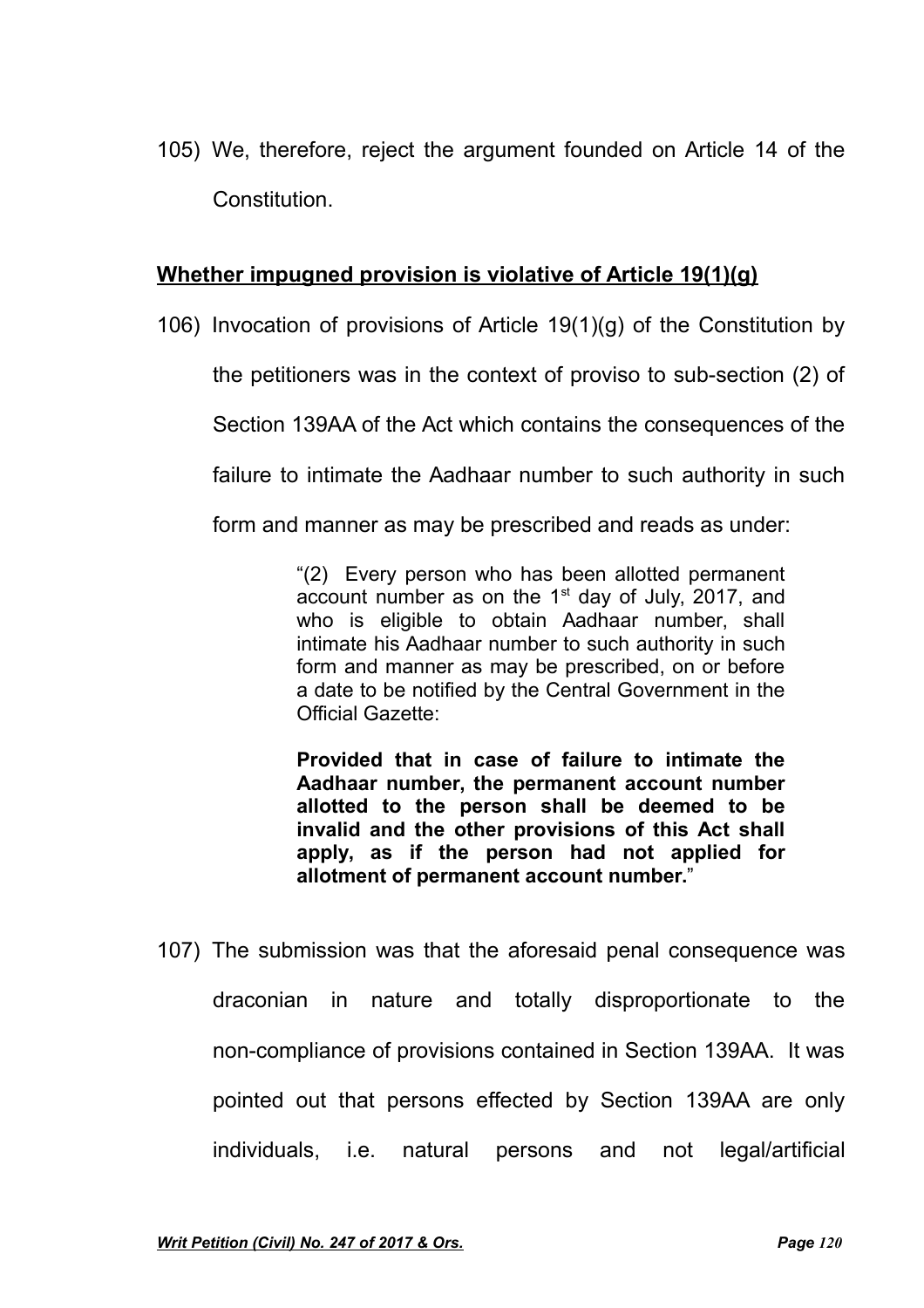105) We, therefore, reject the argument founded on Article 14 of the Constitution.

**<u>Whether impugned provision is violative of Article 19(1)(g)</u>**

106) Invocation of provisions of Article 19(1)(g) of the Constitution by the petitioners was in the context of proviso to sub-section (2) of Section 139AA of the Act which contains the consequences of the failure to intimate the Aadhaar number to such authority in such form and manner as may be prescribed and reads as under:

> "(2) Every person who has been allotted permanent account number as on the 1st day of July, 2017, and who is eligible to obtain Aadhaar number, shall intimate his Aadhaar number to such authority in such form and manner as may be prescribed, on or before a date to be notified by the Central Government in the Official Gazette:
>
> **Provided that in case of failure to intimate the Aadhaar number, the permanent account number allotted to the person shall be deemed to be invalid and the other provisions of this Act shall apply, as if the person had not applied for allotment of permanent account number.**"

107) The submission was that the aforesaid penal consequence was draconian in nature and totally disproportionate to the non-compliance of provisions contained in Section 139AA. It was pointed out that persons effected by Section 139AA are only individuals, i.e. natural persons and not legal/artificial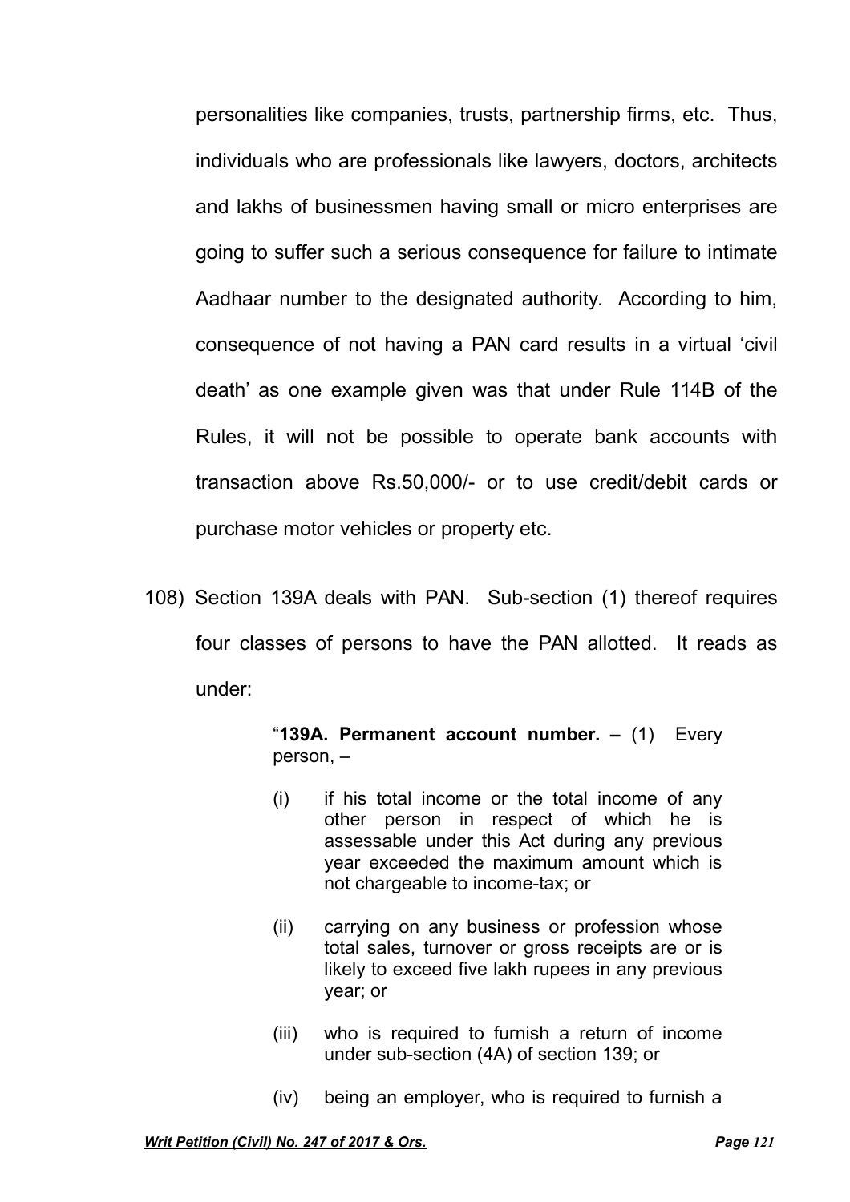personalities like companies, trusts, partnership firms, etc. Thus, individuals who are professionals like lawyers, doctors, architects and lakhs of businessmen having small or micro enterprises are going to suffer such a serious consequence for failure to intimate Aadhaar number to the designated authority. According to him, consequence of not having a PAN card results in a virtual 'civil death' as one example given was that under Rule 114B of the Rules, it will not be possible to operate bank accounts with transaction above Rs.50,000/- or to use credit/debit cards or purchase motor vehicles or property etc.

108) Section 139A deals with PAN. Sub-section (1) thereof requires four classes of persons to have the PAN allotted. It reads as under:

> "**139A. Permanent account number. –** (1) Every person, –
>
> (i) if his total income or the total income of any other person in respect of which he is assessable under this Act during any previous year exceeded the maximum amount which is not chargeable to income-tax; or
>
> (ii) carrying on any business or profession whose total sales, turnover or gross receipts are or is likely to exceed five lakh rupees in any previous year; or
>
> (iii) who is required to furnish a return of income under sub-section (4A) of section 139; or
>
> (iv) being an employer, who is required to furnish a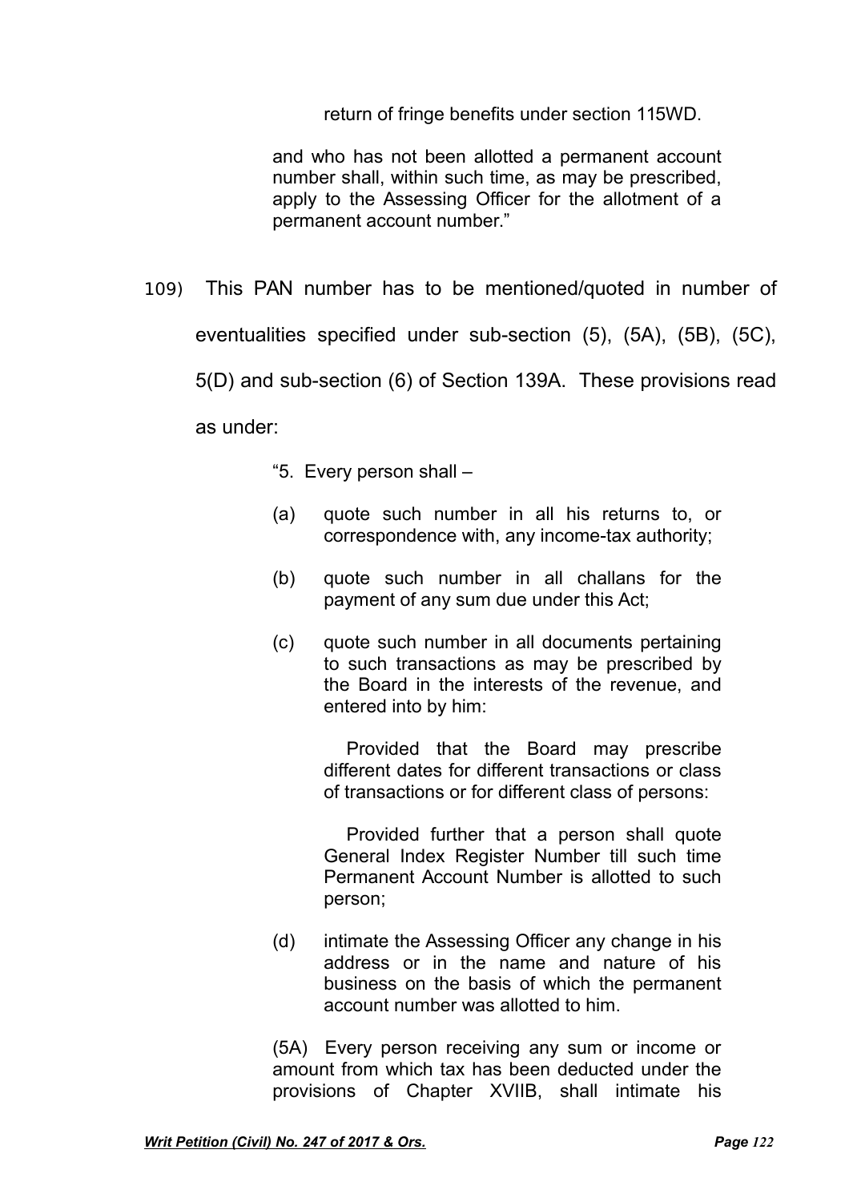return of fringe benefits under section 115WD.

and who has not been allotted a permanent account number shall, within such time, as may be prescribed, apply to the Assessing Officer for the allotment of a permanent account number."

109) This PAN number has to be mentioned/quoted in number of eventualities specified under sub-section (5), (5A), (5B), (5C), 5(D) and sub-section (6) of Section 139A. These provisions read as under:

> "5. Every person shall –
>
> (a) quote such number in all his returns to, or correspondence with, any income-tax authority;
>
> (b) quote such number in all challans for the payment of any sum due under this Act;
>
> (c) quote such number in all documents pertaining to such transactions as may be prescribed by the Board in the interests of the revenue, and entered into by him:
>
> Provided that the Board may prescribe different dates for different transactions or class of transactions or for different class of persons:
>
> Provided further that a person shall quote General Index Register Number till such time Permanent Account Number is allotted to such person;
>
> (d) intimate the Assessing Officer any change in his address or in the name and nature of his business on the basis of which the permanent account number was allotted to him.
>
> (5A) Every person receiving any sum or income or amount from which tax has been deducted under the provisions of Chapter XVIIB, shall intimate his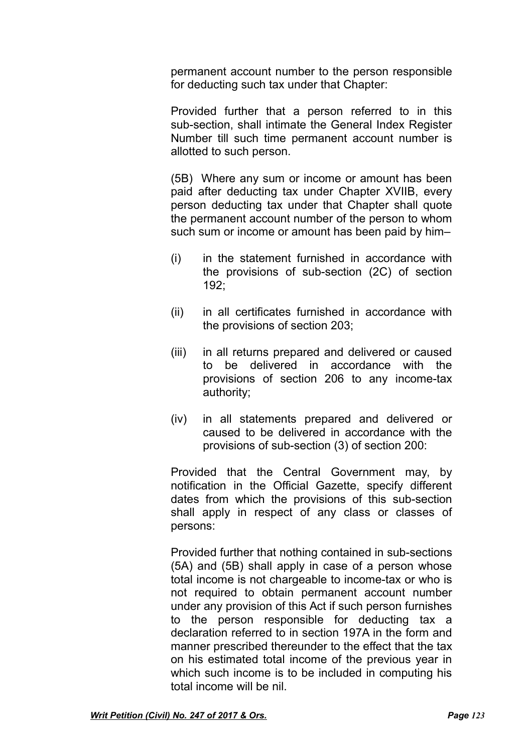permanent account number to the person responsible for deducting such tax under that Chapter:

Provided further that a person referred to in this sub-section, shall intimate the General Index Register Number till such time permanent account number is allotted to such person.

(5B) Where any sum or income or amount has been paid after deducting tax under Chapter XVIIB, every person deducting tax under that Chapter shall quote the permanent account number of the person to whom such sum or income or amount has been paid by him–

(i) in the statement furnished in accordance with the provisions of sub-section (2C) of section 192;

(ii) in all certificates furnished in accordance with the provisions of section 203;

(iii) in all returns prepared and delivered or caused to be delivered in accordance with the provisions of section 206 to any income-tax authority;

(iv) in all statements prepared and delivered or caused to be delivered in accordance with the provisions of sub-section (3) of section 200:

Provided that the Central Government may, by notification in the Official Gazette, specify different dates from which the provisions of this sub-section shall apply in respect of any class or classes of persons:

Provided further that nothing contained in sub-sections (5A) and (5B) shall apply in case of a person whose total income is not chargeable to income-tax or who is not required to obtain permanent account number under any provision of this Act if such person furnishes to the person responsible for deducting tax a declaration referred to in section 197A in the form and manner prescribed thereunder to the effect that the tax on his estimated total income of the previous year in which such income is to be included in computing his total income will be nil.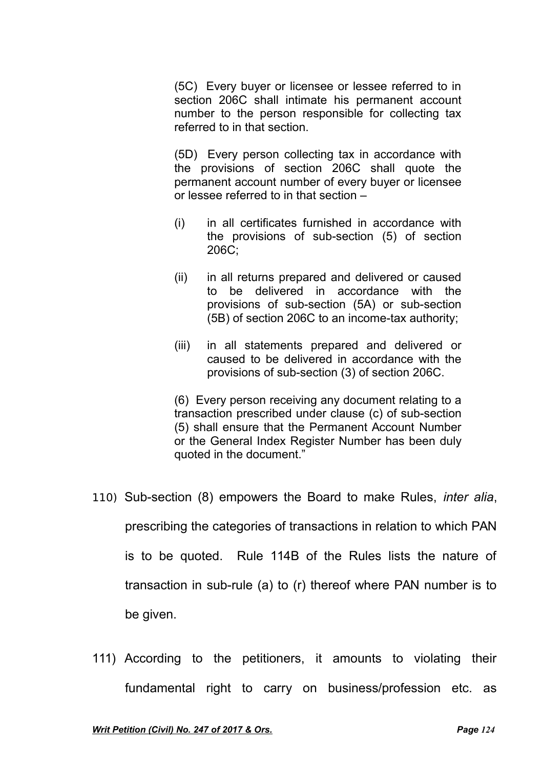> (5C) Every buyer or licensee or lessee referred to in section 206C shall intimate his permanent account number to the person responsible for collecting tax referred to in that section.
>
> (5D) Every person collecting tax in accordance with the provisions of section 206C shall quote the permanent account number of every buyer or licensee or lessee referred to in that section –
>
> (i) in all certificates furnished in accordance with the provisions of sub-section (5) of section 206C;
>
> (ii) in all returns prepared and delivered or caused to be delivered in accordance with the provisions of sub-section (5A) or sub-section (5B) of section 206C to an income-tax authority;
>
> (iii) in all statements prepared and delivered or caused to be delivered in accordance with the provisions of sub-section (3) of section 206C.
>
> (6) Every person receiving any document relating to a transaction prescribed under clause (c) of sub-section (5) shall ensure that the Permanent Account Number or the General Index Register Number has been duly quoted in the document."

110) Sub-section (8) empowers the Board to make Rules, *inter alia*, prescribing the categories of transactions in relation to which PAN is to be quoted. Rule 114B of the Rules lists the nature of transaction in sub-rule (a) to (r) thereof where PAN number is to be given.

111) According to the petitioners, it amounts to violating their fundamental right to carry on business/profession etc. as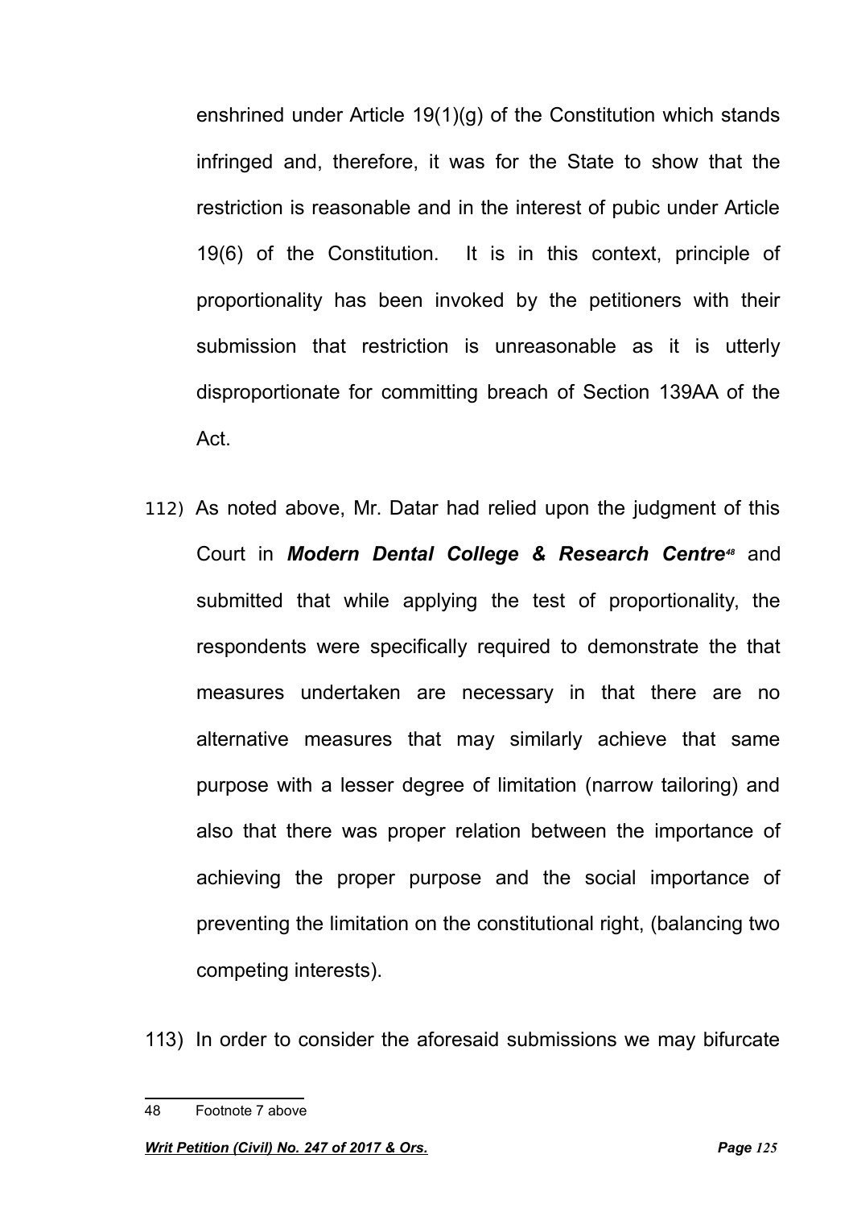enshrined under Article 19(1)(g) of the Constitution which stands infringed and, therefore, it was for the State to show that the restriction is reasonable and in the interest of pubic under Article 19(6) of the Constitution. It is in this context, principle of proportionality has been invoked by the petitioners with their submission that restriction is unreasonable as it is utterly disproportionate for committing breach of Section 139AA of the Act.

112) As noted above, Mr. Datar had relied upon the judgment of this Court in ***Modern Dental College & Research Centre***[48] and submitted that while applying the test of proportionality, the respondents were specifically required to demonstrate the that measures undertaken are necessary in that there are no alternative measures that may similarly achieve that same purpose with a lesser degree of limitation (narrow tailoring) and also that there was proper relation between the importance of achieving the proper purpose and the social importance of preventing the limitation on the constitutional right, (balancing two competing interests).

113) In order to consider the aforesaid submissions we may bifurcate

48 Footnote 7 above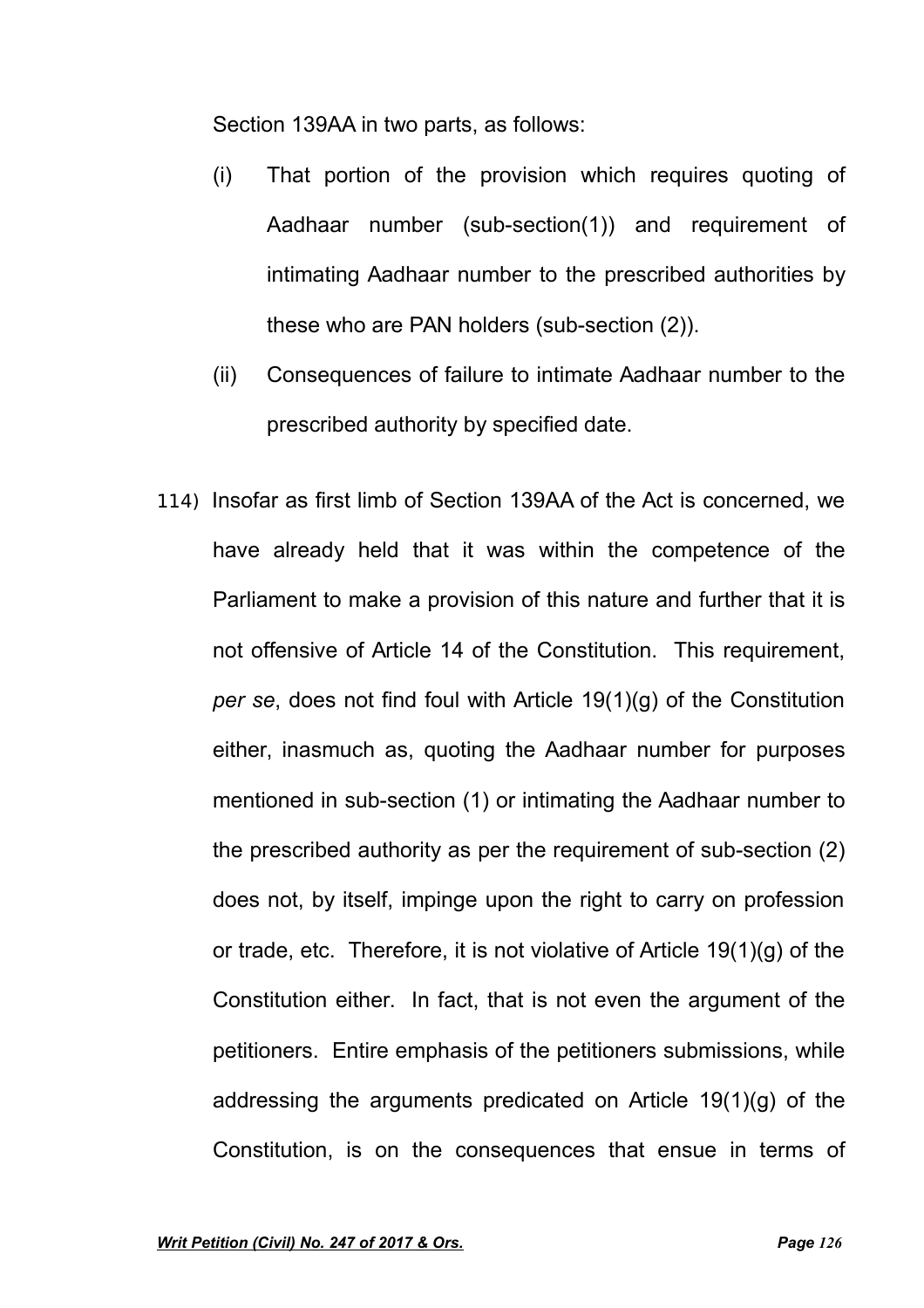Section 139AA in two parts, as follows:

(i) That portion of the provision which requires quoting of Aadhaar number (sub-section(1)) and requirement of intimating Aadhaar number to the prescribed authorities by these who are PAN holders (sub-section (2)).

(ii) Consequences of failure to intimate Aadhaar number to the prescribed authority by specified date.

114) Insofar as first limb of Section 139AA of the Act is concerned, we have already held that it was within the competence of the Parliament to make a provision of this nature and further that it is not offensive of Article 14 of the Constitution. This requirement, *per se*, does not find foul with Article 19(1)(g) of the Constitution either, inasmuch as, quoting the Aadhaar number for purposes mentioned in sub-section (1) or intimating the Aadhaar number to the prescribed authority as per the requirement of sub-section (2) does not, by itself, impinge upon the right to carry on profession or trade, etc. Therefore, it is not violative of Article 19(1)(g) of the Constitution either. In fact, that is not even the argument of the petitioners. Entire emphasis of the petitioners submissions, while addressing the arguments predicated on Article 19(1)(g) of the Constitution, is on the consequences that ensue in terms of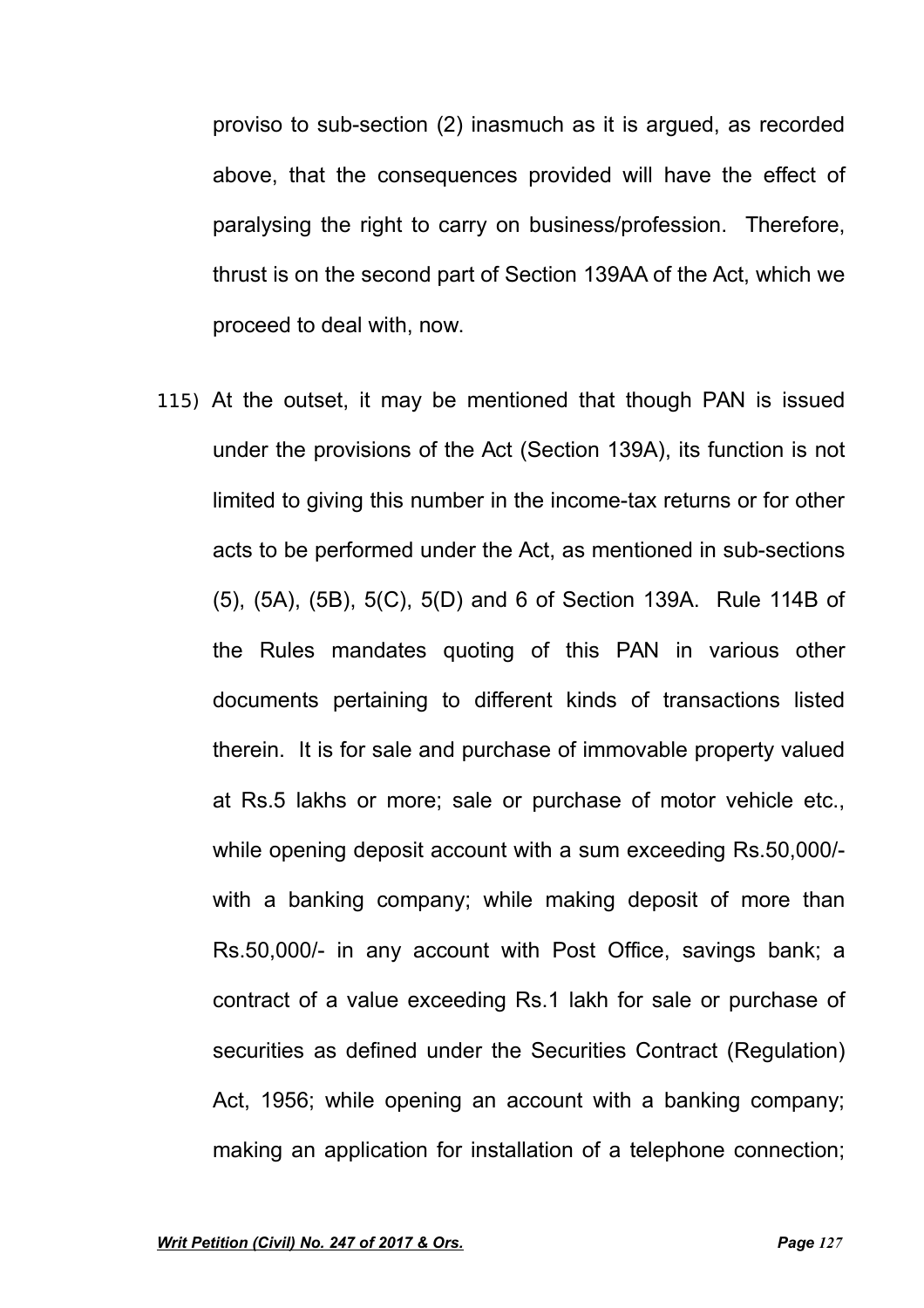proviso to sub-section (2) inasmuch as it is argued, as recorded above, that the consequences provided will have the effect of paralysing the right to carry on business/profession. Therefore, thrust is on the second part of Section 139AA of the Act, which we proceed to deal with, now.

115) At the outset, it may be mentioned that though PAN is issued under the provisions of the Act (Section 139A), its function is not limited to giving this number in the income-tax returns or for other acts to be performed under the Act, as mentioned in sub-sections (5), (5A), (5B), 5(C), 5(D) and 6 of Section 139A. Rule 114B of the Rules mandates quoting of this PAN in various other documents pertaining to different kinds of transactions listed therein. It is for sale and purchase of immovable property valued at Rs.5 lakhs or more; sale or purchase of motor vehicle etc., while opening deposit account with a sum exceeding Rs.50,000/- with a banking company; while making deposit of more than Rs.50,000/- in any account with Post Office, savings bank; a contract of a value exceeding Rs.1 lakh for sale or purchase of securities as defined under the Securities Contract (Regulation) Act, 1956; while opening an account with a banking company; making an application for installation of a telephone connection;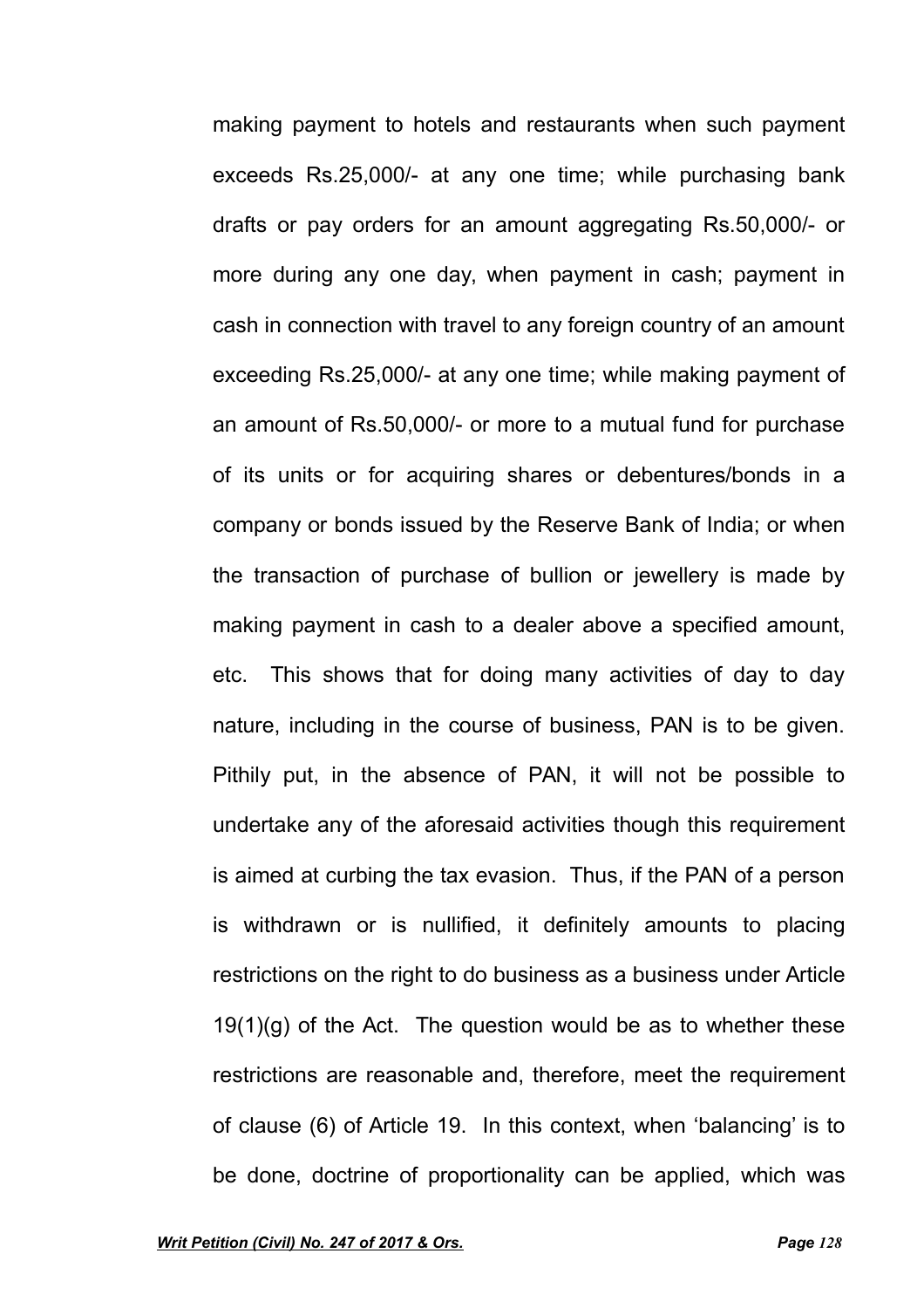making payment to hotels and restaurants when such payment exceeds Rs.25,000/- at any one time; while purchasing bank drafts or pay orders for an amount aggregating Rs.50,000/- or more during any one day, when payment in cash; payment in cash in connection with travel to any foreign country of an amount exceeding Rs.25,000/- at any one time; while making payment of an amount of Rs.50,000/- or more to a mutual fund for purchase of its units or for acquiring shares or debentures/bonds in a company or bonds issued by the Reserve Bank of India; or when the transaction of purchase of bullion or jewellery is made by making payment in cash to a dealer above a specified amount, etc. This shows that for doing many activities of day to day nature, including in the course of business, PAN is to be given. Pithily put, in the absence of PAN, it will not be possible to undertake any of the aforesaid activities though this requirement is aimed at curbing the tax evasion. Thus, if the PAN of a person is withdrawn or is nullified, it definitely amounts to placing restrictions on the right to do business as a business under Article 19(1)(g) of the Act. The question would be as to whether these restrictions are reasonable and, therefore, meet the requirement of clause (6) of Article 19. In this context, when 'balancing' is to be done, doctrine of proportionality can be applied, which was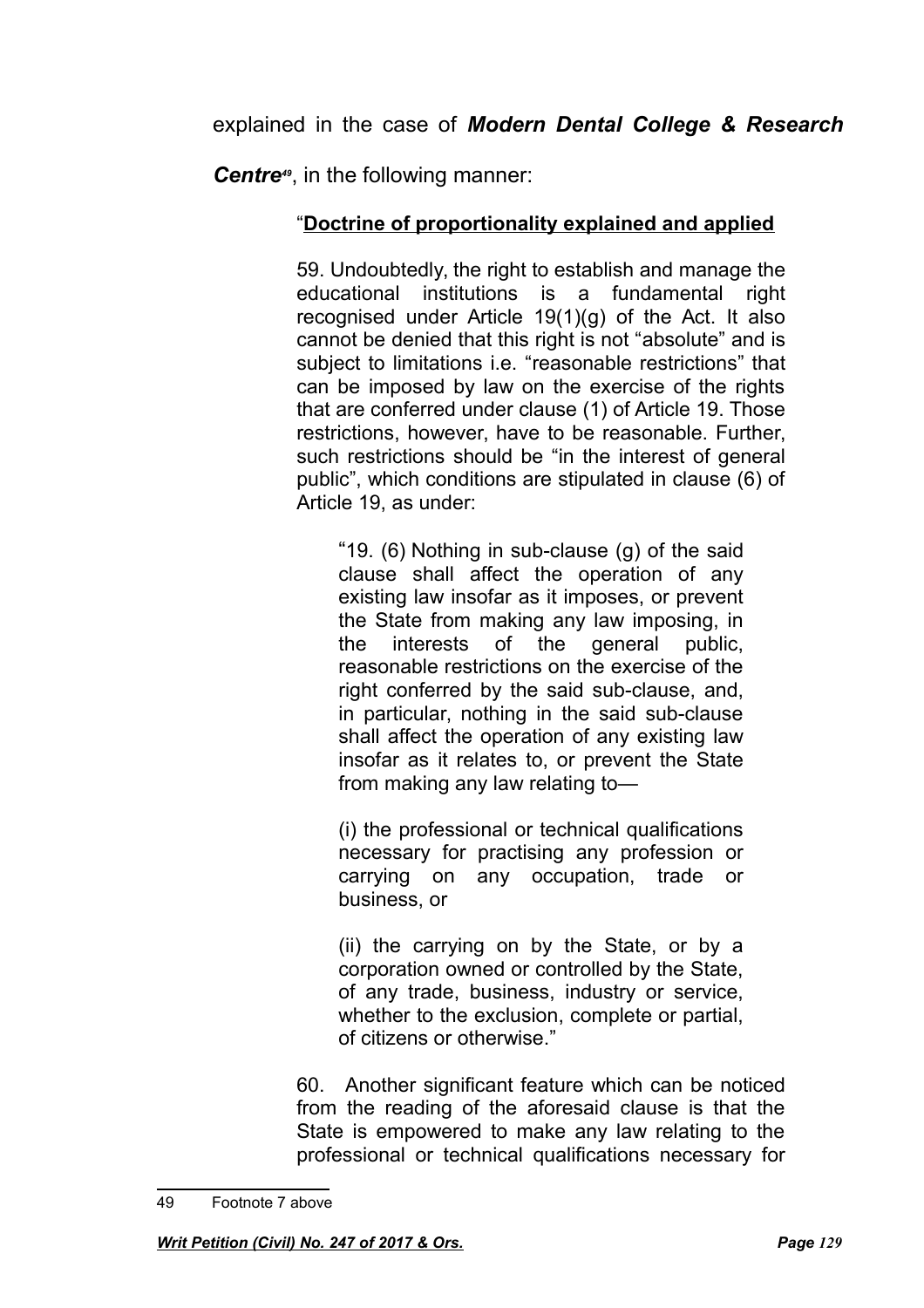explained in the case of ***Modern Dental College & Research Centre***[49], in the following manner:

> "**Doctrine of proportionality explained and applied**
>
> 59. Undoubtedly, the right to establish and manage the educational institutions is a fundamental right recognised under Article 19(1)(g) of the Act. It also cannot be denied that this right is not "absolute" and is subject to limitations i.e. "reasonable restrictions" that can be imposed by law on the exercise of the rights that are conferred under clause (1) of Article 19. Those restrictions, however, have to be reasonable. Further, such restrictions should be "in the interest of general public", which conditions are stipulated in clause (6) of Article 19, as under:
>
>> "19. (6) Nothing in sub-clause (g) of the said clause shall affect the operation of any existing law insofar as it imposes, or prevent the State from making any law imposing, in the interests of the general public, reasonable restrictions on the exercise of the right conferred by the said sub-clause, and, in particular, nothing in the said sub-clause shall affect the operation of any existing law insofar as it relates to, or prevent the State from making any law relating to—
>>
>> (i) the professional or technical qualifications necessary for practising any profession or carrying on any occupation, trade or business, or
>>
>> (ii) the carrying on by the State, or by a corporation owned or controlled by the State, of any trade, business, industry or service, whether to the exclusion, complete or partial, of citizens or otherwise."
>
> 60. Another significant feature which can be noticed from the reading of the aforesaid clause is that the State is empowered to make any law relating to the professional or technical qualifications necessary for

---

[49] Footnote 7 above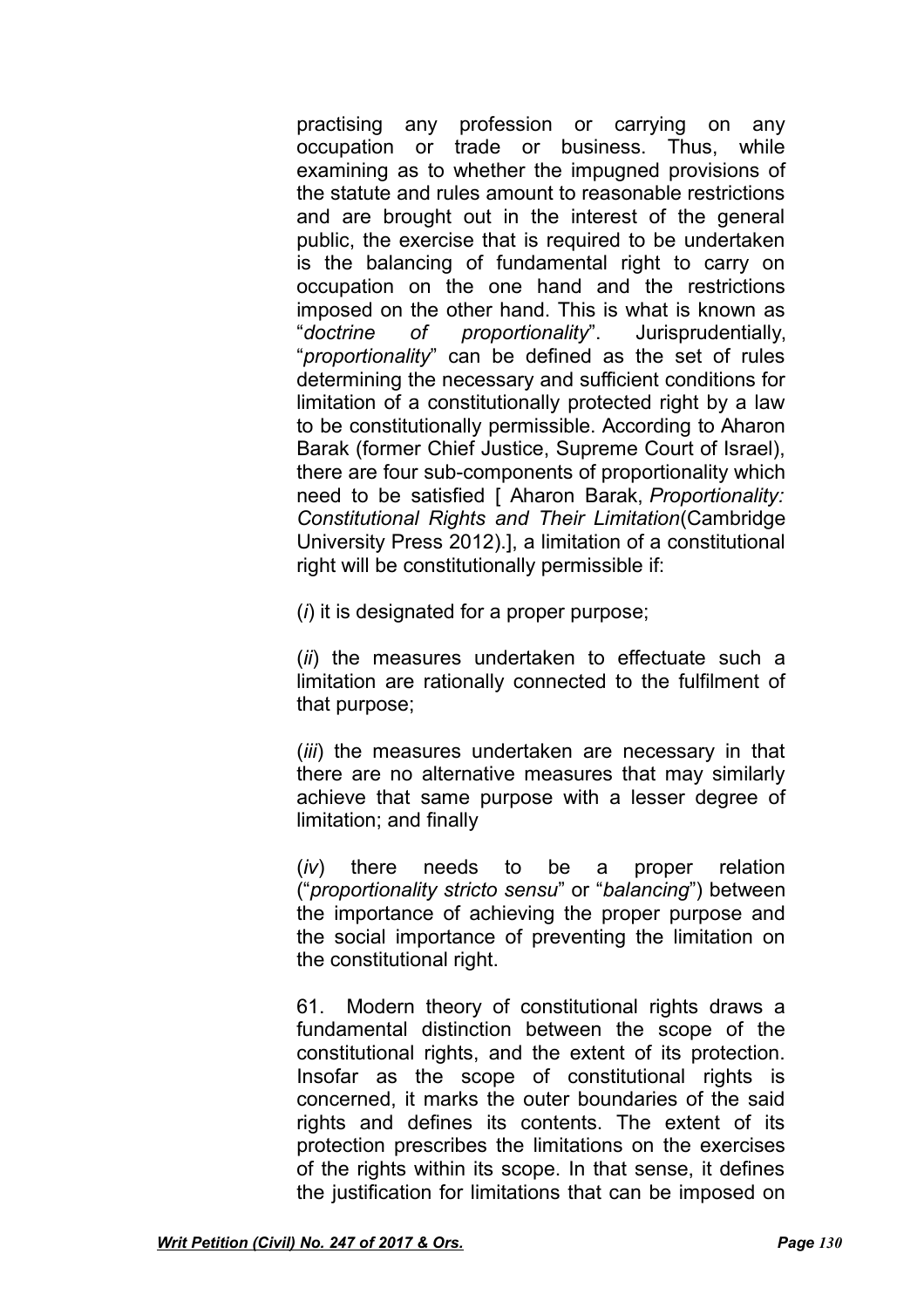practising any profession or carrying on any occupation or trade or business. Thus, while examining as to whether the impugned provisions of the statute and rules amount to reasonable restrictions and are brought out in the interest of the general public, the exercise that is required to be undertaken is the balancing of fundamental right to carry on occupation on the one hand and the restrictions imposed on the other hand. This is what is known as "*doctrine of proportionality*". Jurisprudentially, "*proportionality*" can be defined as the set of rules determining the necessary and sufficient conditions for limitation of a constitutionally protected right by a law to be constitutionally permissible. According to Aharon Barak (former Chief Justice, Supreme Court of Israel), there are four sub-components of proportionality which need to be satisfied [ Aharon Barak, *Proportionality: Constitutional Rights and Their Limitation*(Cambridge University Press 2012).], a limitation of a constitutional right will be constitutionally permissible if:

(*i*) it is designated for a proper purpose;

(*ii*) the measures undertaken to effectuate such a limitation are rationally connected to the fulfilment of that purpose;

(*iii*) the measures undertaken are necessary in that there are no alternative measures that may similarly achieve that same purpose with a lesser degree of limitation; and finally

(*iv*) there needs to be a proper relation ("*proportionality stricto sensu*" or "*balancing*") between the importance of achieving the proper purpose and the social importance of preventing the limitation on the constitutional right.

61. Modern theory of constitutional rights draws a fundamental distinction between the scope of the constitutional rights, and the extent of its protection. Insofar as the scope of constitutional rights is concerned, it marks the outer boundaries of the said rights and defines its contents. The extent of its protection prescribes the limitations on the exercises of the rights within its scope. In that sense, it defines the justification for limitations that can be imposed on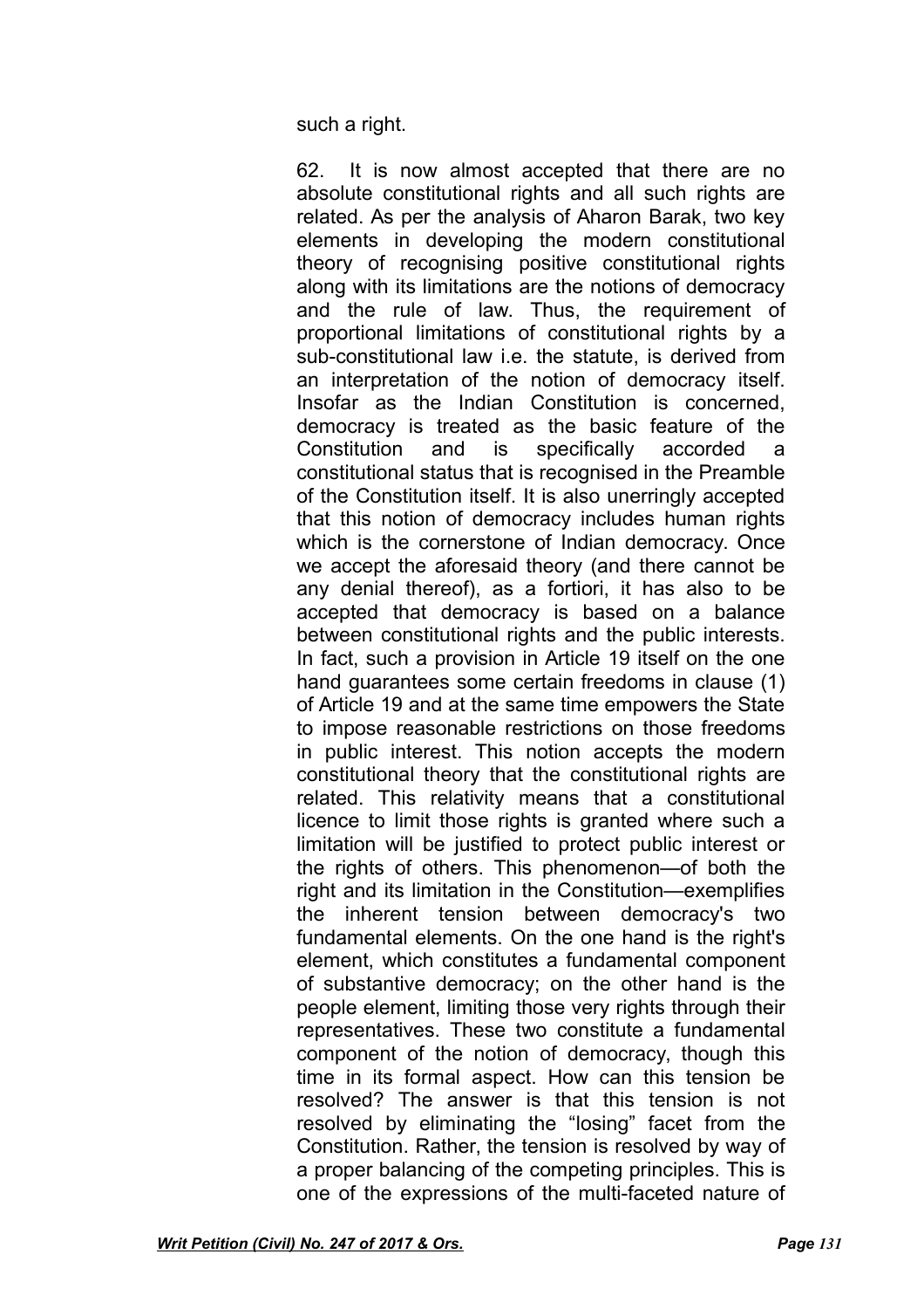such a right.

62. It is now almost accepted that there are no absolute constitutional rights and all such rights are related. As per the analysis of Aharon Barak, two key elements in developing the modern constitutional theory of recognising positive constitutional rights along with its limitations are the notions of democracy and the rule of law. Thus, the requirement of proportional limitations of constitutional rights by a sub-constitutional law i.e. the statute, is derived from an interpretation of the notion of democracy itself. Insofar as the Indian Constitution is concerned, democracy is treated as the basic feature of the Constitution and is specifically accorded a constitutional status that is recognised in the Preamble of the Constitution itself. It is also unerringly accepted that this notion of democracy includes human rights which is the cornerstone of Indian democracy. Once we accept the aforesaid theory (and there cannot be any denial thereof), as a fortiori, it has also to be accepted that democracy is based on a balance between constitutional rights and the public interests. In fact, such a provision in Article 19 itself on the one hand guarantees some certain freedoms in clause (1) of Article 19 and at the same time empowers the State to impose reasonable restrictions on those freedoms in public interest. This notion accepts the modern constitutional theory that the constitutional rights are related. This relativity means that a constitutional licence to limit those rights is granted where such a limitation will be justified to protect public interest or the rights of others. This phenomenon—of both the right and its limitation in the Constitution—exemplifies the inherent tension between democracy's two fundamental elements. On the one hand is the right's element, which constitutes a fundamental component of substantive democracy; on the other hand is the people element, limiting those very rights through their representatives. These two constitute a fundamental component of the notion of democracy, though this time in its formal aspect. How can this tension be resolved? The answer is that this tension is not resolved by eliminating the "losing" facet from the Constitution. Rather, the tension is resolved by way of a proper balancing of the competing principles. This is one of the expressions of the multi-faceted nature of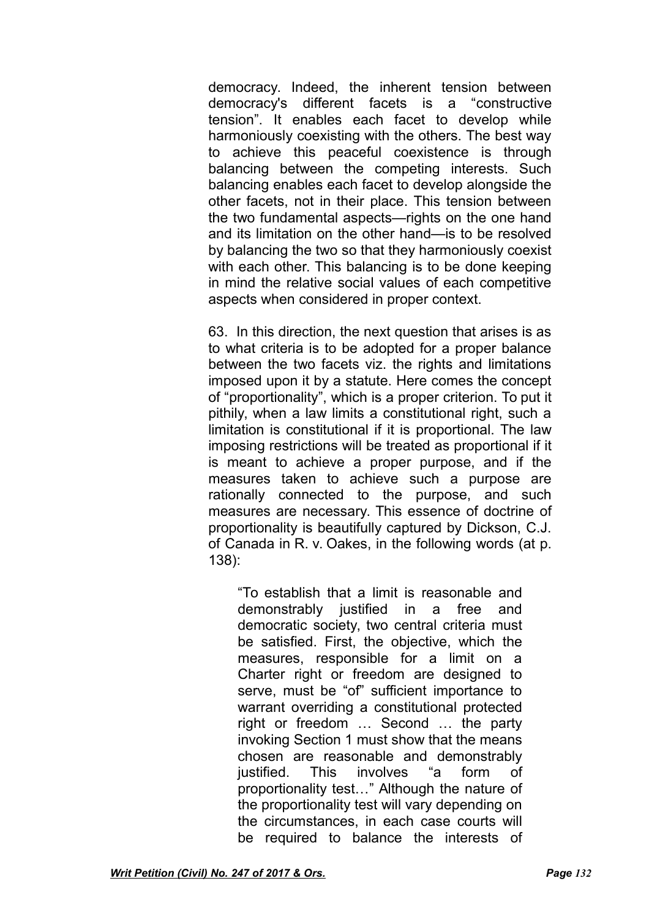democracy. Indeed, the inherent tension between democracy's different facets is a "constructive tension". It enables each facet to develop while harmoniously coexisting with the others. The best way to achieve this peaceful coexistence is through balancing between the competing interests. Such balancing enables each facet to develop alongside the other facets, not in their place. This tension between the two fundamental aspects—rights on the one hand and its limitation on the other hand—is to be resolved by balancing the two so that they harmoniously coexist with each other. This balancing is to be done keeping in mind the relative social values of each competitive aspects when considered in proper context.

63. In this direction, the next question that arises is as to what criteria is to be adopted for a proper balance between the two facets viz. the rights and limitations imposed upon it by a statute. Here comes the concept of "proportionality", which is a proper criterion. To put it pithily, when a law limits a constitutional right, such a limitation is constitutional if it is proportional. The law imposing restrictions will be treated as proportional if it is meant to achieve a proper purpose, and if the measures taken to achieve such a purpose are rationally connected to the purpose, and such measures are necessary. This essence of doctrine of proportionality is beautifully captured by Dickson, C.J. of Canada in R. v. Oakes, in the following words (at p. 138):

> "To establish that a limit is reasonable and demonstrably justified in a free and democratic society, two central criteria must be satisfied. First, the objective, which the measures, responsible for a limit on a Charter right or freedom are designed to serve, must be "of" sufficient importance to warrant overriding a constitutional protected right or freedom … Second … the party invoking Section 1 must show that the means chosen are reasonable and demonstrably justified. This involves "a form of proportionality test…" Although the nature of the proportionality test will vary depending on the circumstances, in each case courts will be required to balance the interests of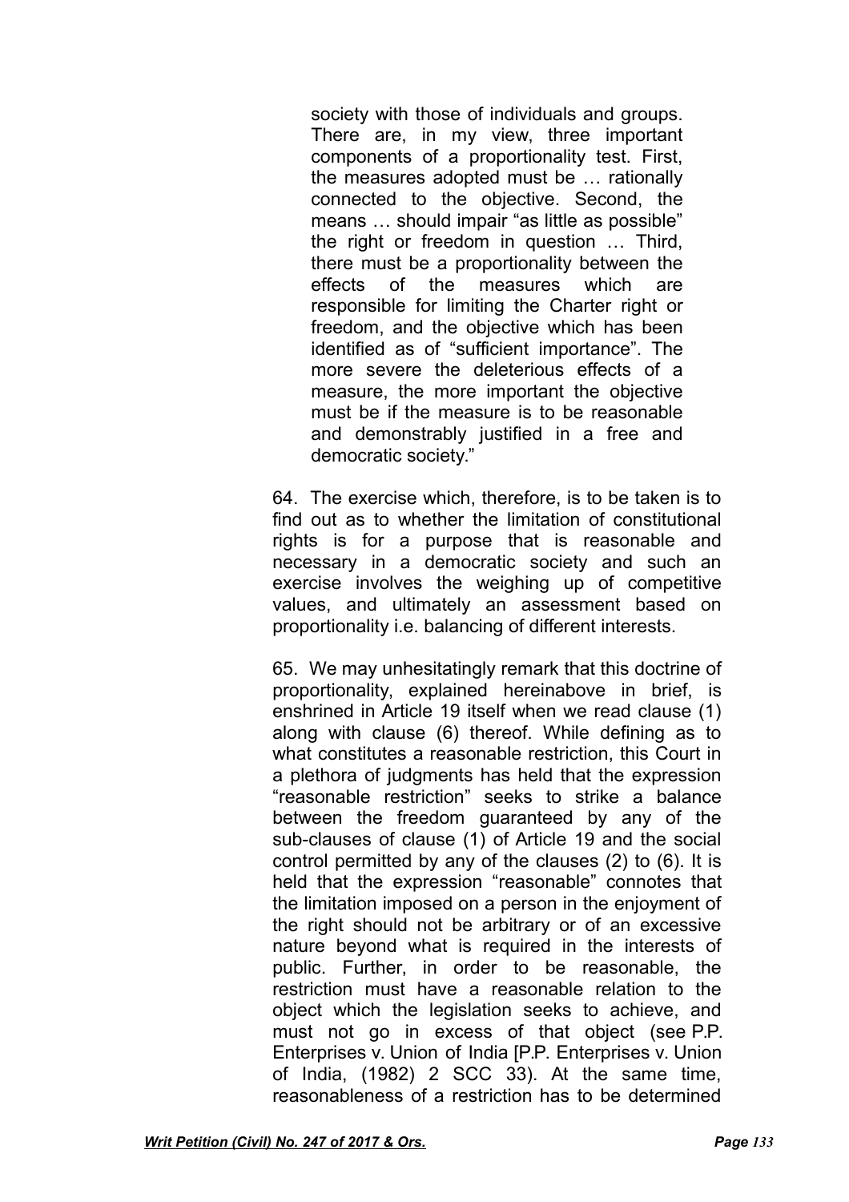> society with those of individuals and groups. There are, in my view, three important components of a proportionality test. First, the measures adopted must be … rationally connected to the objective. Second, the means … should impair "as little as possible" the right or freedom in question … Third, there must be a proportionality between the effects of the measures which are responsible for limiting the Charter right or freedom, and the objective which has been identified as of "sufficient importance". The more severe the deleterious effects of a measure, the more important the objective must be if the measure is to be reasonable and demonstrably justified in a free and democratic society."

64. The exercise which, therefore, is to be taken is to find out as to whether the limitation of constitutional rights is for a purpose that is reasonable and necessary in a democratic society and such an exercise involves the weighing up of competitive values, and ultimately an assessment based on proportionality i.e. balancing of different interests.

65. We may unhesitatingly remark that this doctrine of proportionality, explained hereinabove in brief, is enshrined in Article 19 itself when we read clause (1) along with clause (6) thereof. While defining as to what constitutes a reasonable restriction, this Court in a plethora of judgments has held that the expression "reasonable restriction" seeks to strike a balance between the freedom guaranteed by any of the sub-clauses of clause (1) of Article 19 and the social control permitted by any of the clauses (2) to (6). It is held that the expression "reasonable" connotes that the limitation imposed on a person in the enjoyment of the right should not be arbitrary or of an excessive nature beyond what is required in the interests of public. Further, in order to be reasonable, the restriction must have a reasonable relation to the object which the legislation seeks to achieve, and must not go in excess of that object (see P.P. Enterprises v. Union of India [P.P. Enterprises v. Union of India, (1982) 2 SCC 33). At the same time, reasonableness of a restriction has to be determined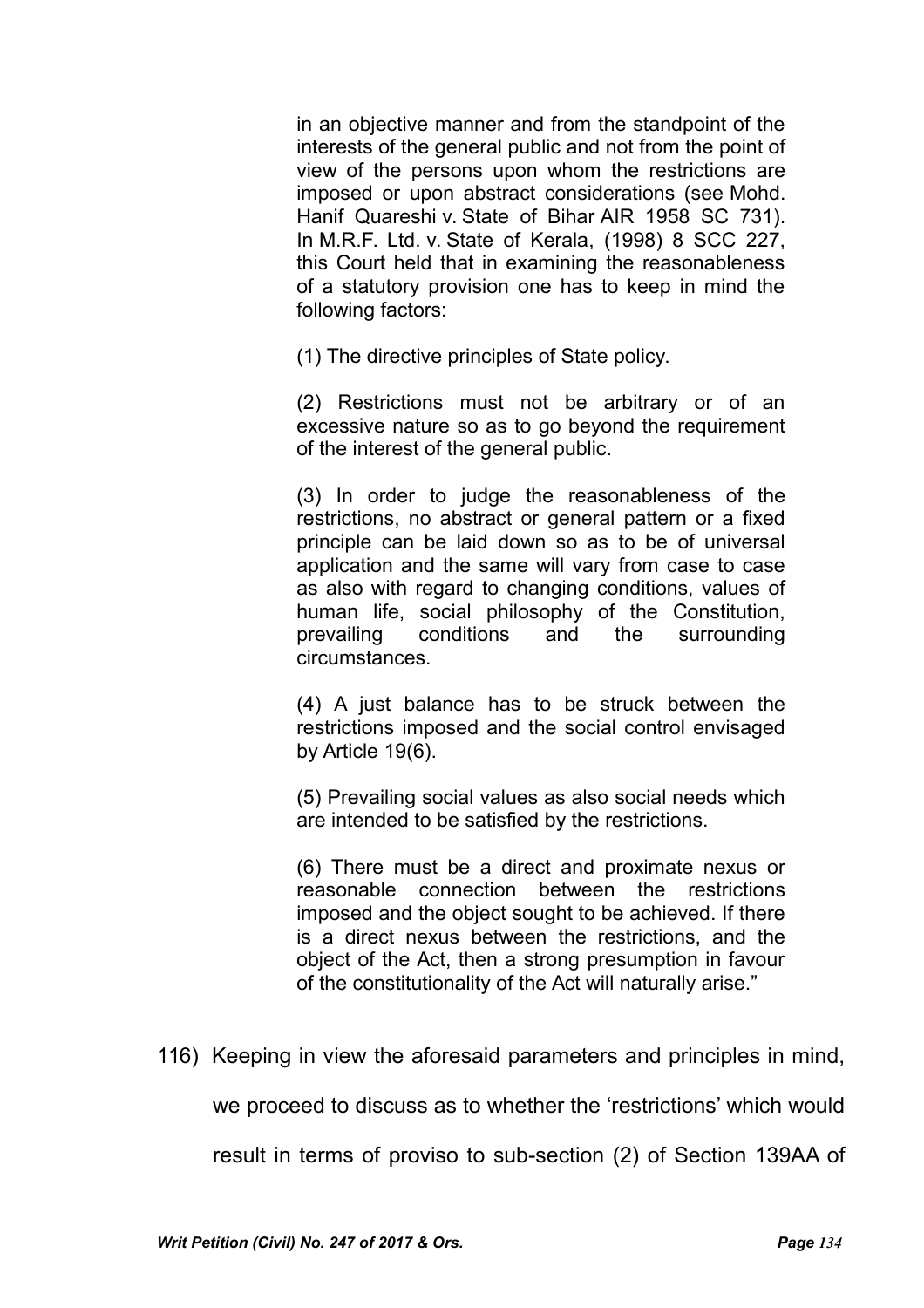> in an objective manner and from the standpoint of the interests of the general public and not from the point of view of the persons upon whom the restrictions are imposed or upon abstract considerations (see Mohd. Hanif Quareshi v. State of Bihar AIR 1958 SC 731). In M.R.F. Ltd. v. State of Kerala, (1998) 8 SCC 227, this Court held that in examining the reasonableness of a statutory provision one has to keep in mind the following factors:
>
> (1) The directive principles of State policy.
>
> (2) Restrictions must not be arbitrary or of an excessive nature so as to go beyond the requirement of the interest of the general public.
>
> (3) In order to judge the reasonableness of the restrictions, no abstract or general pattern or a fixed principle can be laid down so as to be of universal application and the same will vary from case to case as also with regard to changing conditions, values of human life, social philosophy of the Constitution, prevailing conditions and the surrounding circumstances.
>
> (4) A just balance has to be struck between the restrictions imposed and the social control envisaged by Article 19(6).
>
> (5) Prevailing social values as also social needs which are intended to be satisfied by the restrictions.
>
> (6) There must be a direct and proximate nexus or reasonable connection between the restrictions imposed and the object sought to be achieved. If there is a direct nexus between the restrictions, and the object of the Act, then a strong presumption in favour of the constitutionality of the Act will naturally arise."

116) Keeping in view the aforesaid parameters and principles in mind, we proceed to discuss as to whether the 'restrictions' which would result in terms of proviso to sub-section (2) of Section 139AA of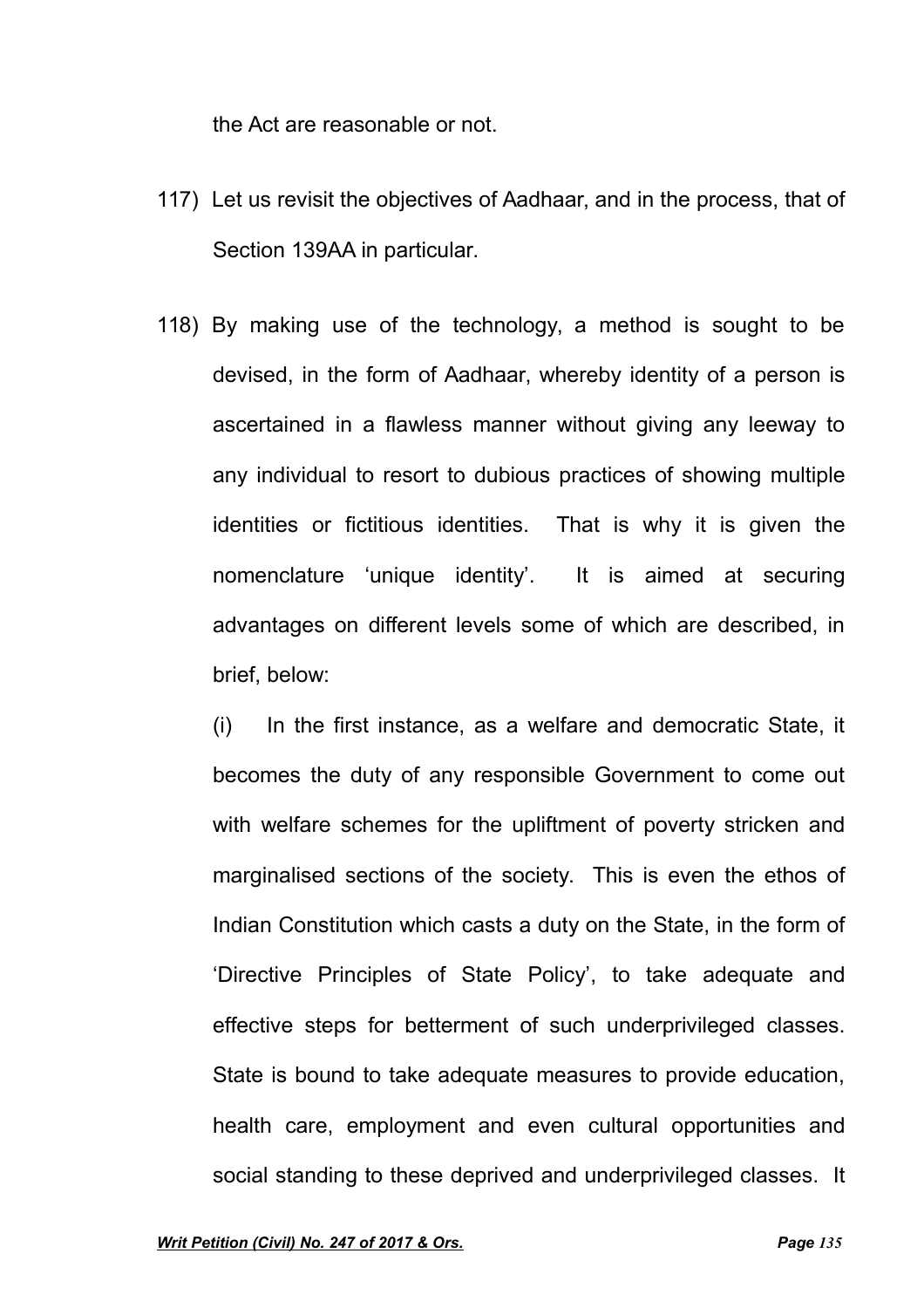the Act are reasonable or not.

117) Let us revisit the objectives of Aadhaar, and in the process, that of Section 139AA in particular.

118) By making use of the technology, a method is sought to be devised, in the form of Aadhaar, whereby identity of a person is ascertained in a flawless manner without giving any leeway to any individual to resort to dubious practices of showing multiple identities or fictitious identities. That is why it is given the nomenclature 'unique identity'. It is aimed at securing advantages on different levels some of which are described, in brief, below:

(i) In the first instance, as a welfare and democratic State, it becomes the duty of any responsible Government to come out with welfare schemes for the upliftment of poverty stricken and marginalised sections of the society. This is even the ethos of Indian Constitution which casts a duty on the State, in the form of 'Directive Principles of State Policy', to take adequate and effective steps for betterment of such underprivileged classes. State is bound to take adequate measures to provide education, health care, employment and even cultural opportunities and social standing to these deprived and underprivileged classes. It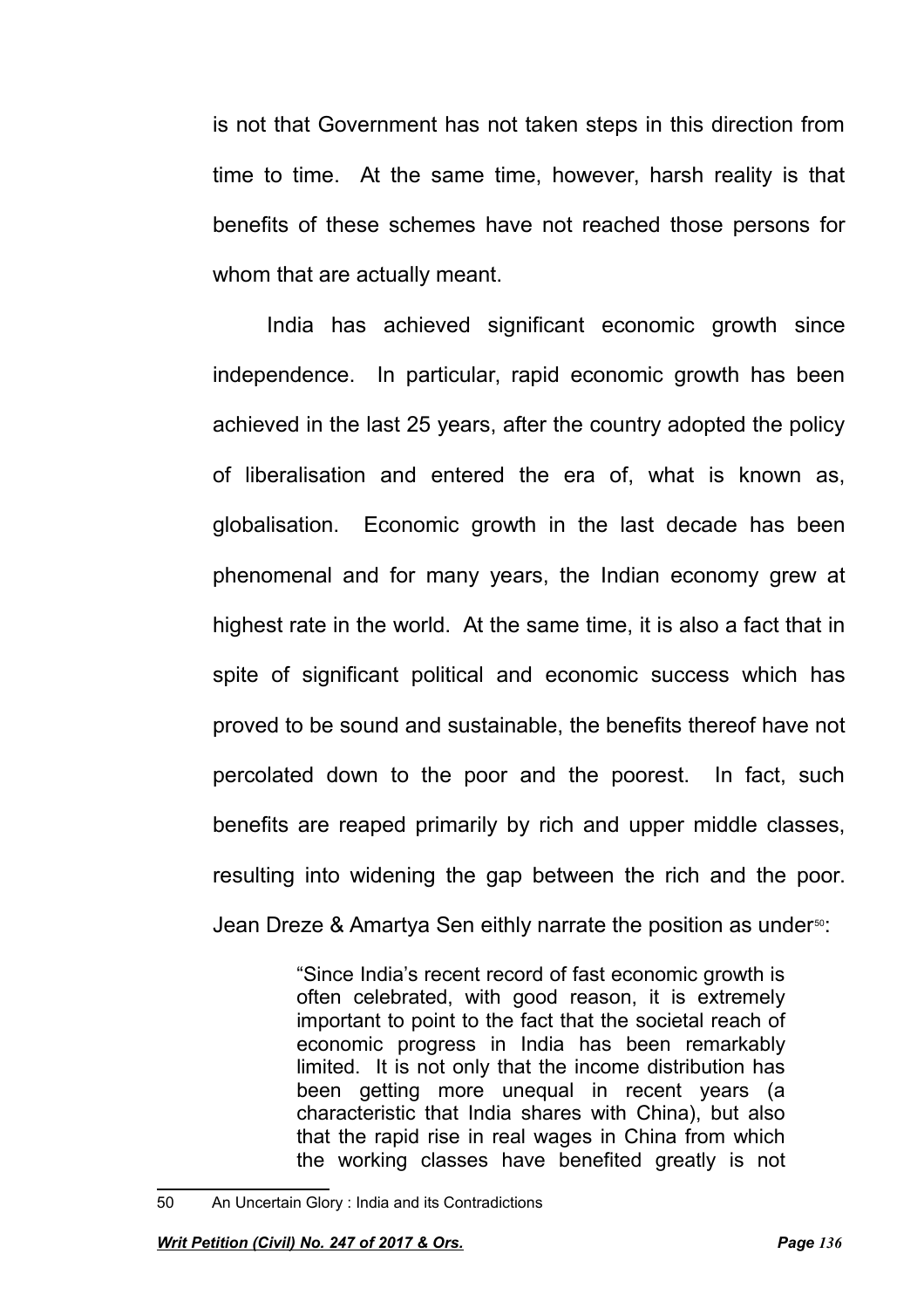is not that Government has not taken steps in this direction from time to time. At the same time, however, harsh reality is that benefits of these schemes have not reached those persons for whom that are actually meant.

India has achieved significant economic growth since independence. In particular, rapid economic growth has been achieved in the last 25 years, after the country adopted the policy of liberalisation and entered the era of, what is known as, globalisation. Economic growth in the last decade has been phenomenal and for many years, the Indian economy grew at highest rate in the world. At the same time, it is also a fact that in spite of significant political and economic success which has proved to be sound and sustainable, the benefits thereof have not percolated down to the poor and the poorest. In fact, such benefits are reaped primarily by rich and upper middle classes, resulting into widening the gap between the rich and the poor. Jean Dreze & Amartya Sen eithly narrate the position as under[50]:

> "Since India's recent record of fast economic growth is often celebrated, with good reason, it is extremely important to point to the fact that the societal reach of economic progress in India has been remarkably limited. It is not only that the income distribution has been getting more unequal in recent years (a characteristic that India shares with China), but also that the rapid rise in real wages in China from which the working classes have benefited greatly is not

---

50 An Uncertain Glory : India and its Contradictions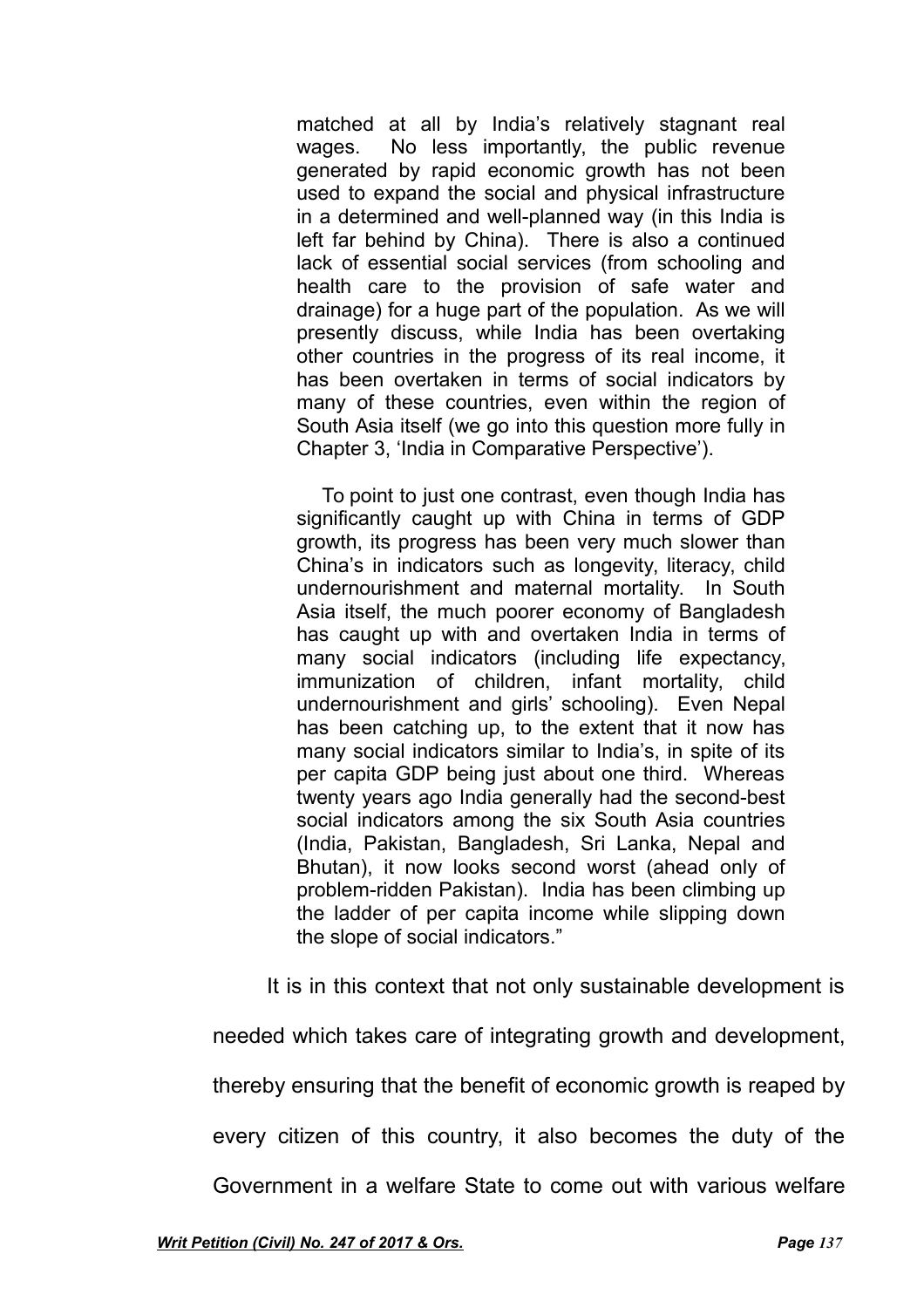> matched at all by India's relatively stagnant real wages. No less importantly, the public revenue generated by rapid economic growth has not been used to expand the social and physical infrastructure in a determined and well-planned way (in this India is left far behind by China). There is also a continued lack of essential social services (from schooling and health care to the provision of safe water and drainage) for a huge part of the population. As we will presently discuss, while India has been overtaking other countries in the progress of its real income, it has been overtaken in terms of social indicators by many of these countries, even within the region of South Asia itself (we go into this question more fully in Chapter 3, 'India in Comparative Perspective').
>
> To point to just one contrast, even though India has significantly caught up with China in terms of GDP growth, its progress has been very much slower than China's in indicators such as longevity, literacy, child undernourishment and maternal mortality. In South Asia itself, the much poorer economy of Bangladesh has caught up with and overtaken India in terms of many social indicators (including life expectancy, immunization of children, infant mortality, child undernourishment and girls' schooling). Even Nepal has been catching up, to the extent that it now has many social indicators similar to India's, in spite of its per capita GDP being just about one third. Whereas twenty years ago India generally had the second-best social indicators among the six South Asia countries (India, Pakistan, Bangladesh, Sri Lanka, Nepal and Bhutan), it now looks second worst (ahead only of problem-ridden Pakistan). India has been climbing up the ladder of per capita income while slipping down the slope of social indicators."

It is in this context that not only sustainable development is needed which takes care of integrating growth and development, thereby ensuring that the benefit of economic growth is reaped by every citizen of this country, it also becomes the duty of the Government in a welfare State to come out with various welfare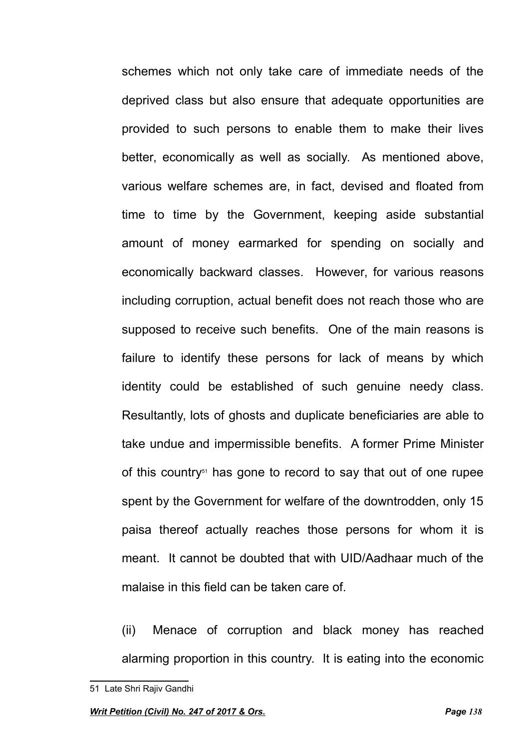schemes which not only take care of immediate needs of the deprived class but also ensure that adequate opportunities are provided to such persons to enable them to make their lives better, economically as well as socially. As mentioned above, various welfare schemes are, in fact, devised and floated from time to time by the Government, keeping aside substantial amount of money earmarked for spending on socially and economically backward classes. However, for various reasons including corruption, actual benefit does not reach those who are supposed to receive such benefits. One of the main reasons is failure to identify these persons for lack of means by which identity could be established of such genuine needy class. Resultantly, lots of ghosts and duplicate beneficiaries are able to take undue and impermissible benefits. A former Prime Minister of this country[51] has gone to record to say that out of one rupee spent by the Government for welfare of the downtrodden, only 15 paisa thereof actually reaches those persons for whom it is meant. It cannot be doubted that with UID/Aadhaar much of the malaise in this field can be taken care of.

(ii) Menace of corruption and black money has reached alarming proportion in this country. It is eating into the economic

---

51 Late Shri Rajiv Gandhi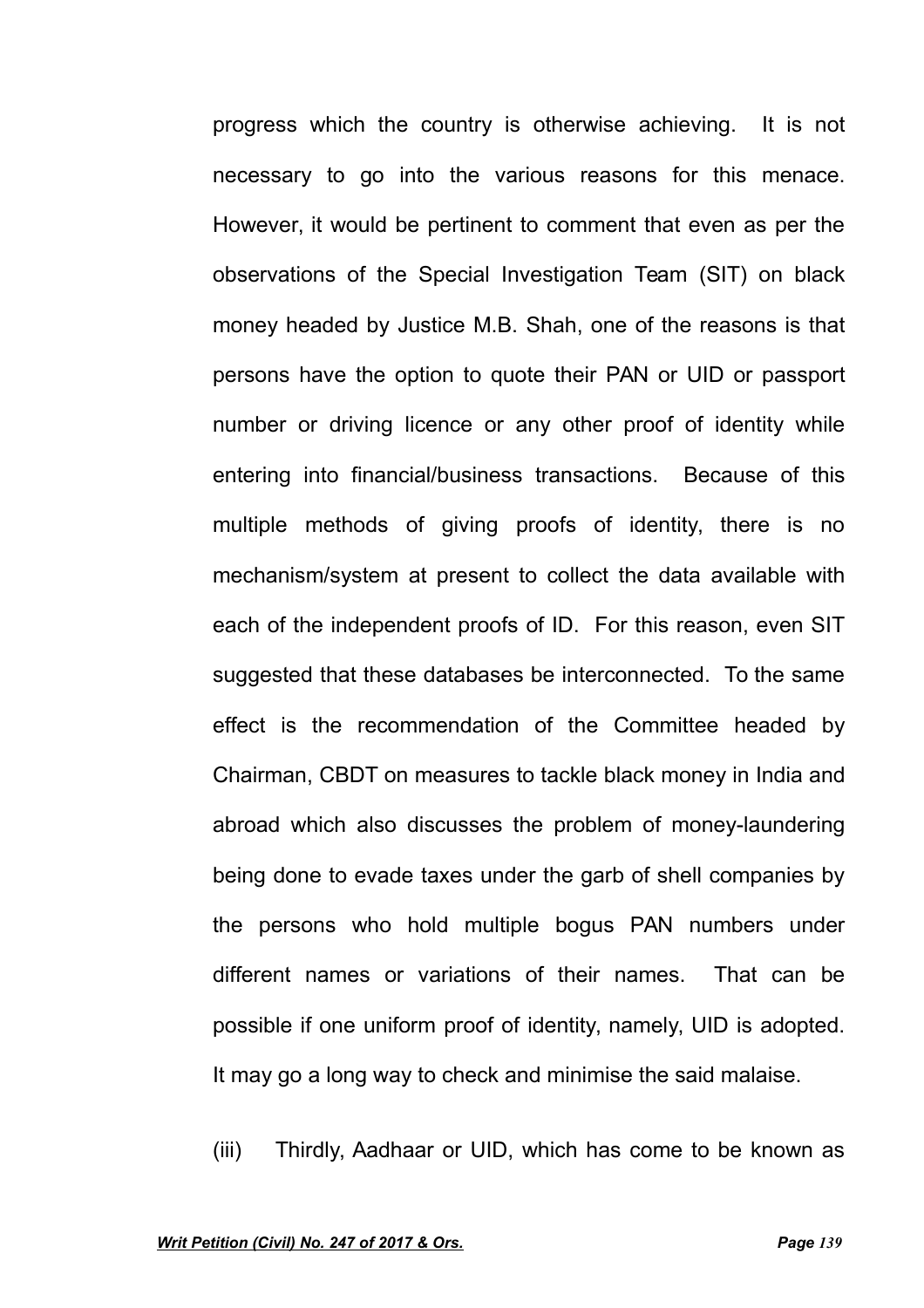progress which the country is otherwise achieving. It is not necessary to go into the various reasons for this menace. However, it would be pertinent to comment that even as per the observations of the Special Investigation Team (SIT) on black money headed by Justice M.B. Shah, one of the reasons is that persons have the option to quote their PAN or UID or passport number or driving licence or any other proof of identity while entering into financial/business transactions. Because of this multiple methods of giving proofs of identity, there is no mechanism/system at present to collect the data available with each of the independent proofs of ID. For this reason, even SIT suggested that these databases be interconnected. To the same effect is the recommendation of the Committee headed by Chairman, CBDT on measures to tackle black money in India and abroad which also discusses the problem of money-laundering being done to evade taxes under the garb of shell companies by the persons who hold multiple bogus PAN numbers under different names or variations of their names. That can be possible if one uniform proof of identity, namely, UID is adopted. It may go a long way to check and minimise the said malaise.

(iii) Thirdly, Aadhaar or UID, which has come to be known as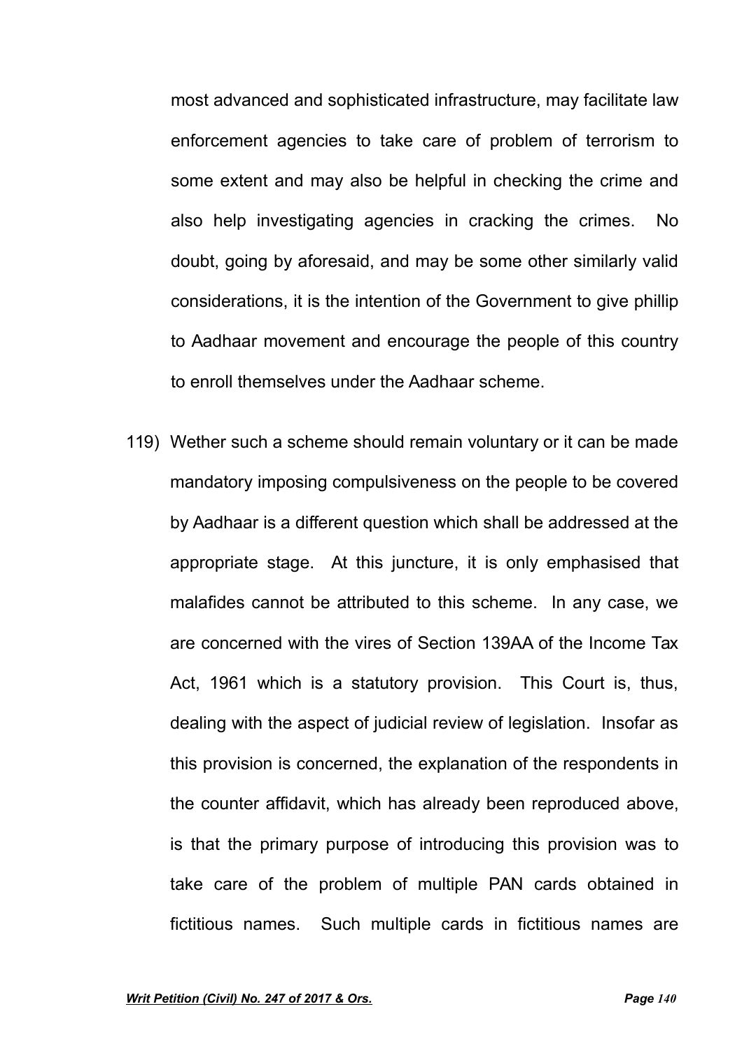most advanced and sophisticated infrastructure, may facilitate law enforcement agencies to take care of problem of terrorism to some extent and may also be helpful in checking the crime and also help investigating agencies in cracking the crimes. No doubt, going by aforesaid, and may be some other similarly valid considerations, it is the intention of the Government to give phillip to Aadhaar movement and encourage the people of this country to enroll themselves under the Aadhaar scheme.

119) Wether such a scheme should remain voluntary or it can be made mandatory imposing compulsiveness on the people to be covered by Aadhaar is a different question which shall be addressed at the appropriate stage. At this juncture, it is only emphasised that malafides cannot be attributed to this scheme. In any case, we are concerned with the vires of Section 139AA of the Income Tax Act, 1961 which is a statutory provision. This Court is, thus, dealing with the aspect of judicial review of legislation. Insofar as this provision is concerned, the explanation of the respondents in the counter affidavit, which has already been reproduced above, is that the primary purpose of introducing this provision was to take care of the problem of multiple PAN cards obtained in fictitious names. Such multiple cards in fictitious names are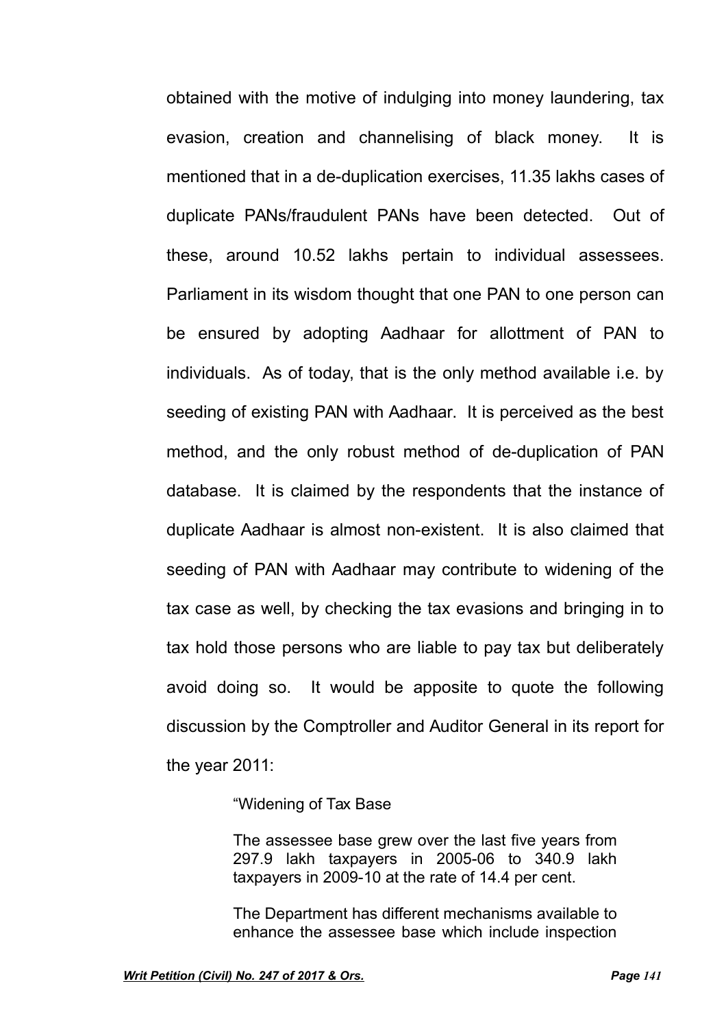obtained with the motive of indulging into money laundering, tax evasion, creation and channelising of black money. It is mentioned that in a de-duplication exercises, 11.35 lakhs cases of duplicate PANs/fraudulent PANs have been detected. Out of these, around 10.52 lakhs pertain to individual assessees. Parliament in its wisdom thought that one PAN to one person can be ensured by adopting Aadhaar for allottment of PAN to individuals. As of today, that is the only method available i.e. by seeding of existing PAN with Aadhaar. It is perceived as the best method, and the only robust method of de-duplication of PAN database. It is claimed by the respondents that the instance of duplicate Aadhaar is almost non-existent. It is also claimed that seeding of PAN with Aadhaar may contribute to widening of the tax case as well, by checking the tax evasions and bringing in to tax hold those persons who are liable to pay tax but deliberately avoid doing so. It would be apposite to quote the following discussion by the Comptroller and Auditor General in its report for the year 2011:

> "Widening of Tax Base
>
> The assessee base grew over the last five years from 297.9 lakh taxpayers in 2005-06 to 340.9 lakh taxpayers in 2009-10 at the rate of 14.4 per cent.
>
> The Department has different mechanisms available to enhance the assessee base which include inspection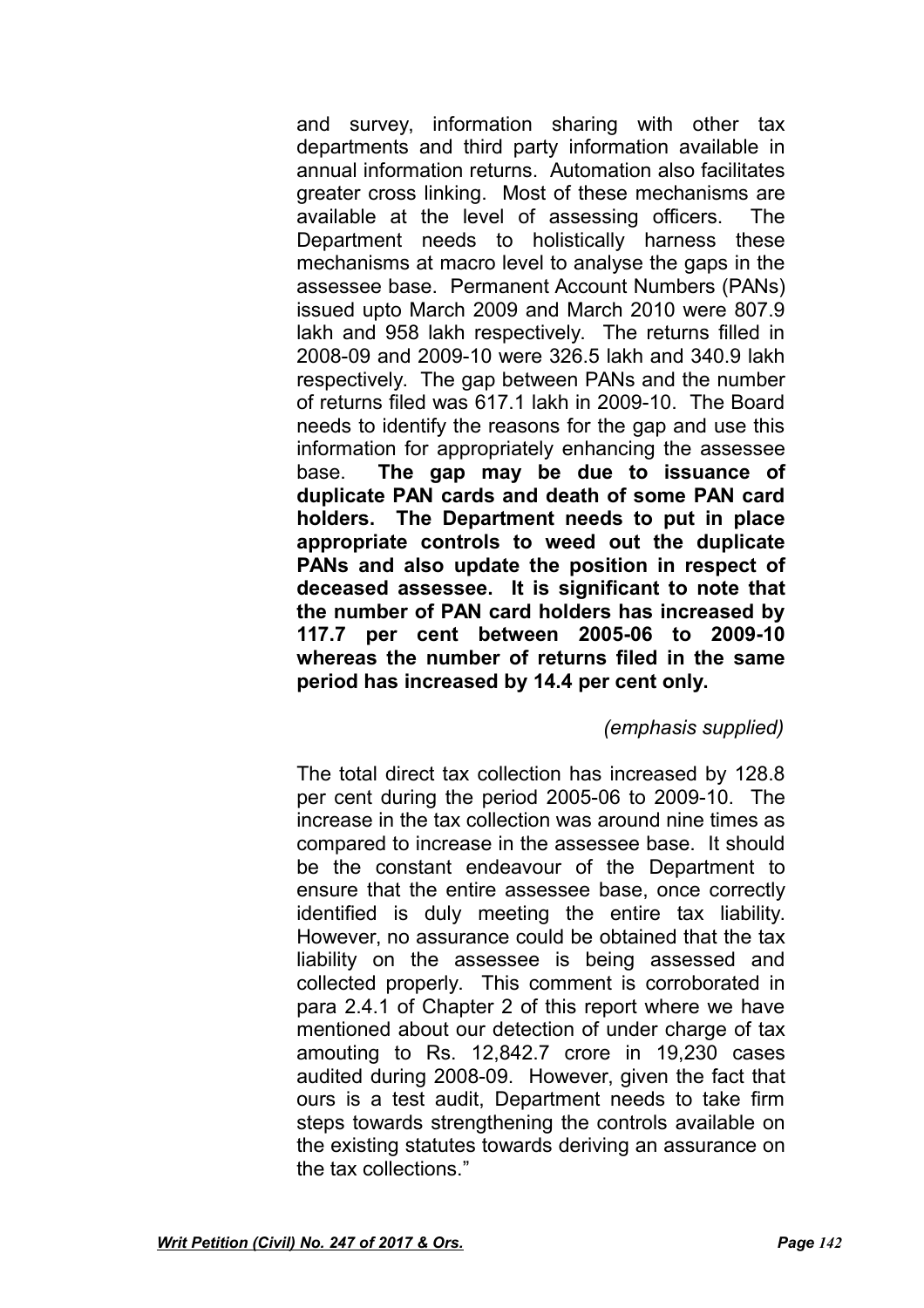and survey, information sharing with other tax departments and third party information available in annual information returns. Automation also facilitates greater cross linking. Most of these mechanisms are available at the level of assessing officers. The Department needs to holistically harness these mechanisms at macro level to analyse the gaps in the assessee base. Permanent Account Numbers (PANs) issued upto March 2009 and March 2010 were 807.9 lakh and 958 lakh respectively. The returns filled in 2008-09 and 2009-10 were 326.5 lakh and 340.9 lakh respectively. The gap between PANs and the number of returns filed was 617.1 lakh in 2009-10. The Board needs to identify the reasons for the gap and use this information for appropriately enhancing the assessee base. **The gap may be due to issuance of duplicate PAN cards and death of some PAN card holders. The Department needs to put in place appropriate controls to weed out the duplicate PANs and also update the position in respect of deceased assessee. It is significant to note that the number of PAN card holders has increased by 117.7 per cent between 2005-06 to 2009-10 whereas the number of returns filed in the same period has increased by 14.4 per cent only.**

*(emphasis supplied)*

The total direct tax collection has increased by 128.8 per cent during the period 2005-06 to 2009-10. The increase in the tax collection was around nine times as compared to increase in the assessee base. It should be the constant endeavour of the Department to ensure that the entire assessee base, once correctly identified is duly meeting the entire tax liability. However, no assurance could be obtained that the tax liability on the assessee is being assessed and collected properly. This comment is corroborated in para 2.4.1 of Chapter 2 of this report where we have mentioned about our detection of under charge of tax amouting to Rs. 12,842.7 crore in 19,230 cases audited during 2008-09. However, given the fact that ours is a test audit, Department needs to take firm steps towards strengthening the controls available on the existing statutes towards deriving an assurance on the tax collections."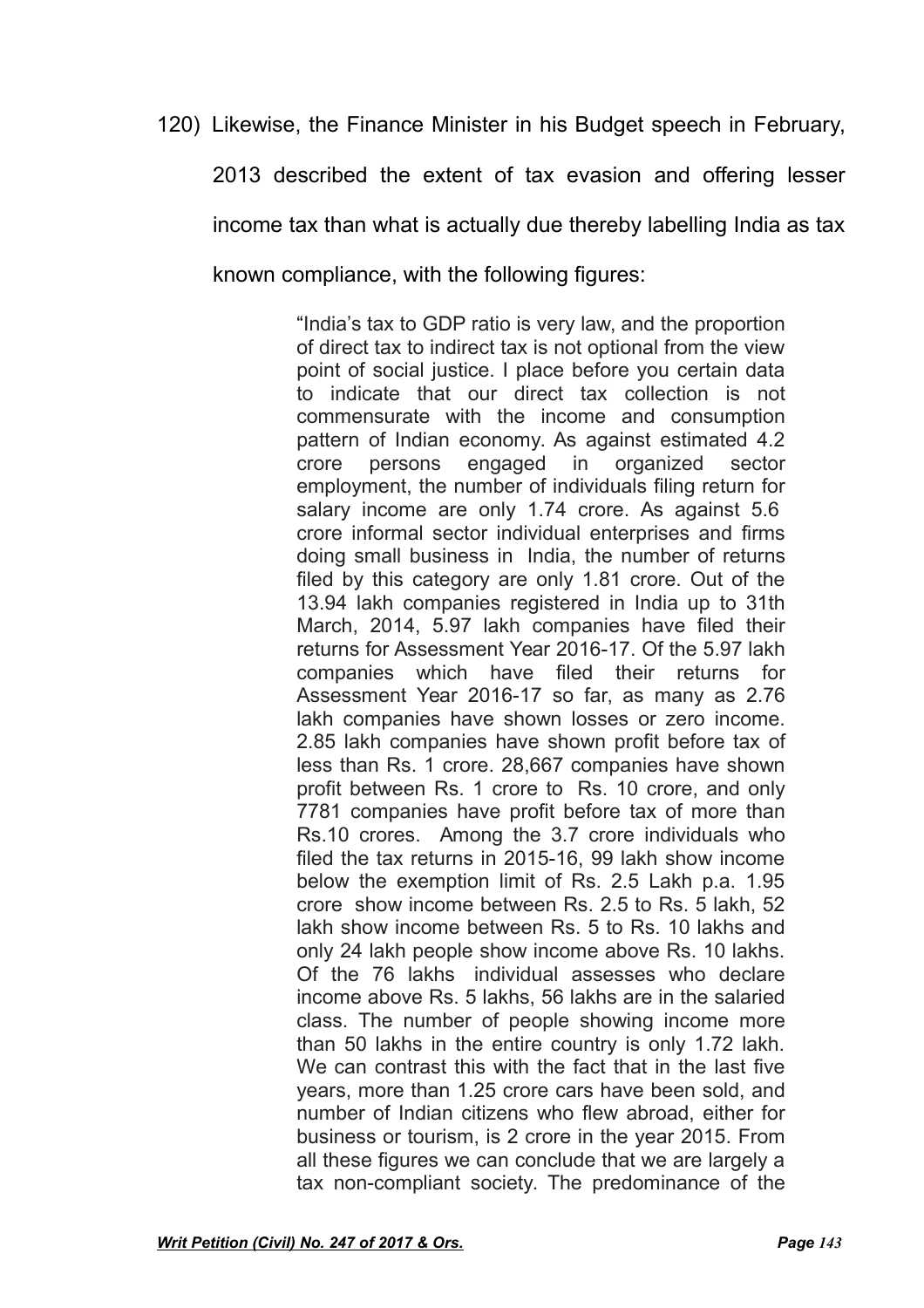120) Likewise, the Finance Minister in his Budget speech in February, 2013 described the extent of tax evasion and offering lesser income tax than what is actually due thereby labelling India as tax known compliance, with the following figures:

> "India's tax to GDP ratio is very law, and the proportion of direct tax to indirect tax is not optional from the view point of social justice. I place before you certain data to indicate that our direct tax collection is not commensurate with the income and consumption pattern of Indian economy. As against estimated 4.2 crore persons engaged in organized sector employment, the number of individuals filing return for salary income are only 1.74 crore. As against 5.6 crore informal sector individual enterprises and firms doing small business in India, the number of returns filed by this category are only 1.81 crore. Out of the 13.94 lakh companies registered in India up to 31th March, 2014, 5.97 lakh companies have filed their returns for Assessment Year 2016-17. Of the 5.97 lakh companies which have filed their returns for Assessment Year 2016-17 so far, as many as 2.76 lakh companies have shown losses or zero income. 2.85 lakh companies have shown profit before tax of less than Rs. 1 crore. 28,667 companies have shown profit between Rs. 1 crore to Rs. 10 crore, and only 7781 companies have profit before tax of more than Rs.10 crores. Among the 3.7 crore individuals who filed the tax returns in 2015-16, 99 lakh show income below the exemption limit of Rs. 2.5 Lakh p.a. 1.95 crore show income between Rs. 2.5 to Rs. 5 lakh, 52 lakh show income between Rs. 5 to Rs. 10 lakhs and only 24 lakh people show income above Rs. 10 lakhs. Of the 76 lakhs individual assesses who declare income above Rs. 5 lakhs, 56 lakhs are in the salaried class. The number of people showing income more than 50 lakhs in the entire country is only 1.72 lakh. We can contrast this with the fact that in the last five years, more than 1.25 crore cars have been sold, and number of Indian citizens who flew abroad, either for business or tourism, is 2 crore in the year 2015. From all these figures we can conclude that we are largely a tax non-compliant society. The predominance of the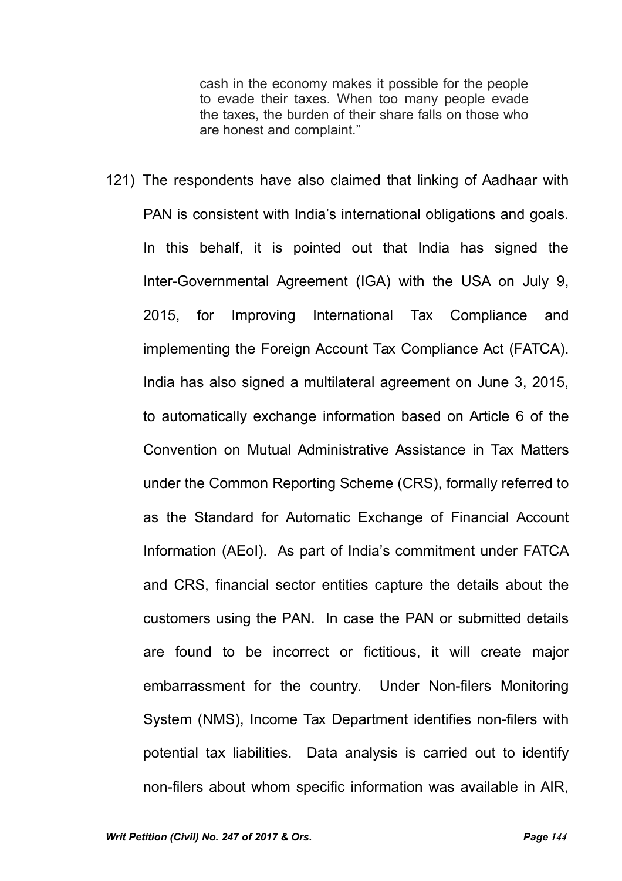> cash in the economy makes it possible for the people to evade their taxes. When too many people evade the taxes, the burden of their share falls on those who are honest and complaint."

121) The respondents have also claimed that linking of Aadhaar with PAN is consistent with India's international obligations and goals. In this behalf, it is pointed out that India has signed the Inter-Governmental Agreement (IGA) with the USA on July 9, 2015, for Improving International Tax Compliance and implementing the Foreign Account Tax Compliance Act (FATCA). India has also signed a multilateral agreement on June 3, 2015, to automatically exchange information based on Article 6 of the Convention on Mutual Administrative Assistance in Tax Matters under the Common Reporting Scheme (CRS), formally referred to as the Standard for Automatic Exchange of Financial Account Information (AEoI). As part of India's commitment under FATCA and CRS, financial sector entities capture the details about the customers using the PAN. In case the PAN or submitted details are found to be incorrect or fictitious, it will create major embarrassment for the country. Under Non-filers Monitoring System (NMS), Income Tax Department identifies non-filers with potential tax liabilities. Data analysis is carried out to identify non-filers about whom specific information was available in AIR,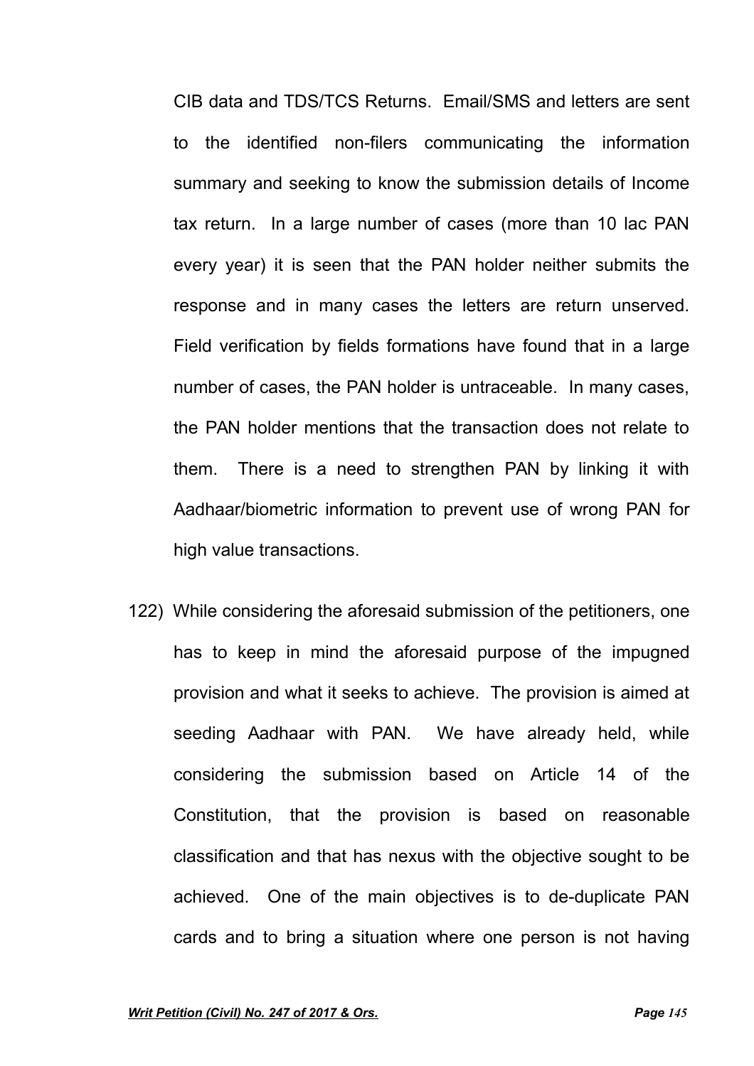CIB data and TDS/TCS Returns. Email/SMS and letters are sent to the identified non-filers communicating the information summary and seeking to know the submission details of Income tax return. In a large number of cases (more than 10 lac PAN every year) it is seen that the PAN holder neither submits the response and in many cases the letters are return unserved. Field verification by fields formations have found that in a large number of cases, the PAN holder is untraceable. In many cases, the PAN holder mentions that the transaction does not relate to them. There is a need to strengthen PAN by linking it with Aadhaar/biometric information to prevent use of wrong PAN for high value transactions.

122) While considering the aforesaid submission of the petitioners, one has to keep in mind the aforesaid purpose of the impugned provision and what it seeks to achieve. The provision is aimed at seeding Aadhaar with PAN. We have already held, while considering the submission based on Article 14 of the Constitution, that the provision is based on reasonable classification and that has nexus with the objective sought to be achieved. One of the main objectives is to de-duplicate PAN cards and to bring a situation where one person is not having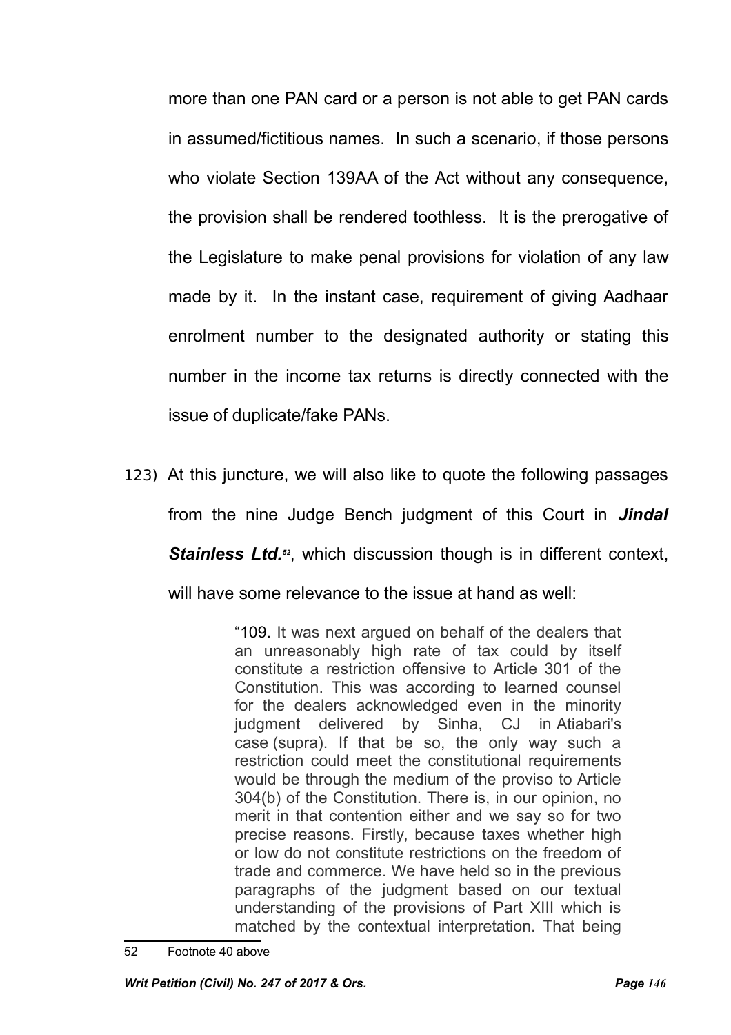more than one PAN card or a person is not able to get PAN cards in assumed/fictitious names. In such a scenario, if those persons who violate Section 139AA of the Act without any consequence, the provision shall be rendered toothless. It is the prerogative of the Legislature to make penal provisions for violation of any law made by it. In the instant case, requirement of giving Aadhaar enrolment number to the designated authority or stating this number in the income tax returns is directly connected with the issue of duplicate/fake PANs.

123) At this juncture, we will also like to quote the following passages from the nine Judge Bench judgment of this Court in ***Jindal Stainless Ltd.***[52], which discussion though is in different context, will have some relevance to the issue at hand as well:

> "109. It was next argued on behalf of the dealers that an unreasonably high rate of tax could by itself constitute a restriction offensive to Article 301 of the Constitution. This was according to learned counsel for the dealers acknowledged even in the minority judgment delivered by Sinha, CJ in Atiabari's case (supra). If that be so, the only way such a restriction could meet the constitutional requirements would be through the medium of the proviso to Article 304(b) of the Constitution. There is, in our opinion, no merit in that contention either and we say so for two precise reasons. Firstly, because taxes whether high or low do not constitute restrictions on the freedom of trade and commerce. We have held so in the previous paragraphs of the judgment based on our textual understanding of the provisions of Part XIII which is matched by the contextual interpretation. That being

52 Footnote 40 above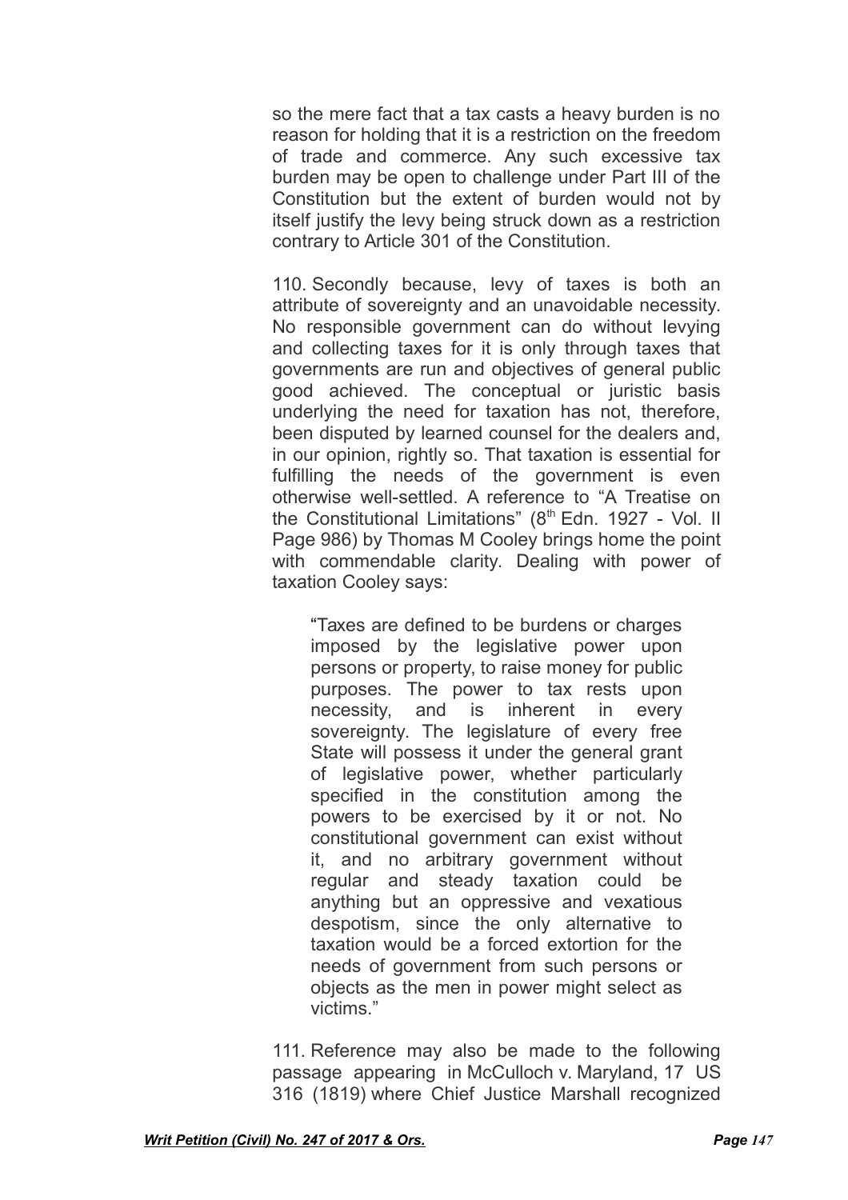so the mere fact that a tax casts a heavy burden is no reason for holding that it is a restriction on the freedom of trade and commerce. Any such excessive tax burden may be open to challenge under Part III of the Constitution but the extent of burden would not by itself justify the levy being struck down as a restriction contrary to Article 301 of the Constitution.

110. Secondly because, levy of taxes is both an attribute of sovereignty and an unavoidable necessity. No responsible government can do without levying and collecting taxes for it is only through taxes that governments are run and objectives of general public good achieved. The conceptual or juristic basis underlying the need for taxation has not, therefore, been disputed by learned counsel for the dealers and, in our opinion, rightly so. That taxation is essential for fulfilling the needs of the government is even otherwise well-settled. A reference to "A Treatise on the Constitutional Limitations" (8th Edn. 1927 - Vol. II Page 986) by Thomas M Cooley brings home the point with commendable clarity. Dealing with power of taxation Cooley says:

> "Taxes are defined to be burdens or charges imposed by the legislative power upon persons or property, to raise money for public purposes. The power to tax rests upon necessity, and is inherent in every sovereignty. The legislature of every free State will possess it under the general grant of legislative power, whether particularly specified in the constitution among the powers to be exercised by it or not. No constitutional government can exist without it, and no arbitrary government without regular and steady taxation could be anything but an oppressive and vexatious despotism, since the only alternative to taxation would be a forced extortion for the needs of government from such persons or objects as the men in power might select as victims."

111. Reference may also be made to the following passage appearing in McCulloch v. Maryland, 17 US 316 (1819) where Chief Justice Marshall recognized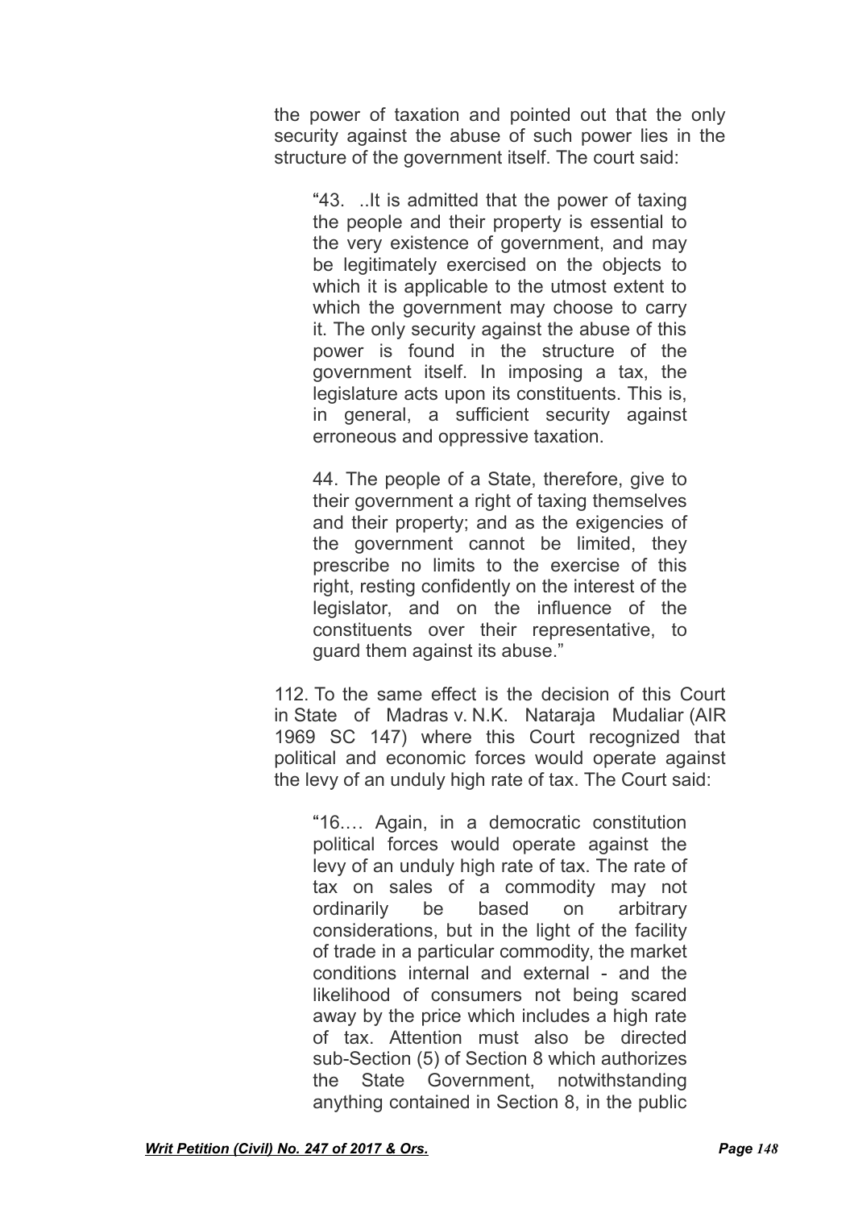the power of taxation and pointed out that the only security against the abuse of such power lies in the structure of the government itself. The court said:

> "43. ..It is admitted that the power of taxing the people and their property is essential to the very existence of government, and may be legitimately exercised on the objects to which it is applicable to the utmost extent to which the government may choose to carry it. The only security against the abuse of this power is found in the structure of the government itself. In imposing a tax, the legislature acts upon its constituents. This is, in general, a sufficient security against erroneous and oppressive taxation.
>
> 44. The people of a State, therefore, give to their government a right of taxing themselves and their property; and as the exigencies of the government cannot be limited, they prescribe no limits to the exercise of this right, resting confidently on the interest of the legislator, and on the influence of the constituents over their representative, to guard them against its abuse."

112. To the same effect is the decision of this Court in State of Madras v. N.K. Nataraja Mudaliar (AIR 1969 SC 147) where this Court recognized that political and economic forces would operate against the levy of an unduly high rate of tax. The Court said:

> "16.… Again, in a democratic constitution political forces would operate against the levy of an unduly high rate of tax. The rate of tax on sales of a commodity may not ordinarily be based on arbitrary considerations, but in the light of the facility of trade in a particular commodity, the market conditions internal and external - and the likelihood of consumers not being scared away by the price which includes a high rate of tax. Attention must also be directed sub-Section (5) of Section 8 which authorizes the State Government, notwithstanding anything contained in Section 8, in the public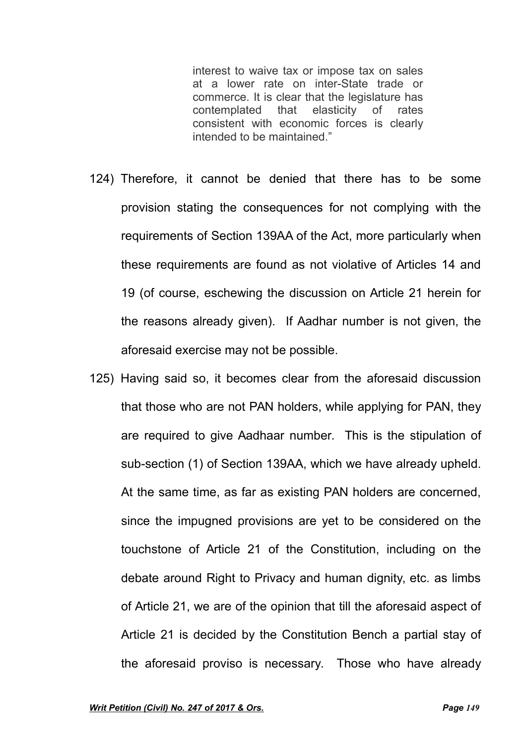> interest to waive tax or impose tax on sales at a lower rate on inter-State trade or commerce. It is clear that the legislature has contemplated that elasticity of rates consistent with economic forces is clearly intended to be maintained."

124) Therefore, it cannot be denied that there has to be some provision stating the consequences for not complying with the requirements of Section 139AA of the Act, more particularly when these requirements are found as not violative of Articles 14 and 19 (of course, eschewing the discussion on Article 21 herein for the reasons already given). If Aadhar number is not given, the aforesaid exercise may not be possible.

125) Having said so, it becomes clear from the aforesaid discussion that those who are not PAN holders, while applying for PAN, they are required to give Aadhaar number. This is the stipulation of sub-section (1) of Section 139AA, which we have already upheld. At the same time, as far as existing PAN holders are concerned, since the impugned provisions are yet to be considered on the touchstone of Article 21 of the Constitution, including on the debate around Right to Privacy and human dignity, etc. as limbs of Article 21, we are of the opinion that till the aforesaid aspect of Article 21 is decided by the Constitution Bench a partial stay of the aforesaid proviso is necessary. Those who have already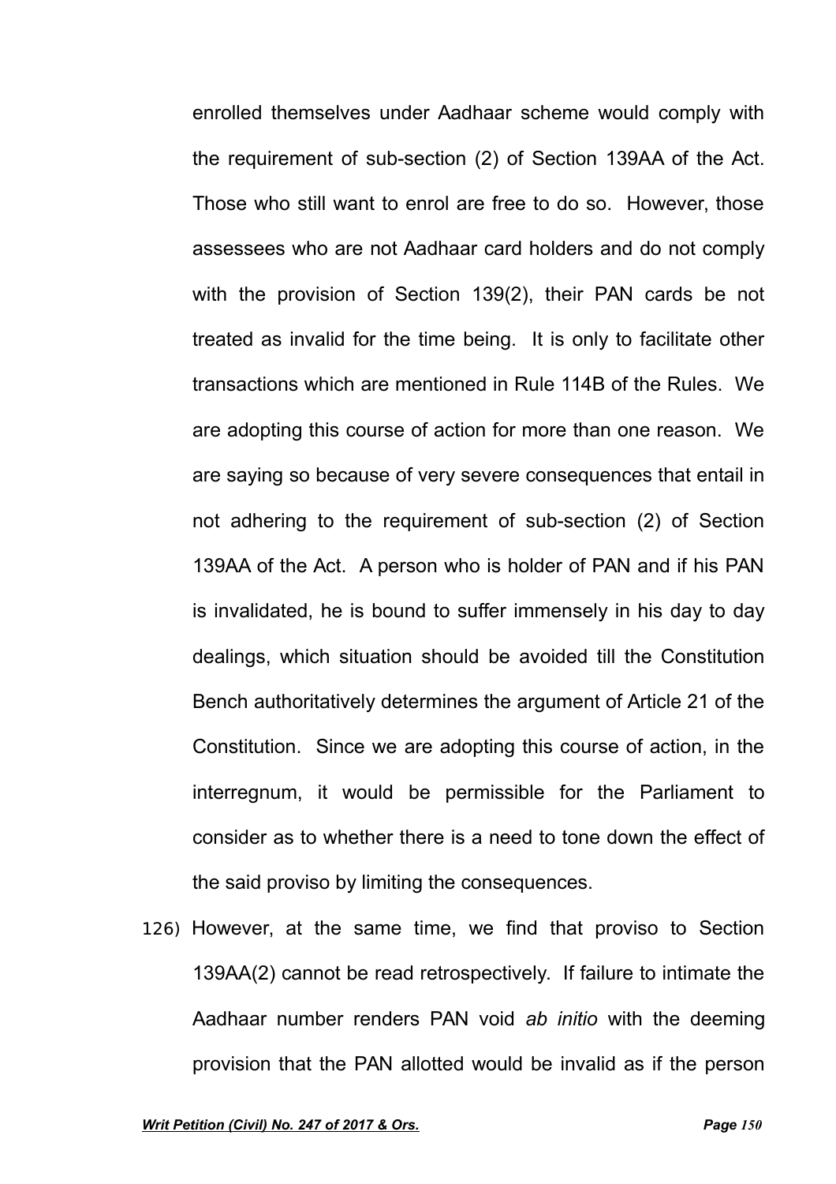enrolled themselves under Aadhaar scheme would comply with the requirement of sub-section (2) of Section 139AA of the Act. Those who still want to enrol are free to do so. However, those assessees who are not Aadhaar card holders and do not comply with the provision of Section 139(2), their PAN cards be not treated as invalid for the time being. It is only to facilitate other transactions which are mentioned in Rule 114B of the Rules. We are adopting this course of action for more than one reason. We are saying so because of very severe consequences that entail in not adhering to the requirement of sub-section (2) of Section 139AA of the Act. A person who is holder of PAN and if his PAN is invalidated, he is bound to suffer immensely in his day to day dealings, which situation should be avoided till the Constitution Bench authoritatively determines the argument of Article 21 of the Constitution. Since we are adopting this course of action, in the interregnum, it would be permissible for the Parliament to consider as to whether there is a need to tone down the effect of the said proviso by limiting the consequences.

126) However, at the same time, we find that proviso to Section 139AA(2) cannot be read retrospectively. If failure to intimate the Aadhaar number renders PAN void *ab initio* with the deeming provision that the PAN allotted would be invalid as if the person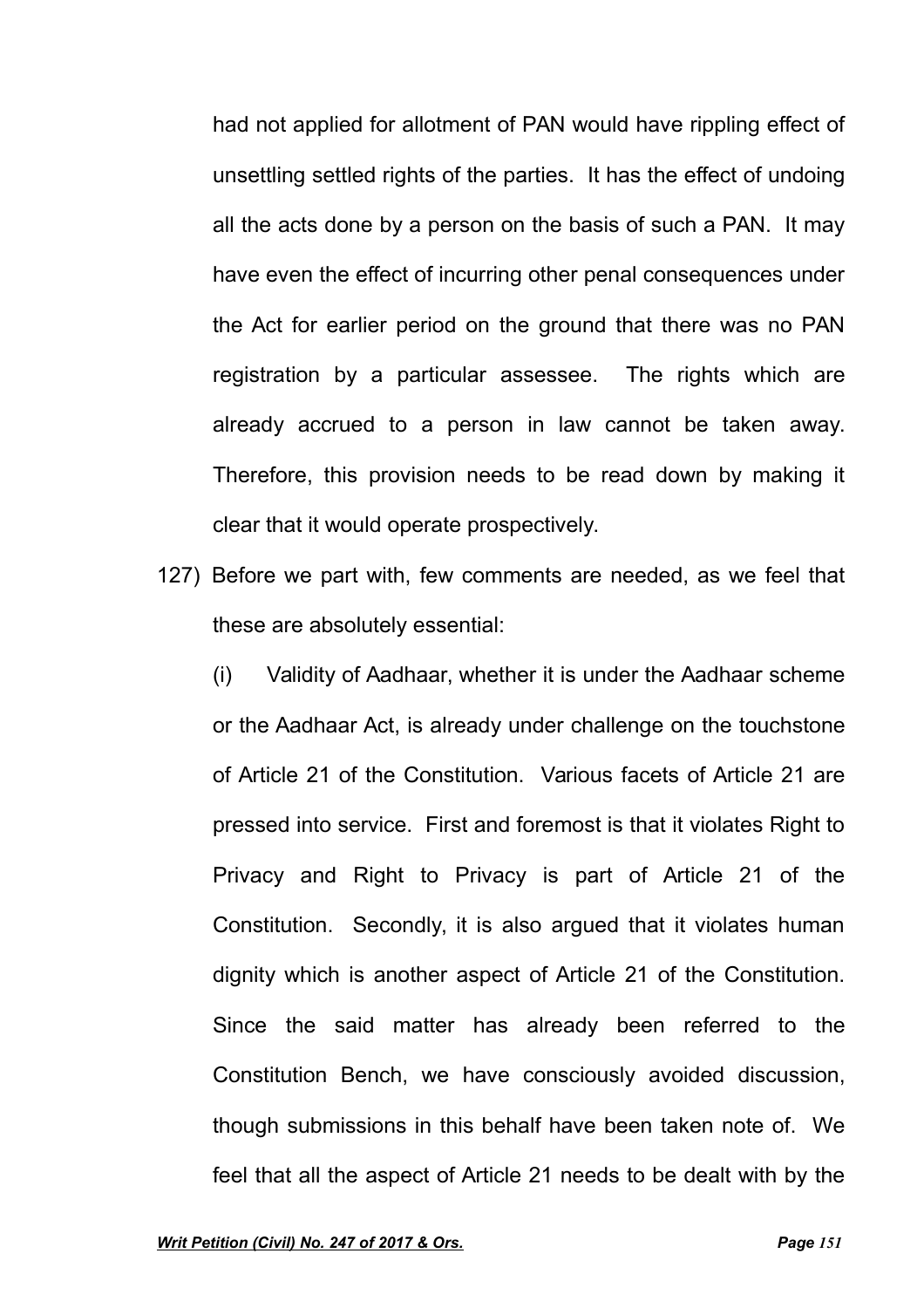had not applied for allotment of PAN would have rippling effect of unsettling settled rights of the parties. It has the effect of undoing all the acts done by a person on the basis of such a PAN. It may have even the effect of incurring other penal consequences under the Act for earlier period on the ground that there was no PAN registration by a particular assessee. The rights which are already accrued to a person in law cannot be taken away. Therefore, this provision needs to be read down by making it clear that it would operate prospectively.

127) Before we part with, few comments are needed, as we feel that these are absolutely essential:

(i) Validity of Aadhaar, whether it is under the Aadhaar scheme or the Aadhaar Act, is already under challenge on the touchstone of Article 21 of the Constitution. Various facets of Article 21 are pressed into service. First and foremost is that it violates Right to Privacy and Right to Privacy is part of Article 21 of the Constitution. Secondly, it is also argued that it violates human dignity which is another aspect of Article 21 of the Constitution. Since the said matter has already been referred to the Constitution Bench, we have consciously avoided discussion, though submissions in this behalf have been taken note of. We feel that all the aspect of Article 21 needs to be dealt with by the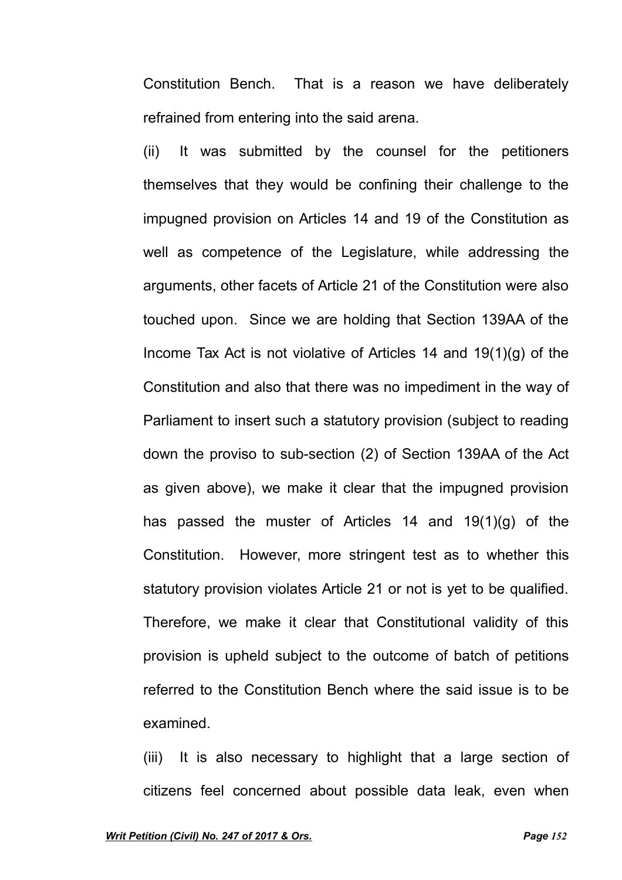Constitution Bench. That is a reason we have deliberately refrained from entering into the said arena.

(ii) It was submitted by the counsel for the petitioners themselves that they would be confining their challenge to the impugned provision on Articles 14 and 19 of the Constitution as well as competence of the Legislature, while addressing the arguments, other facets of Article 21 of the Constitution were also touched upon. Since we are holding that Section 139AA of the Income Tax Act is not violative of Articles 14 and 19(1)(g) of the Constitution and also that there was no impediment in the way of Parliament to insert such a statutory provision (subject to reading down the proviso to sub-section (2) of Section 139AA of the Act as given above), we make it clear that the impugned provision has passed the muster of Articles 14 and 19(1)(g) of the Constitution. However, more stringent test as to whether this statutory provision violates Article 21 or not is yet to be qualified. Therefore, we make it clear that Constitutional validity of this provision is upheld subject to the outcome of batch of petitions referred to the Constitution Bench where the said issue is to be examined.

(iii) It is also necessary to highlight that a large section of citizens feel concerned about possible data leak, even when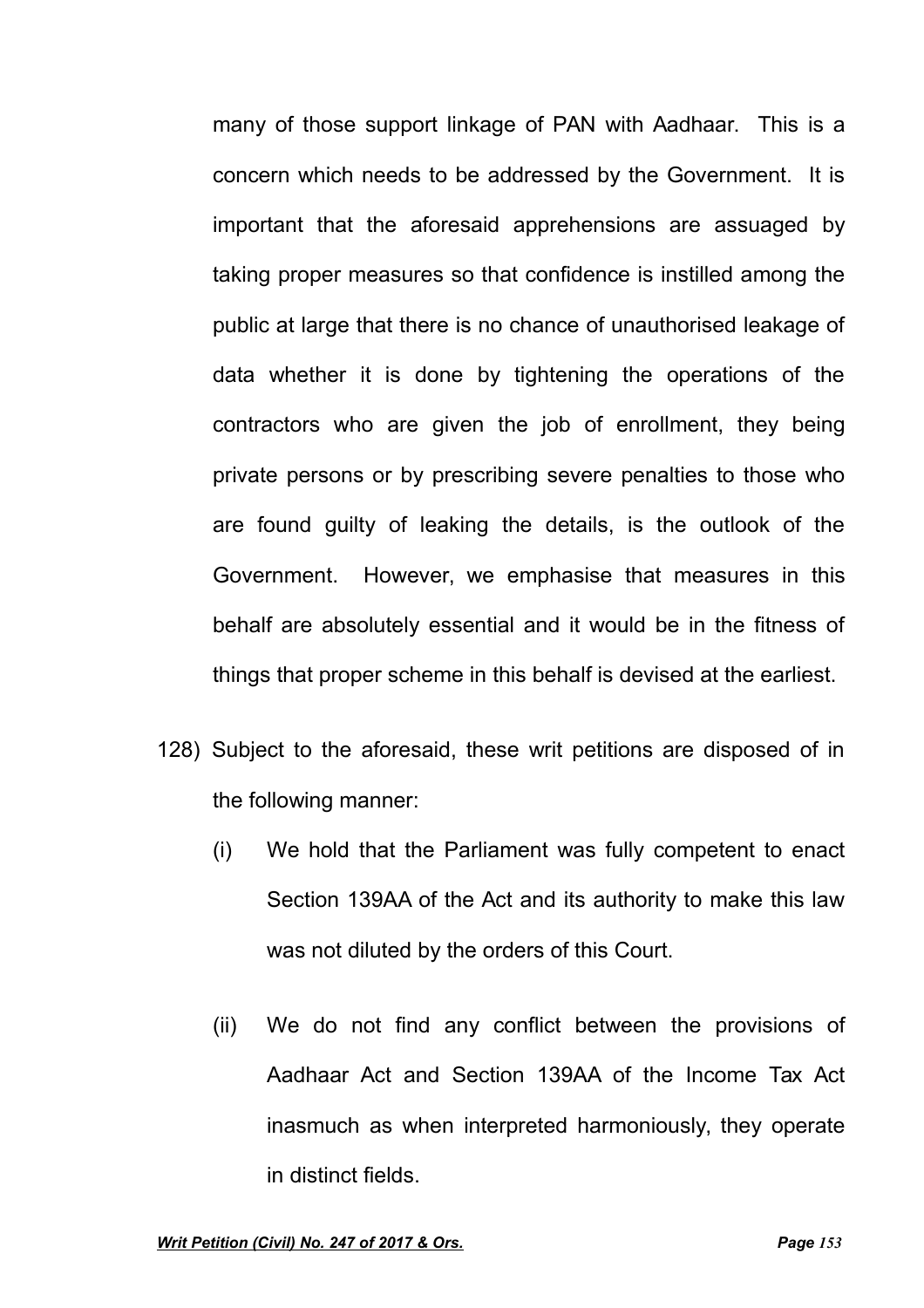many of those support linkage of PAN with Aadhaar. This is a concern which needs to be addressed by the Government. It is important that the aforesaid apprehensions are assuaged by taking proper measures so that confidence is instilled among the public at large that there is no chance of unauthorised leakage of data whether it is done by tightening the operations of the contractors who are given the job of enrollment, they being private persons or by prescribing severe penalties to those who are found guilty of leaking the details, is the outlook of the Government. However, we emphasise that measures in this behalf are absolutely essential and it would be in the fitness of things that proper scheme in this behalf is devised at the earliest.

128) Subject to the aforesaid, these writ petitions are disposed of in the following manner:

(i) We hold that the Parliament was fully competent to enact Section 139AA of the Act and its authority to make this law was not diluted by the orders of this Court.

(ii) We do not find any conflict between the provisions of Aadhaar Act and Section 139AA of the Income Tax Act inasmuch as when interpreted harmoniously, they operate in distinct fields.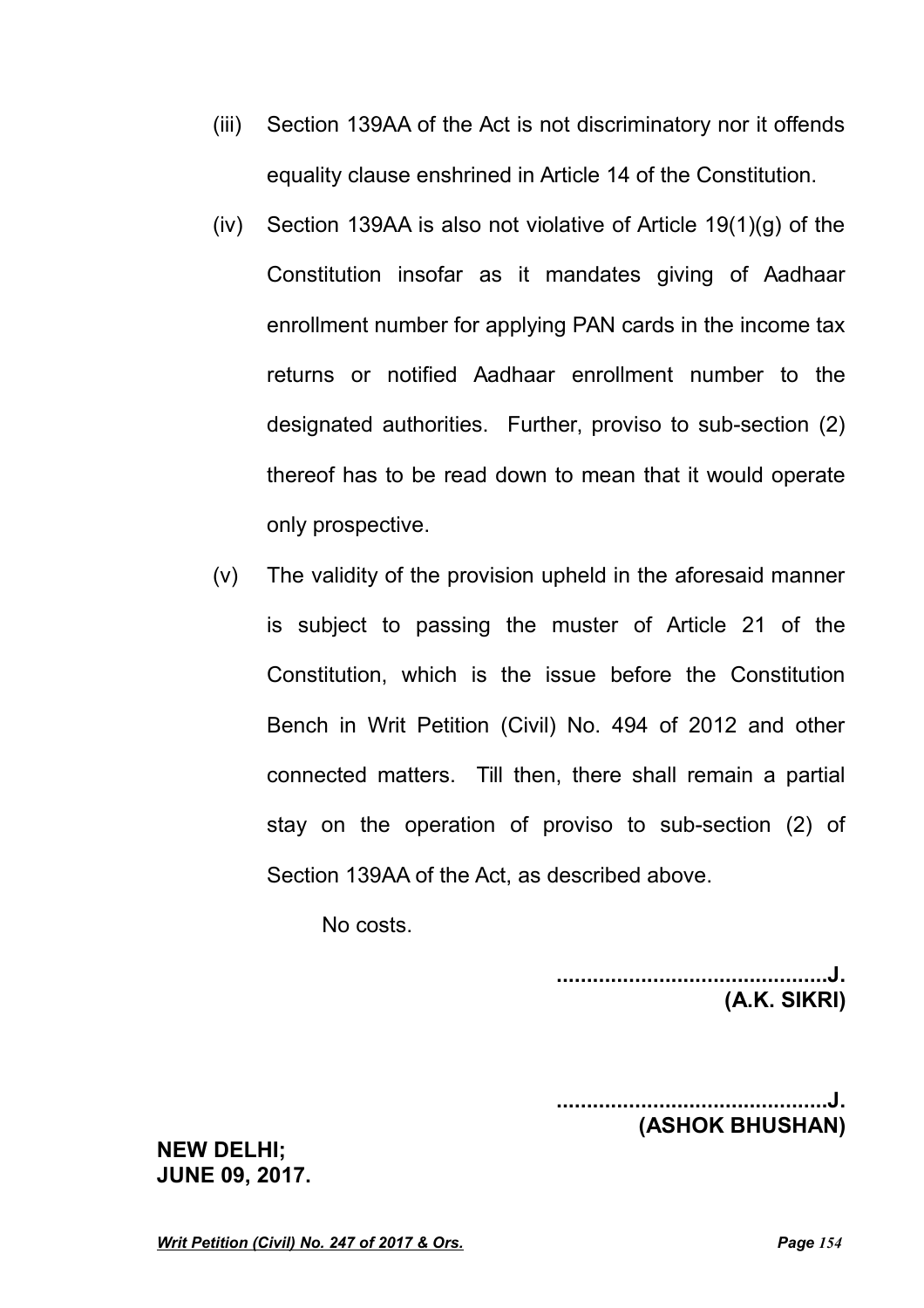(iii) Section 139AA of the Act is not discriminatory nor it offends equality clause enshrined in Article 14 of the Constitution.

(iv) Section 139AA is also not violative of Article 19(1)(g) of the Constitution insofar as it mandates giving of Aadhaar enrollment number for applying PAN cards in the income tax returns or notified Aadhaar enrollment number to the designated authorities. Further, proviso to sub-section (2) thereof has to be read down to mean that it would operate only prospective.

(v) The validity of the provision upheld in the aforesaid manner is subject to passing the muster of Article 21 of the Constitution, which is the issue before the Constitution Bench in Writ Petition (Civil) No. 494 of 2012 and other connected matters. Till then, there shall remain a partial stay on the operation of proviso to sub-section (2) of Section 139AA of the Act, as described above.

No costs.

**.............................................J.**
**(A.K. SIKRI)**

**.............................................J.**
**(ASHOK BHUSHAN)**

**NEW DELHI;**
**JUNE 09, 2017.**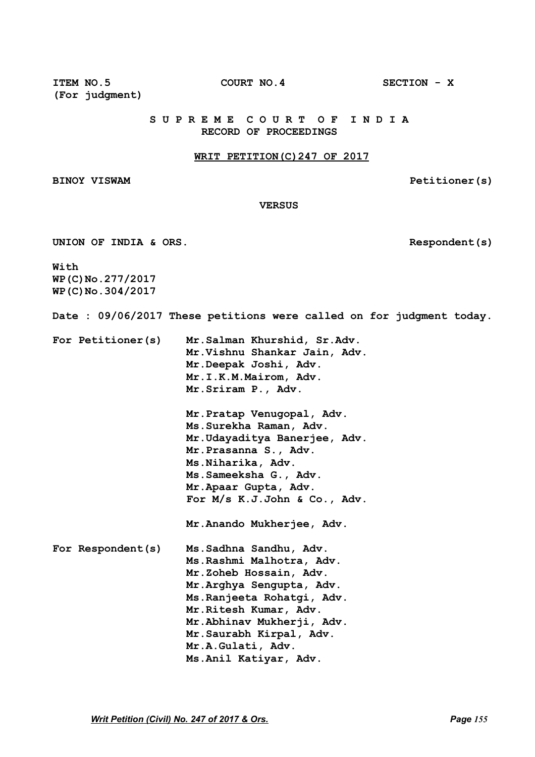**ITEM NO.5** **COURT NO.4** **SECTION - X**
**(For judgment)**

**S U P R E M E C O U R T O F I N D I A**
**RECORD OF PROCEEDINGS**

**WRIT PETITION(C)247 OF 2017**

**BINOY VISWAM** **Petitioner(s)**

**VERSUS**

**UNION OF INDIA & ORS.** **Respondent(s)**

**With**
**WP(C)No.277/2017**
**WP(C)No.304/2017**

**Date : 09/06/2017 These petitions were called on for judgment today.**

**For Petitioner(s)** **Mr.Salman Khurshid, Sr.Adv.**
**Mr.Vishnu Shankar Jain, Adv.**
**Mr.Deepak Joshi, Adv.**
**Mr.I.K.M.Mairom, Adv.**
**Mr.Sriram P., Adv.**

**Mr.Pratap Venugopal, Adv.**
**Ms.Surekha Raman, Adv.**
**Mr.Udayaditya Banerjee, Adv.**
**Mr.Prasanna S., Adv.**
**Ms.Niharika, Adv.**
**Ms.Sameeksha G., Adv.**
**Mr.Apaar Gupta, Adv.**
**For M/s K.J.John & Co., Adv.**

**Mr.Anando Mukherjee, Adv.**

**For Respondent(s)** **Ms.Sadhna Sandhu, Adv.**
**Ms.Rashmi Malhotra, Adv.**
**Mr.Zoheb Hossain, Adv.**
**Mr.Arghya Sengupta, Adv.**
**Ms.Ranjeeta Rohatgi, Adv.**
**Mr.Ritesh Kumar, Adv.**
**Mr.Abhinav Mukherji, Adv.**
**Mr.Saurabh Kirpal, Adv.**
**Mr.A.Gulati, Adv.**
**Ms.Anil Katiyar, Adv.**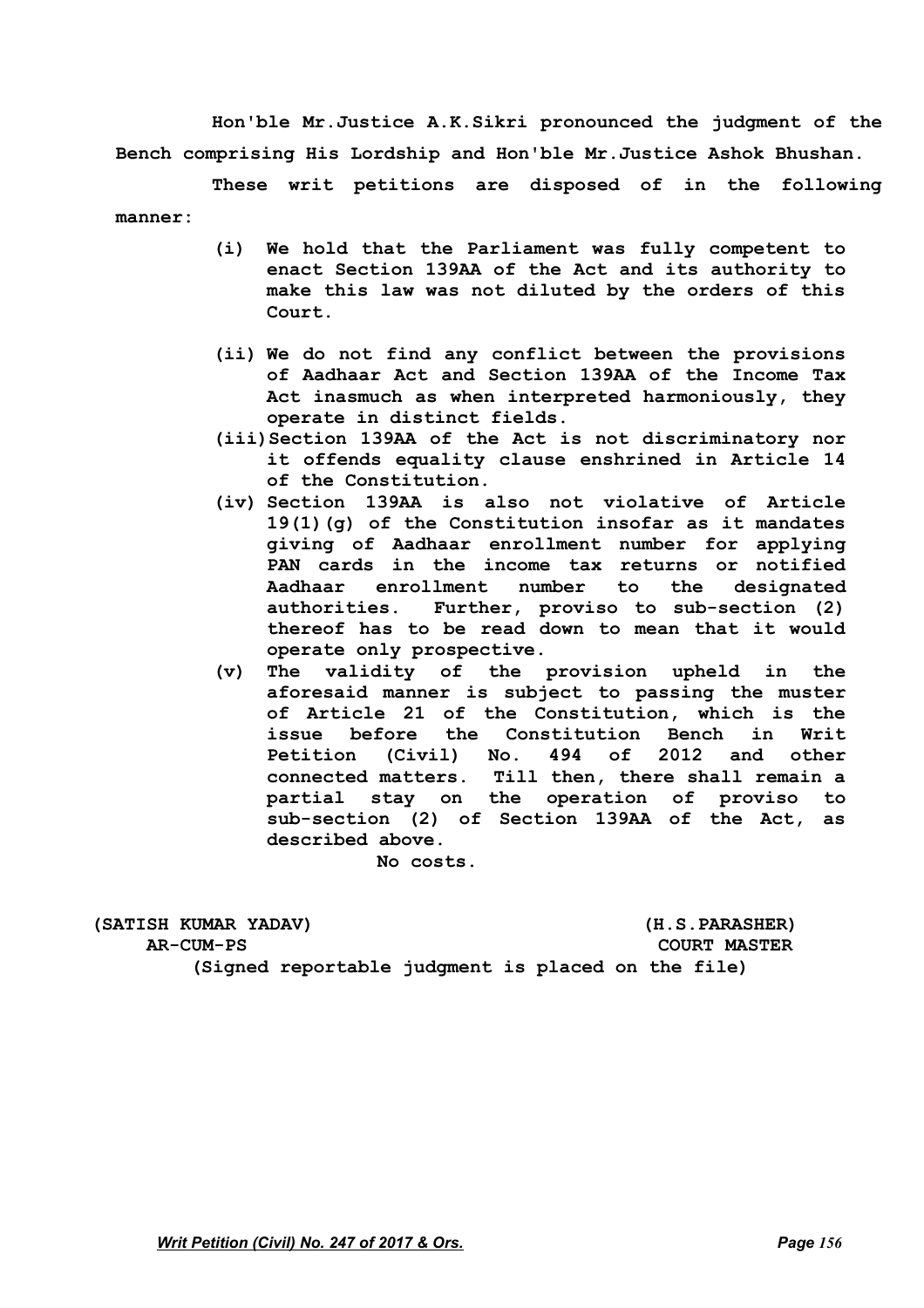**Hon'ble Mr.Justice A.K.Sikri pronounced the judgment of the Bench comprising His Lordship and Hon'ble Mr.Justice Ashok Bhushan.**

**These writ petitions are disposed of in the following manner:**

- **(i) We hold that the Parliament was fully competent to enact Section 139AA of the Act and its authority to make this law was not diluted by the orders of this Court.**
- **(ii) We do not find any conflict between the provisions of Aadhaar Act and Section 139AA of the Income Tax Act inasmuch as when interpreted harmoniously, they operate in distinct fields.**
- **(iii) Section 139AA of the Act is not discriminatory nor it offends equality clause enshrined in Article 14 of the Constitution.**
- **(iv) Section 139AA is also not violative of Article 19(1)(g) of the Constitution insofar as it mandates giving of Aadhaar enrollment number for applying PAN cards in the income tax returns or notified Aadhaar enrollment number to the designated authorities. Further, proviso to sub-section (2) thereof has to be read down to mean that it would operate only prospective.**
- **(v) The validity of the provision upheld in the aforesaid manner is subject to passing the muster of Article 21 of the Constitution, which is the issue before the Constitution Bench in Writ Petition (Civil) No. 494 of 2012 and other connected matters. Till then, there shall remain a partial stay on the operation of proviso to sub-section (2) of Section 139AA of the Act, as described above.**

**No costs.**

**(SATISH KUMAR YADAV)**
**AR-CUM-PS**

**(H.S.PARASHER)**
**COURT MASTER**

**(Signed reportable judgment is placed on the file)**